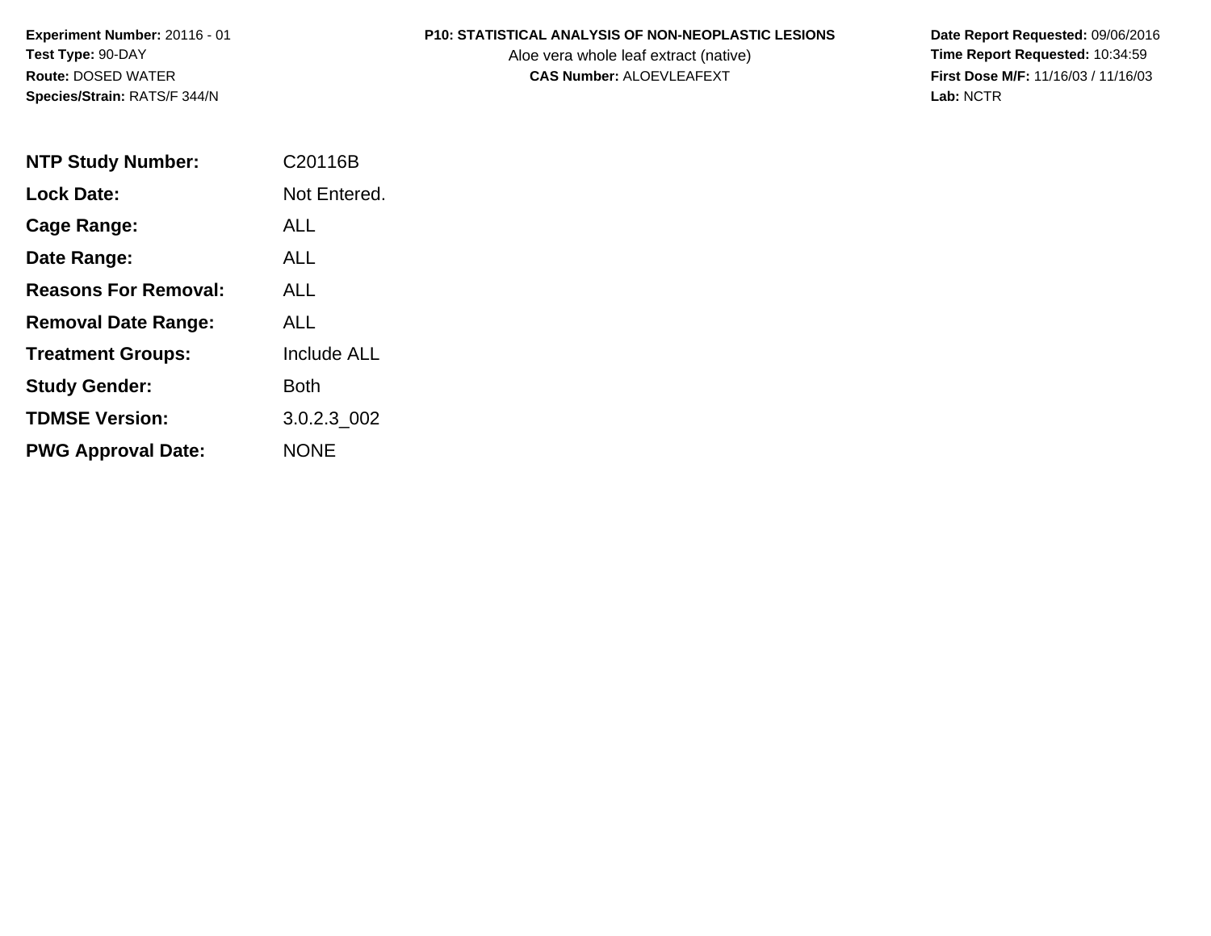**Experiment Number:** 20116 - 01
**Test Type:** 90-DAY
**Route:** DOSED WATER
**Species/Strain:** RATS/F 344/N

**P10: STATISTICAL ANALYSIS OF NON-NEOPLASTIC LESIONS**
Aloe vera whole leaf extract (native)
**CAS Number:** ALOEVLEAFEXT

**Date Report Requested:** 09/06/2016
**Time Report Requested:** 10:34:59
**First Dose M/F:** 11/16/03 / 11/16/03
**Lab:** NCTR

| | |
|---|---|
| **NTP Study Number:** | C20116B |
| **Lock Date:** | Not Entered. |
| **Cage Range:** | ALL |
| **Date Range:** | ALL |
| **Reasons For Removal:** | ALL |
| **Removal Date Range:** | ALL |
| **Treatment Groups:** | Include ALL |
| **Study Gender:** | Both |
| **TDMSE Version:** | 3.0.2.3_002 |
| **PWG Approval Date:** | NONE |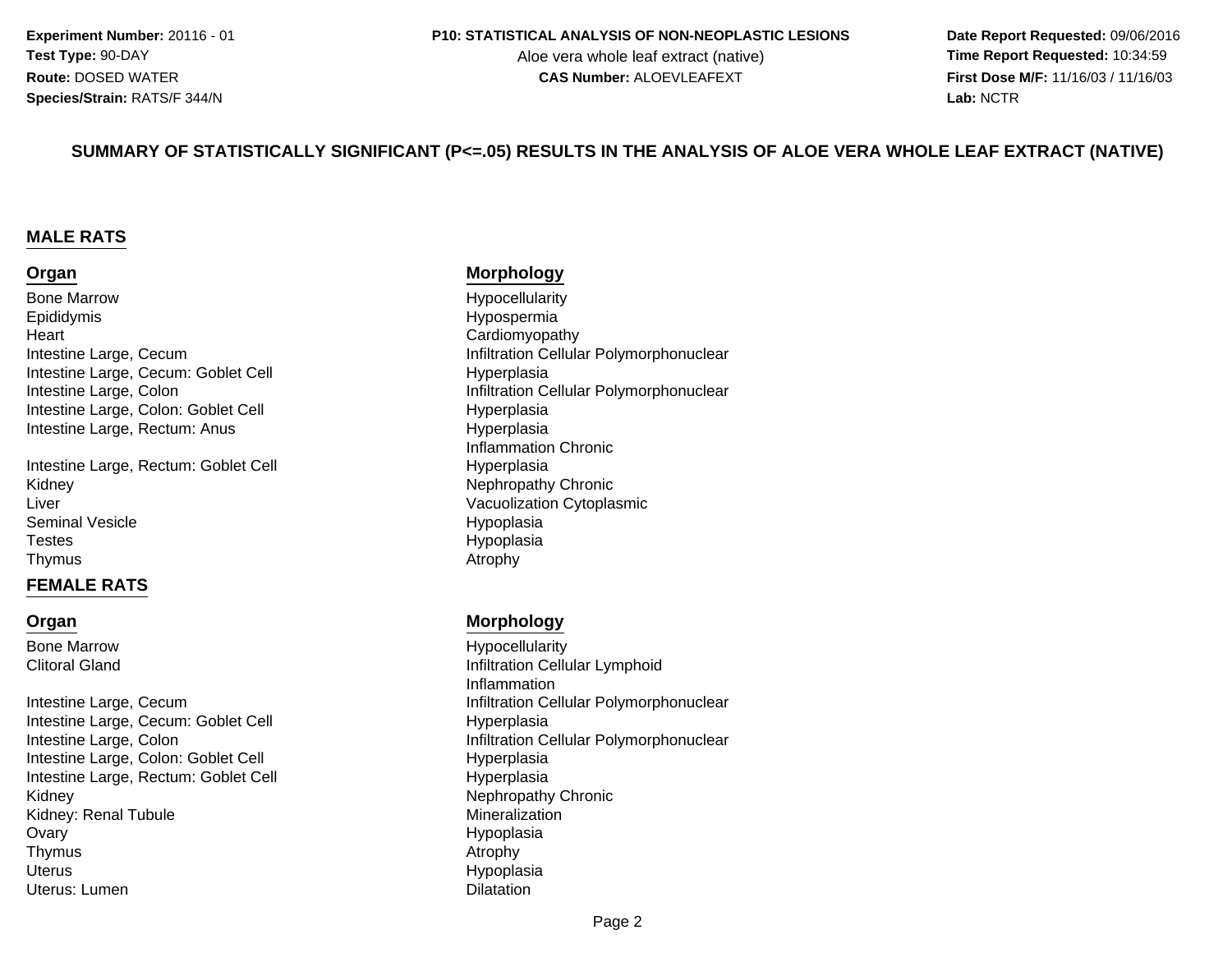Experiment Number: 20116 - 01
Test Type: 90-DAY
Route: DOSED WATER
Species/Strain: RATS/F 344/N

**P10: STATISTICAL ANALYSIS OF NON-NEOPLASTIC LESIONS**
Aloe vera whole leaf extract (native)
**CAS Number:** ALOEVLEAFEXT

Date Report Requested: 09/06/2016
Time Report Requested: 10:34:59
First Dose M/F: 11/16/03 / 11/16/03
Lab: NCTR

## SUMMARY OF STATISTICALLY SIGNIFICANT (P<=.05) RESULTS IN THE ANALYSIS OF ALOE VERA WHOLE LEAF EXTRACT (NATIVE)

### MALE RATS

| Organ | Morphology |
|---|---|
| Bone Marrow | Hypocellularity |
| Epididymis | Hypospermia |
| Heart | Cardiomyopathy |
| Intestine Large, Cecum | Infiltration Cellular Polymorphonuclear |
| Intestine Large, Cecum: Goblet Cell | Hyperplasia |
| Intestine Large, Colon | Infiltration Cellular Polymorphonuclear |
| Intestine Large, Colon: Goblet Cell | Hyperplasia |
| Intestine Large, Rectum: Anus | Hyperplasia |
| | Inflammation Chronic |
| Intestine Large, Rectum: Goblet Cell | Hyperplasia |
| Kidney | Nephropathy Chronic |
| Liver | Vacuolization Cytoplasmic |
| Seminal Vesicle | Hypoplasia |
| Testes | Hypoplasia |
| Thymus | Atrophy |

### FEMALE RATS

| Organ | Morphology |
|---|---|
| Bone Marrow | Hypocellularity |
| Clitoral Gland | Infiltration Cellular Lymphoid |
| | Inflammation |
| Intestine Large, Cecum | Infiltration Cellular Polymorphonuclear |
| Intestine Large, Cecum: Goblet Cell | Hyperplasia |
| Intestine Large, Colon | Infiltration Cellular Polymorphonuclear |
| Intestine Large, Colon: Goblet Cell | Hyperplasia |
| Intestine Large, Rectum: Goblet Cell | Hyperplasia |
| Kidney | Nephropathy Chronic |
| Kidney: Renal Tubule | Mineralization |
| Ovary | Hypoplasia |
| Thymus | Atrophy |
| Uterus | Hypoplasia |
| Uterus: Lumen | Dilatation |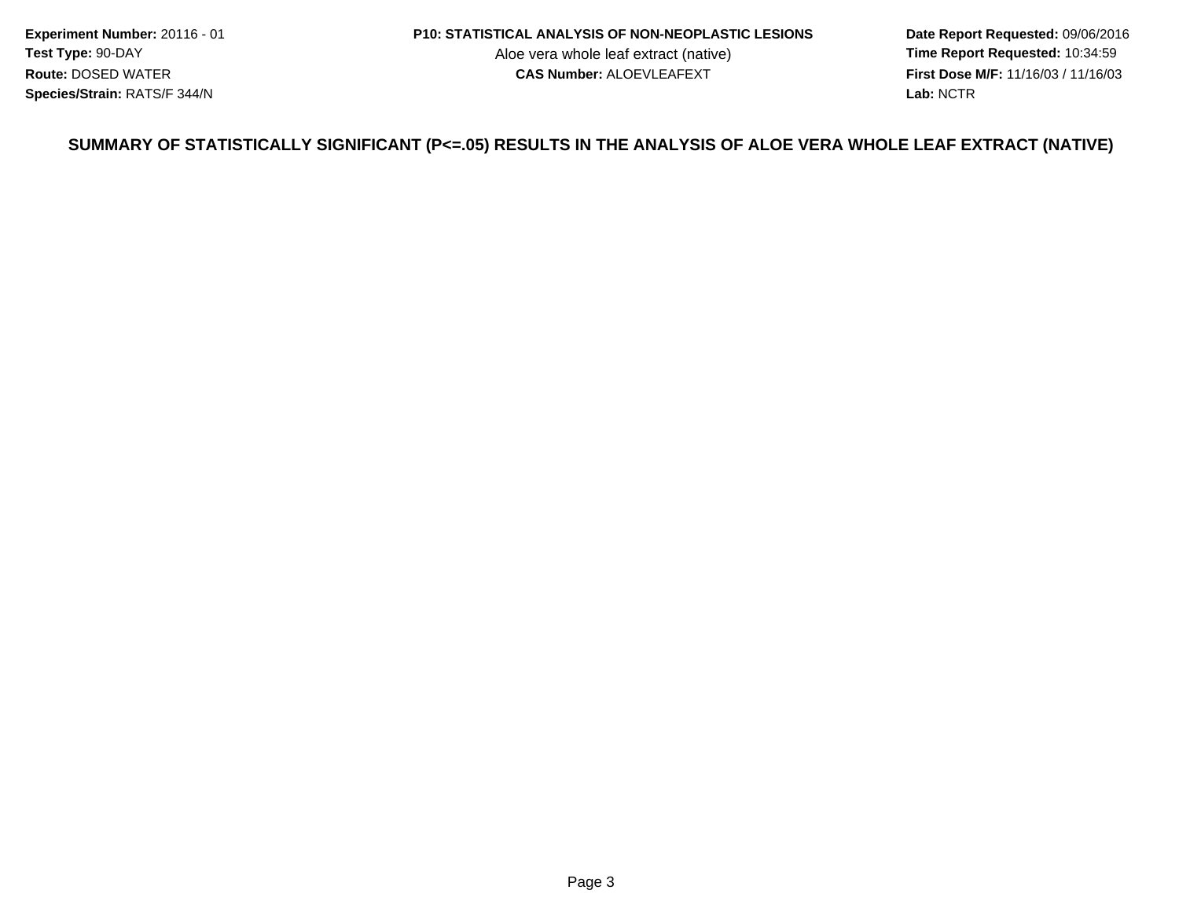**Experiment Number:** 20116 - 01
**Test Type:** 90-DAY
**Route:** DOSED WATER
**Species/Strain:** RATS/F 344/N

**P10: STATISTICAL ANALYSIS OF NON-NEOPLASTIC LESIONS**
Aloe vera whole leaf extract (native)
**CAS Number:** ALOEVLEAFEXT

**Date Report Requested:** 09/06/2016
**Time Report Requested:** 10:34:59
**First Dose M/F:** 11/16/03 / 11/16/03
**Lab:** NCTR

## SUMMARY OF STATISTICALLY SIGNIFICANT (P<=.05) RESULTS IN THE ANALYSIS OF ALOE VERA WHOLE LEAF EXTRACT (NATIVE)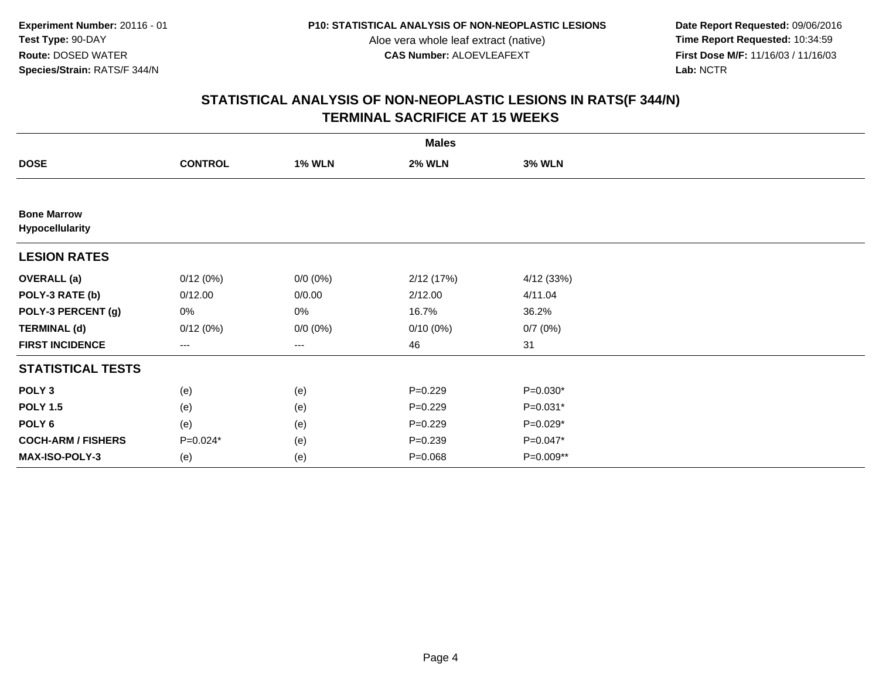**Experiment Number:** 20116 - 01
**Test Type:** 90-DAY
**Route:** DOSED WATER
**Species/Strain:** RATS/F 344/N

**P10: STATISTICAL ANALYSIS OF NON-NEOPLASTIC LESIONS**
Aloe vera whole leaf extract (native)
**CAS Number:** ALOEVLEAFEXT

**Date Report Requested:** 09/06/2016
**Time Report Requested:** 10:34:59
**First Dose M/F:** 11/16/03 / 11/16/03
**Lab:** NCTR

## STATISTICAL ANALYSIS OF NON-NEOPLASTIC LESIONS IN RATS(F 344/N)
## TERMINAL SACRIFICE AT 15 WEEKS

| | Males | | | |
|---|---|---|---|---|
| **DOSE** | **CONTROL** | **1% WLN** | **2% WLN** | **3% WLN** |
| **Bone Marrow** | | | | |
| **Hypocellularity** | | | | |
| **LESION RATES** | | | | |
| **OVERALL (a)** | 0/12 (0%) | 0/0 (0%) | 2/12 (17%) | 4/12 (33%) |
| **POLY-3 RATE (b)** | 0/12.00 | 0/0.00 | 2/12.00 | 4/11.04 |
| **POLY-3 PERCENT (g)** | 0% | 0% | 16.7% | 36.2% |
| **TERMINAL (d)** | 0/12 (0%) | 0/0 (0%) | 0/10 (0%) | 0/7 (0%) |
| **FIRST INCIDENCE** | --- | --- | 46 | 31 |
| **STATISTICAL TESTS** | | | | |
| **POLY 3** | (e) | (e) | P=0.229 | P=0.030* |
| **POLY 1.5** | (e) | (e) | P=0.229 | P=0.031* |
| **POLY 6** | (e) | (e) | P=0.229 | P=0.029* |
| **COCH-ARM / FISHERS** | P=0.024* | (e) | P=0.239 | P=0.047* |
| **MAX-ISO-POLY-3** | (e) | (e) | P=0.068 | P=0.009** |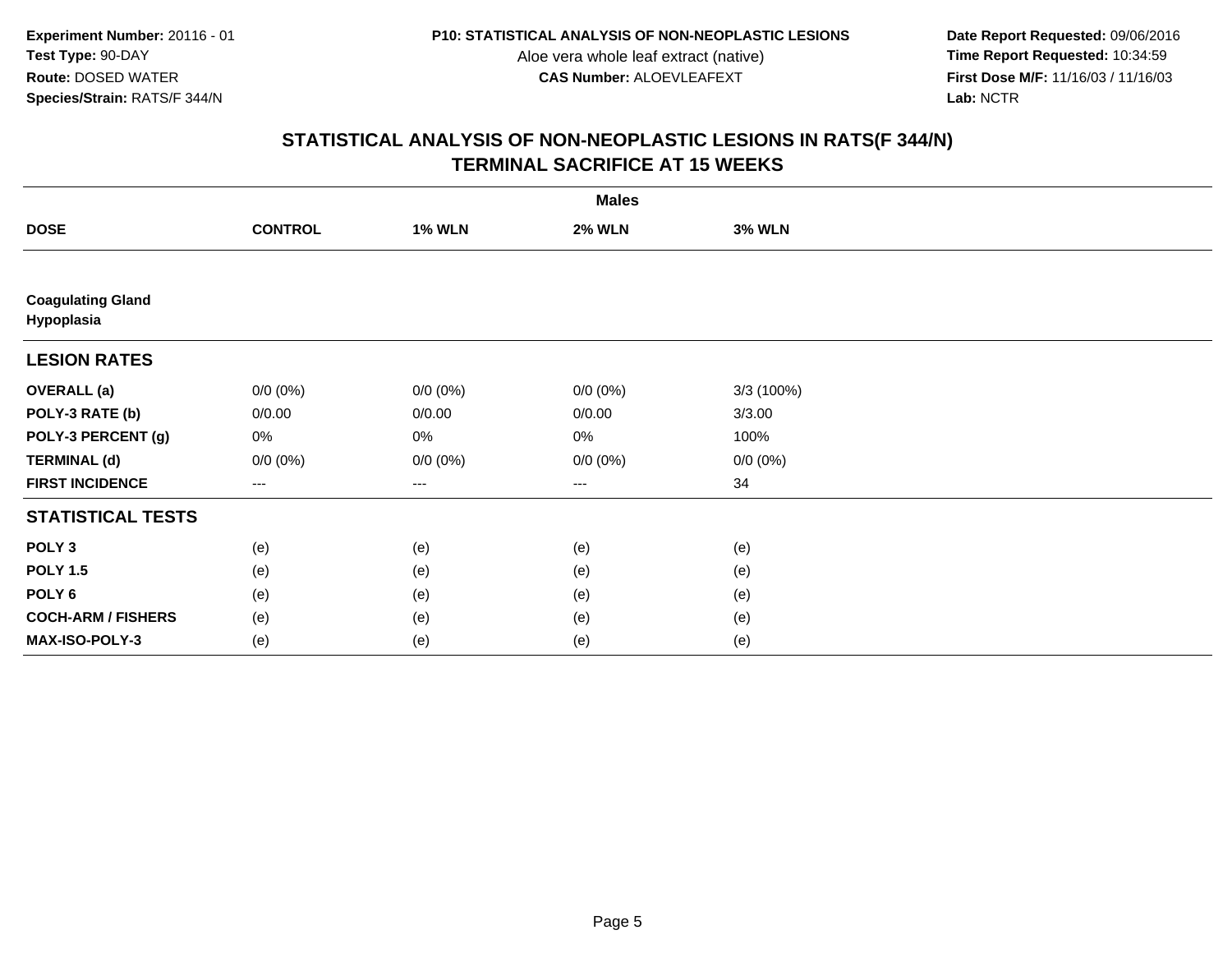**Experiment Number:** 20116 - 01
**Test Type:** 90-DAY
**Route:** DOSED WATER
**Species/Strain:** RATS/F 344/N

**P10: STATISTICAL ANALYSIS OF NON-NEOPLASTIC LESIONS**
Aloe vera whole leaf extract (native)
**CAS Number:** ALOEVLEAFEXT

**Date Report Requested:** 09/06/2016
**Time Report Requested:** 10:34:59
**First Dose M/F:** 11/16/03 / 11/16/03
**Lab:** NCTR

## STATISTICAL ANALYSIS OF NON-NEOPLASTIC LESIONS IN RATS(F 344/N) TERMINAL SACRIFICE AT 15 WEEKS

| | Males | | | |
|---|---|---|---|---|
| **DOSE** | **CONTROL** | **1% WLN** | **2% WLN** | **3% WLN** |
| **Coagulating Gland Hypoplasia** | | | | |
| **LESION RATES** | | | | |
| **OVERALL (a)** | 0/0 (0%) | 0/0 (0%) | 0/0 (0%) | 3/3 (100%) |
| **POLY-3 RATE (b)** | 0/0.00 | 0/0.00 | 0/0.00 | 3/3.00 |
| **POLY-3 PERCENT (g)** | 0% | 0% | 0% | 100% |
| **TERMINAL (d)** | 0/0 (0%) | 0/0 (0%) | 0/0 (0%) | 0/0 (0%) |
| **FIRST INCIDENCE** | --- | --- | --- | 34 |
| **STATISTICAL TESTS** | | | | |
| **POLY 3** | (e) | (e) | (e) | (e) |
| **POLY 1.5** | (e) | (e) | (e) | (e) |
| **POLY 6** | (e) | (e) | (e) | (e) |
| **COCH-ARM / FISHERS** | (e) | (e) | (e) | (e) |
| **MAX-ISO-POLY-3** | (e) | (e) | (e) | (e) |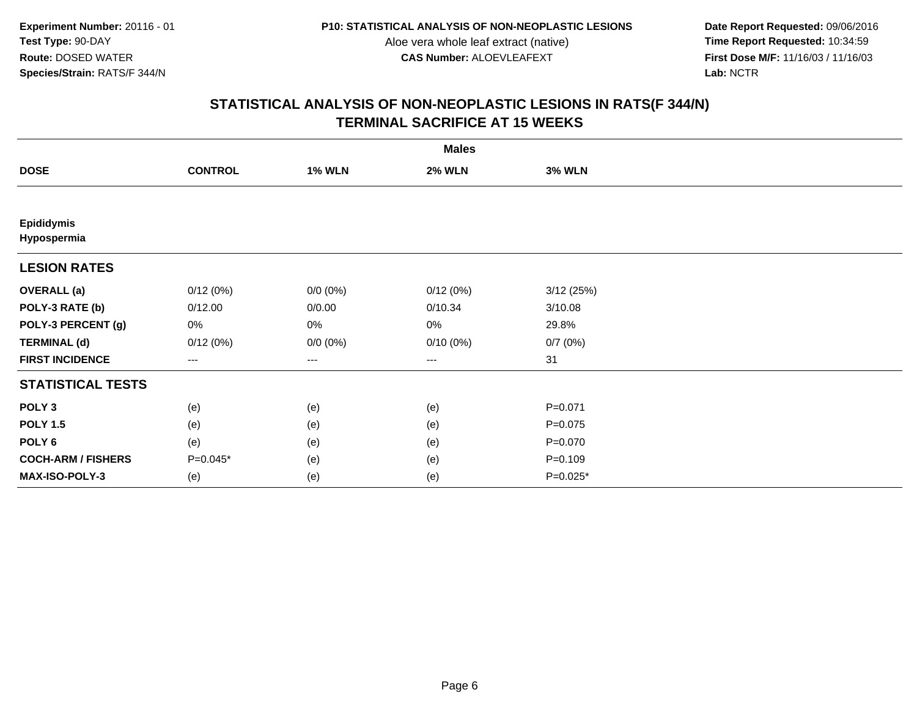**Experiment Number:** 20116 - 01
**Test Type:** 90-DAY
**Route:** DOSED WATER
**Species/Strain:** RATS/F 344/N

**P10: STATISTICAL ANALYSIS OF NON-NEOPLASTIC LESIONS**
Aloe vera whole leaf extract (native)
**CAS Number:** ALOEVLEAFEXT

**Date Report Requested:** 09/06/2016
**Time Report Requested:** 10:34:59
**First Dose M/F:** 11/16/03 / 11/16/03
**Lab:** NCTR

## STATISTICAL ANALYSIS OF NON-NEOPLASTIC LESIONS IN RATS(F 344/N)
## TERMINAL SACRIFICE AT 15 WEEKS

| | Males | | | |
|---|---|---|---|---|
| **DOSE** | **CONTROL** | **1% WLN** | **2% WLN** | **3% WLN** |
| **Epididymis** | | | | |
| **Hypospermia** | | | | |
| **LESION RATES** | | | | |
| **OVERALL (a)** | 0/12 (0%) | 0/0 (0%) | 0/12 (0%) | 3/12 (25%) |
| **POLY-3 RATE (b)** | 0/12.00 | 0/0.00 | 0/10.34 | 3/10.08 |
| **POLY-3 PERCENT (g)** | 0% | 0% | 0% | 29.8% |
| **TERMINAL (d)** | 0/12 (0%) | 0/0 (0%) | 0/10 (0%) | 0/7 (0%) |
| **FIRST INCIDENCE** | --- | --- | --- | 31 |
| **STATISTICAL TESTS** | | | | |
| **POLY 3** | (e) | (e) | (e) | P=0.071 |
| **POLY 1.5** | (e) | (e) | (e) | P=0.075 |
| **POLY 6** | (e) | (e) | (e) | P=0.070 |
| **COCH-ARM / FISHERS** | P=0.045* | (e) | (e) | P=0.109 |
| **MAX-ISO-POLY-3** | (e) | (e) | (e) | P=0.025* |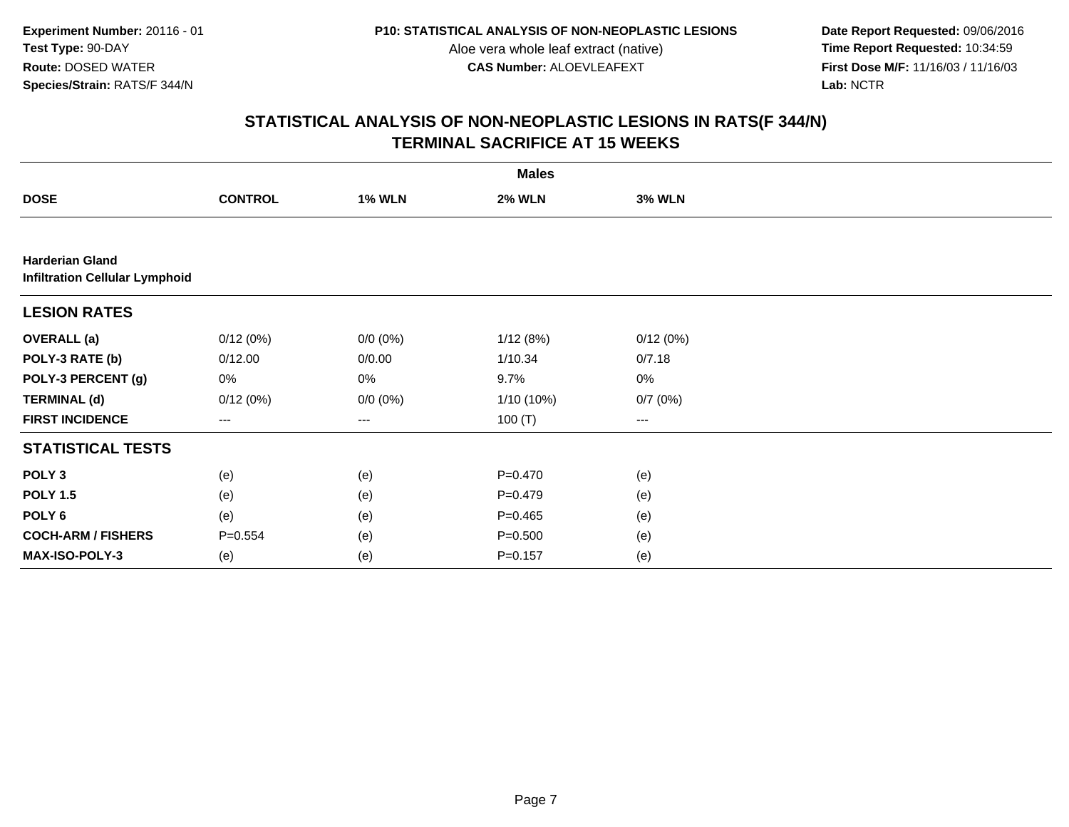Experiment Number: 20116 - 01
Test Type: 90-DAY
Route: DOSED WATER
Species/Strain: RATS/F 344/N

P10: STATISTICAL ANALYSIS OF NON-NEOPLASTIC LESIONS
Aloe vera whole leaf extract (native)
CAS Number: ALOEVLEAFEXT

Date Report Requested: 09/06/2016
Time Report Requested: 10:34:59
First Dose M/F: 11/16/03 / 11/16/03
Lab: NCTR

## STATISTICAL ANALYSIS OF NON-NEOPLASTIC LESIONS IN RATS(F 344/N)
## TERMINAL SACRIFICE AT 15 WEEKS

| | Males | | | |
|---|---|---|---|---|
| **DOSE** | **CONTROL** | **1% WLN** | **2% WLN** | **3% WLN** |
| **Harderian Gland** | | | | |
| **Infiltration Cellular Lymphoid** | | | | |
| **LESION RATES** | | | | |
| **OVERALL (a)** | 0/12 (0%) | 0/0 (0%) | 1/12 (8%) | 0/12 (0%) |
| **POLY-3 RATE (b)** | 0/12.00 | 0/0.00 | 1/10.34 | 0/7.18 |
| **POLY-3 PERCENT (g)** | 0% | 0% | 9.7% | 0% |
| **TERMINAL (d)** | 0/12 (0%) | 0/0 (0%) | 1/10 (10%) | 0/7 (0%) |
| **FIRST INCIDENCE** | --- | --- | 100 (T) | --- |
| **STATISTICAL TESTS** | | | | |
| **POLY 3** | (e) | (e) | P=0.470 | (e) |
| **POLY 1.5** | (e) | (e) | P=0.479 | (e) |
| **POLY 6** | (e) | (e) | P=0.465 | (e) |
| **COCH-ARM / FISHERS** | P=0.554 | (e) | P=0.500 | (e) |
| **MAX-ISO-POLY-3** | (e) | (e) | P=0.157 | (e) |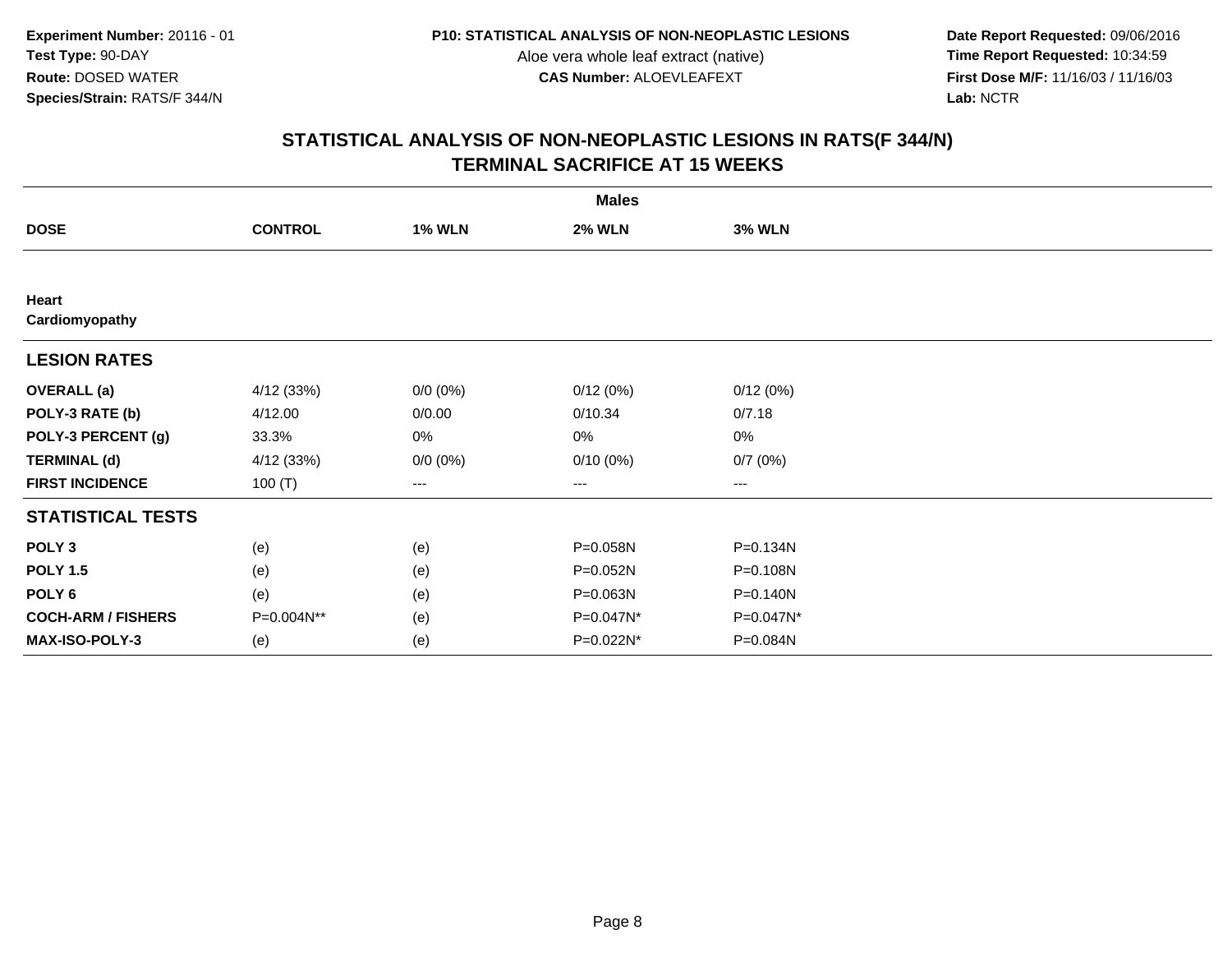**Experiment Number:** 20116 - 01
**Test Type:** 90-DAY
**Route:** DOSED WATER
**Species/Strain:** RATS/F 344/N

**P10: STATISTICAL ANALYSIS OF NON-NEOPLASTIC LESIONS**
Aloe vera whole leaf extract (native)
**CAS Number:** ALOEVLEAFEXT

**Date Report Requested:** 09/06/2016
**Time Report Requested:** 10:34:59
**First Dose M/F:** 11/16/03 / 11/16/03
**Lab:** NCTR

## STATISTICAL ANALYSIS OF NON-NEOPLASTIC LESIONS IN RATS(F 344/N)
## TERMINAL SACRIFICE AT 15 WEEKS

| | Males | | | |
|---|---|---|---|---|
| **DOSE** | **CONTROL** | **1% WLN** | **2% WLN** | **3% WLN** |
| **Heart** | | | | |
| **Cardiomyopathy** | | | | |
| **LESION RATES** | | | | |
| **OVERALL (a)** | 4/12 (33%) | 0/0 (0%) | 0/12 (0%) | 0/12 (0%) |
| **POLY-3 RATE (b)** | 4/12.00 | 0/0.00 | 0/10.34 | 0/7.18 |
| **POLY-3 PERCENT (g)** | 33.3% | 0% | 0% | 0% |
| **TERMINAL (d)** | 4/12 (33%) | 0/0 (0%) | 0/10 (0%) | 0/7 (0%) |
| **FIRST INCIDENCE** | 100 (T) | --- | --- | --- |
| **STATISTICAL TESTS** | | | | |
| **POLY 3** | (e) | (e) | P=0.058N | P=0.134N |
| **POLY 1.5** | (e) | (e) | P=0.052N | P=0.108N |
| **POLY 6** | (e) | (e) | P=0.063N | P=0.140N |
| **COCH-ARM / FISHERS** | P=0.004N** | (e) | P=0.047N* | P=0.047N* |
| **MAX-ISO-POLY-3** | (e) | (e) | P=0.022N* | P=0.084N |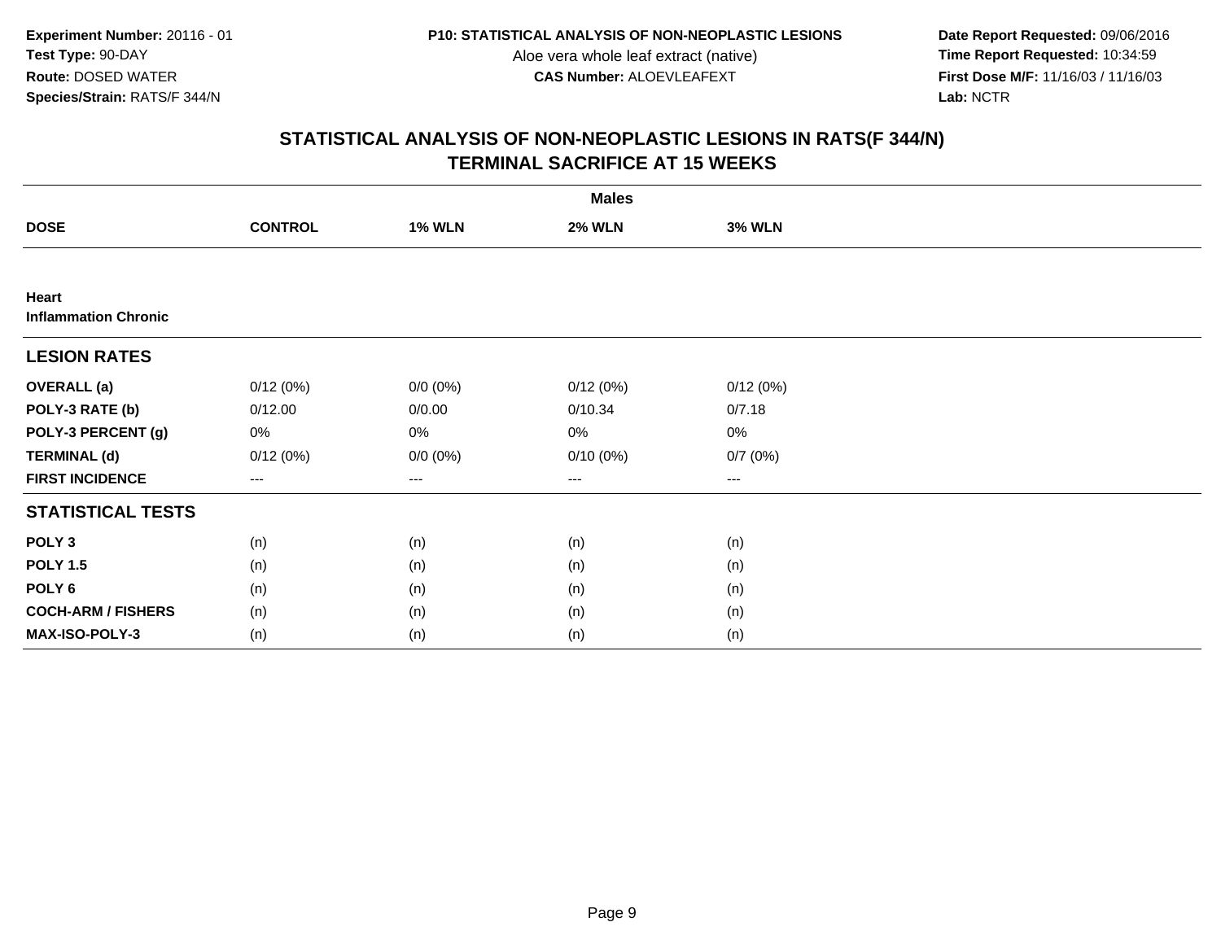**Experiment Number:** 20116 - 01
**Test Type:** 90-DAY
**Route:** DOSED WATER
**Species/Strain:** RATS/F 344/N

**P10: STATISTICAL ANALYSIS OF NON-NEOPLASTIC LESIONS**
Aloe vera whole leaf extract (native)
**CAS Number:** ALOEVLEAFEXT

**Date Report Requested:** 09/06/2016
**Time Report Requested:** 10:34:59
**First Dose M/F:** 11/16/03 / 11/16/03
**Lab:** NCTR

## STATISTICAL ANALYSIS OF NON-NEOPLASTIC LESIONS IN RATS(F 344/N) TERMINAL SACRIFICE AT 15 WEEKS

| | Males | | | |
|---|---|---|---|---|
| **DOSE** | **CONTROL** | **1% WLN** | **2% WLN** | **3% WLN** |
| **Heart** | | | | |
| **Inflammation Chronic** | | | | |
| **LESION RATES** | | | | |
| **OVERALL (a)** | 0/12 (0%) | 0/0 (0%) | 0/12 (0%) | 0/12 (0%) |
| **POLY-3 RATE (b)** | 0/12.00 | 0/0.00 | 0/10.34 | 0/7.18 |
| **POLY-3 PERCENT (g)** | 0% | 0% | 0% | 0% |
| **TERMINAL (d)** | 0/12 (0%) | 0/0 (0%) | 0/10 (0%) | 0/7 (0%) |
| **FIRST INCIDENCE** | --- | --- | --- | --- |
| **STATISTICAL TESTS** | | | | |
| **POLY 3** | (n) | (n) | (n) | (n) |
| **POLY 1.5** | (n) | (n) | (n) | (n) |
| **POLY 6** | (n) | (n) | (n) | (n) |
| **COCH-ARM / FISHERS** | (n) | (n) | (n) | (n) |
| **MAX-ISO-POLY-3** | (n) | (n) | (n) | (n) |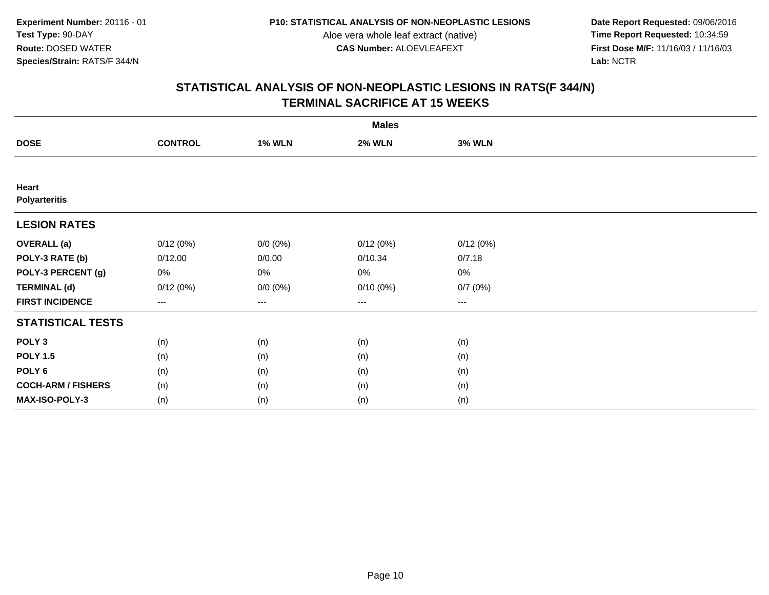**Experiment Number:** 20116 - 01
**Test Type:** 90-DAY
**Route:** DOSED WATER
**Species/Strain:** RATS/F 344/N

**P10: STATISTICAL ANALYSIS OF NON-NEOPLASTIC LESIONS**
Aloe vera whole leaf extract (native)
**CAS Number:** ALOEVLEAFEXT

**Date Report Requested:** 09/06/2016
**Time Report Requested:** 10:34:59
**First Dose M/F:** 11/16/03 / 11/16/03
**Lab:** NCTR

## STATISTICAL ANALYSIS OF NON-NEOPLASTIC LESIONS IN RATS(F 344/N)
## TERMINAL SACRIFICE AT 15 WEEKS

| | Males | | | |
|---|---|---|---|---|
| **DOSE** | **CONTROL** | **1% WLN** | **2% WLN** | **3% WLN** |
| **Heart** | | | | |
| **Polyarteritis** | | | | |
| **LESION RATES** | | | | |
| **OVERALL (a)** | 0/12 (0%) | 0/0 (0%) | 0/12 (0%) | 0/12 (0%) |
| **POLY-3 RATE (b)** | 0/12.00 | 0/0.00 | 0/10.34 | 0/7.18 |
| **POLY-3 PERCENT (g)** | 0% | 0% | 0% | 0% |
| **TERMINAL (d)** | 0/12 (0%) | 0/0 (0%) | 0/10 (0%) | 0/7 (0%) |
| **FIRST INCIDENCE** | --- | --- | --- | --- |
| **STATISTICAL TESTS** | | | | |
| **POLY 3** | (n) | (n) | (n) | (n) |
| **POLY 1.5** | (n) | (n) | (n) | (n) |
| **POLY 6** | (n) | (n) | (n) | (n) |
| **COCH-ARM / FISHERS** | (n) | (n) | (n) | (n) |
| **MAX-ISO-POLY-3** | (n) | (n) | (n) | (n) |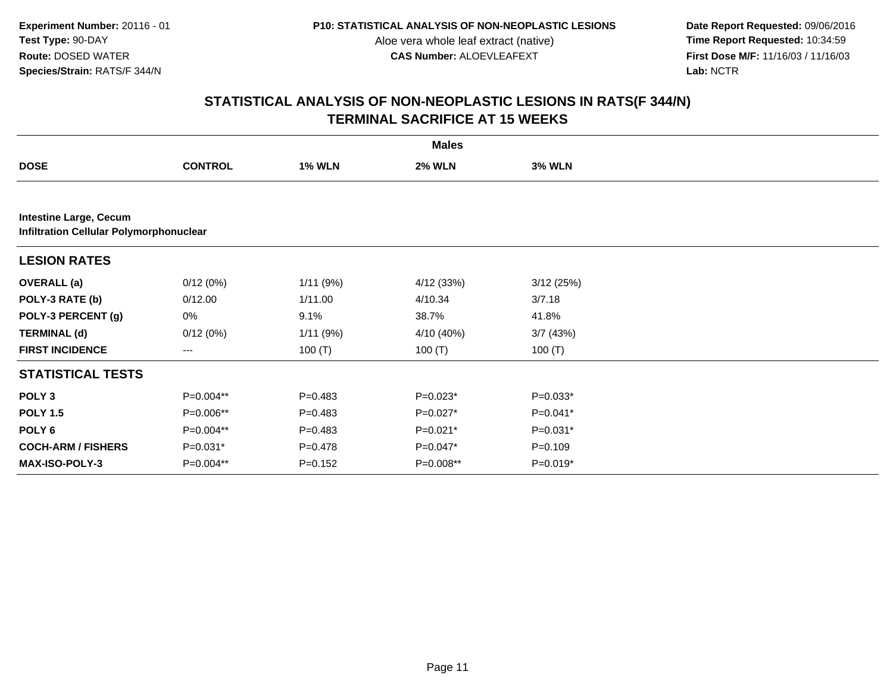**Experiment Number:** 20116 - 01
**Test Type:** 90-DAY
**Route:** DOSED WATER
**Species/Strain:** RATS/F 344/N

**P10: STATISTICAL ANALYSIS OF NON-NEOPLASTIC LESIONS**
Aloe vera whole leaf extract (native)
**CAS Number:** ALOEVLEAFEXT

**Date Report Requested:** 09/06/2016
**Time Report Requested:** 10:34:59
**First Dose M/F:** 11/16/03 / 11/16/03
**Lab:** NCTR

## STATISTICAL ANALYSIS OF NON-NEOPLASTIC LESIONS IN RATS(F 344/N)
## TERMINAL SACRIFICE AT 15 WEEKS

| | Males | | | |
|---|---|---|---|---|
| **DOSE** | **CONTROL** | **1% WLN** | **2% WLN** | **3% WLN** |
| **Intestine Large, Cecum** | | | | |
| **Infiltration Cellular Polymorphonuclear** | | | | |
| **LESION RATES** | | | | |
| **OVERALL (a)** | 0/12 (0%) | 1/11 (9%) | 4/12 (33%) | 3/12 (25%) |
| **POLY-3 RATE (b)** | 0/12.00 | 1/11.00 | 4/10.34 | 3/7.18 |
| **POLY-3 PERCENT (g)** | 0% | 9.1% | 38.7% | 41.8% |
| **TERMINAL (d)** | 0/12 (0%) | 1/11 (9%) | 4/10 (40%) | 3/7 (43%) |
| **FIRST INCIDENCE** | --- | 100 (T) | 100 (T) | 100 (T) |
| **STATISTICAL TESTS** | | | | |
| **POLY 3** | P=0.004** | P=0.483 | P=0.023* | P=0.033* |
| **POLY 1.5** | P=0.006** | P=0.483 | P=0.027* | P=0.041* |
| **POLY 6** | P=0.004** | P=0.483 | P=0.021* | P=0.031* |
| **COCH-ARM / FISHERS** | P=0.031* | P=0.478 | P=0.047* | P=0.109 |
| **MAX-ISO-POLY-3** | P=0.004** | P=0.152 | P=0.008** | P=0.019* |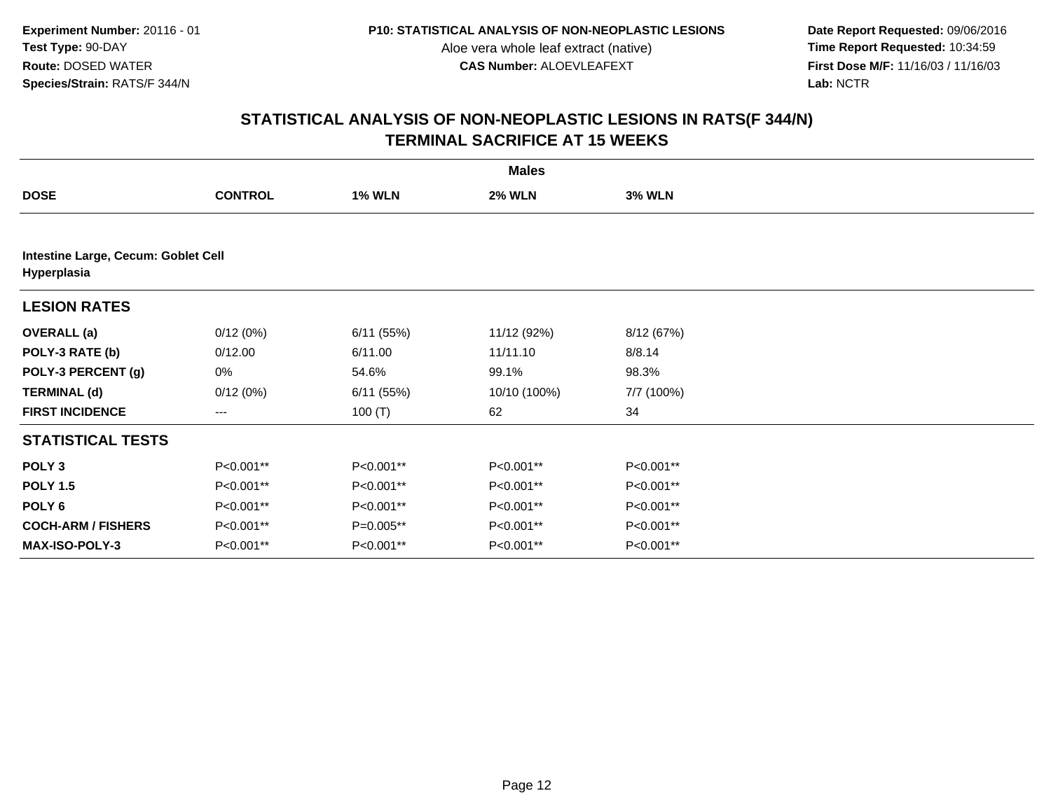**Experiment Number:** 20116 - 01
**Test Type:** 90-DAY
**Route:** DOSED WATER
**Species/Strain:** RATS/F 344/N

**P10: STATISTICAL ANALYSIS OF NON-NEOPLASTIC LESIONS**
Aloe vera whole leaf extract (native)
**CAS Number:** ALOEVLEAFEXT

**Date Report Requested:** 09/06/2016
**Time Report Requested:** 10:34:59
**First Dose M/F:** 11/16/03 / 11/16/03
**Lab:** NCTR

## STATISTICAL ANALYSIS OF NON-NEOPLASTIC LESIONS IN RATS(F 344/N)
## TERMINAL SACRIFICE AT 15 WEEKS

| | Males | | | |
|---|---|---|---|---|
| **DOSE** | **CONTROL** | **1% WLN** | **2% WLN** | **3% WLN** |
| **Intestine Large, Cecum: Goblet Cell Hyperplasia** | | | | |
| **LESION RATES** | | | | |
| **OVERALL (a)** | 0/12 (0%) | 6/11 (55%) | 11/12 (92%) | 8/12 (67%) |
| **POLY-3 RATE (b)** | 0/12.00 | 6/11.00 | 11/11.10 | 8/8.14 |
| **POLY-3 PERCENT (g)** | 0% | 54.6% | 99.1% | 98.3% |
| **TERMINAL (d)** | 0/12 (0%) | 6/11 (55%) | 10/10 (100%) | 7/7 (100%) |
| **FIRST INCIDENCE** | --- | 100 (T) | 62 | 34 |
| **STATISTICAL TESTS** | | | | |
| **POLY 3** | P<0.001** | P<0.001** | P<0.001** | P<0.001** |
| **POLY 1.5** | P<0.001** | P<0.001** | P<0.001** | P<0.001** |
| **POLY 6** | P<0.001** | P<0.001** | P<0.001** | P<0.001** |
| **COCH-ARM / FISHERS** | P<0.001** | P=0.005** | P<0.001** | P<0.001** |
| **MAX-ISO-POLY-3** | P<0.001** | P<0.001** | P<0.001** | P<0.001** |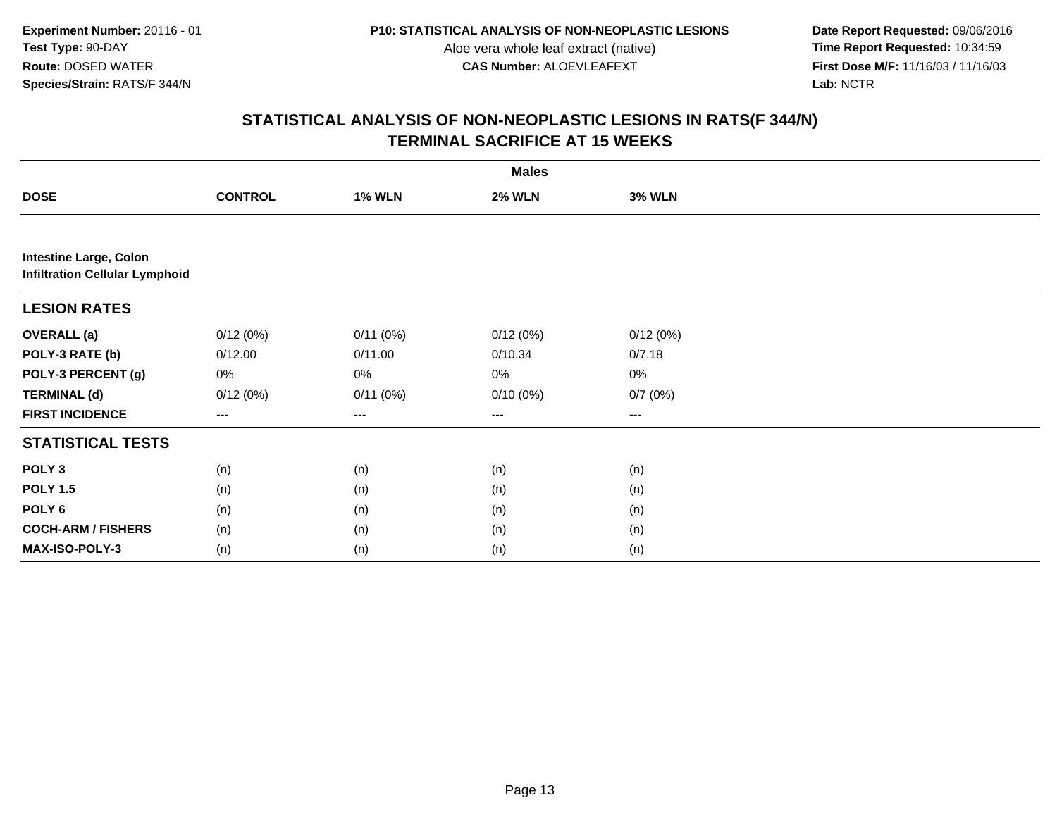**Experiment Number:** 20116 - 01
**Test Type:** 90-DAY
**Route:** DOSED WATER
**Species/Strain:** RATS/F 344/N

**P10: STATISTICAL ANALYSIS OF NON-NEOPLASTIC LESIONS**
Aloe vera whole leaf extract (native)
**CAS Number:** ALOEVLEAFEXT

**Date Report Requested:** 09/06/2016
**Time Report Requested:** 10:34:59
**First Dose M/F:** 11/16/03 / 11/16/03
**Lab:** NCTR

## STATISTICAL ANALYSIS OF NON-NEOPLASTIC LESIONS IN RATS(F 344/N)
## TERMINAL SACRIFICE AT 15 WEEKS

| | Males | | | |
|---|---|---|---|---|
| **DOSE** | **CONTROL** | **1% WLN** | **2% WLN** | **3% WLN** |
| **Intestine Large, Colon** | | | | |
| **Infiltration Cellular Lymphoid** | | | | |
| **LESION RATES** | | | | |
| **OVERALL (a)** | 0/12 (0%) | 0/11 (0%) | 0/12 (0%) | 0/12 (0%) |
| **POLY-3 RATE (b)** | 0/12.00 | 0/11.00 | 0/10.34 | 0/7.18 |
| **POLY-3 PERCENT (g)** | 0% | 0% | 0% | 0% |
| **TERMINAL (d)** | 0/12 (0%) | 0/11 (0%) | 0/10 (0%) | 0/7 (0%) |
| **FIRST INCIDENCE** | --- | --- | --- | --- |
| **STATISTICAL TESTS** | | | | |
| **POLY 3** | (n) | (n) | (n) | (n) |
| **POLY 1.5** | (n) | (n) | (n) | (n) |
| **POLY 6** | (n) | (n) | (n) | (n) |
| **COCH-ARM / FISHERS** | (n) | (n) | (n) | (n) |
| **MAX-ISO-POLY-3** | (n) | (n) | (n) | (n) |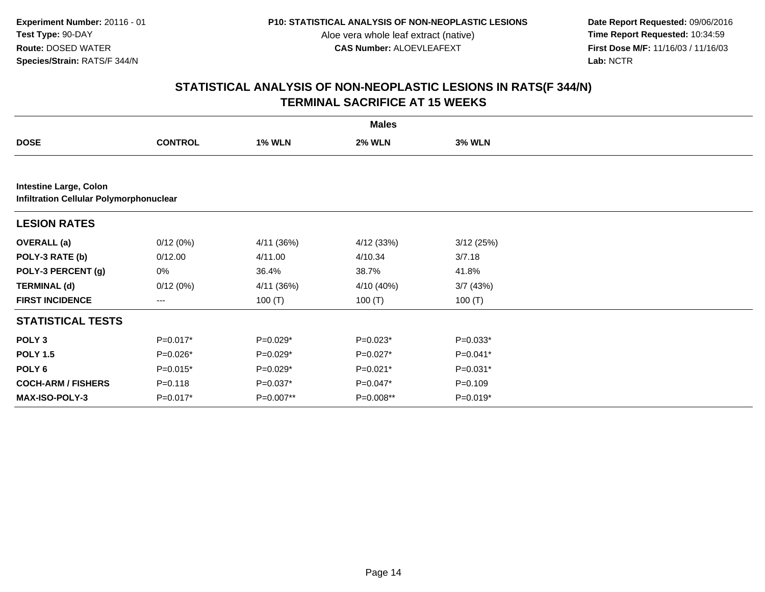**Experiment Number:** 20116 - 01
**Test Type:** 90-DAY
**Route:** DOSED WATER
**Species/Strain:** RATS/F 344/N

**P10: STATISTICAL ANALYSIS OF NON-NEOPLASTIC LESIONS**
Aloe vera whole leaf extract (native)
**CAS Number:** ALOEVLEAFEXT

**Date Report Requested:** 09/06/2016
**Time Report Requested:** 10:34:59
**First Dose M/F:** 11/16/03 / 11/16/03
**Lab:** NCTR

## STATISTICAL ANALYSIS OF NON-NEOPLASTIC LESIONS IN RATS(F 344/N)
## TERMINAL SACRIFICE AT 15 WEEKS

| | Males | | | |
|---|---|---|---|---|
| **DOSE** | **CONTROL** | **1% WLN** | **2% WLN** | **3% WLN** |
| **Intestine Large, Colon** | | | | |
| **Infiltration Cellular Polymorphonuclear** | | | | |
| **LESION RATES** | | | | |
| **OVERALL (a)** | 0/12 (0%) | 4/11 (36%) | 4/12 (33%) | 3/12 (25%) |
| **POLY-3 RATE (b)** | 0/12.00 | 4/11.00 | 4/10.34 | 3/7.18 |
| **POLY-3 PERCENT (g)** | 0% | 36.4% | 38.7% | 41.8% |
| **TERMINAL (d)** | 0/12 (0%) | 4/11 (36%) | 4/10 (40%) | 3/7 (43%) |
| **FIRST INCIDENCE** | --- | 100 (T) | 100 (T) | 100 (T) |
| **STATISTICAL TESTS** | | | | |
| **POLY 3** | P=0.017* | P=0.029* | P=0.023* | P=0.033* |
| **POLY 1.5** | P=0.026* | P=0.029* | P=0.027* | P=0.041* |
| **POLY 6** | P=0.015* | P=0.029* | P=0.021* | P=0.031* |
| **COCH-ARM / FISHERS** | P=0.118 | P=0.037* | P=0.047* | P=0.109 |
| **MAX-ISO-POLY-3** | P=0.017* | P=0.007** | P=0.008** | P=0.019* |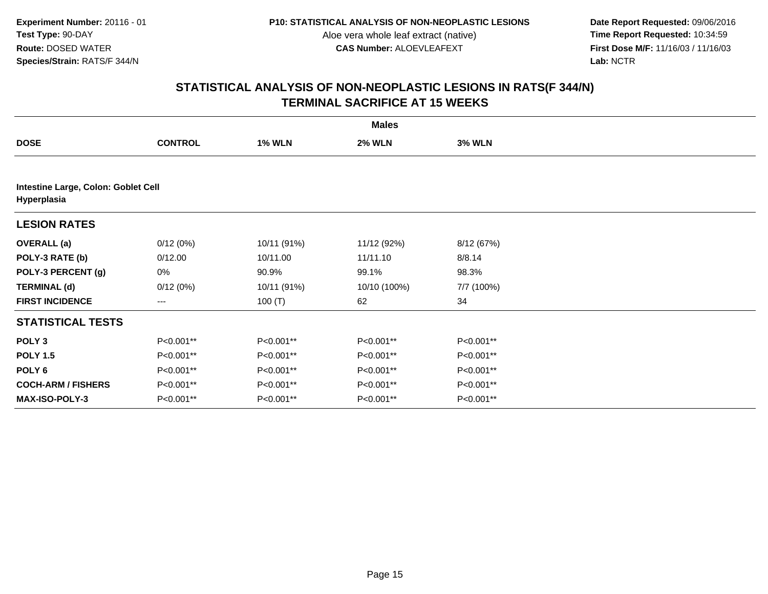# STATISTICAL ANALYSIS OF NON-NEOPLASTIC LESIONS IN RATS(F 344/N)
## TERMINAL SACRIFICE AT 15 WEEKS

| | Males | | | |
|---|---|---|---|---|
| **DOSE** | **CONTROL** | **1% WLN** | **2% WLN** | **3% WLN** |
| **Intestine Large, Colon: Goblet Cell Hyperplasia** | | | | |
| **LESION RATES** | | | | |
| **OVERALL (a)** | 0/12 (0%) | 10/11 (91%) | 11/12 (92%) | 8/12 (67%) |
| **POLY-3 RATE (b)** | 0/12.00 | 10/11.00 | 11/11.10 | 8/8.14 |
| **POLY-3 PERCENT (g)** | 0% | 90.9% | 99.1% | 98.3% |
| **TERMINAL (d)** | 0/12 (0%) | 10/11 (91%) | 10/10 (100%) | 7/7 (100%) |
| **FIRST INCIDENCE** | --- | 100 (T) | 62 | 34 |
| **STATISTICAL TESTS** | | | | |
| **POLY 3** | P<0.001** | P<0.001** | P<0.001** | P<0.001** |
| **POLY 1.5** | P<0.001** | P<0.001** | P<0.001** | P<0.001** |
| **POLY 6** | P<0.001** | P<0.001** | P<0.001** | P<0.001** |
| **COCH-ARM / FISHERS** | P<0.001** | P<0.001** | P<0.001** | P<0.001** |
| **MAX-ISO-POLY-3** | P<0.001** | P<0.001** | P<0.001** | P<0.001** |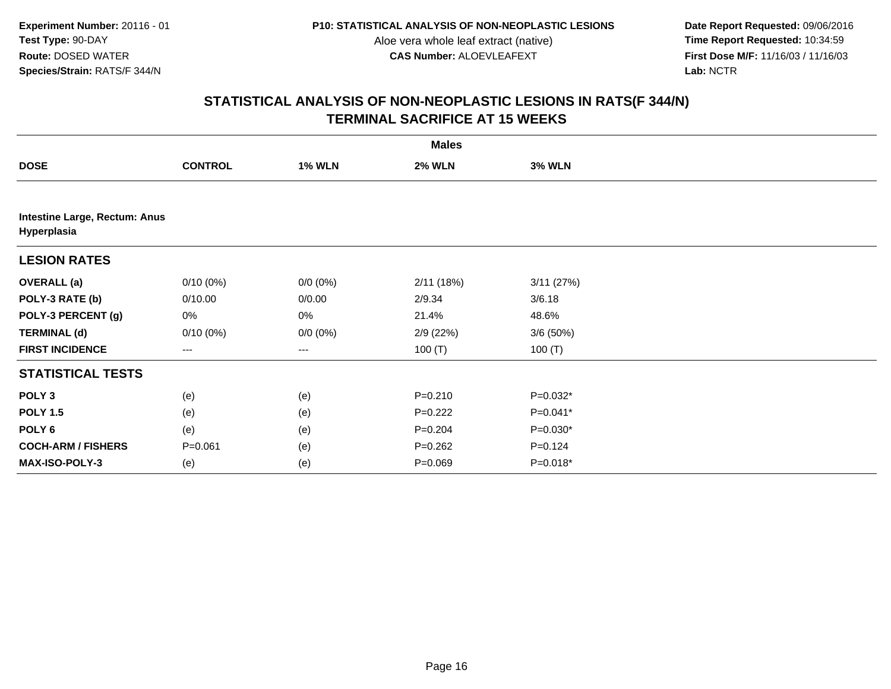**Experiment Number:** 20116 - 01
**Test Type:** 90-DAY
**Route:** DOSED WATER
**Species/Strain:** RATS/F 344/N

**P10: STATISTICAL ANALYSIS OF NON-NEOPLASTIC LESIONS**
Aloe vera whole leaf extract (native)
**CAS Number:** ALOEVLEAFEXT

**Date Report Requested:** 09/06/2016
**Time Report Requested:** 10:34:59
**First Dose M/F:** 11/16/03 / 11/16/03
**Lab:** NCTR

## STATISTICAL ANALYSIS OF NON-NEOPLASTIC LESIONS IN RATS(F 344/N) TERMINAL SACRIFICE AT 15 WEEKS

| | Males | | | |
|---|---|---|---|---|
| **DOSE** | **CONTROL** | **1% WLN** | **2% WLN** | **3% WLN** |
| **Intestine Large, Rectum: Anus** | | | | |
| **Hyperplasia** | | | | |
| **LESION RATES** | | | | |
| **OVERALL (a)** | 0/10 (0%) | 0/0 (0%) | 2/11 (18%) | 3/11 (27%) |
| **POLY-3 RATE (b)** | 0/10.00 | 0/0.00 | 2/9.34 | 3/6.18 |
| **POLY-3 PERCENT (g)** | 0% | 0% | 21.4% | 48.6% |
| **TERMINAL (d)** | 0/10 (0%) | 0/0 (0%) | 2/9 (22%) | 3/6 (50%) |
| **FIRST INCIDENCE** | --- | --- | 100 (T) | 100 (T) |
| **STATISTICAL TESTS** | | | | |
| **POLY 3** | (e) | (e) | P=0.210 | P=0.032* |
| **POLY 1.5** | (e) | (e) | P=0.222 | P=0.041* |
| **POLY 6** | (e) | (e) | P=0.204 | P=0.030* |
| **COCH-ARM / FISHERS** | P=0.061 | (e) | P=0.262 | P=0.124 |
| **MAX-ISO-POLY-3** | (e) | (e) | P=0.069 | P=0.018* |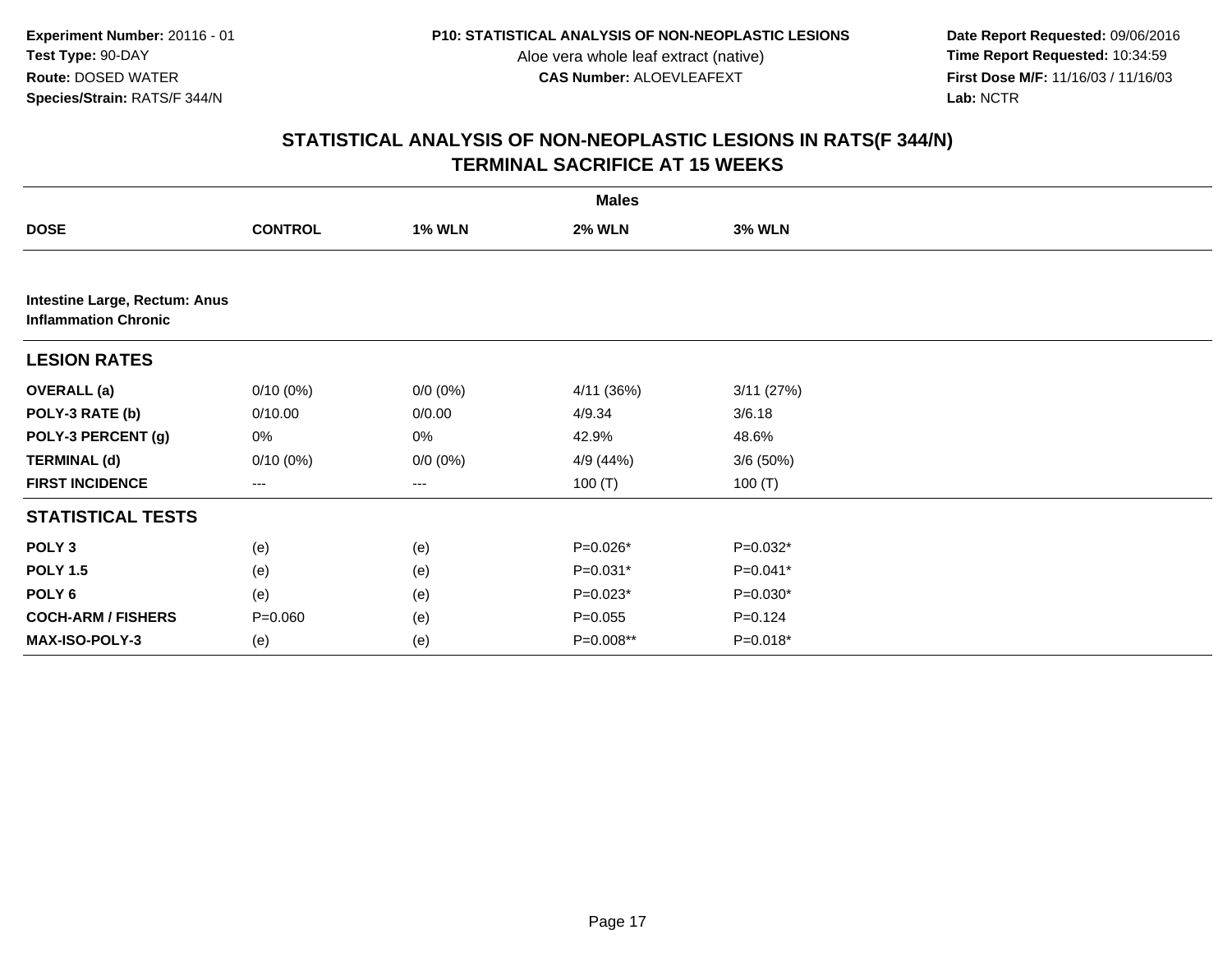**Experiment Number:** 20116 - 01
**Test Type:** 90-DAY
**Route:** DOSED WATER
**Species/Strain:** RATS/F 344/N

**P10: STATISTICAL ANALYSIS OF NON-NEOPLASTIC LESIONS**
Aloe vera whole leaf extract (native)
**CAS Number:** ALOEVLEAFEXT

**Date Report Requested:** 09/06/2016
**Time Report Requested:** 10:34:59
**First Dose M/F:** 11/16/03 / 11/16/03
**Lab:** NCTR

## STATISTICAL ANALYSIS OF NON-NEOPLASTIC LESIONS IN RATS(F 344/N)
## TERMINAL SACRIFICE AT 15 WEEKS

| | Males | | | |
|---|---|---|---|---|
| **DOSE** | **CONTROL** | **1% WLN** | **2% WLN** | **3% WLN** |
| **Intestine Large, Rectum: Anus** | | | | |
| **Inflammation Chronic** | | | | |
| **LESION RATES** | | | | |
| **OVERALL (a)** | 0/10 (0%) | 0/0 (0%) | 4/11 (36%) | 3/11 (27%) |
| **POLY-3 RATE (b)** | 0/10.00 | 0/0.00 | 4/9.34 | 3/6.18 |
| **POLY-3 PERCENT (g)** | 0% | 0% | 42.9% | 48.6% |
| **TERMINAL (d)** | 0/10 (0%) | 0/0 (0%) | 4/9 (44%) | 3/6 (50%) |
| **FIRST INCIDENCE** | --- | --- | 100 (T) | 100 (T) |
| **STATISTICAL TESTS** | | | | |
| **POLY 3** | (e) | (e) | P=0.026* | P=0.032* |
| **POLY 1.5** | (e) | (e) | P=0.031* | P=0.041* |
| **POLY 6** | (e) | (e) | P=0.023* | P=0.030* |
| **COCH-ARM / FISHERS** | P=0.060 | (e) | P=0.055 | P=0.124 |
| **MAX-ISO-POLY-3** | (e) | (e) | P=0.008** | P=0.018* |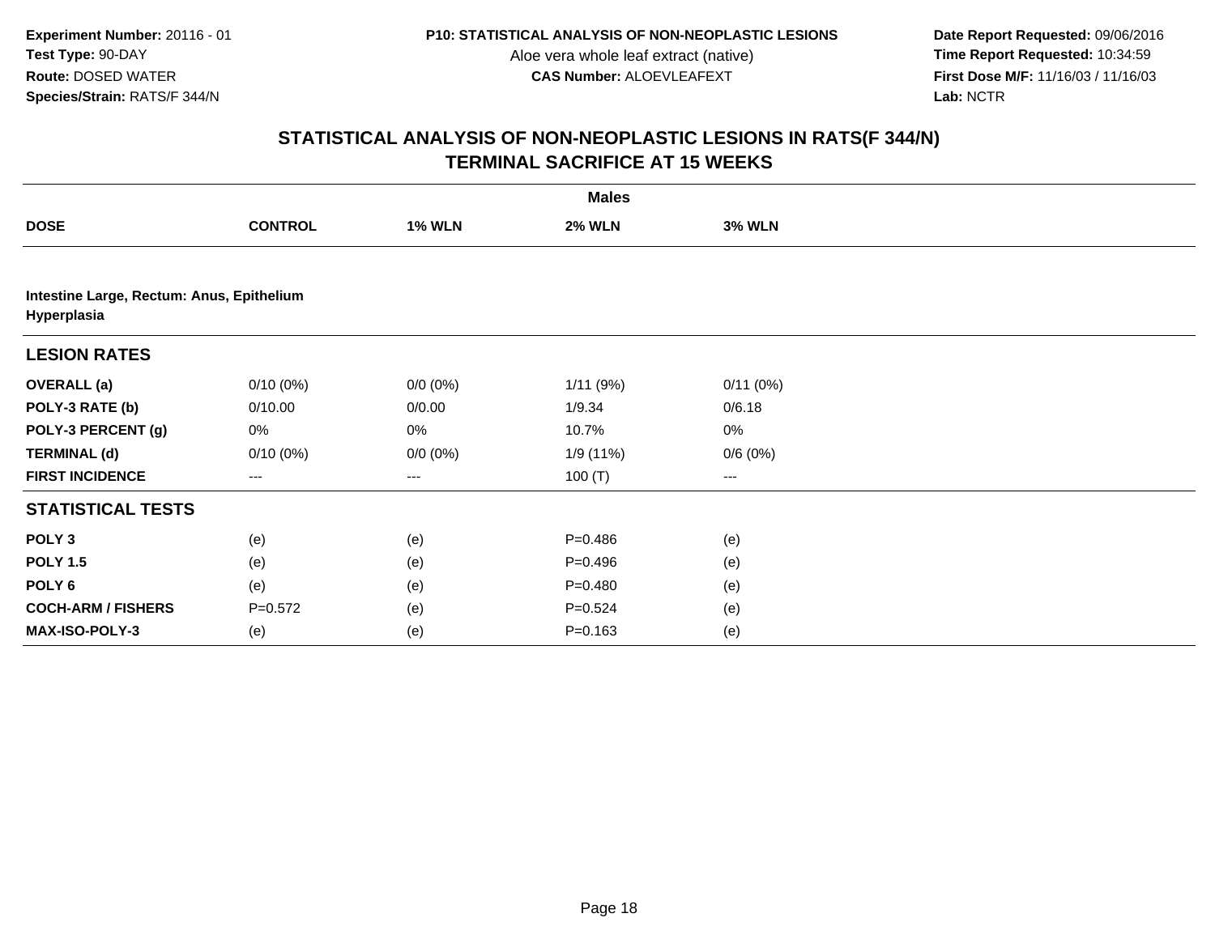**Experiment Number:** 20116 - 01
**Test Type:** 90-DAY
**Route:** DOSED WATER
**Species/Strain:** RATS/F 344/N

**P10: STATISTICAL ANALYSIS OF NON-NEOPLASTIC LESIONS**
Aloe vera whole leaf extract (native)
**CAS Number:** ALOEVLEAFEXT

**Date Report Requested:** 09/06/2016
**Time Report Requested:** 10:34:59
**First Dose M/F:** 11/16/03 / 11/16/03
**Lab:** NCTR

## STATISTICAL ANALYSIS OF NON-NEOPLASTIC LESIONS IN RATS(F 344/N)
## TERMINAL SACRIFICE AT 15 WEEKS

| | Males | | | |
|---|---|---|---|---|
| **DOSE** | **CONTROL** | **1% WLN** | **2% WLN** | **3% WLN** |
| **Intestine Large, Rectum: Anus, Epithelium Hyperplasia** | | | | |
| **LESION RATES** | | | | |
| **OVERALL (a)** | 0/10 (0%) | 0/0 (0%) | 1/11 (9%) | 0/11 (0%) |
| **POLY-3 RATE (b)** | 0/10.00 | 0/0.00 | 1/9.34 | 0/6.18 |
| **POLY-3 PERCENT (g)** | 0% | 0% | 10.7% | 0% |
| **TERMINAL (d)** | 0/10 (0%) | 0/0 (0%) | 1/9 (11%) | 0/6 (0%) |
| **FIRST INCIDENCE** | --- | --- | 100 (T) | --- |
| **STATISTICAL TESTS** | | | | |
| **POLY 3** | (e) | (e) | P=0.486 | (e) |
| **POLY 1.5** | (e) | (e) | P=0.496 | (e) |
| **POLY 6** | (e) | (e) | P=0.480 | (e) |
| **COCH-ARM / FISHERS** | P=0.572 | (e) | P=0.524 | (e) |
| **MAX-ISO-POLY-3** | (e) | (e) | P=0.163 | (e) |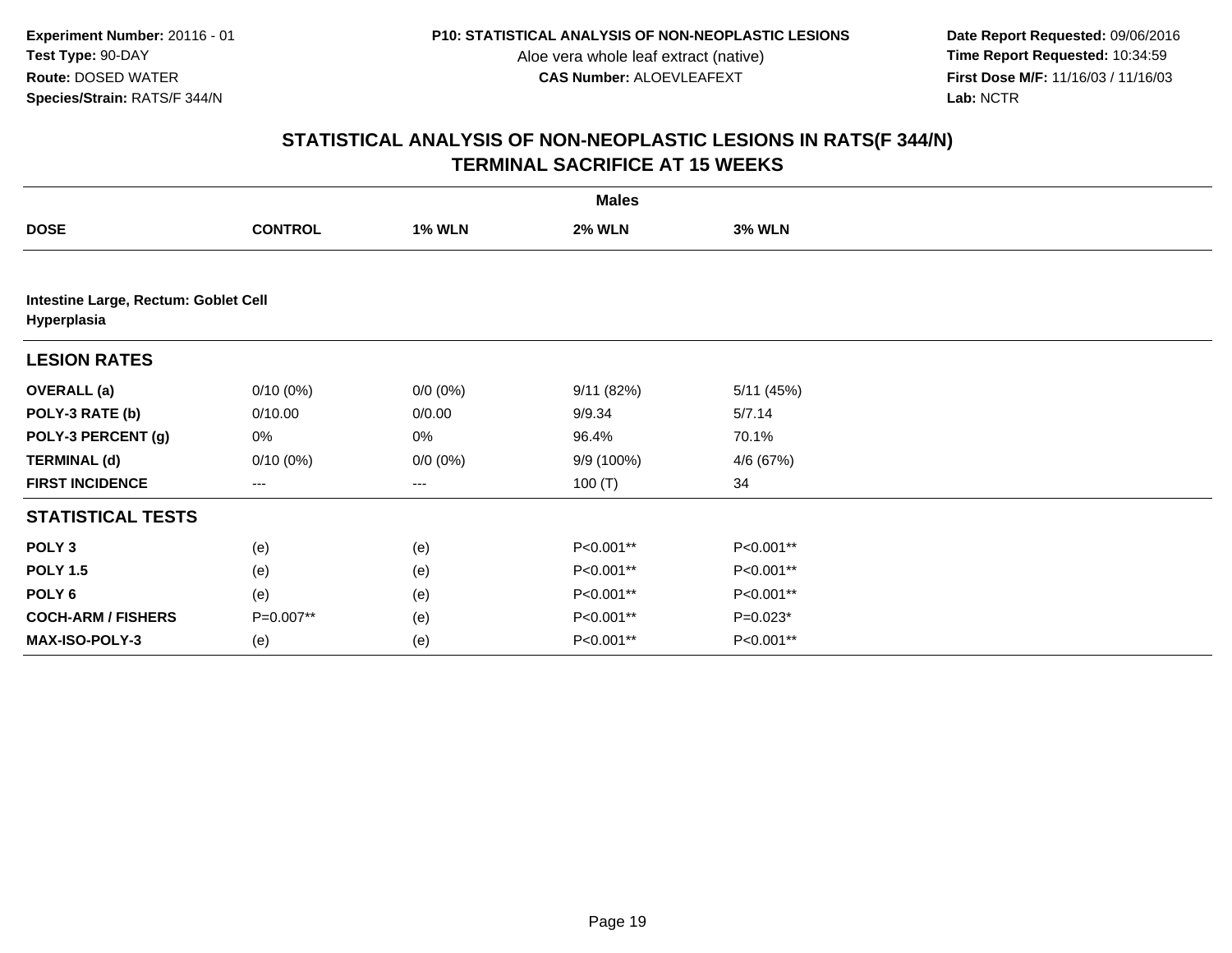**Experiment Number:** 20116 - 01
**Test Type:** 90-DAY
**Route:** DOSED WATER
**Species/Strain:** RATS/F 344/N

**P10: STATISTICAL ANALYSIS OF NON-NEOPLASTIC LESIONS**
Aloe vera whole leaf extract (native)
**CAS Number:** ALOEVLEAFEXT

**Date Report Requested:** 09/06/2016
**Time Report Requested:** 10:34:59
**First Dose M/F:** 11/16/03 / 11/16/03
**Lab:** NCTR

## STATISTICAL ANALYSIS OF NON-NEOPLASTIC LESIONS IN RATS(F 344/N)
## TERMINAL SACRIFICE AT 15 WEEKS

| | Males | | | |
|---|---|---|---|---|
| **DOSE** | **CONTROL** | **1% WLN** | **2% WLN** | **3% WLN** |
| **Intestine Large, Rectum: Goblet Cell Hyperplasia** | | | | |
| **LESION RATES** | | | | |
| **OVERALL (a)** | 0/10 (0%) | 0/0 (0%) | 9/11 (82%) | 5/11 (45%) |
| **POLY-3 RATE (b)** | 0/10.00 | 0/0.00 | 9/9.34 | 5/7.14 |
| **POLY-3 PERCENT (g)** | 0% | 0% | 96.4% | 70.1% |
| **TERMINAL (d)** | 0/10 (0%) | 0/0 (0%) | 9/9 (100%) | 4/6 (67%) |
| **FIRST INCIDENCE** | --- | --- | 100 (T) | 34 |
| **STATISTICAL TESTS** | | | | |
| **POLY 3** | (e) | (e) | P<0.001** | P<0.001** |
| **POLY 1.5** | (e) | (e) | P<0.001** | P<0.001** |
| **POLY 6** | (e) | (e) | P<0.001** | P<0.001** |
| **COCH-ARM / FISHERS** | P=0.007** | (e) | P<0.001** | P=0.023* |
| **MAX-ISO-POLY-3** | (e) | (e) | P<0.001** | P<0.001** |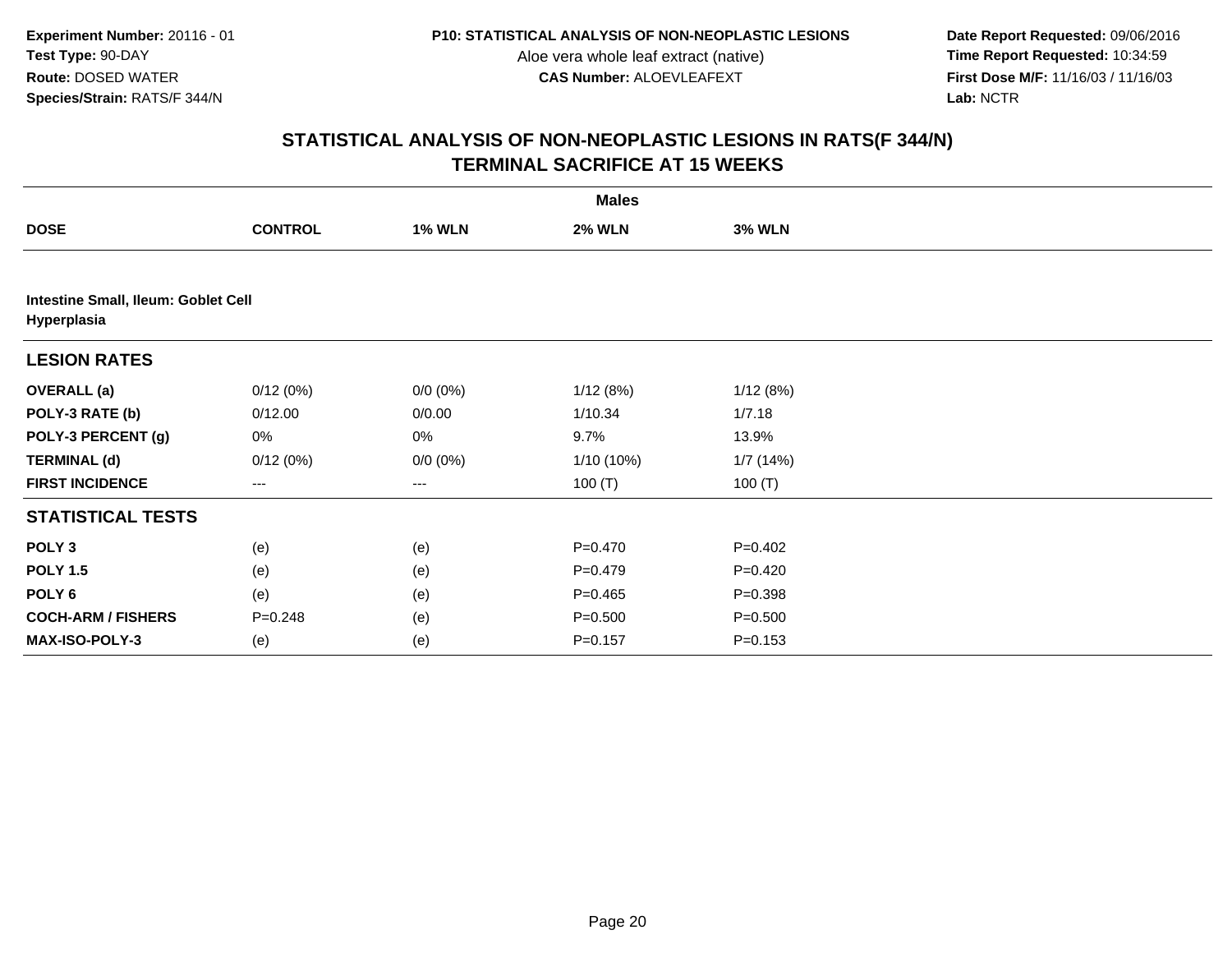**Experiment Number:** 20116 - 01
**Test Type:** 90-DAY
**Route:** DOSED WATER
**Species/Strain:** RATS/F 344/N

**P10: STATISTICAL ANALYSIS OF NON-NEOPLASTIC LESIONS**
Aloe vera whole leaf extract (native)
**CAS Number:** ALOEVLEAFEXT

**Date Report Requested:** 09/06/2016
**Time Report Requested:** 10:34:59
**First Dose M/F:** 11/16/03 / 11/16/03
**Lab:** NCTR

## STATISTICAL ANALYSIS OF NON-NEOPLASTIC LESIONS IN RATS(F 344/N) TERMINAL SACRIFICE AT 15 WEEKS

| | Males | | | |
|---|---|---|---|---|
| **DOSE** | **CONTROL** | **1% WLN** | **2% WLN** | **3% WLN** |
| **Intestine Small, Ileum: Goblet Cell Hyperplasia** | | | | |
| **LESION RATES** | | | | |
| **OVERALL (a)** | 0/12 (0%) | 0/0 (0%) | 1/12 (8%) | 1/12 (8%) |
| **POLY-3 RATE (b)** | 0/12.00 | 0/0.00 | 1/10.34 | 1/7.18 |
| **POLY-3 PERCENT (g)** | 0% | 0% | 9.7% | 13.9% |
| **TERMINAL (d)** | 0/12 (0%) | 0/0 (0%) | 1/10 (10%) | 1/7 (14%) |
| **FIRST INCIDENCE** | --- | --- | 100 (T) | 100 (T) |
| **STATISTICAL TESTS** | | | | |
| **POLY 3** | (e) | (e) | P=0.470 | P=0.402 |
| **POLY 1.5** | (e) | (e) | P=0.479 | P=0.420 |
| **POLY 6** | (e) | (e) | P=0.465 | P=0.398 |
| **COCH-ARM / FISHERS** | P=0.248 | (e) | P=0.500 | P=0.500 |
| **MAX-ISO-POLY-3** | (e) | (e) | P=0.157 | P=0.153 |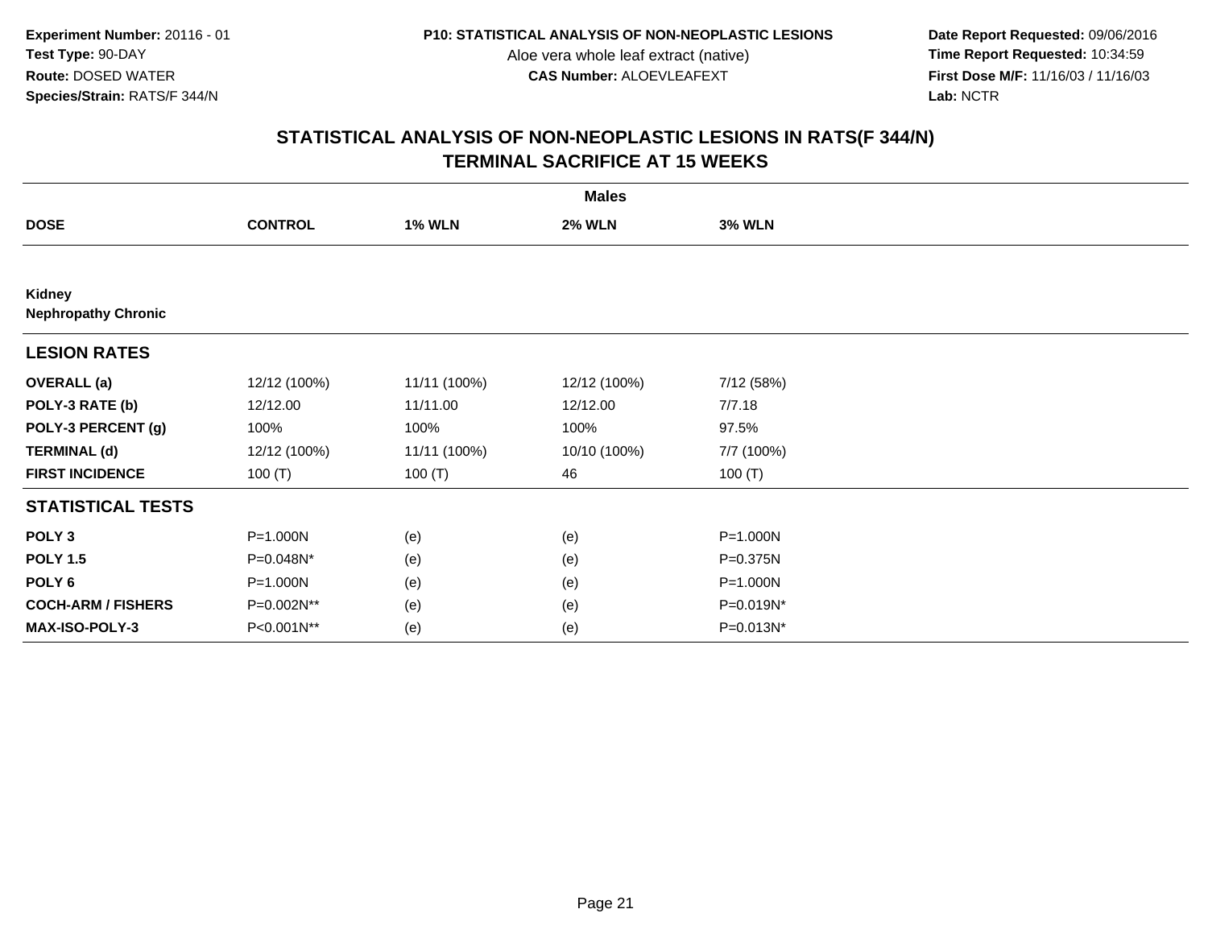**Experiment Number:** 20116 - 01
**Test Type:** 90-DAY
**Route:** DOSED WATER
**Species/Strain:** RATS/F 344/N

**P10: STATISTICAL ANALYSIS OF NON-NEOPLASTIC LESIONS**
Aloe vera whole leaf extract (native)
**CAS Number:** ALOEVLEAFEXT

**Date Report Requested:** 09/06/2016
**Time Report Requested:** 10:34:59
**First Dose M/F:** 11/16/03 / 11/16/03
**Lab:** NCTR

## STATISTICAL ANALYSIS OF NON-NEOPLASTIC LESIONS IN RATS(F 344/N)
## TERMINAL SACRIFICE AT 15 WEEKS

| | Males | | | |
|---|---|---|---|---|
| **DOSE** | **CONTROL** | **1% WLN** | **2% WLN** | **3% WLN** |
| **Kidney** | | | | |
| **Nephropathy Chronic** | | | | |
| **LESION RATES** | | | | |
| **OVERALL (a)** | 12/12 (100%) | 11/11 (100%) | 12/12 (100%) | 7/12 (58%) |
| **POLY-3 RATE (b)** | 12/12.00 | 11/11.00 | 12/12.00 | 7/7.18 |
| **POLY-3 PERCENT (g)** | 100% | 100% | 100% | 97.5% |
| **TERMINAL (d)** | 12/12 (100%) | 11/11 (100%) | 10/10 (100%) | 7/7 (100%) |
| **FIRST INCIDENCE** | 100 (T) | 100 (T) | 46 | 100 (T) |
| **STATISTICAL TESTS** | | | | |
| **POLY 3** | P=1.000N | (e) | (e) | P=1.000N |
| **POLY 1.5** | P=0.048N* | (e) | (e) | P=0.375N |
| **POLY 6** | P=1.000N | (e) | (e) | P=1.000N |
| **COCH-ARM / FISHERS** | P=0.002N** | (e) | (e) | P=0.019N* |
| **MAX-ISO-POLY-3** | P<0.001N** | (e) | (e) | P=0.013N* |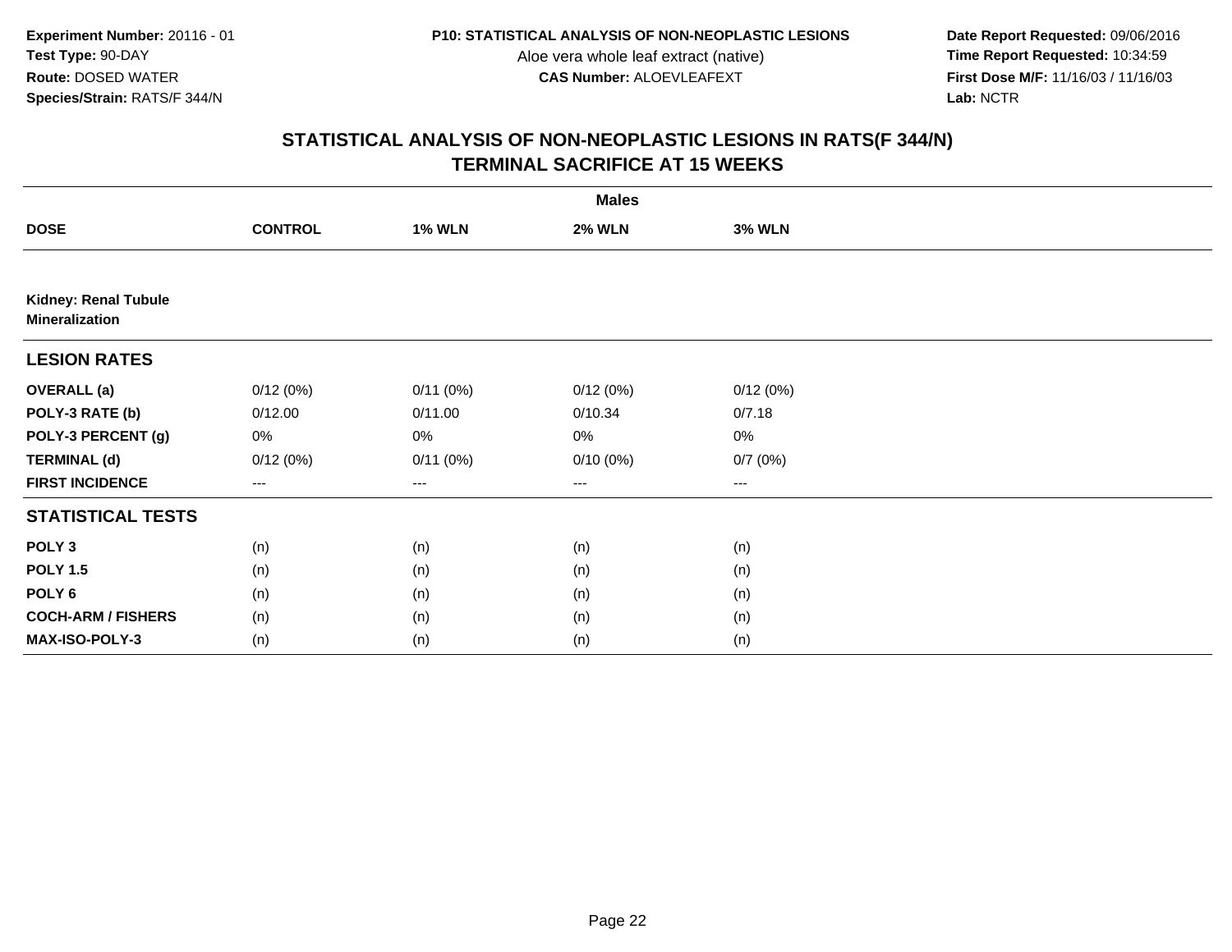**Experiment Number:** 20116 - 01
**Test Type:** 90-DAY
**Route:** DOSED WATER
**Species/Strain:** RATS/F 344/N

**P10: STATISTICAL ANALYSIS OF NON-NEOPLASTIC LESIONS**
Aloe vera whole leaf extract (native)
**CAS Number:** ALOEVLEAFEXT

**Date Report Requested:** 09/06/2016
**Time Report Requested:** 10:34:59
**First Dose M/F:** 11/16/03 / 11/16/03
**Lab:** NCTR

## STATISTICAL ANALYSIS OF NON-NEOPLASTIC LESIONS IN RATS(F 344/N)
## TERMINAL SACRIFICE AT 15 WEEKS

| | Males | | | |
|---|---|---|---|---|
| **DOSE** | **CONTROL** | **1% WLN** | **2% WLN** | **3% WLN** |
| **Kidney: Renal Tubule Mineralization** | | | | |
| **LESION RATES** | | | | |
| **OVERALL (a)** | 0/12 (0%) | 0/11 (0%) | 0/12 (0%) | 0/12 (0%) |
| **POLY-3 RATE (b)** | 0/12.00 | 0/11.00 | 0/10.34 | 0/7.18 |
| **POLY-3 PERCENT (g)** | 0% | 0% | 0% | 0% |
| **TERMINAL (d)** | 0/12 (0%) | 0/11 (0%) | 0/10 (0%) | 0/7 (0%) |
| **FIRST INCIDENCE** | --- | --- | --- | --- |
| **STATISTICAL TESTS** | | | | |
| **POLY 3** | (n) | (n) | (n) | (n) |
| **POLY 1.5** | (n) | (n) | (n) | (n) |
| **POLY 6** | (n) | (n) | (n) | (n) |
| **COCH-ARM / FISHERS** | (n) | (n) | (n) | (n) |
| **MAX-ISO-POLY-3** | (n) | (n) | (n) | (n) |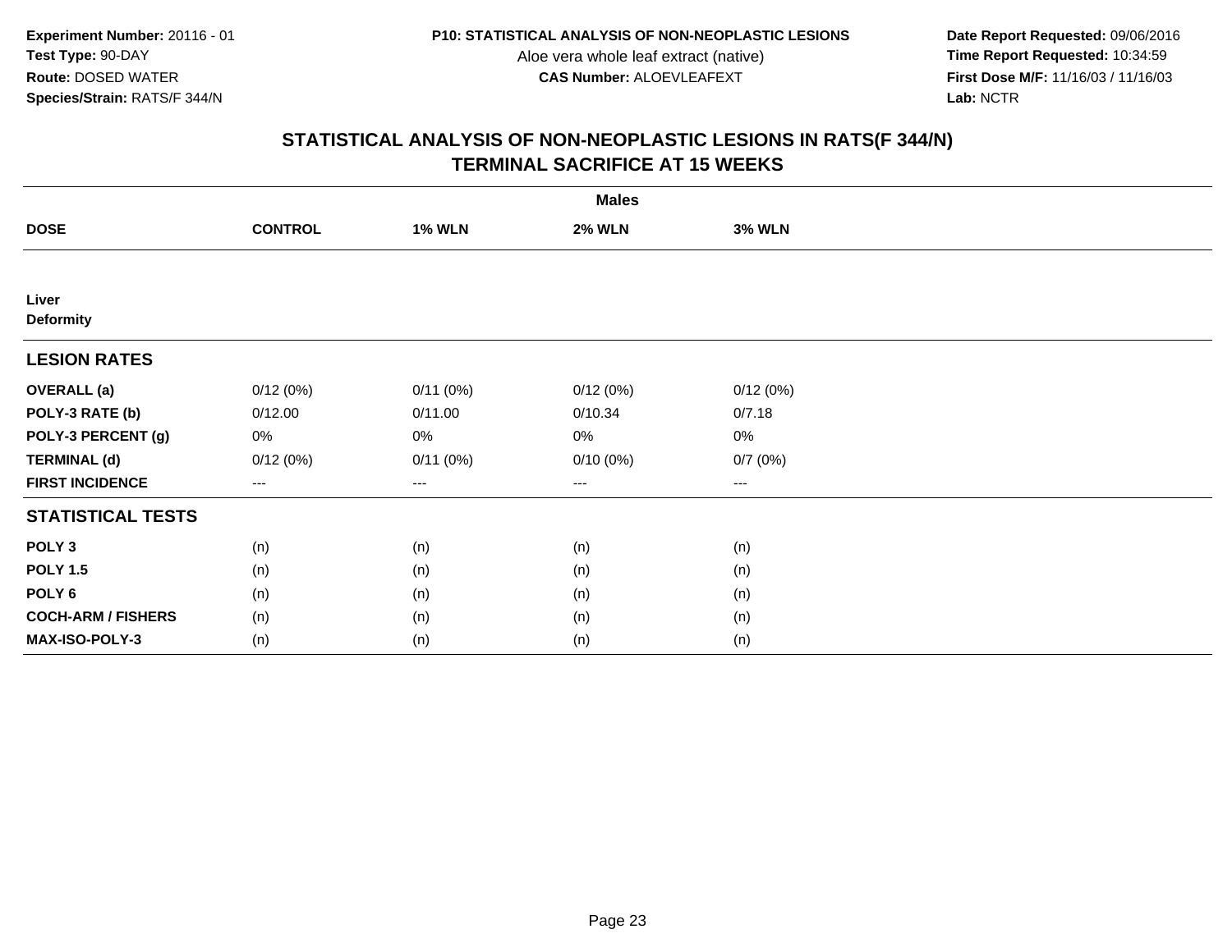**Experiment Number:** 20116 - 01
**Test Type:** 90-DAY
**Route:** DOSED WATER
**Species/Strain:** RATS/F 344/N

**P10: STATISTICAL ANALYSIS OF NON-NEOPLASTIC LESIONS**
Aloe vera whole leaf extract (native)
**CAS Number:** ALOEVLEAFEXT

**Date Report Requested:** 09/06/2016
**Time Report Requested:** 10:34:59
**First Dose M/F:** 11/16/03 / 11/16/03
**Lab:** NCTR

## STATISTICAL ANALYSIS OF NON-NEOPLASTIC LESIONS IN RATS(F 344/N)
## TERMINAL SACRIFICE AT 15 WEEKS

| | Males | | | |
|---|---|---|---|---|
| **DOSE** | **CONTROL** | **1% WLN** | **2% WLN** | **3% WLN** |
| **Liver** | | | | |
| **Deformity** | | | | |
| **LESION RATES** | | | | |
| **OVERALL (a)** | 0/12 (0%) | 0/11 (0%) | 0/12 (0%) | 0/12 (0%) |
| **POLY-3 RATE (b)** | 0/12.00 | 0/11.00 | 0/10.34 | 0/7.18 |
| **POLY-3 PERCENT (g)** | 0% | 0% | 0% | 0% |
| **TERMINAL (d)** | 0/12 (0%) | 0/11 (0%) | 0/10 (0%) | 0/7 (0%) |
| **FIRST INCIDENCE** | --- | --- | --- | --- |
| **STATISTICAL TESTS** | | | | |
| **POLY 3** | (n) | (n) | (n) | (n) |
| **POLY 1.5** | (n) | (n) | (n) | (n) |
| **POLY 6** | (n) | (n) | (n) | (n) |
| **COCH-ARM / FISHERS** | (n) | (n) | (n) | (n) |
| **MAX-ISO-POLY-3** | (n) | (n) | (n) | (n) |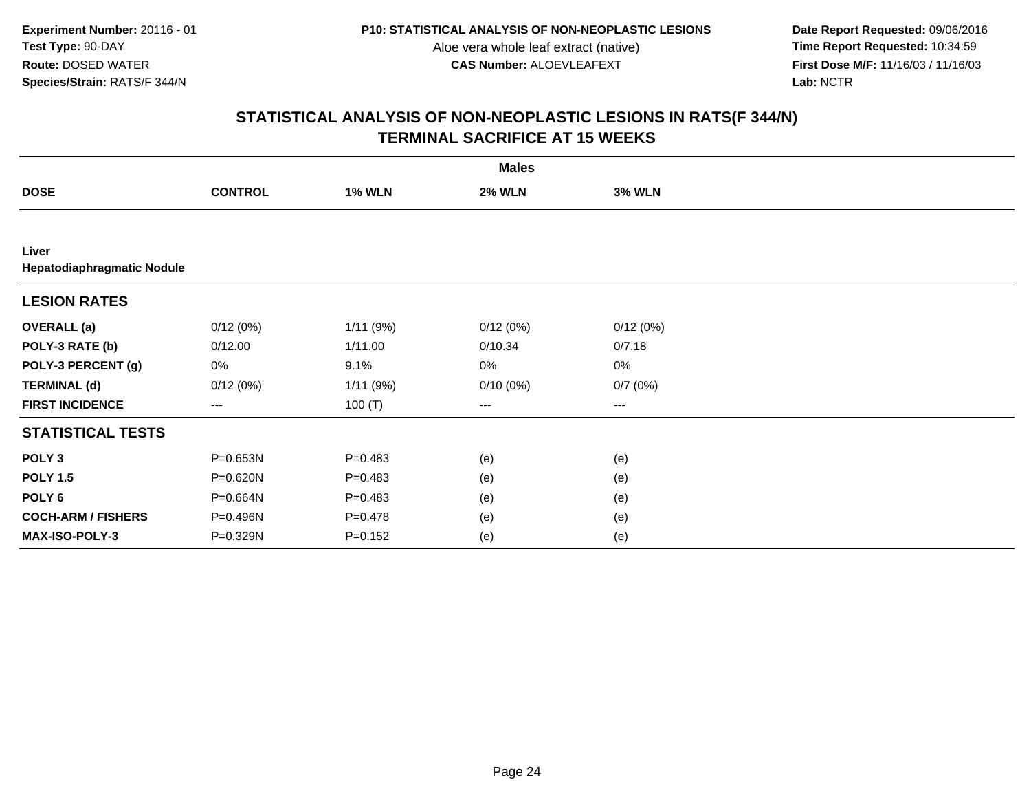**Experiment Number:** 20116 - 01
**Test Type:** 90-DAY
**Route:** DOSED WATER
**Species/Strain:** RATS/F 344/N

**P10: STATISTICAL ANALYSIS OF NON-NEOPLASTIC LESIONS**
Aloe vera whole leaf extract (native)
**CAS Number:** ALOEVLEAFEXT

**Date Report Requested:** 09/06/2016
**Time Report Requested:** 10:34:59
**First Dose M/F:** 11/16/03 / 11/16/03
**Lab:** NCTR

## STATISTICAL ANALYSIS OF NON-NEOPLASTIC LESIONS IN RATS(F 344/N)
## TERMINAL SACRIFICE AT 15 WEEKS

| | Males | | | |
|---|---|---|---|---|
| **DOSE** | **CONTROL** | **1% WLN** | **2% WLN** | **3% WLN** |
| **Liver** | | | | |
| **Hepatodiaphragmatic Nodule** | | | | |
| **LESION RATES** | | | | |
| **OVERALL (a)** | 0/12 (0%) | 1/11 (9%) | 0/12 (0%) | 0/12 (0%) |
| **POLY-3 RATE (b)** | 0/12.00 | 1/11.00 | 0/10.34 | 0/7.18 |
| **POLY-3 PERCENT (g)** | 0% | 9.1% | 0% | 0% |
| **TERMINAL (d)** | 0/12 (0%) | 1/11 (9%) | 0/10 (0%) | 0/7 (0%) |
| **FIRST INCIDENCE** | --- | 100 (T) | --- | --- |
| **STATISTICAL TESTS** | | | | |
| **POLY 3** | P=0.653N | P=0.483 | (e) | (e) |
| **POLY 1.5** | P=0.620N | P=0.483 | (e) | (e) |
| **POLY 6** | P=0.664N | P=0.483 | (e) | (e) |
| **COCH-ARM / FISHERS** | P=0.496N | P=0.478 | (e) | (e) |
| **MAX-ISO-POLY-3** | P=0.329N | P=0.152 | (e) | (e) |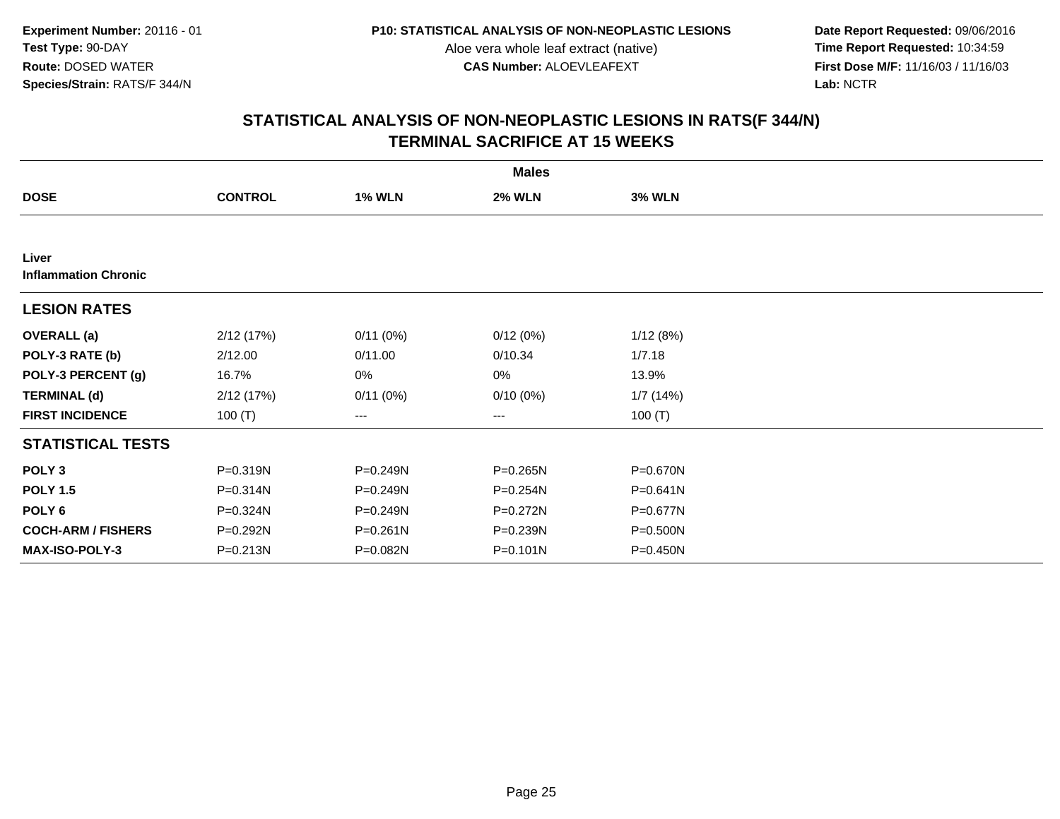**Experiment Number:** 20116 - 01
**Test Type:** 90-DAY
**Route:** DOSED WATER
**Species/Strain:** RATS/F 344/N

**P10: STATISTICAL ANALYSIS OF NON-NEOPLASTIC LESIONS**
Aloe vera whole leaf extract (native)
**CAS Number:** ALOEVLEAFEXT

**Date Report Requested:** 09/06/2016
**Time Report Requested:** 10:34:59
**First Dose M/F:** 11/16/03 / 11/16/03
**Lab:** NCTR

# STATISTICAL ANALYSIS OF NON-NEOPLASTIC LESIONS IN RATS(F 344/N)
# TERMINAL SACRIFICE AT 15 WEEKS

| | Males | | | |
|---|---|---|---|---|
| **DOSE** | **CONTROL** | **1% WLN** | **2% WLN** | **3% WLN** |
| **Liver** | | | | |
| **Inflammation Chronic** | | | | |
| **LESION RATES** | | | | |
| **OVERALL (a)** | 2/12 (17%) | 0/11 (0%) | 0/12 (0%) | 1/12 (8%) |
| **POLY-3 RATE (b)** | 2/12.00 | 0/11.00 | 0/10.34 | 1/7.18 |
| **POLY-3 PERCENT (g)** | 16.7% | 0% | 0% | 13.9% |
| **TERMINAL (d)** | 2/12 (17%) | 0/11 (0%) | 0/10 (0%) | 1/7 (14%) |
| **FIRST INCIDENCE** | 100 (T) | --- | --- | 100 (T) |
| **STATISTICAL TESTS** | | | | |
| **POLY 3** | P=0.319N | P=0.249N | P=0.265N | P=0.670N |
| **POLY 1.5** | P=0.314N | P=0.249N | P=0.254N | P=0.641N |
| **POLY 6** | P=0.324N | P=0.249N | P=0.272N | P=0.677N |
| **COCH-ARM / FISHERS** | P=0.292N | P=0.261N | P=0.239N | P=0.500N |
| **MAX-ISO-POLY-3** | P=0.213N | P=0.082N | P=0.101N | P=0.450N |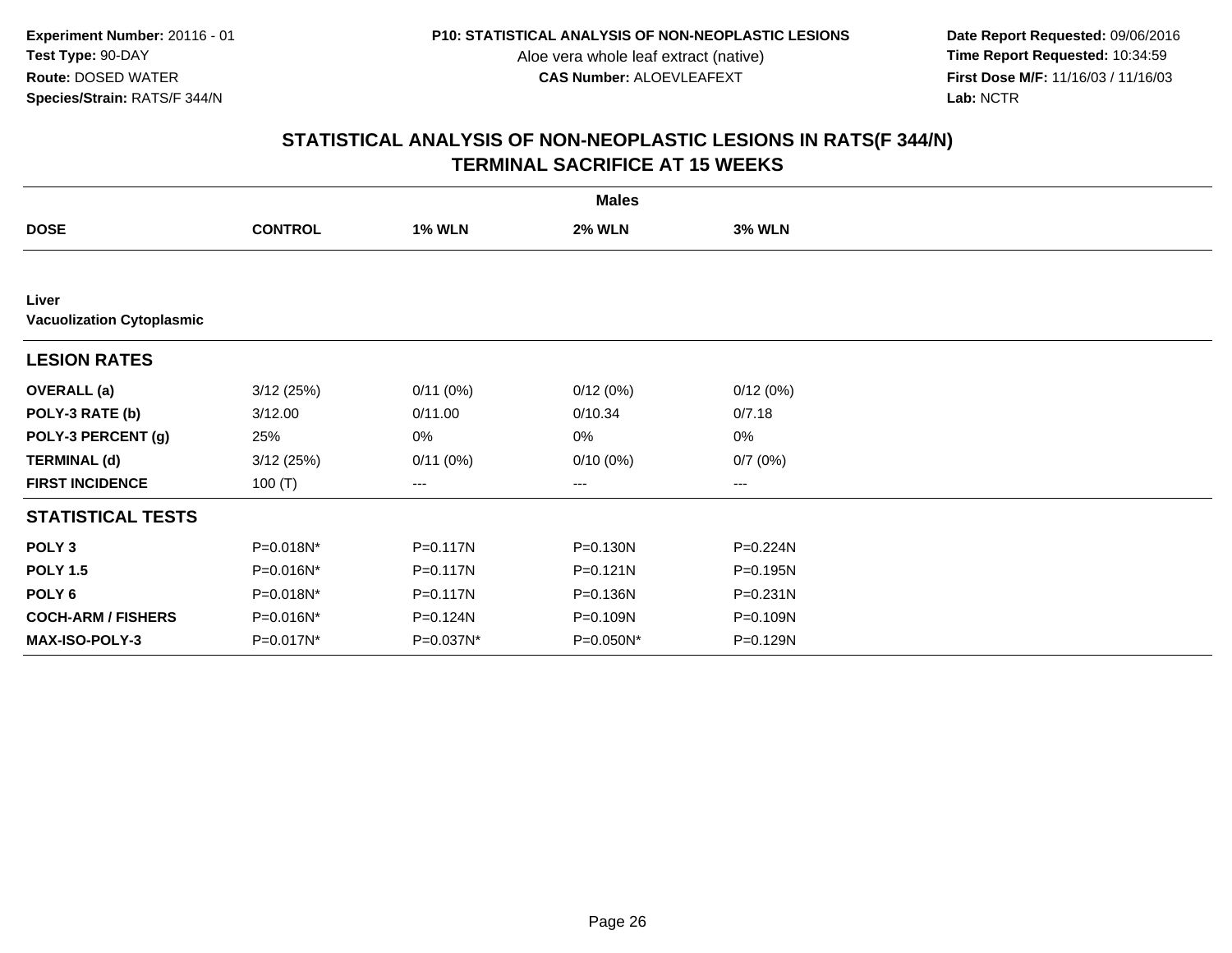**Experiment Number:** 20116 - 01
**Test Type:** 90-DAY
**Route:** DOSED WATER
**Species/Strain:** RATS/F 344/N

**P10: STATISTICAL ANALYSIS OF NON-NEOPLASTIC LESIONS**
Aloe vera whole leaf extract (native)
**CAS Number:** ALOEVLEAFEXT

**Date Report Requested:** 09/06/2016
**Time Report Requested:** 10:34:59
**First Dose M/F:** 11/16/03 / 11/16/03
**Lab:** NCTR

## STATISTICAL ANALYSIS OF NON-NEOPLASTIC LESIONS IN RATS(F 344/N)
## TERMINAL SACRIFICE AT 15 WEEKS

| | Males | | | |
|---|---|---|---|---|
| **DOSE** | **CONTROL** | **1% WLN** | **2% WLN** | **3% WLN** |
| **Liver** | | | | |
| **Vacuolization Cytoplasmic** | | | | |
| **LESION RATES** | | | | |
| **OVERALL (a)** | 3/12 (25%) | 0/11 (0%) | 0/12 (0%) | 0/12 (0%) |
| **POLY-3 RATE (b)** | 3/12.00 | 0/11.00 | 0/10.34 | 0/7.18 |
| **POLY-3 PERCENT (g)** | 25% | 0% | 0% | 0% |
| **TERMINAL (d)** | 3/12 (25%) | 0/11 (0%) | 0/10 (0%) | 0/7 (0%) |
| **FIRST INCIDENCE** | 100 (T) | --- | --- | --- |
| **STATISTICAL TESTS** | | | | |
| **POLY 3** | P=0.018N* | P=0.117N | P=0.130N | P=0.224N |
| **POLY 1.5** | P=0.016N* | P=0.117N | P=0.121N | P=0.195N |
| **POLY 6** | P=0.018N* | P=0.117N | P=0.136N | P=0.231N |
| **COCH-ARM / FISHERS** | P=0.016N* | P=0.124N | P=0.109N | P=0.109N |
| **MAX-ISO-POLY-3** | P=0.017N* | P=0.037N* | P=0.050N* | P=0.129N |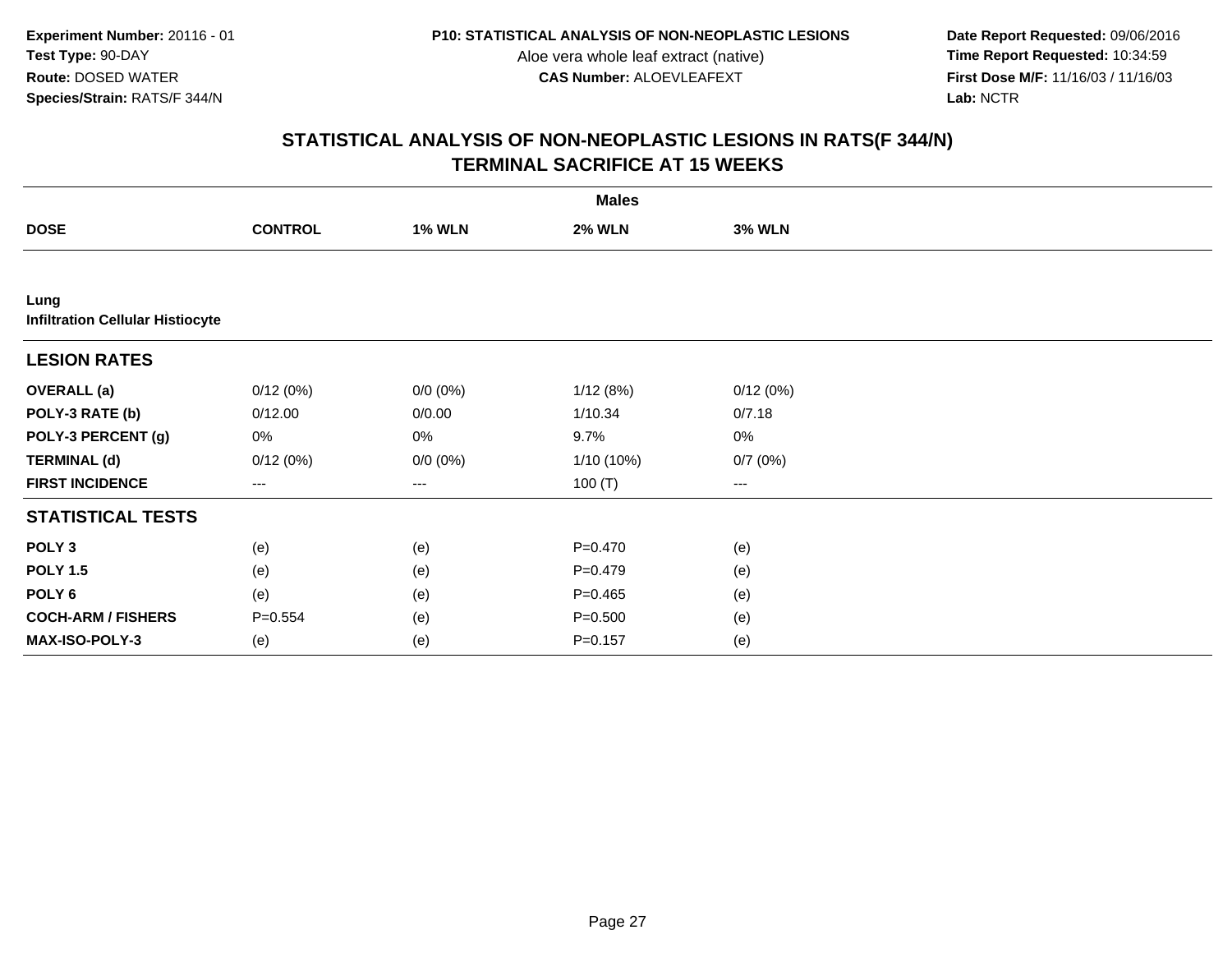**Experiment Number:** 20116 - 01
**Test Type:** 90-DAY
**Route:** DOSED WATER
**Species/Strain:** RATS/F 344/N

**P10: STATISTICAL ANALYSIS OF NON-NEOPLASTIC LESIONS**
Aloe vera whole leaf extract (native)
**CAS Number:** ALOEVLEAFEXT

**Date Report Requested:** 09/06/2016
**Time Report Requested:** 10:34:59
**First Dose M/F:** 11/16/03 / 11/16/03
**Lab:** NCTR

## STATISTICAL ANALYSIS OF NON-NEOPLASTIC LESIONS IN RATS(F 344/N)
## TERMINAL SACRIFICE AT 15 WEEKS

| | Males | | | |
|---|---|---|---|---|
| **DOSE** | **CONTROL** | **1% WLN** | **2% WLN** | **3% WLN** |
| **Lung** | | | | |
| **Infiltration Cellular Histiocyte** | | | | |
| **LESION RATES** | | | | |
| **OVERALL (a)** | 0/12 (0%) | 0/0 (0%) | 1/12 (8%) | 0/12 (0%) |
| **POLY-3 RATE (b)** | 0/12.00 | 0/0.00 | 1/10.34 | 0/7.18 |
| **POLY-3 PERCENT (g)** | 0% | 0% | 9.7% | 0% |
| **TERMINAL (d)** | 0/12 (0%) | 0/0 (0%) | 1/10 (10%) | 0/7 (0%) |
| **FIRST INCIDENCE** | --- | --- | 100 (T) | --- |
| **STATISTICAL TESTS** | | | | |
| **POLY 3** | (e) | (e) | P=0.470 | (e) |
| **POLY 1.5** | (e) | (e) | P=0.479 | (e) |
| **POLY 6** | (e) | (e) | P=0.465 | (e) |
| **COCH-ARM / FISHERS** | P=0.554 | (e) | P=0.500 | (e) |
| **MAX-ISO-POLY-3** | (e) | (e) | P=0.157 | (e) |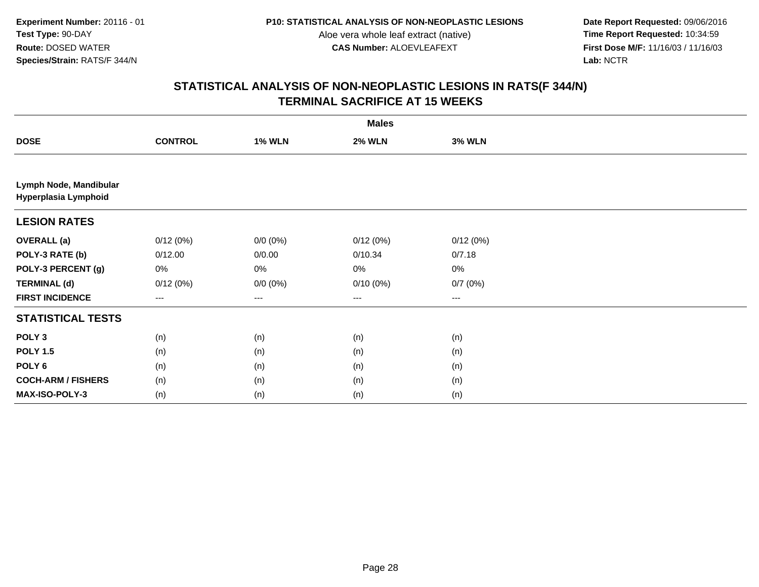**Experiment Number:** 20116 - 01
**Test Type:** 90-DAY
**Route:** DOSED WATER
**Species/Strain:** RATS/F 344/N

**P10: STATISTICAL ANALYSIS OF NON-NEOPLASTIC LESIONS**
Aloe vera whole leaf extract (native)
**CAS Number:** ALOEVLEAFEXT

**Date Report Requested:** 09/06/2016
**Time Report Requested:** 10:34:59
**First Dose M/F:** 11/16/03 / 11/16/03
**Lab:** NCTR

## STATISTICAL ANALYSIS OF NON-NEOPLASTIC LESIONS IN RATS(F 344/N)
## TERMINAL SACRIFICE AT 15 WEEKS

| | Males | | | |
|---|---|---|---|---|
| **DOSE** | **CONTROL** | **1% WLN** | **2% WLN** | **3% WLN** |
| **Lymph Node, Mandibular** | | | | |
| **Hyperplasia Lymphoid** | | | | |
| **LESION RATES** | | | | |
| **OVERALL (a)** | 0/12 (0%) | 0/0 (0%) | 0/12 (0%) | 0/12 (0%) |
| **POLY-3 RATE (b)** | 0/12.00 | 0/0.00 | 0/10.34 | 0/7.18 |
| **POLY-3 PERCENT (g)** | 0% | 0% | 0% | 0% |
| **TERMINAL (d)** | 0/12 (0%) | 0/0 (0%) | 0/10 (0%) | 0/7 (0%) |
| **FIRST INCIDENCE** | --- | --- | --- | --- |
| **STATISTICAL TESTS** | | | | |
| **POLY 3** | (n) | (n) | (n) | (n) |
| **POLY 1.5** | (n) | (n) | (n) | (n) |
| **POLY 6** | (n) | (n) | (n) | (n) |
| **COCH-ARM / FISHERS** | (n) | (n) | (n) | (n) |
| **MAX-ISO-POLY-3** | (n) | (n) | (n) | (n) |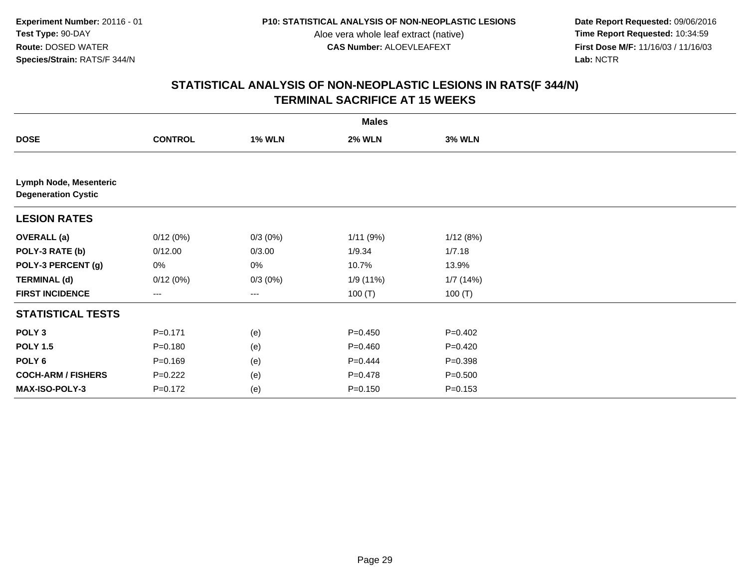**Experiment Number:** 20116 - 01
**Test Type:** 90-DAY
**Route:** DOSED WATER
**Species/Strain:** RATS/F 344/N

**P10: STATISTICAL ANALYSIS OF NON-NEOPLASTIC LESIONS**
Aloe vera whole leaf extract (native)
**CAS Number:** ALOEVLEAFEXT

**Date Report Requested:** 09/06/2016
**Time Report Requested:** 10:34:59
**First Dose M/F:** 11/16/03 / 11/16/03
**Lab:** NCTR

## STATISTICAL ANALYSIS OF NON-NEOPLASTIC LESIONS IN RATS(F 344/N)
## TERMINAL SACRIFICE AT 15 WEEKS

| | Males | | | |
|---|---|---|---|---|
| **DOSE** | **CONTROL** | **1% WLN** | **2% WLN** | **3% WLN** |
| **Lymph Node, Mesenteric** | | | | |
| **Degeneration Cystic** | | | | |
| **LESION RATES** | | | | |
| **OVERALL (a)** | 0/12 (0%) | 0/3 (0%) | 1/11 (9%) | 1/12 (8%) |
| **POLY-3 RATE (b)** | 0/12.00 | 0/3.00 | 1/9.34 | 1/7.18 |
| **POLY-3 PERCENT (g)** | 0% | 0% | 10.7% | 13.9% |
| **TERMINAL (d)** | 0/12 (0%) | 0/3 (0%) | 1/9 (11%) | 1/7 (14%) |
| **FIRST INCIDENCE** | --- | --- | 100 (T) | 100 (T) |
| **STATISTICAL TESTS** | | | | |
| **POLY 3** | P=0.171 | (e) | P=0.450 | P=0.402 |
| **POLY 1.5** | P=0.180 | (e) | P=0.460 | P=0.420 |
| **POLY 6** | P=0.169 | (e) | P=0.444 | P=0.398 |
| **COCH-ARM / FISHERS** | P=0.222 | (e) | P=0.478 | P=0.500 |
| **MAX-ISO-POLY-3** | P=0.172 | (e) | P=0.150 | P=0.153 |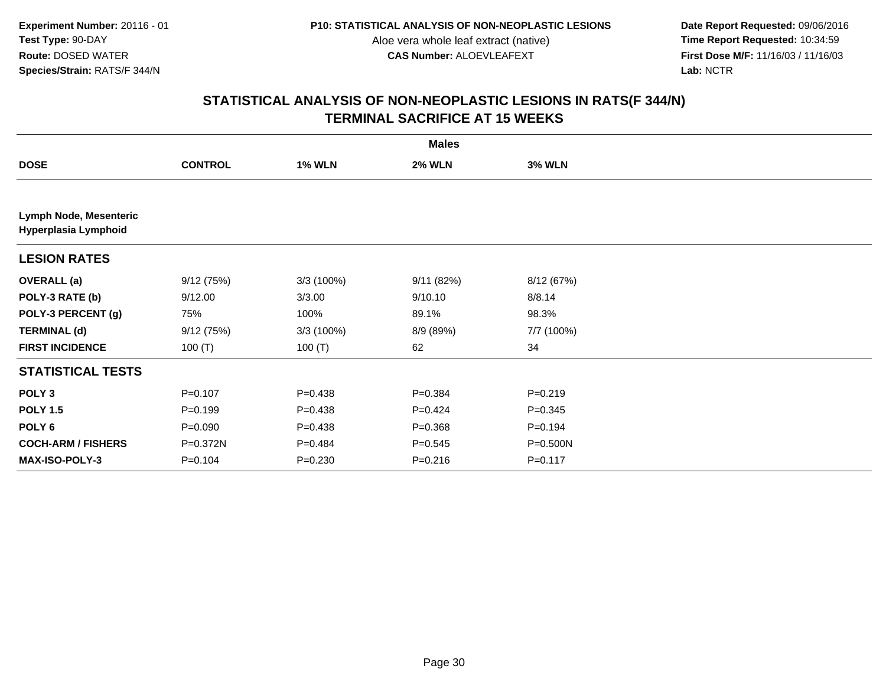**Experiment Number:** 20116 - 01
**Test Type:** 90-DAY
**Route:** DOSED WATER
**Species/Strain:** RATS/F 344/N

**P10: STATISTICAL ANALYSIS OF NON-NEOPLASTIC LESIONS**
Aloe vera whole leaf extract (native)
**CAS Number:** ALOEVLEAFEXT

**Date Report Requested:** 09/06/2016
**Time Report Requested:** 10:34:59
**First Dose M/F:** 11/16/03 / 11/16/03
**Lab:** NCTR

# STATISTICAL ANALYSIS OF NON-NEOPLASTIC LESIONS IN RATS(F 344/N)
# TERMINAL SACRIFICE AT 15 WEEKS

**Males**

| DOSE | CONTROL | 1% WLN | 2% WLN | 3% WLN |
|---|---|---|---|---|
| **Lymph Node, Mesenteric** | | | | |
| **Hyperplasia Lymphoid** | | | | |
| **LESION RATES** | | | | |
| **OVERALL (a)** | 9/12 (75%) | 3/3 (100%) | 9/11 (82%) | 8/12 (67%) |
| **POLY-3 RATE (b)** | 9/12.00 | 3/3.00 | 9/10.10 | 8/8.14 |
| **POLY-3 PERCENT (g)** | 75% | 100% | 89.1% | 98.3% |
| **TERMINAL (d)** | 9/12 (75%) | 3/3 (100%) | 8/9 (89%) | 7/7 (100%) |
| **FIRST INCIDENCE** | 100 (T) | 100 (T) | 62 | 34 |
| **STATISTICAL TESTS** | | | | |
| **POLY 3** | P=0.107 | P=0.438 | P=0.384 | P=0.219 |
| **POLY 1.5** | P=0.199 | P=0.438 | P=0.424 | P=0.345 |
| **POLY 6** | P=0.090 | P=0.438 | P=0.368 | P=0.194 |
| **COCH-ARM / FISHERS** | P=0.372N | P=0.484 | P=0.545 | P=0.500N |
| **MAX-ISO-POLY-3** | P=0.104 | P=0.230 | P=0.216 | P=0.117 |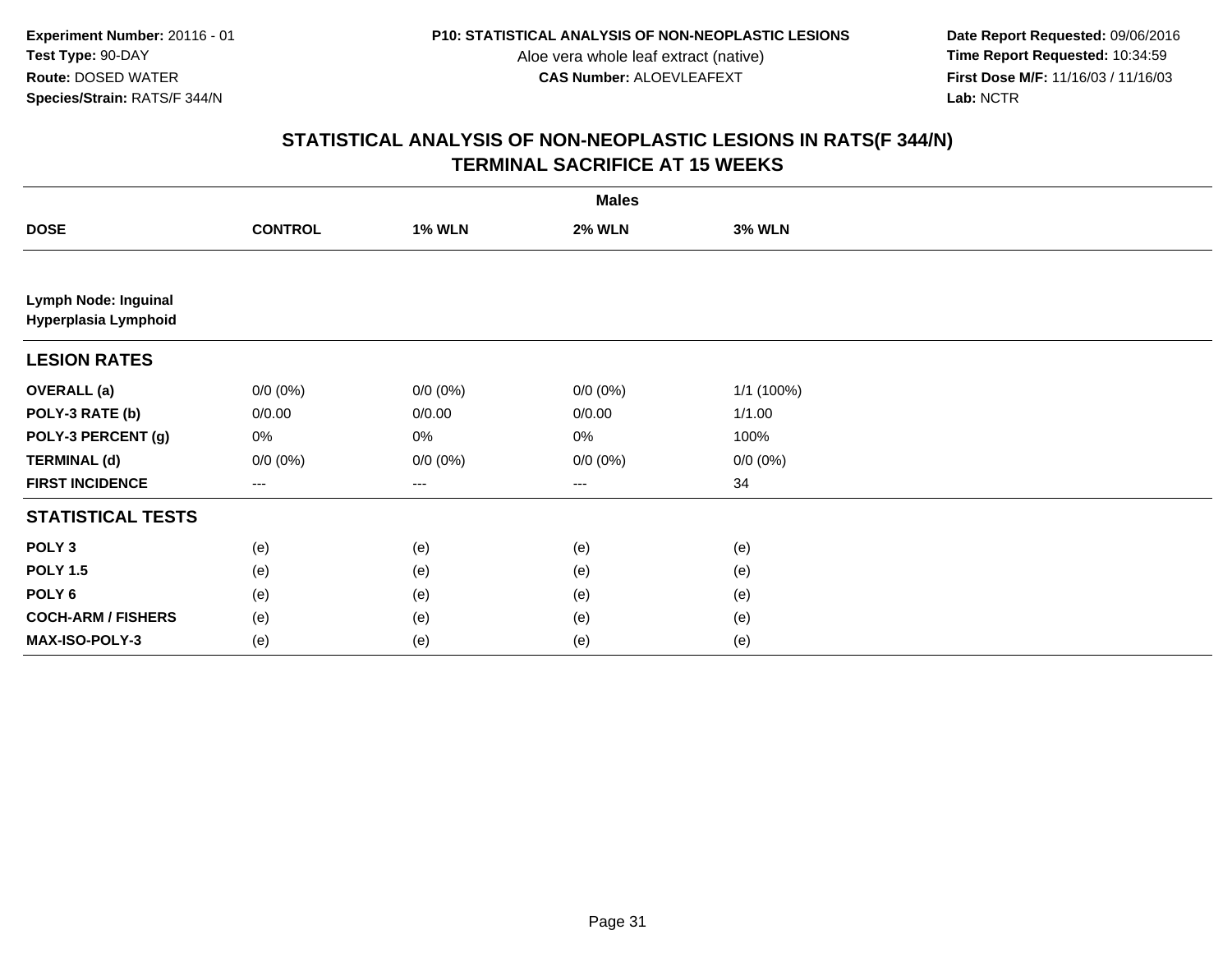Experiment Number: 20116 - 01
Test Type: 90-DAY
Route: DOSED WATER
Species/Strain: RATS/F 344/N

P10: STATISTICAL ANALYSIS OF NON-NEOPLASTIC LESIONS
Aloe vera whole leaf extract (native)
CAS Number: ALOEVLEAFEXT

Date Report Requested: 09/06/2016
Time Report Requested: 10:34:59
First Dose M/F: 11/16/03 / 11/16/03
Lab: NCTR

## STATISTICAL ANALYSIS OF NON-NEOPLASTIC LESIONS IN RATS(F 344/N)
## TERMINAL SACRIFICE AT 15 WEEKS

| | Males | | | |
|---|---|---|---|---|
| **DOSE** | **CONTROL** | **1% WLN** | **2% WLN** | **3% WLN** |
| **Lymph Node: Inguinal** **Hyperplasia Lymphoid** | | | | |
| **LESION RATES** | | | | |
| **OVERALL (a)** | 0/0 (0%) | 0/0 (0%) | 0/0 (0%) | 1/1 (100%) |
| **POLY-3 RATE (b)** | 0/0.00 | 0/0.00 | 0/0.00 | 1/1.00 |
| **POLY-3 PERCENT (g)** | 0% | 0% | 0% | 100% |
| **TERMINAL (d)** | 0/0 (0%) | 0/0 (0%) | 0/0 (0%) | 0/0 (0%) |
| **FIRST INCIDENCE** | --- | --- | --- | 34 |
| **STATISTICAL TESTS** | | | | |
| **POLY 3** | (e) | (e) | (e) | (e) |
| **POLY 1.5** | (e) | (e) | (e) | (e) |
| **POLY 6** | (e) | (e) | (e) | (e) |
| **COCH-ARM / FISHERS** | (e) | (e) | (e) | (e) |
| **MAX-ISO-POLY-3** | (e) | (e) | (e) | (e) |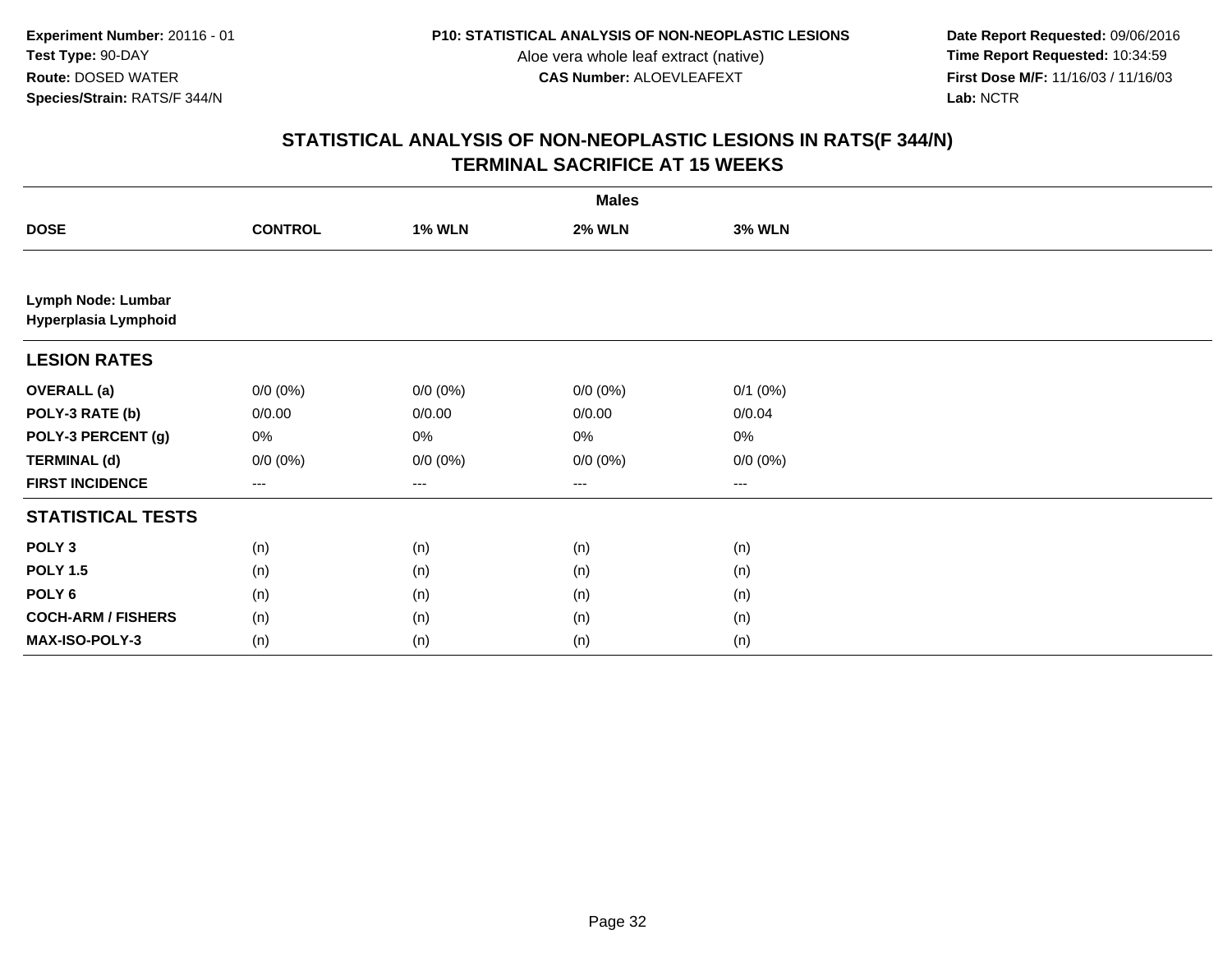**Experiment Number:** 20116 - 01
**Test Type:** 90-DAY
**Route:** DOSED WATER
**Species/Strain:** RATS/F 344/N

**P10: STATISTICAL ANALYSIS OF NON-NEOPLASTIC LESIONS**
Aloe vera whole leaf extract (native)
**CAS Number:** ALOEVLEAFEXT

**Date Report Requested:** 09/06/2016
**Time Report Requested:** 10:34:59
**First Dose M/F:** 11/16/03 / 11/16/03
**Lab:** NCTR

## STATISTICAL ANALYSIS OF NON-NEOPLASTIC LESIONS IN RATS(F 344/N) TERMINAL SACRIFICE AT 15 WEEKS

| | Males | | | |
|---|---|---|---|---|
| **DOSE** | **CONTROL** | **1% WLN** | **2% WLN** | **3% WLN** |
| **Lymph Node: Lumbar** | | | | |
| **Hyperplasia Lymphoid** | | | | |
| **LESION RATES** | | | | |
| **OVERALL (a)** | 0/0 (0%) | 0/0 (0%) | 0/0 (0%) | 0/1 (0%) |
| **POLY-3 RATE (b)** | 0/0.00 | 0/0.00 | 0/0.00 | 0/0.04 |
| **POLY-3 PERCENT (g)** | 0% | 0% | 0% | 0% |
| **TERMINAL (d)** | 0/0 (0%) | 0/0 (0%) | 0/0 (0%) | 0/0 (0%) |
| **FIRST INCIDENCE** | --- | --- | --- | --- |
| **STATISTICAL TESTS** | | | | |
| **POLY 3** | (n) | (n) | (n) | (n) |
| **POLY 1.5** | (n) | (n) | (n) | (n) |
| **POLY 6** | (n) | (n) | (n) | (n) |
| **COCH-ARM / FISHERS** | (n) | (n) | (n) | (n) |
| **MAX-ISO-POLY-3** | (n) | (n) | (n) | (n) |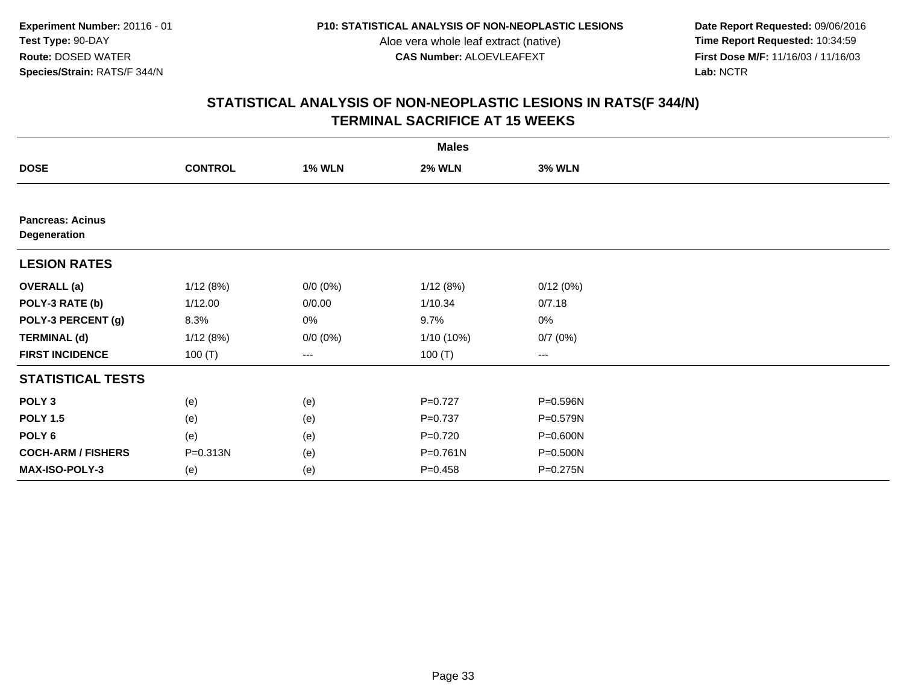**Experiment Number:** 20116 - 01
**Test Type:** 90-DAY
**Route:** DOSED WATER
**Species/Strain:** RATS/F 344/N

**P10: STATISTICAL ANALYSIS OF NON-NEOPLASTIC LESIONS**
Aloe vera whole leaf extract (native)
**CAS Number:** ALOEVLEAFEXT

**Date Report Requested:** 09/06/2016
**Time Report Requested:** 10:34:59
**First Dose M/F:** 11/16/03 / 11/16/03
**Lab:** NCTR

## STATISTICAL ANALYSIS OF NON-NEOPLASTIC LESIONS IN RATS(F 344/N)
## TERMINAL SACRIFICE AT 15 WEEKS

| | Males | | | |
|---|---|---|---|---|
| **DOSE** | **CONTROL** | **1% WLN** | **2% WLN** | **3% WLN** |
| **Pancreas: Acinus Degeneration** | | | | |
| **LESION RATES** | | | | |
| **OVERALL (a)** | 1/12 (8%) | 0/0 (0%) | 1/12 (8%) | 0/12 (0%) |
| **POLY-3 RATE (b)** | 1/12.00 | 0/0.00 | 1/10.34 | 0/7.18 |
| **POLY-3 PERCENT (g)** | 8.3% | 0% | 9.7% | 0% |
| **TERMINAL (d)** | 1/12 (8%) | 0/0 (0%) | 1/10 (10%) | 0/7 (0%) |
| **FIRST INCIDENCE** | 100 (T) | --- | 100 (T) | --- |
| **STATISTICAL TESTS** | | | | |
| **POLY 3** | (e) | (e) | P=0.727 | P=0.596N |
| **POLY 1.5** | (e) | (e) | P=0.737 | P=0.579N |
| **POLY 6** | (e) | (e) | P=0.720 | P=0.600N |
| **COCH-ARM / FISHERS** | P=0.313N | (e) | P=0.761N | P=0.500N |
| **MAX-ISO-POLY-3** | (e) | (e) | P=0.458 | P=0.275N |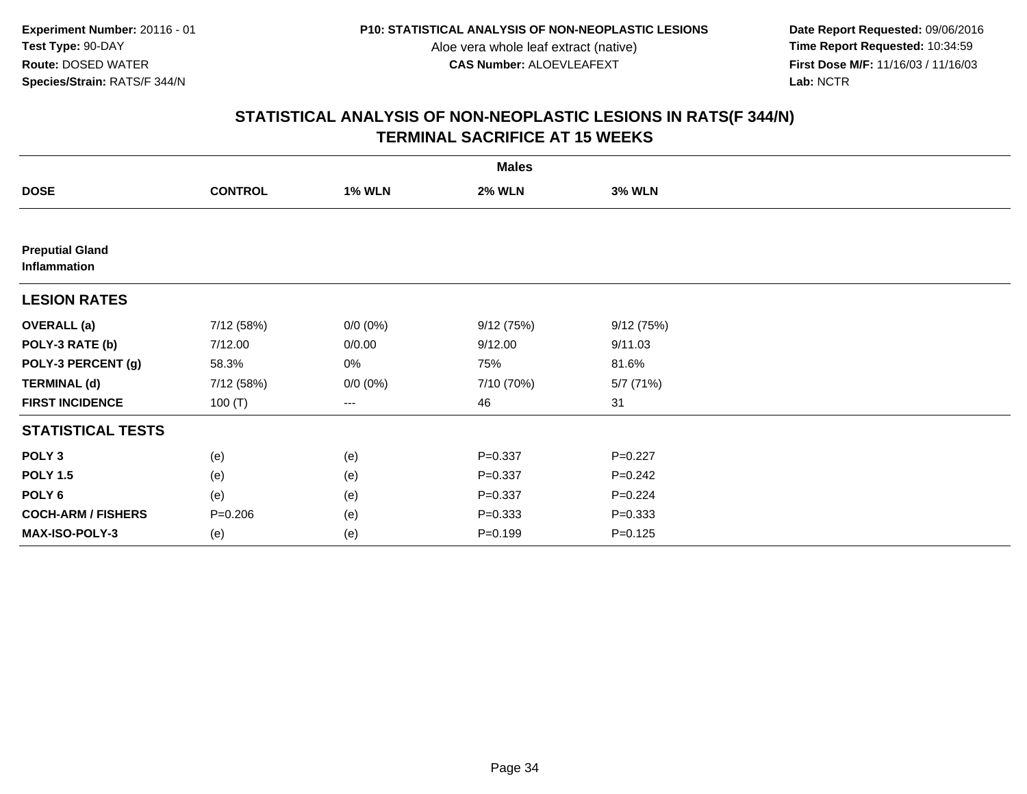**Experiment Number:** 20116 - 01
**Test Type:** 90-DAY
**Route:** DOSED WATER
**Species/Strain:** RATS/F 344/N

**P10: STATISTICAL ANALYSIS OF NON-NEOPLASTIC LESIONS**
Aloe vera whole leaf extract (native)
**CAS Number:** ALOEVLEAFEXT

**Date Report Requested:** 09/06/2016
**Time Report Requested:** 10:34:59
**First Dose M/F:** 11/16/03 / 11/16/03
**Lab:** NCTR

## STATISTICAL ANALYSIS OF NON-NEOPLASTIC LESIONS IN RATS(F 344/N) TERMINAL SACRIFICE AT 15 WEEKS

| | Males | | | |
|---|---|---|---|---|
| **DOSE** | **CONTROL** | **1% WLN** | **2% WLN** | **3% WLN** |
| **Preputial Gland Inflammation** | | | | |
| **LESION RATES** | | | | |
| **OVERALL (a)** | 7/12 (58%) | 0/0 (0%) | 9/12 (75%) | 9/12 (75%) |
| **POLY-3 RATE (b)** | 7/12.00 | 0/0.00 | 9/12.00 | 9/11.03 |
| **POLY-3 PERCENT (g)** | 58.3% | 0% | 75% | 81.6% |
| **TERMINAL (d)** | 7/12 (58%) | 0/0 (0%) | 7/10 (70%) | 5/7 (71%) |
| **FIRST INCIDENCE** | 100 (T) | --- | 46 | 31 |
| **STATISTICAL TESTS** | | | | |
| **POLY 3** | (e) | (e) | P=0.337 | P=0.227 |
| **POLY 1.5** | (e) | (e) | P=0.337 | P=0.242 |
| **POLY 6** | (e) | (e) | P=0.337 | P=0.224 |
| **COCH-ARM / FISHERS** | P=0.206 | (e) | P=0.333 | P=0.333 |
| **MAX-ISO-POLY-3** | (e) | (e) | P=0.199 | P=0.125 |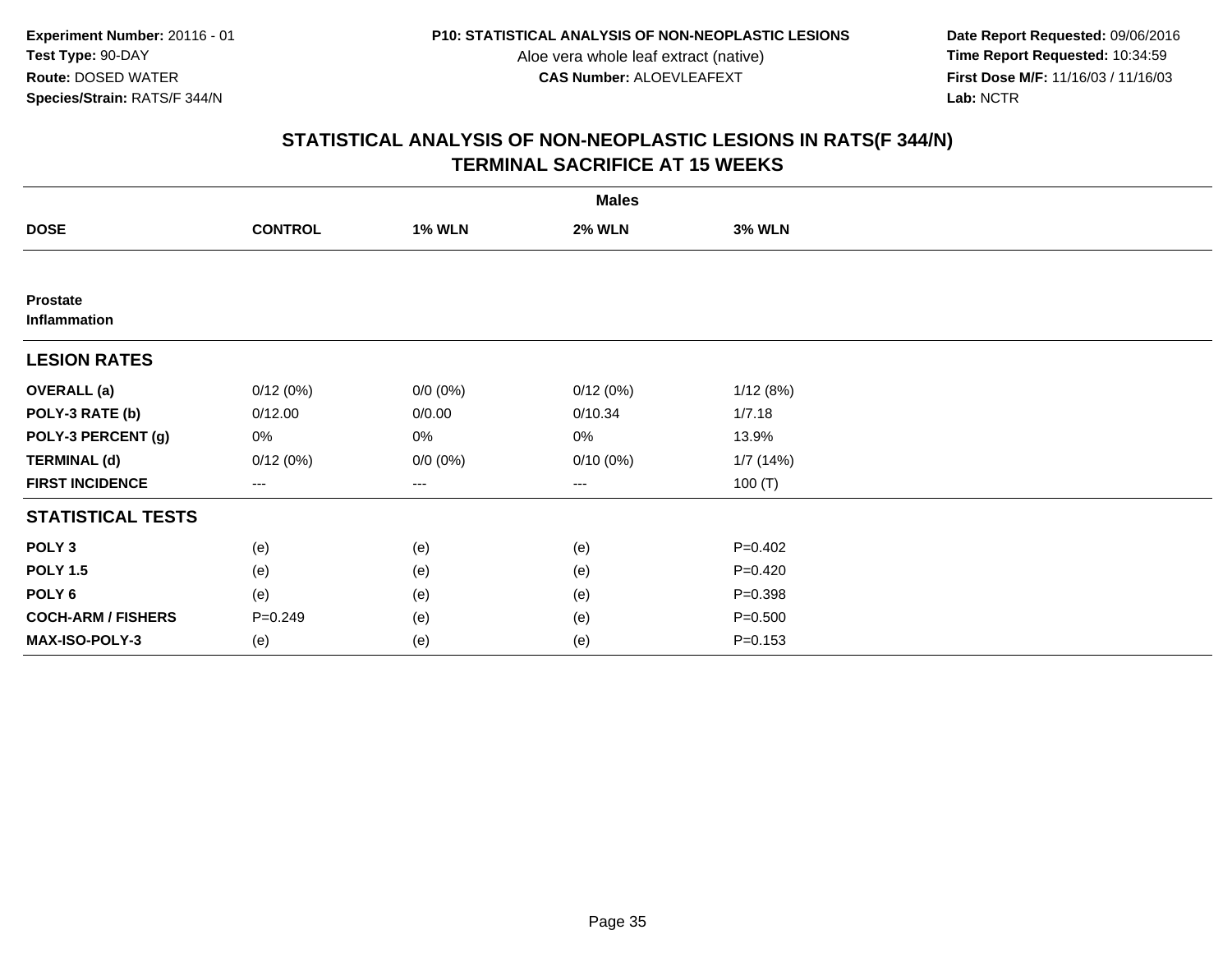**Experiment Number:** 20116 - 01
**Test Type:** 90-DAY
**Route:** DOSED WATER
**Species/Strain:** RATS/F 344/N

**P10: STATISTICAL ANALYSIS OF NON-NEOPLASTIC LESIONS**
Aloe vera whole leaf extract (native)
**CAS Number:** ALOEVLEAFEXT

**Date Report Requested:** 09/06/2016
**Time Report Requested:** 10:34:59
**First Dose M/F:** 11/16/03 / 11/16/03
**Lab:** NCTR

## STATISTICAL ANALYSIS OF NON-NEOPLASTIC LESIONS IN RATS(F 344/N)
## TERMINAL SACRIFICE AT 15 WEEKS

| | Males | | | |
|---|---|---|---|---|
| **DOSE** | **CONTROL** | **1% WLN** | **2% WLN** | **3% WLN** |
| **Prostate** | | | | |
| **Inflammation** | | | | |
| **LESION RATES** | | | | |
| **OVERALL (a)** | 0/12 (0%) | 0/0 (0%) | 0/12 (0%) | 1/12 (8%) |
| **POLY-3 RATE (b)** | 0/12.00 | 0/0.00 | 0/10.34 | 1/7.18 |
| **POLY-3 PERCENT (g)** | 0% | 0% | 0% | 13.9% |
| **TERMINAL (d)** | 0/12 (0%) | 0/0 (0%) | 0/10 (0%) | 1/7 (14%) |
| **FIRST INCIDENCE** | --- | --- | --- | 100 (T) |
| **STATISTICAL TESTS** | | | | |
| **POLY 3** | (e) | (e) | (e) | P=0.402 |
| **POLY 1.5** | (e) | (e) | (e) | P=0.420 |
| **POLY 6** | (e) | (e) | (e) | P=0.398 |
| **COCH-ARM / FISHERS** | P=0.249 | (e) | (e) | P=0.500 |
| **MAX-ISO-POLY-3** | (e) | (e) | (e) | P=0.153 |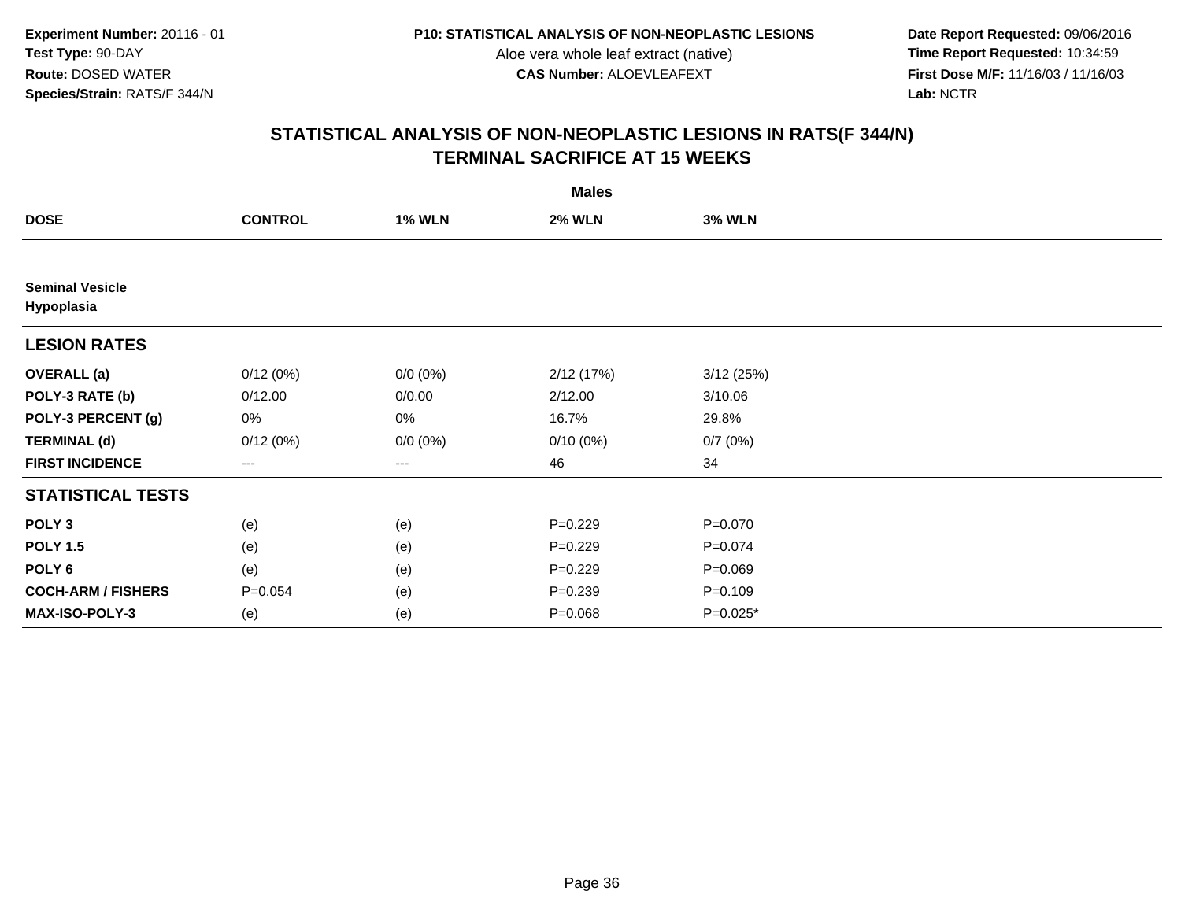**Experiment Number:** 20116 - 01
**Test Type:** 90-DAY
**Route:** DOSED WATER
**Species/Strain:** RATS/F 344/N

**P10: STATISTICAL ANALYSIS OF NON-NEOPLASTIC LESIONS**
Aloe vera whole leaf extract (native)
**CAS Number:** ALOEVLEAFEXT

**Date Report Requested:** 09/06/2016
**Time Report Requested:** 10:34:59
**First Dose M/F:** 11/16/03 / 11/16/03
**Lab:** NCTR

## STATISTICAL ANALYSIS OF NON-NEOPLASTIC LESIONS IN RATS(F 344/N)
## TERMINAL SACRIFICE AT 15 WEEKS

| | Males | | | |
|---|---|---|---|---|
| **DOSE** | **CONTROL** | **1% WLN** | **2% WLN** | **3% WLN** |
| **Seminal Vesicle** | | | | |
| **Hypoplasia** | | | | |
| **LESION RATES** | | | | |
| **OVERALL (a)** | 0/12 (0%) | 0/0 (0%) | 2/12 (17%) | 3/12 (25%) |
| **POLY-3 RATE (b)** | 0/12.00 | 0/0.00 | 2/12.00 | 3/10.06 |
| **POLY-3 PERCENT (g)** | 0% | 0% | 16.7% | 29.8% |
| **TERMINAL (d)** | 0/12 (0%) | 0/0 (0%) | 0/10 (0%) | 0/7 (0%) |
| **FIRST INCIDENCE** | --- | --- | 46 | 34 |
| **STATISTICAL TESTS** | | | | |
| **POLY 3** | (e) | (e) | P=0.229 | P=0.070 |
| **POLY 1.5** | (e) | (e) | P=0.229 | P=0.074 |
| **POLY 6** | (e) | (e) | P=0.229 | P=0.069 |
| **COCH-ARM / FISHERS** | P=0.054 | (e) | P=0.239 | P=0.109 |
| **MAX-ISO-POLY-3** | (e) | (e) | P=0.068 | P=0.025* |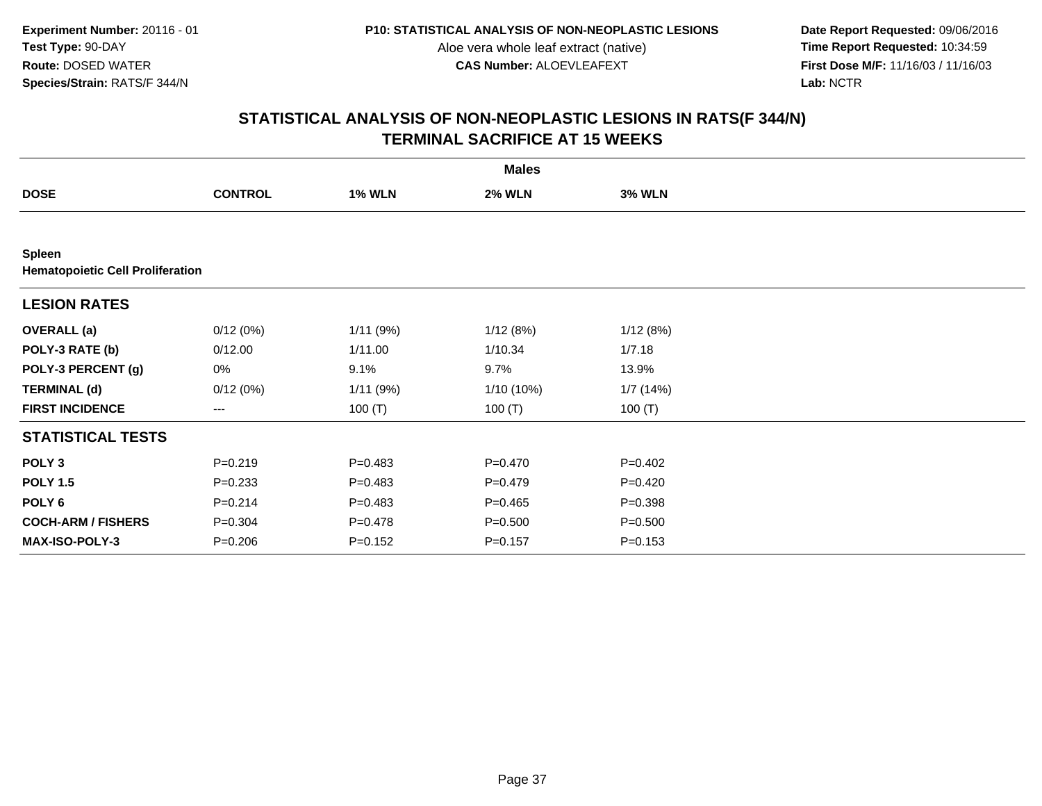Experiment Number: 20116 - 01
Test Type: 90-DAY
Route: DOSED WATER
Species/Strain: RATS/F 344/N

P10: STATISTICAL ANALYSIS OF NON-NEOPLASTIC LESIONS
Aloe vera whole leaf extract (native)
CAS Number: ALOEVLEAFEXT

Date Report Requested: 09/06/2016
Time Report Requested: 10:34:59
First Dose M/F: 11/16/03 / 11/16/03
Lab: NCTR

## STATISTICAL ANALYSIS OF NON-NEOPLASTIC LESIONS IN RATS(F 344/N) TERMINAL SACRIFICE AT 15 WEEKS

| | | Males | | |
|---|---|---|---|---|
| **DOSE** | **CONTROL** | **1% WLN** | **2% WLN** | **3% WLN** |
| **Spleen** | | | | |
| **Hematopoietic Cell Proliferation** | | | | |
| **LESION RATES** | | | | |
| **OVERALL (a)** | 0/12 (0%) | 1/11 (9%) | 1/12 (8%) | 1/12 (8%) |
| **POLY-3 RATE (b)** | 0/12.00 | 1/11.00 | 1/10.34 | 1/7.18 |
| **POLY-3 PERCENT (g)** | 0% | 9.1% | 9.7% | 13.9% |
| **TERMINAL (d)** | 0/12 (0%) | 1/11 (9%) | 1/10 (10%) | 1/7 (14%) |
| **FIRST INCIDENCE** | --- | 100 (T) | 100 (T) | 100 (T) |
| **STATISTICAL TESTS** | | | | |
| **POLY 3** | P=0.219 | P=0.483 | P=0.470 | P=0.402 |
| **POLY 1.5** | P=0.233 | P=0.483 | P=0.479 | P=0.420 |
| **POLY 6** | P=0.214 | P=0.483 | P=0.465 | P=0.398 |
| **COCH-ARM / FISHERS** | P=0.304 | P=0.478 | P=0.500 | P=0.500 |
| **MAX-ISO-POLY-3** | P=0.206 | P=0.152 | P=0.157 | P=0.153 |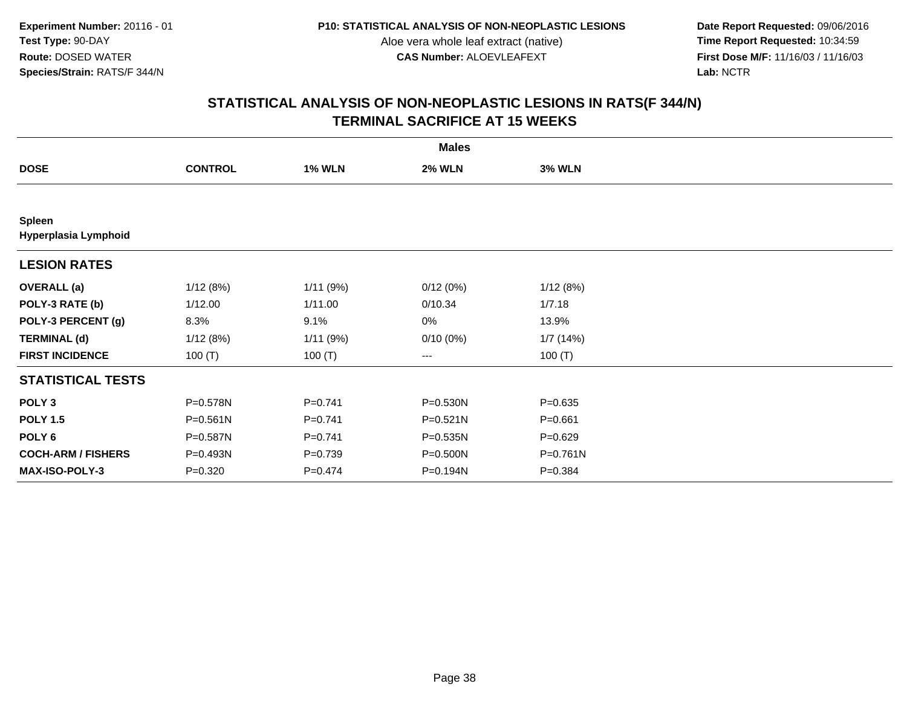Experiment Number: 20116 - 01
Test Type: 90-DAY
Route: DOSED WATER
Species/Strain: RATS/F 344/N

P10: STATISTICAL ANALYSIS OF NON-NEOPLASTIC LESIONS
Aloe vera whole leaf extract (native)
CAS Number: ALOEVLEAFEXT

Date Report Requested: 09/06/2016
Time Report Requested: 10:34:59
First Dose M/F: 11/16/03 / 11/16/03
Lab: NCTR

## STATISTICAL ANALYSIS OF NON-NEOPLASTIC LESIONS IN RATS(F 344/N)
## TERMINAL SACRIFICE AT 15 WEEKS

| | Males | | | |
|---|---|---|---|---|
| **DOSE** | **CONTROL** | **1% WLN** | **2% WLN** | **3% WLN** |
| **Spleen** | | | | |
| **Hyperplasia Lymphoid** | | | | |
| **LESION RATES** | | | | |
| **OVERALL (a)** | 1/12 (8%) | 1/11 (9%) | 0/12 (0%) | 1/12 (8%) |
| **POLY-3 RATE (b)** | 1/12.00 | 1/11.00 | 0/10.34 | 1/7.18 |
| **POLY-3 PERCENT (g)** | 8.3% | 9.1% | 0% | 13.9% |
| **TERMINAL (d)** | 1/12 (8%) | 1/11 (9%) | 0/10 (0%) | 1/7 (14%) |
| **FIRST INCIDENCE** | 100 (T) | 100 (T) | --- | 100 (T) |
| **STATISTICAL TESTS** | | | | |
| **POLY 3** | P=0.578N | P=0.741 | P=0.530N | P=0.635 |
| **POLY 1.5** | P=0.561N | P=0.741 | P=0.521N | P=0.661 |
| **POLY 6** | P=0.587N | P=0.741 | P=0.535N | P=0.629 |
| **COCH-ARM / FISHERS** | P=0.493N | P=0.739 | P=0.500N | P=0.761N |
| **MAX-ISO-POLY-3** | P=0.320 | P=0.474 | P=0.194N | P=0.384 |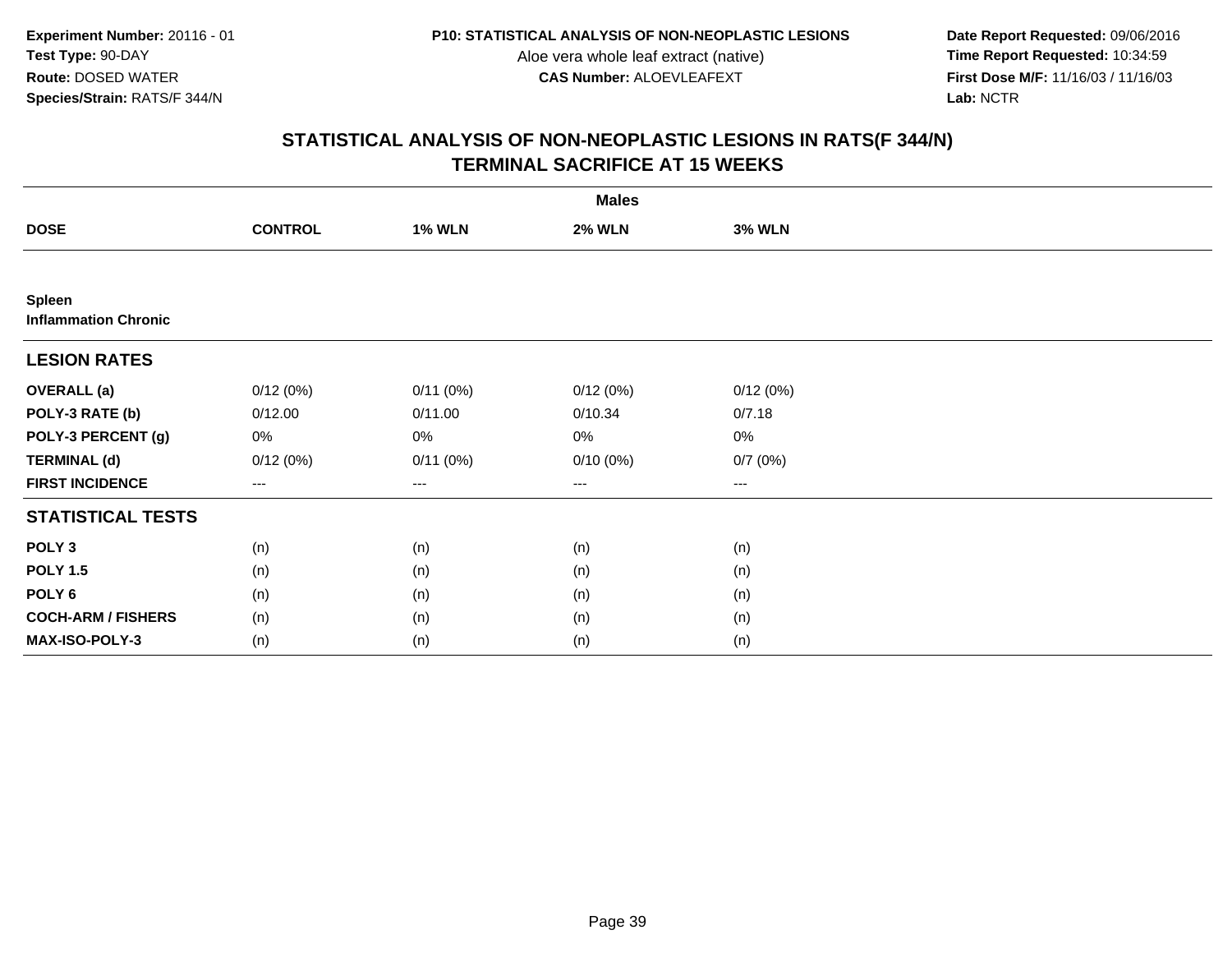**Experiment Number:** 20116 - 01
**Test Type:** 90-DAY
**Route:** DOSED WATER
**Species/Strain:** RATS/F 344/N

**P10: STATISTICAL ANALYSIS OF NON-NEOPLASTIC LESIONS**
Aloe vera whole leaf extract (native)
**CAS Number:** ALOEVLEAFEXT

**Date Report Requested:** 09/06/2016
**Time Report Requested:** 10:34:59
**First Dose M/F:** 11/16/03 / 11/16/03
**Lab:** NCTR

## STATISTICAL ANALYSIS OF NON-NEOPLASTIC LESIONS IN RATS(F 344/N)
## TERMINAL SACRIFICE AT 15 WEEKS

| | Males | | | |
|---|---|---|---|---|
| **DOSE** | **CONTROL** | **1% WLN** | **2% WLN** | **3% WLN** |
| **Spleen** | | | | |
| **Inflammation Chronic** | | | | |
| **LESION RATES** | | | | |
| **OVERALL (a)** | 0/12 (0%) | 0/11 (0%) | 0/12 (0%) | 0/12 (0%) |
| **POLY-3 RATE (b)** | 0/12.00 | 0/11.00 | 0/10.34 | 0/7.18 |
| **POLY-3 PERCENT (g)** | 0% | 0% | 0% | 0% |
| **TERMINAL (d)** | 0/12 (0%) | 0/11 (0%) | 0/10 (0%) | 0/7 (0%) |
| **FIRST INCIDENCE** | --- | --- | --- | --- |
| **STATISTICAL TESTS** | | | | |
| **POLY 3** | (n) | (n) | (n) | (n) |
| **POLY 1.5** | (n) | (n) | (n) | (n) |
| **POLY 6** | (n) | (n) | (n) | (n) |
| **COCH-ARM / FISHERS** | (n) | (n) | (n) | (n) |
| **MAX-ISO-POLY-3** | (n) | (n) | (n) | (n) |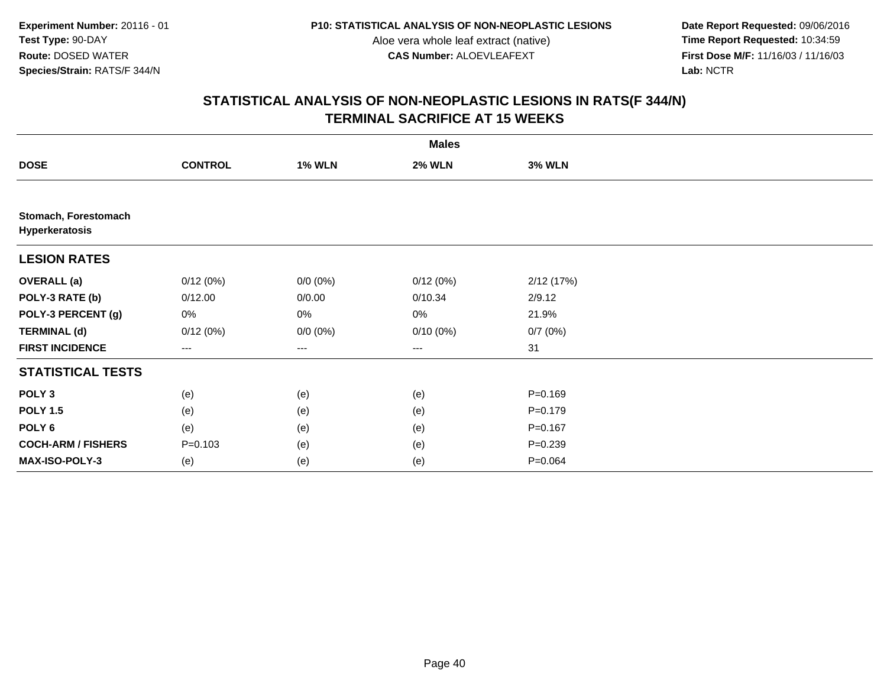**Experiment Number:** 20116 - 01
**Test Type:** 90-DAY
**Route:** DOSED WATER
**Species/Strain:** RATS/F 344/N

**P10: STATISTICAL ANALYSIS OF NON-NEOPLASTIC LESIONS**
Aloe vera whole leaf extract (native)
**CAS Number:** ALOEVLEAFEXT

**Date Report Requested:** 09/06/2016
**Time Report Requested:** 10:34:59
**First Dose M/F:** 11/16/03 / 11/16/03
**Lab:** NCTR

## STATISTICAL ANALYSIS OF NON-NEOPLASTIC LESIONS IN RATS(F 344/N)
## TERMINAL SACRIFICE AT 15 WEEKS

| | Males | | | |
|---|---|---|---|---|
| **DOSE** | **CONTROL** | **1% WLN** | **2% WLN** | **3% WLN** |
| **Stomach, Forestomach** | | | | |
| **Hyperkeratosis** | | | | |
| **LESION RATES** | | | | |
| **OVERALL (a)** | 0/12 (0%) | 0/0 (0%) | 0/12 (0%) | 2/12 (17%) |
| **POLY-3 RATE (b)** | 0/12.00 | 0/0.00 | 0/10.34 | 2/9.12 |
| **POLY-3 PERCENT (g)** | 0% | 0% | 0% | 21.9% |
| **TERMINAL (d)** | 0/12 (0%) | 0/0 (0%) | 0/10 (0%) | 0/7 (0%) |
| **FIRST INCIDENCE** | --- | --- | --- | 31 |
| **STATISTICAL TESTS** | | | | |
| **POLY 3** | (e) | (e) | (e) | P=0.169 |
| **POLY 1.5** | (e) | (e) | (e) | P=0.179 |
| **POLY 6** | (e) | (e) | (e) | P=0.167 |
| **COCH-ARM / FISHERS** | P=0.103 | (e) | (e) | P=0.239 |
| **MAX-ISO-POLY-3** | (e) | (e) | (e) | P=0.064 |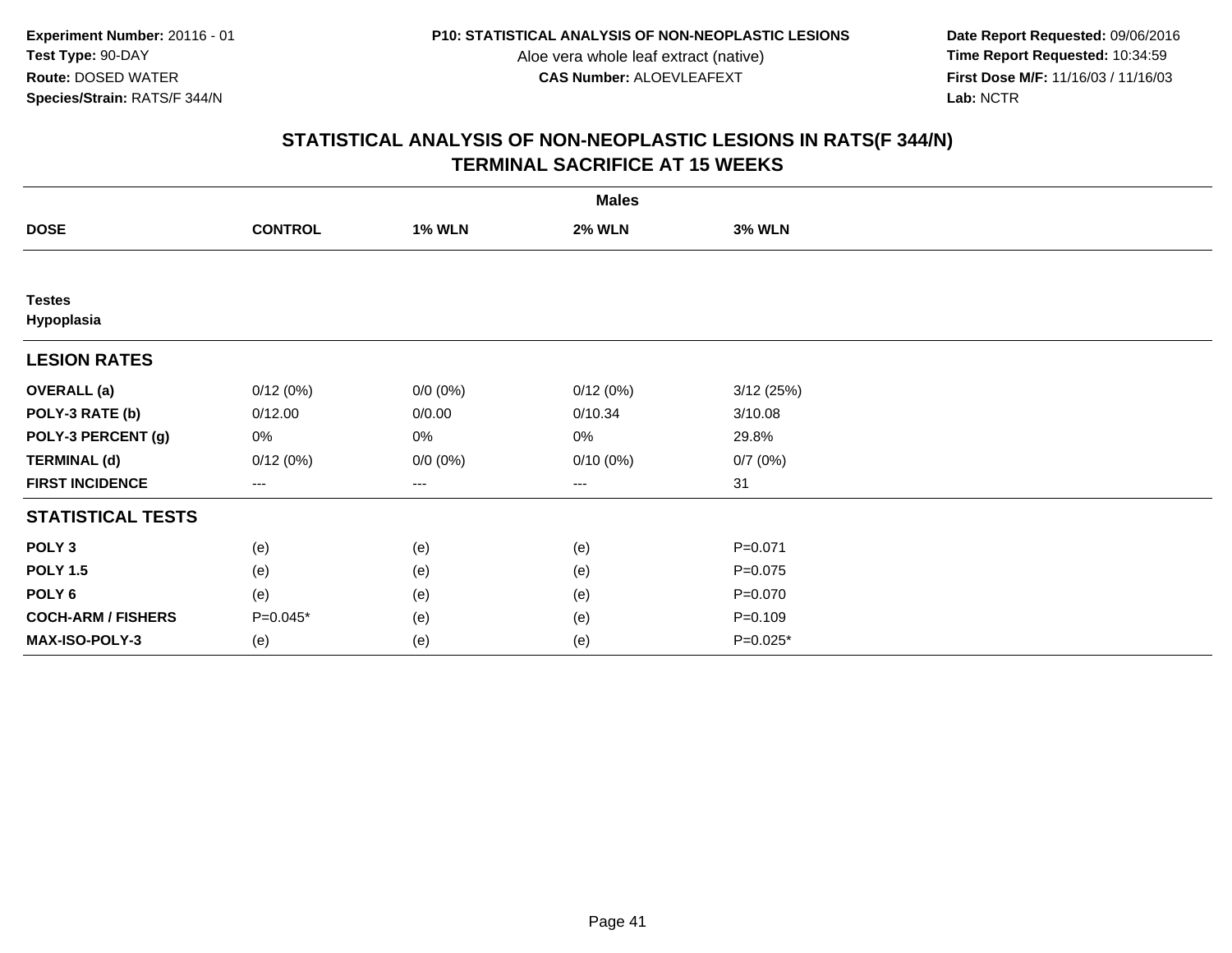Experiment Number: 20116 - 01
Test Type: 90-DAY
Route: DOSED WATER
Species/Strain: RATS/F 344/N

P10: STATISTICAL ANALYSIS OF NON-NEOPLASTIC LESIONS
Aloe vera whole leaf extract (native)
CAS Number: ALOEVLEAFEXT

Date Report Requested: 09/06/2016
Time Report Requested: 10:34:59
First Dose M/F: 11/16/03 / 11/16/03
Lab: NCTR

## STATISTICAL ANALYSIS OF NON-NEOPLASTIC LESIONS IN RATS(F 344/N)
## TERMINAL SACRIFICE AT 15 WEEKS

| | Males | | | |
|---|---|---|---|---|
| **DOSE** | **CONTROL** | **1% WLN** | **2% WLN** | **3% WLN** |
| **Testes** | | | | |
| **Hypoplasia** | | | | |
| **LESION RATES** | | | | |
| **OVERALL (a)** | 0/12 (0%) | 0/0 (0%) | 0/12 (0%) | 3/12 (25%) |
| **POLY-3 RATE (b)** | 0/12.00 | 0/0.00 | 0/10.34 | 3/10.08 |
| **POLY-3 PERCENT (g)** | 0% | 0% | 0% | 29.8% |
| **TERMINAL (d)** | 0/12 (0%) | 0/0 (0%) | 0/10 (0%) | 0/7 (0%) |
| **FIRST INCIDENCE** | --- | --- | --- | 31 |
| **STATISTICAL TESTS** | | | | |
| **POLY 3** | (e) | (e) | (e) | P=0.071 |
| **POLY 1.5** | (e) | (e) | (e) | P=0.075 |
| **POLY 6** | (e) | (e) | (e) | P=0.070 |
| **COCH-ARM / FISHERS** | P=0.045* | (e) | (e) | P=0.109 |
| **MAX-ISO-POLY-3** | (e) | (e) | (e) | P=0.025* |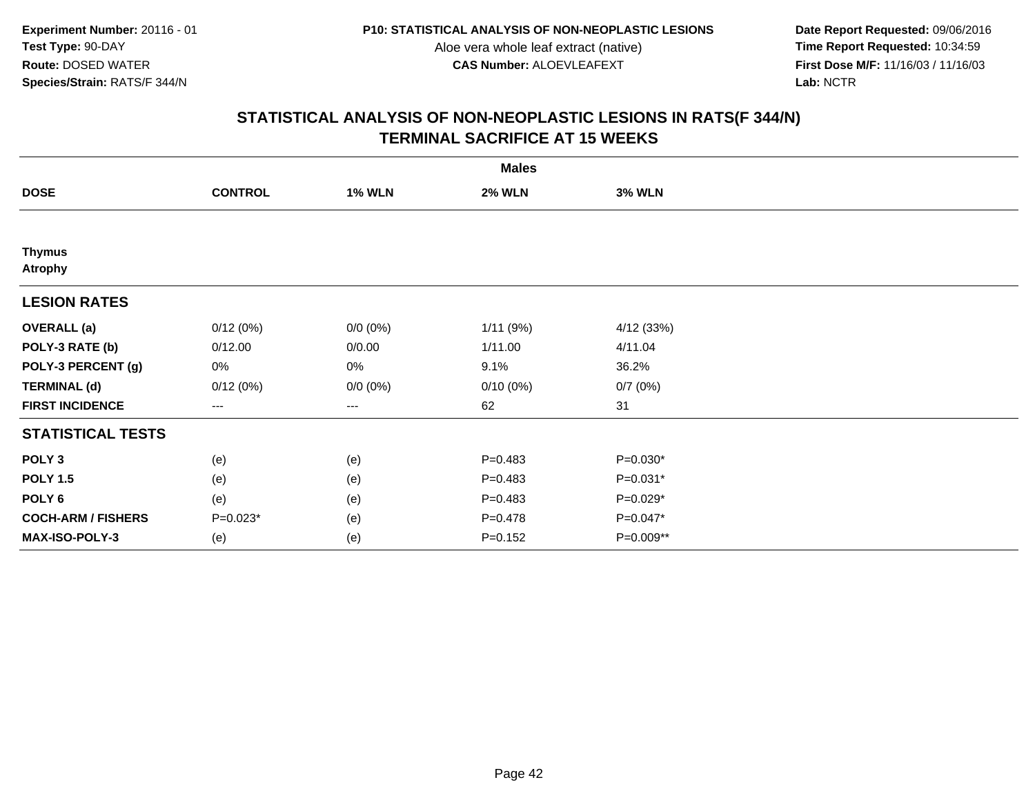**Experiment Number:** 20116 - 01
**Test Type:** 90-DAY
**Route:** DOSED WATER
**Species/Strain:** RATS/F 344/N

**P10: STATISTICAL ANALYSIS OF NON-NEOPLASTIC LESIONS**
Aloe vera whole leaf extract (native)
**CAS Number:** ALOEVLEAFEXT

**Date Report Requested:** 09/06/2016
**Time Report Requested:** 10:34:59
**First Dose M/F:** 11/16/03 / 11/16/03
**Lab:** NCTR

## STATISTICAL ANALYSIS OF NON-NEOPLASTIC LESIONS IN RATS(F 344/N) TERMINAL SACRIFICE AT 15 WEEKS

| | Males | | | |
|---|---|---|---|---|
| **DOSE** | **CONTROL** | **1% WLN** | **2% WLN** | **3% WLN** |
| **Thymus** | | | | |
| **Atrophy** | | | | |
| **LESION RATES** | | | | |
| **OVERALL (a)** | 0/12 (0%) | 0/0 (0%) | 1/11 (9%) | 4/12 (33%) |
| **POLY-3 RATE (b)** | 0/12.00 | 0/0.00 | 1/11.00 | 4/11.04 |
| **POLY-3 PERCENT (g)** | 0% | 0% | 9.1% | 36.2% |
| **TERMINAL (d)** | 0/12 (0%) | 0/0 (0%) | 0/10 (0%) | 0/7 (0%) |
| **FIRST INCIDENCE** | --- | --- | 62 | 31 |
| **STATISTICAL TESTS** | | | | |
| **POLY 3** | (e) | (e) | P=0.483 | P=0.030* |
| **POLY 1.5** | (e) | (e) | P=0.483 | P=0.031* |
| **POLY 6** | (e) | (e) | P=0.483 | P=0.029* |
| **COCH-ARM / FISHERS** | P=0.023* | (e) | P=0.478 | P=0.047* |
| **MAX-ISO-POLY-3** | (e) | (e) | P=0.152 | P=0.009** |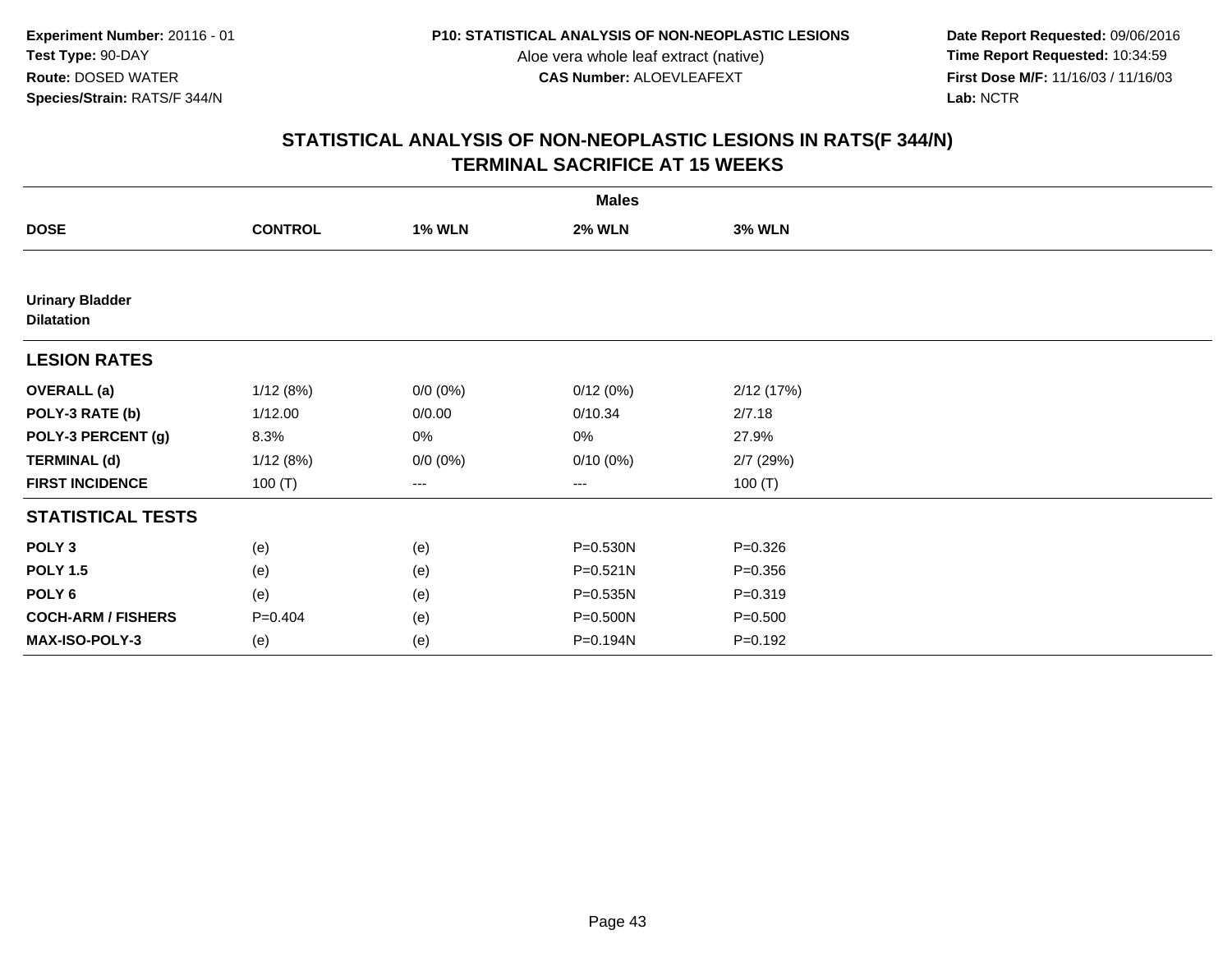**Experiment Number:** 20116 - 01
**Test Type:** 90-DAY
**Route:** DOSED WATER
**Species/Strain:** RATS/F 344/N

**P10: STATISTICAL ANALYSIS OF NON-NEOPLASTIC LESIONS**
Aloe vera whole leaf extract (native)
**CAS Number:** ALOEVLEAFEXT

**Date Report Requested:** 09/06/2016
**Time Report Requested:** 10:34:59
**First Dose M/F:** 11/16/03 / 11/16/03
**Lab:** NCTR

## STATISTICAL ANALYSIS OF NON-NEOPLASTIC LESIONS IN RATS(F 344/N)
## TERMINAL SACRIFICE AT 15 WEEKS

| | Males | | | |
|---|---|---|---|---|
| **DOSE** | **CONTROL** | **1% WLN** | **2% WLN** | **3% WLN** |
| **Urinary Bladder** | | | | |
| **Dilatation** | | | | |
| **LESION RATES** | | | | |
| **OVERALL (a)** | 1/12 (8%) | 0/0 (0%) | 0/12 (0%) | 2/12 (17%) |
| **POLY-3 RATE (b)** | 1/12.00 | 0/0.00 | 0/10.34 | 2/7.18 |
| **POLY-3 PERCENT (g)** | 8.3% | 0% | 0% | 27.9% |
| **TERMINAL (d)** | 1/12 (8%) | 0/0 (0%) | 0/10 (0%) | 2/7 (29%) |
| **FIRST INCIDENCE** | 100 (T) | --- | --- | 100 (T) |
| **STATISTICAL TESTS** | | | | |
| **POLY 3** | (e) | (e) | P=0.530N | P=0.326 |
| **POLY 1.5** | (e) | (e) | P=0.521N | P=0.356 |
| **POLY 6** | (e) | (e) | P=0.535N | P=0.319 |
| **COCH-ARM / FISHERS** | P=0.404 | (e) | P=0.500N | P=0.500 |
| **MAX-ISO-POLY-3** | (e) | (e) | P=0.194N | P=0.192 |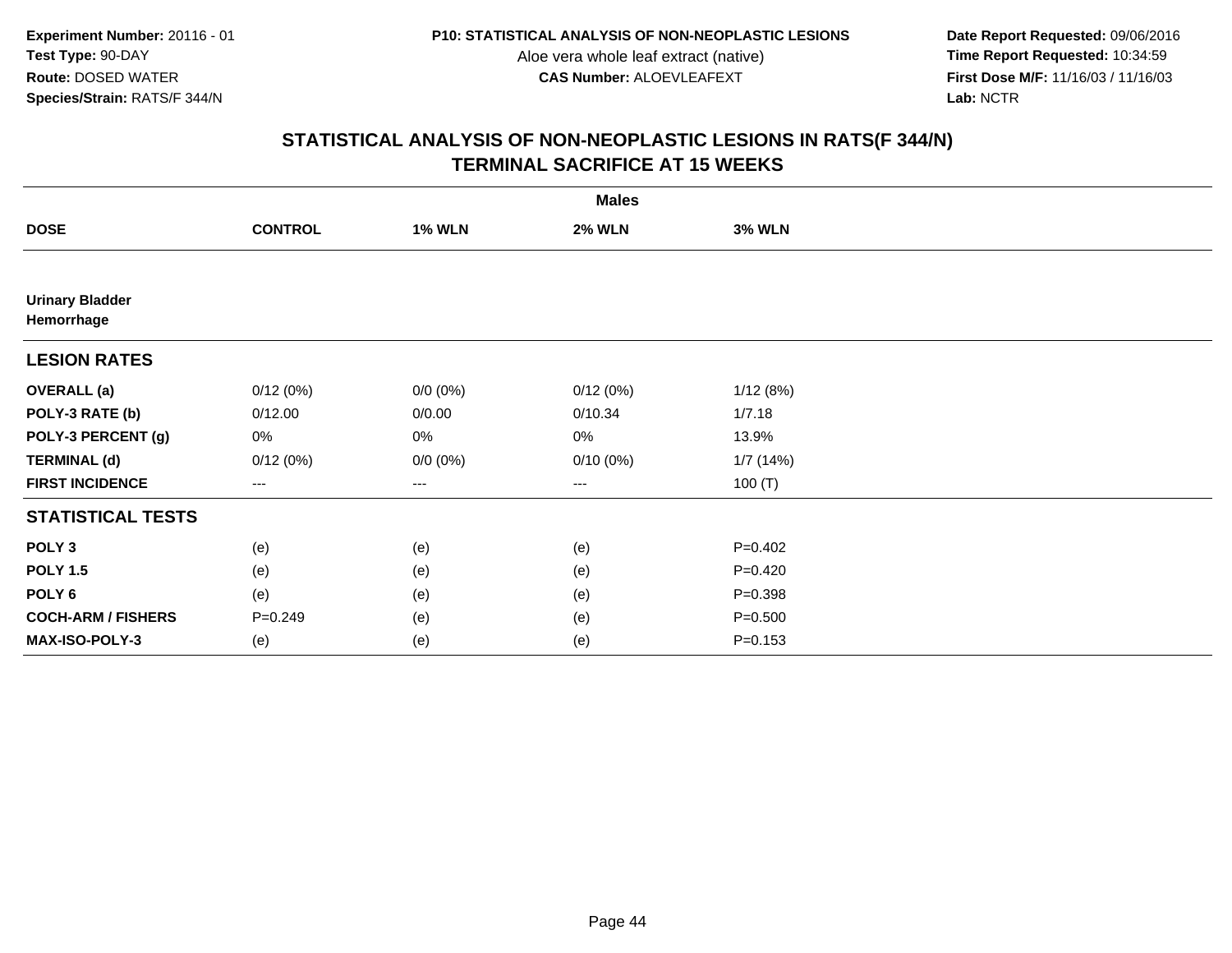**Experiment Number:** 20116 - 01
**Test Type:** 90-DAY
**Route:** DOSED WATER
**Species/Strain:** RATS/F 344/N

**P10: STATISTICAL ANALYSIS OF NON-NEOPLASTIC LESIONS**
Aloe vera whole leaf extract (native)
**CAS Number:** ALOEVLEAFEXT

**Date Report Requested:** 09/06/2016
**Time Report Requested:** 10:34:59
**First Dose M/F:** 11/16/03 / 11/16/03
**Lab:** NCTR

## STATISTICAL ANALYSIS OF NON-NEOPLASTIC LESIONS IN RATS(F 344/N)
## TERMINAL SACRIFICE AT 15 WEEKS

| | Males | | | |
|---|---|---|---|---|
| **DOSE** | **CONTROL** | **1% WLN** | **2% WLN** | **3% WLN** |
| **Urinary Bladder** | | | | |
| **Hemorrhage** | | | | |
| **LESION RATES** | | | | |
| **OVERALL (a)** | 0/12 (0%) | 0/0 (0%) | 0/12 (0%) | 1/12 (8%) |
| **POLY-3 RATE (b)** | 0/12.00 | 0/0.00 | 0/10.34 | 1/7.18 |
| **POLY-3 PERCENT (g)** | 0% | 0% | 0% | 13.9% |
| **TERMINAL (d)** | 0/12 (0%) | 0/0 (0%) | 0/10 (0%) | 1/7 (14%) |
| **FIRST INCIDENCE** | --- | --- | --- | 100 (T) |
| **STATISTICAL TESTS** | | | | |
| **POLY 3** | (e) | (e) | (e) | P=0.402 |
| **POLY 1.5** | (e) | (e) | (e) | P=0.420 |
| **POLY 6** | (e) | (e) | (e) | P=0.398 |
| **COCH-ARM / FISHERS** | P=0.249 | (e) | (e) | P=0.500 |
| **MAX-ISO-POLY-3** | (e) | (e) | (e) | P=0.153 |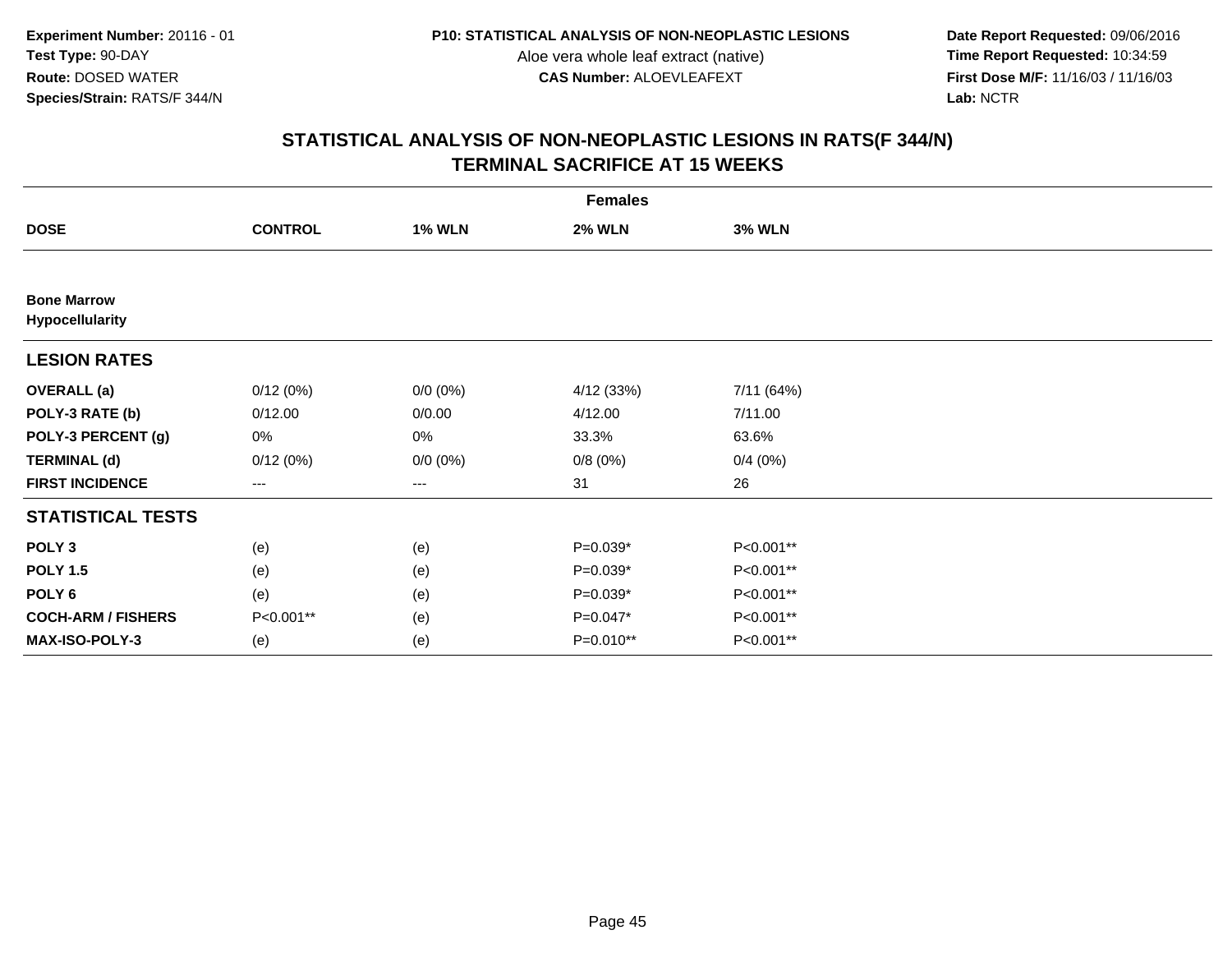**Experiment Number:** 20116 - 01
**Test Type:** 90-DAY
**Route:** DOSED WATER
**Species/Strain:** RATS/F 344/N

**P10: STATISTICAL ANALYSIS OF NON-NEOPLASTIC LESIONS**
Aloe vera whole leaf extract (native)
**CAS Number:** ALOEVLEAFEXT

**Date Report Requested:** 09/06/2016
**Time Report Requested:** 10:34:59
**First Dose M/F:** 11/16/03 / 11/16/03
**Lab:** NCTR

## STATISTICAL ANALYSIS OF NON-NEOPLASTIC LESIONS IN RATS(F 344/N)
## TERMINAL SACRIFICE AT 15 WEEKS

| | Females | | | |
|---|---|---|---|---|
| **DOSE** | **CONTROL** | **1% WLN** | **2% WLN** | **3% WLN** |
| **Bone Marrow** | | | | |
| **Hypocellularity** | | | | |
| **LESION RATES** | | | | |
| **OVERALL (a)** | 0/12 (0%) | 0/0 (0%) | 4/12 (33%) | 7/11 (64%) |
| **POLY-3 RATE (b)** | 0/12.00 | 0/0.00 | 4/12.00 | 7/11.00 |
| **POLY-3 PERCENT (g)** | 0% | 0% | 33.3% | 63.6% |
| **TERMINAL (d)** | 0/12 (0%) | 0/0 (0%) | 0/8 (0%) | 0/4 (0%) |
| **FIRST INCIDENCE** | --- | --- | 31 | 26 |
| **STATISTICAL TESTS** | | | | |
| **POLY 3** | (e) | (e) | P=0.039* | P<0.001** |
| **POLY 1.5** | (e) | (e) | P=0.039* | P<0.001** |
| **POLY 6** | (e) | (e) | P=0.039* | P<0.001** |
| **COCH-ARM / FISHERS** | P<0.001** | (e) | P=0.047* | P<0.001** |
| **MAX-ISO-POLY-3** | (e) | (e) | P=0.010** | P<0.001** |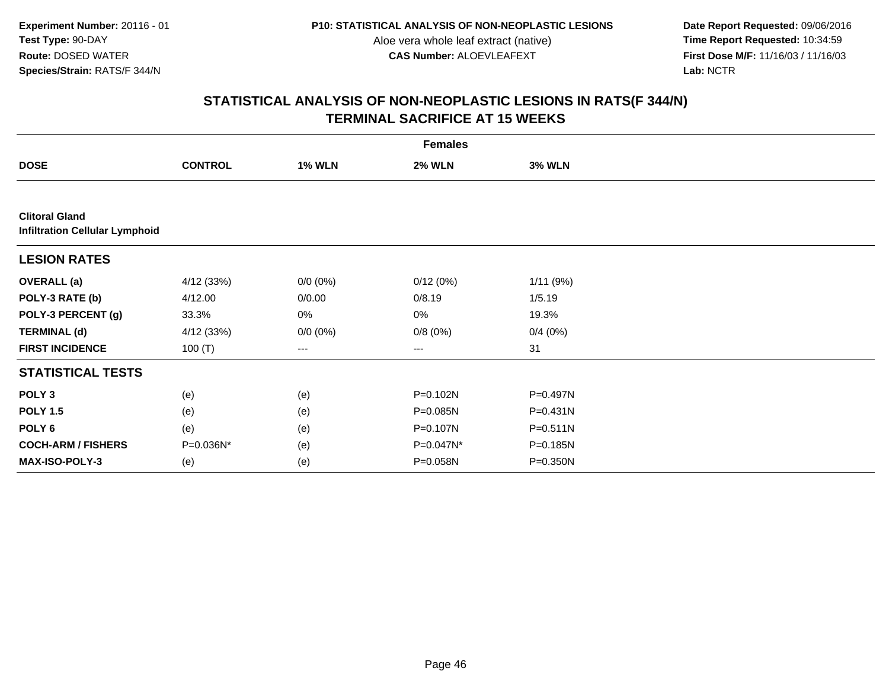**Experiment Number:** 20116 - 01
**Test Type:** 90-DAY
**Route:** DOSED WATER
**Species/Strain:** RATS/F 344/N

**P10: STATISTICAL ANALYSIS OF NON-NEOPLASTIC LESIONS**
Aloe vera whole leaf extract (native)
**CAS Number:** ALOEVLEAFEXT

**Date Report Requested:** 09/06/2016
**Time Report Requested:** 10:34:59
**First Dose M/F:** 11/16/03 / 11/16/03
**Lab:** NCTR

## STATISTICAL ANALYSIS OF NON-NEOPLASTIC LESIONS IN RATS(F 344/N)
## TERMINAL SACRIFICE AT 15 WEEKS

| | Females | | | |
|---|---|---|---|---|
| **DOSE** | **CONTROL** | **1% WLN** | **2% WLN** | **3% WLN** |
| **Clitoral Gland** | | | | |
| **Infiltration Cellular Lymphoid** | | | | |
| **LESION RATES** | | | | |
| **OVERALL (a)** | 4/12 (33%) | 0/0 (0%) | 0/12 (0%) | 1/11 (9%) |
| **POLY-3 RATE (b)** | 4/12.00 | 0/0.00 | 0/8.19 | 1/5.19 |
| **POLY-3 PERCENT (g)** | 33.3% | 0% | 0% | 19.3% |
| **TERMINAL (d)** | 4/12 (33%) | 0/0 (0%) | 0/8 (0%) | 0/4 (0%) |
| **FIRST INCIDENCE** | 100 (T) | --- | --- | 31 |
| **STATISTICAL TESTS** | | | | |
| **POLY 3** | (e) | (e) | P=0.102N | P=0.497N |
| **POLY 1.5** | (e) | (e) | P=0.085N | P=0.431N |
| **POLY 6** | (e) | (e) | P=0.107N | P=0.511N |
| **COCH-ARM / FISHERS** | P=0.036N* | (e) | P=0.047N* | P=0.185N |
| **MAX-ISO-POLY-3** | (e) | (e) | P=0.058N | P=0.350N |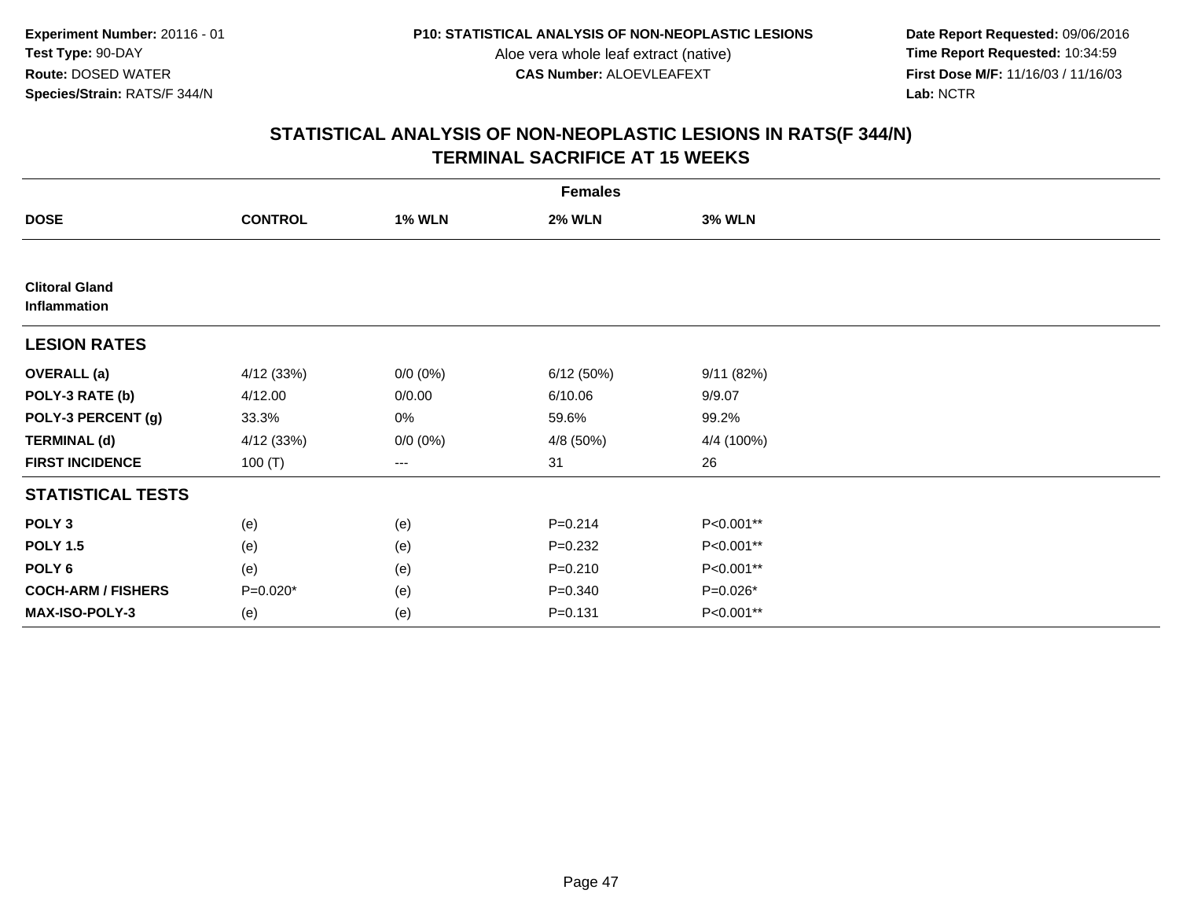Experiment Number: 20116 - 01
Test Type: 90-DAY
Route: DOSED WATER
Species/Strain: RATS/F 344/N

P10: STATISTICAL ANALYSIS OF NON-NEOPLASTIC LESIONS
Aloe vera whole leaf extract (native)
CAS Number: ALOEVLEAFEXT

Date Report Requested: 09/06/2016
Time Report Requested: 10:34:59
First Dose M/F: 11/16/03 / 11/16/03
Lab: NCTR

## STATISTICAL ANALYSIS OF NON-NEOPLASTIC LESIONS IN RATS(F 344/N)
## TERMINAL SACRIFICE AT 15 WEEKS

| | Females | | | |
|---|---|---|---|---|
| **DOSE** | **CONTROL** | **1% WLN** | **2% WLN** | **3% WLN** |
| **Clitoral Gland** | | | | |
| **Inflammation** | | | | |
| **LESION RATES** | | | | |
| **OVERALL (a)** | 4/12 (33%) | 0/0 (0%) | 6/12 (50%) | 9/11 (82%) |
| **POLY-3 RATE (b)** | 4/12.00 | 0/0.00 | 6/10.06 | 9/9.07 |
| **POLY-3 PERCENT (g)** | 33.3% | 0% | 59.6% | 99.2% |
| **TERMINAL (d)** | 4/12 (33%) | 0/0 (0%) | 4/8 (50%) | 4/4 (100%) |
| **FIRST INCIDENCE** | 100 (T) | --- | 31 | 26 |
| **STATISTICAL TESTS** | | | | |
| **POLY 3** | (e) | (e) | P=0.214 | P<0.001** |
| **POLY 1.5** | (e) | (e) | P=0.232 | P<0.001** |
| **POLY 6** | (e) | (e) | P=0.210 | P<0.001** |
| **COCH-ARM / FISHERS** | P=0.020* | (e) | P=0.340 | P=0.026* |
| **MAX-ISO-POLY-3** | (e) | (e) | P=0.131 | P<0.001** |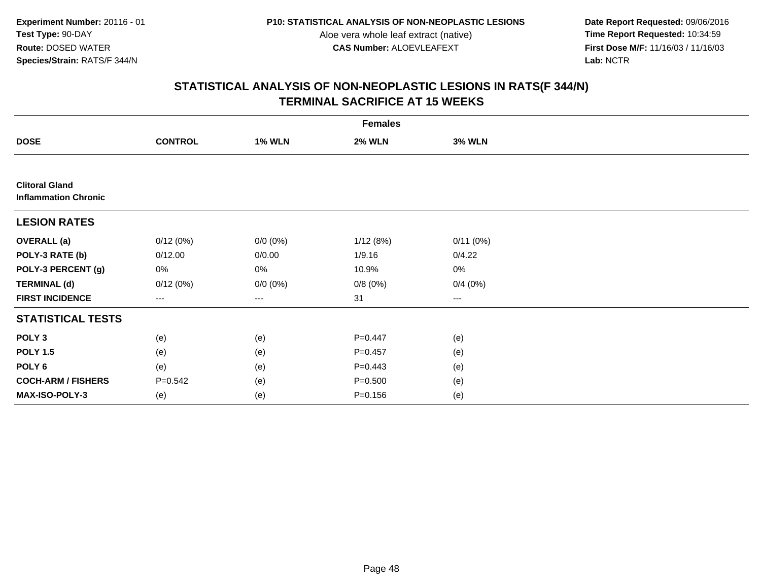**Experiment Number:** 20116 - 01
**Test Type:** 90-DAY
**Route:** DOSED WATER
**Species/Strain:** RATS/F 344/N

**P10: STATISTICAL ANALYSIS OF NON-NEOPLASTIC LESIONS**
Aloe vera whole leaf extract (native)
**CAS Number:** ALOEVLEAFEXT

**Date Report Requested:** 09/06/2016
**Time Report Requested:** 10:34:59
**First Dose M/F:** 11/16/03 / 11/16/03
**Lab:** NCTR

## STATISTICAL ANALYSIS OF NON-NEOPLASTIC LESIONS IN RATS(F 344/N)
## TERMINAL SACRIFICE AT 15 WEEKS

| | Females | | | |
|---|---|---|---|---|
| **DOSE** | **CONTROL** | **1% WLN** | **2% WLN** | **3% WLN** |
| **Clitoral Gland** | | | | |
| **Inflammation Chronic** | | | | |
| **LESION RATES** | | | | |
| **OVERALL (a)** | 0/12 (0%) | 0/0 (0%) | 1/12 (8%) | 0/11 (0%) |
| **POLY-3 RATE (b)** | 0/12.00 | 0/0.00 | 1/9.16 | 0/4.22 |
| **POLY-3 PERCENT (g)** | 0% | 0% | 10.9% | 0% |
| **TERMINAL (d)** | 0/12 (0%) | 0/0 (0%) | 0/8 (0%) | 0/4 (0%) |
| **FIRST INCIDENCE** | --- | --- | 31 | --- |
| **STATISTICAL TESTS** | | | | |
| **POLY 3** | (e) | (e) | P=0.447 | (e) |
| **POLY 1.5** | (e) | (e) | P=0.457 | (e) |
| **POLY 6** | (e) | (e) | P=0.443 | (e) |
| **COCH-ARM / FISHERS** | P=0.542 | (e) | P=0.500 | (e) |
| **MAX-ISO-POLY-3** | (e) | (e) | P=0.156 | (e) |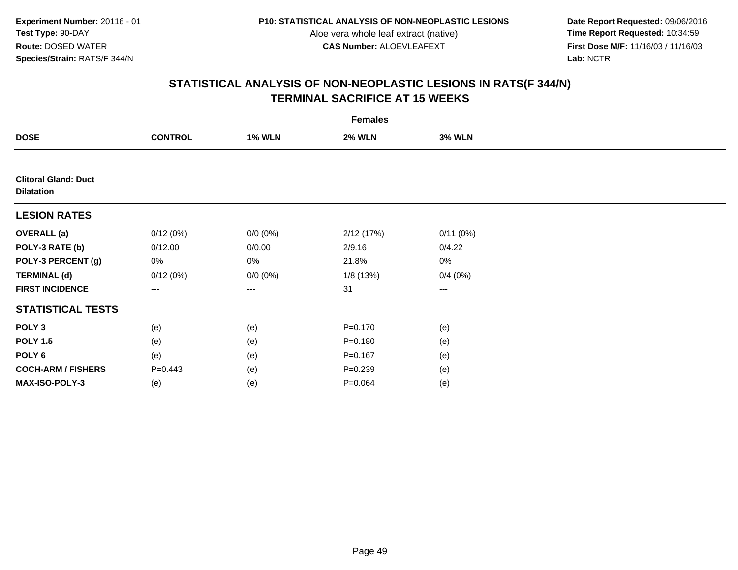**Experiment Number:** 20116 - 01
**Test Type:** 90-DAY
**Route:** DOSED WATER
**Species/Strain:** RATS/F 344/N

**P10: STATISTICAL ANALYSIS OF NON-NEOPLASTIC LESIONS**
Aloe vera whole leaf extract (native)
**CAS Number:** ALOEVLEAFEXT

**Date Report Requested:** 09/06/2016
**Time Report Requested:** 10:34:59
**First Dose M/F:** 11/16/03 / 11/16/03
**Lab:** NCTR

## STATISTICAL ANALYSIS OF NON-NEOPLASTIC LESIONS IN RATS(F 344/N)
## TERMINAL SACRIFICE AT 15 WEEKS

| | Females | | | |
|---|---|---|---|---|
| **DOSE** | **CONTROL** | **1% WLN** | **2% WLN** | **3% WLN** |
| **Clitoral Gland: Duct Dilatation** | | | | |
| **LESION RATES** | | | | |
| **OVERALL (a)** | 0/12 (0%) | 0/0 (0%) | 2/12 (17%) | 0/11 (0%) |
| **POLY-3 RATE (b)** | 0/12.00 | 0/0.00 | 2/9.16 | 0/4.22 |
| **POLY-3 PERCENT (g)** | 0% | 0% | 21.8% | 0% |
| **TERMINAL (d)** | 0/12 (0%) | 0/0 (0%) | 1/8 (13%) | 0/4 (0%) |
| **FIRST INCIDENCE** | --- | --- | 31 | --- |
| **STATISTICAL TESTS** | | | | |
| **POLY 3** | (e) | (e) | P=0.170 | (e) |
| **POLY 1.5** | (e) | (e) | P=0.180 | (e) |
| **POLY 6** | (e) | (e) | P=0.167 | (e) |
| **COCH-ARM / FISHERS** | P=0.443 | (e) | P=0.239 | (e) |
| **MAX-ISO-POLY-3** | (e) | (e) | P=0.064 | (e) |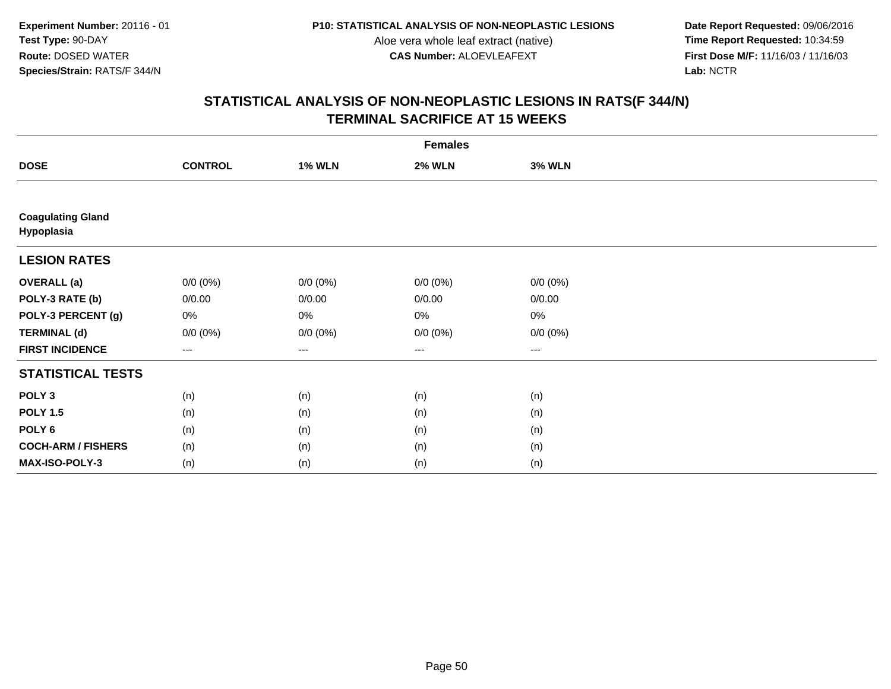**Experiment Number:** 20116 - 01
**Test Type:** 90-DAY
**Route:** DOSED WATER
**Species/Strain:** RATS/F 344/N

**P10: STATISTICAL ANALYSIS OF NON-NEOPLASTIC LESIONS**
Aloe vera whole leaf extract (native)
**CAS Number:** ALOEVLEAFEXT

**Date Report Requested:** 09/06/2016
**Time Report Requested:** 10:34:59
**First Dose M/F:** 11/16/03 / 11/16/03
**Lab:** NCTR

## STATISTICAL ANALYSIS OF NON-NEOPLASTIC LESIONS IN RATS(F 344/N)
## TERMINAL SACRIFICE AT 15 WEEKS

| | Females | | | |
|---|---|---|---|---|
| **DOSE** | **CONTROL** | **1% WLN** | **2% WLN** | **3% WLN** |
| **Coagulating Gland Hypoplasia** | | | | |
| **LESION RATES** | | | | |
| **OVERALL (a)** | 0/0 (0%) | 0/0 (0%) | 0/0 (0%) | 0/0 (0%) |
| **POLY-3 RATE (b)** | 0/0.00 | 0/0.00 | 0/0.00 | 0/0.00 |
| **POLY-3 PERCENT (g)** | 0% | 0% | 0% | 0% |
| **TERMINAL (d)** | 0/0 (0%) | 0/0 (0%) | 0/0 (0%) | 0/0 (0%) |
| **FIRST INCIDENCE** | --- | --- | --- | --- |
| **STATISTICAL TESTS** | | | | |
| **POLY 3** | (n) | (n) | (n) | (n) |
| **POLY 1.5** | (n) | (n) | (n) | (n) |
| **POLY 6** | (n) | (n) | (n) | (n) |
| **COCH-ARM / FISHERS** | (n) | (n) | (n) | (n) |
| **MAX-ISO-POLY-3** | (n) | (n) | (n) | (n) |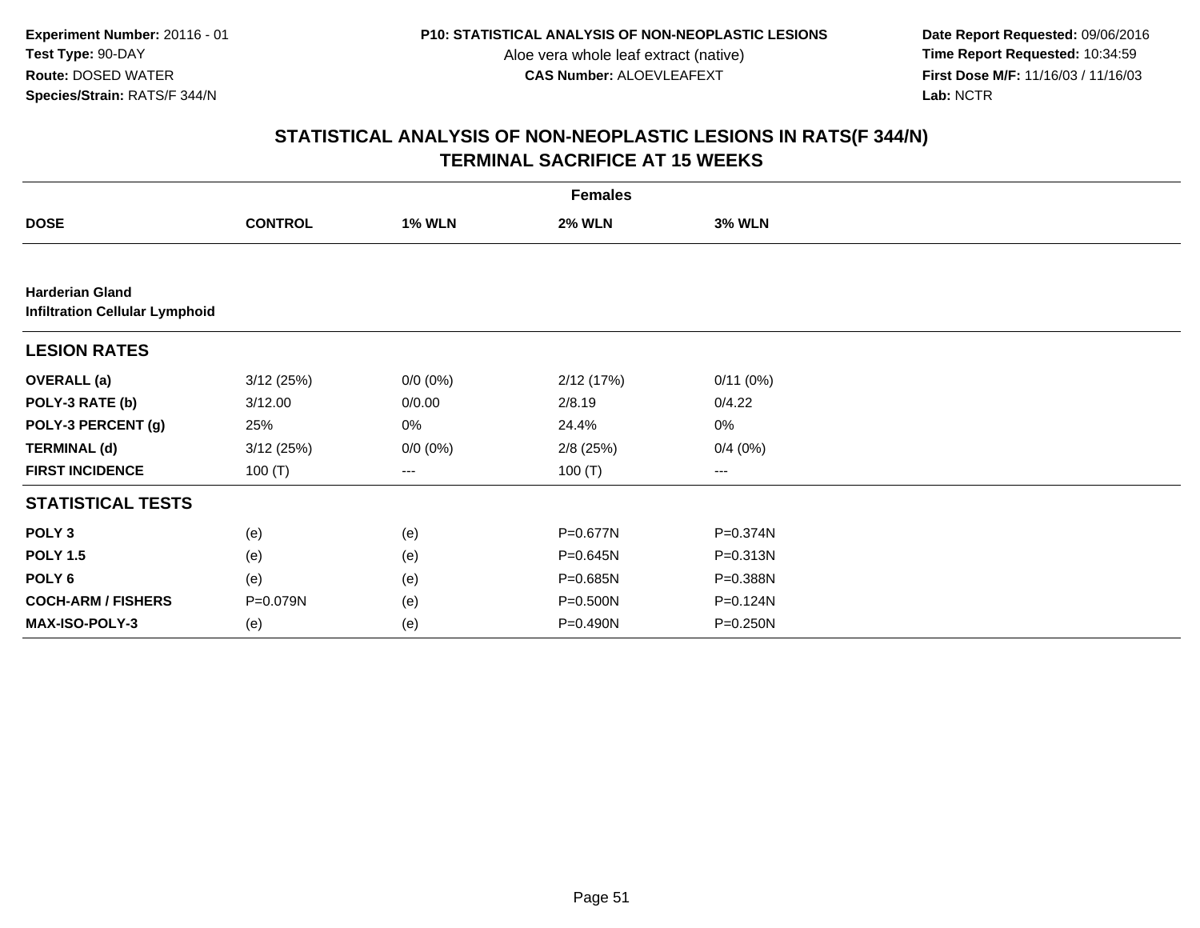**Experiment Number:** 20116 - 01
**Test Type:** 90-DAY
**Route:** DOSED WATER
**Species/Strain:** RATS/F 344/N

**P10: STATISTICAL ANALYSIS OF NON-NEOPLASTIC LESIONS**
Aloe vera whole leaf extract (native)
**CAS Number:** ALOEVLEAFEXT

**Date Report Requested:** 09/06/2016
**Time Report Requested:** 10:34:59
**First Dose M/F:** 11/16/03 / 11/16/03
**Lab:** NCTR

## STATISTICAL ANALYSIS OF NON-NEOPLASTIC LESIONS IN RATS(F 344/N)
## TERMINAL SACRIFICE AT 15 WEEKS

| | Females | | | |
|---|---|---|---|---|
| **DOSE** | **CONTROL** | **1% WLN** | **2% WLN** | **3% WLN** |
| **Harderian Gland** | | | | |
| **Infiltration Cellular Lymphoid** | | | | |
| **LESION RATES** | | | | |
| **OVERALL (a)** | 3/12 (25%) | 0/0 (0%) | 2/12 (17%) | 0/11 (0%) |
| **POLY-3 RATE (b)** | 3/12.00 | 0/0.00 | 2/8.19 | 0/4.22 |
| **POLY-3 PERCENT (g)** | 25% | 0% | 24.4% | 0% |
| **TERMINAL (d)** | 3/12 (25%) | 0/0 (0%) | 2/8 (25%) | 0/4 (0%) |
| **FIRST INCIDENCE** | 100 (T) | --- | 100 (T) | --- |
| **STATISTICAL TESTS** | | | | |
| **POLY 3** | (e) | (e) | P=0.677N | P=0.374N |
| **POLY 1.5** | (e) | (e) | P=0.645N | P=0.313N |
| **POLY 6** | (e) | (e) | P=0.685N | P=0.388N |
| **COCH-ARM / FISHERS** | P=0.079N | (e) | P=0.500N | P=0.124N |
| **MAX-ISO-POLY-3** | (e) | (e) | P=0.490N | P=0.250N |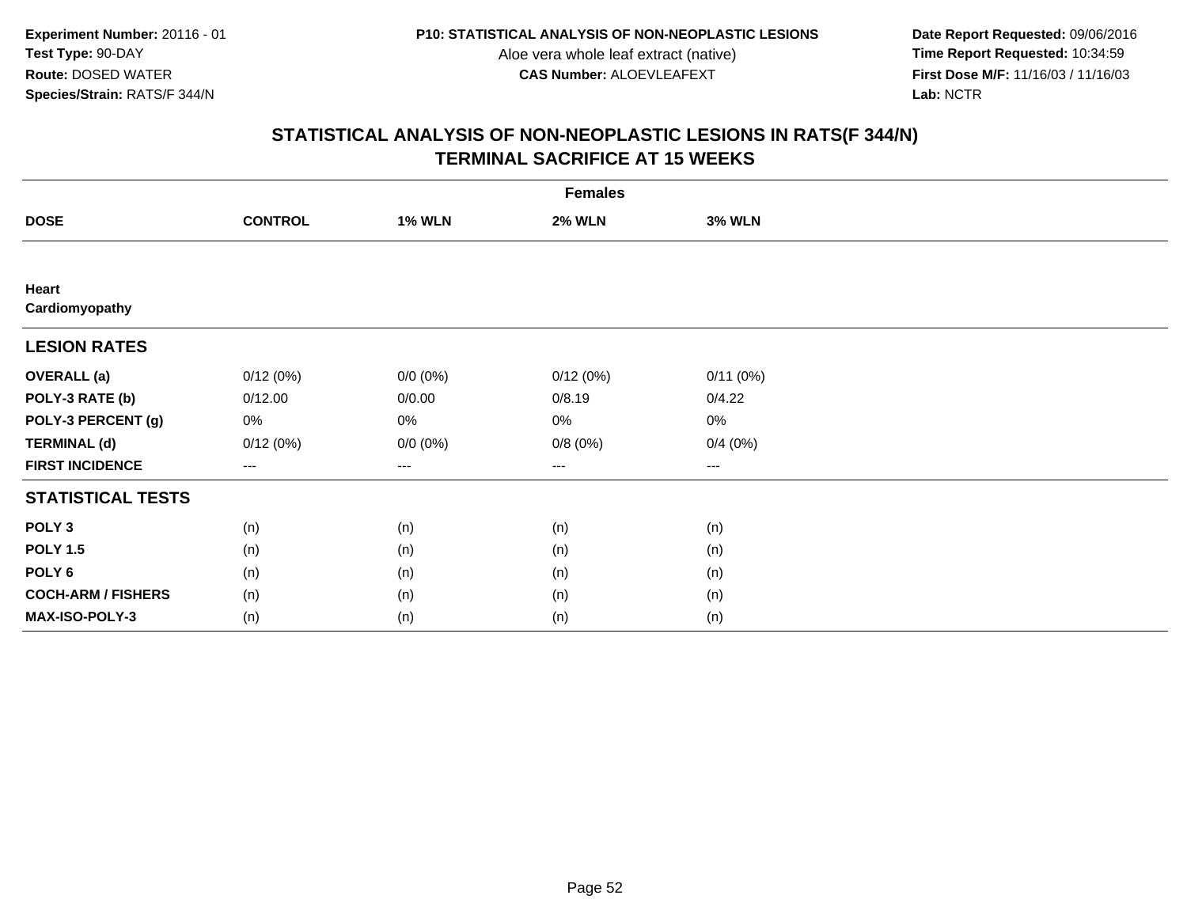**Experiment Number:** 20116 - 01
**Test Type:** 90-DAY
**Route:** DOSED WATER
**Species/Strain:** RATS/F 344/N

**P10: STATISTICAL ANALYSIS OF NON-NEOPLASTIC LESIONS**
Aloe vera whole leaf extract (native)
**CAS Number:** ALOEVLEAFEXT

**Date Report Requested:** 09/06/2016
**Time Report Requested:** 10:34:59
**First Dose M/F:** 11/16/03 / 11/16/03
**Lab:** NCTR

## STATISTICAL ANALYSIS OF NON-NEOPLASTIC LESIONS IN RATS(F 344/N)
## TERMINAL SACRIFICE AT 15 WEEKS

| | Females | | | |
|---|---|---|---|---|
| **DOSE** | **CONTROL** | **1% WLN** | **2% WLN** | **3% WLN** |
| **Heart** | | | | |
| **Cardiomyopathy** | | | | |
| **LESION RATES** | | | | |
| **OVERALL (a)** | 0/12 (0%) | 0/0 (0%) | 0/12 (0%) | 0/11 (0%) |
| **POLY-3 RATE (b)** | 0/12.00 | 0/0.00 | 0/8.19 | 0/4.22 |
| **POLY-3 PERCENT (g)** | 0% | 0% | 0% | 0% |
| **TERMINAL (d)** | 0/12 (0%) | 0/0 (0%) | 0/8 (0%) | 0/4 (0%) |
| **FIRST INCIDENCE** | --- | --- | --- | --- |
| **STATISTICAL TESTS** | | | | |
| **POLY 3** | (n) | (n) | (n) | (n) |
| **POLY 1.5** | (n) | (n) | (n) | (n) |
| **POLY 6** | (n) | (n) | (n) | (n) |
| **COCH-ARM / FISHERS** | (n) | (n) | (n) | (n) |
| **MAX-ISO-POLY-3** | (n) | (n) | (n) | (n) |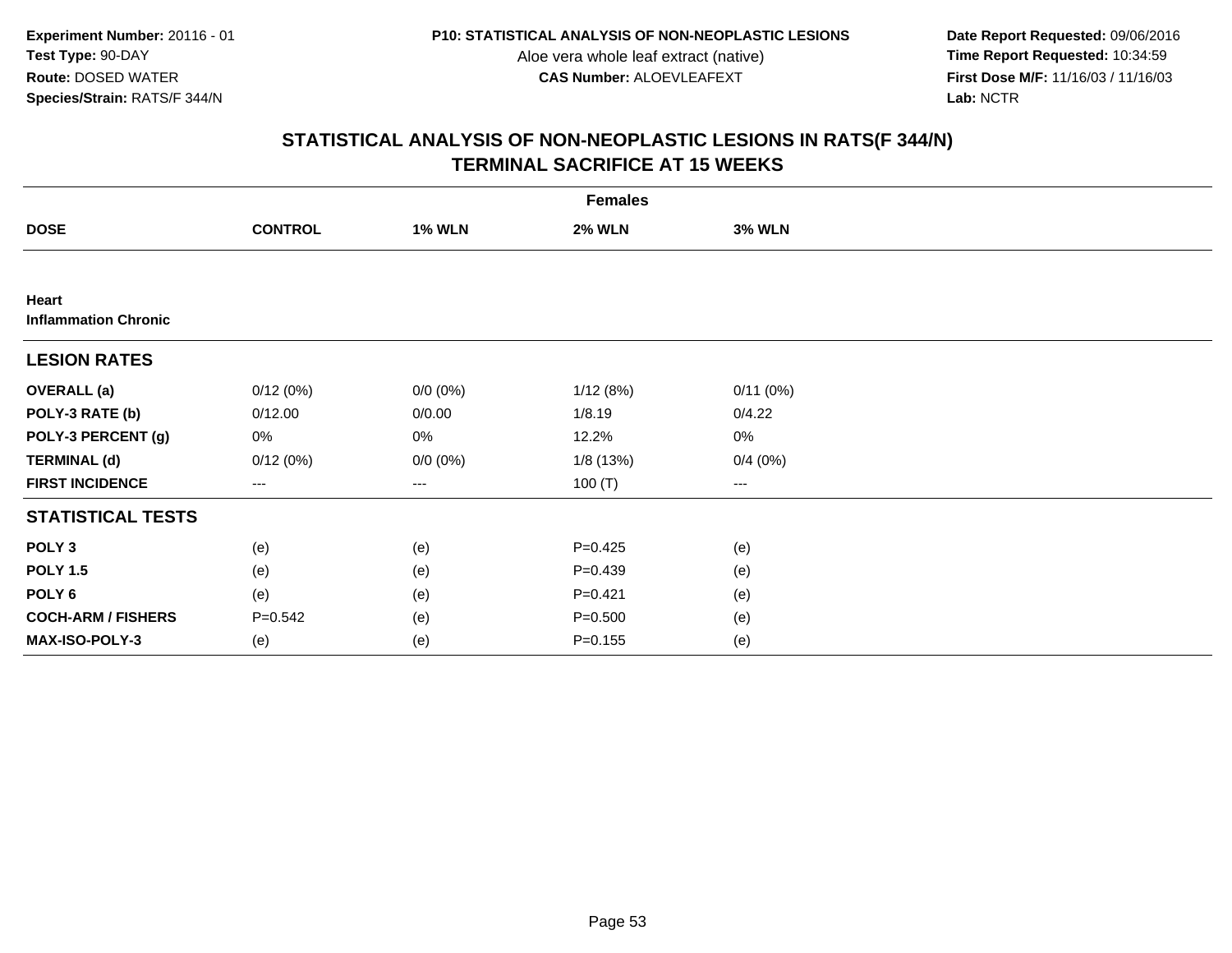**Experiment Number:** 20116 - 01
**Test Type:** 90-DAY
**Route:** DOSED WATER
**Species/Strain:** RATS/F 344/N

**P10: STATISTICAL ANALYSIS OF NON-NEOPLASTIC LESIONS**
Aloe vera whole leaf extract (native)
**CAS Number:** ALOEVLEAFEXT

**Date Report Requested:** 09/06/2016
**Time Report Requested:** 10:34:59
**First Dose M/F:** 11/16/03 / 11/16/03
**Lab:** NCTR

## STATISTICAL ANALYSIS OF NON-NEOPLASTIC LESIONS IN RATS(F 344/N)
## TERMINAL SACRIFICE AT 15 WEEKS

| | Females | | | |
|---|---|---|---|---|
| **DOSE** | **CONTROL** | **1% WLN** | **2% WLN** | **3% WLN** |
| **Heart** | | | | |
| **Inflammation Chronic** | | | | |
| **LESION RATES** | | | | |
| **OVERALL (a)** | 0/12 (0%) | 0/0 (0%) | 1/12 (8%) | 0/11 (0%) |
| **POLY-3 RATE (b)** | 0/12.00 | 0/0.00 | 1/8.19 | 0/4.22 |
| **POLY-3 PERCENT (g)** | 0% | 0% | 12.2% | 0% |
| **TERMINAL (d)** | 0/12 (0%) | 0/0 (0%) | 1/8 (13%) | 0/4 (0%) |
| **FIRST INCIDENCE** | --- | --- | 100 (T) | --- |
| **STATISTICAL TESTS** | | | | |
| **POLY 3** | (e) | (e) | P=0.425 | (e) |
| **POLY 1.5** | (e) | (e) | P=0.439 | (e) |
| **POLY 6** | (e) | (e) | P=0.421 | (e) |
| **COCH-ARM / FISHERS** | P=0.542 | (e) | P=0.500 | (e) |
| **MAX-ISO-POLY-3** | (e) | (e) | P=0.155 | (e) |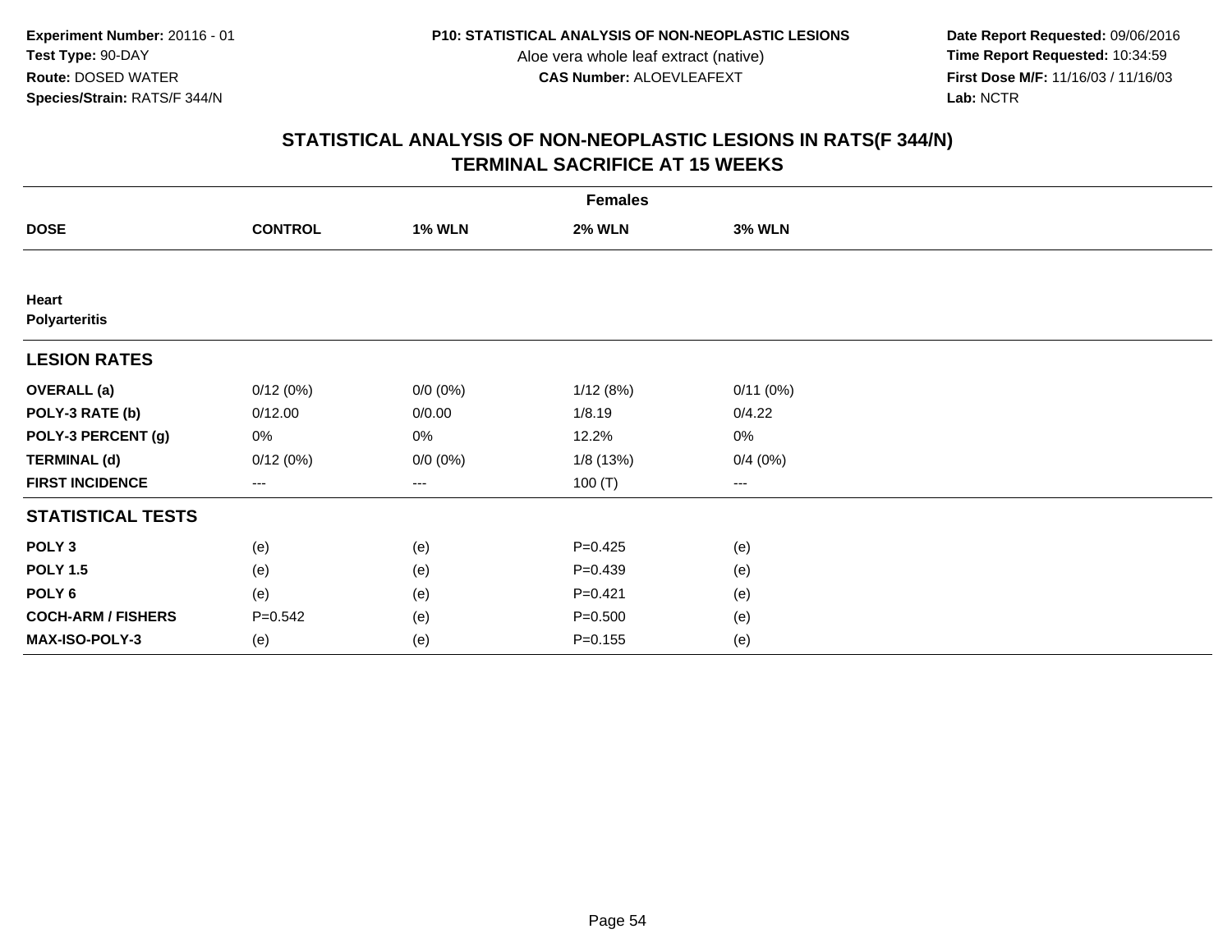**Experiment Number:** 20116 - 01
**Test Type:** 90-DAY
**Route:** DOSED WATER
**Species/Strain:** RATS/F 344/N

**P10: STATISTICAL ANALYSIS OF NON-NEOPLASTIC LESIONS**
Aloe vera whole leaf extract (native)
**CAS Number:** ALOEVLEAFEXT

**Date Report Requested:** 09/06/2016
**Time Report Requested:** 10:34:59
**First Dose M/F:** 11/16/03 / 11/16/03
**Lab:** NCTR

## STATISTICAL ANALYSIS OF NON-NEOPLASTIC LESIONS IN RATS(F 344/N) TERMINAL SACRIFICE AT 15 WEEKS

| | Females | | | |
|---|---|---|---|---|
| **DOSE** | **CONTROL** | **1% WLN** | **2% WLN** | **3% WLN** |
| **Heart** | | | | |
| **Polyarteritis** | | | | |
| **LESION RATES** | | | | |
| **OVERALL (a)** | 0/12 (0%) | 0/0 (0%) | 1/12 (8%) | 0/11 (0%) |
| **POLY-3 RATE (b)** | 0/12.00 | 0/0.00 | 1/8.19 | 0/4.22 |
| **POLY-3 PERCENT (g)** | 0% | 0% | 12.2% | 0% |
| **TERMINAL (d)** | 0/12 (0%) | 0/0 (0%) | 1/8 (13%) | 0/4 (0%) |
| **FIRST INCIDENCE** | --- | --- | 100 (T) | --- |
| **STATISTICAL TESTS** | | | | |
| **POLY 3** | (e) | (e) | P=0.425 | (e) |
| **POLY 1.5** | (e) | (e) | P=0.439 | (e) |
| **POLY 6** | (e) | (e) | P=0.421 | (e) |
| **COCH-ARM / FISHERS** | P=0.542 | (e) | P=0.500 | (e) |
| **MAX-ISO-POLY-3** | (e) | (e) | P=0.155 | (e) |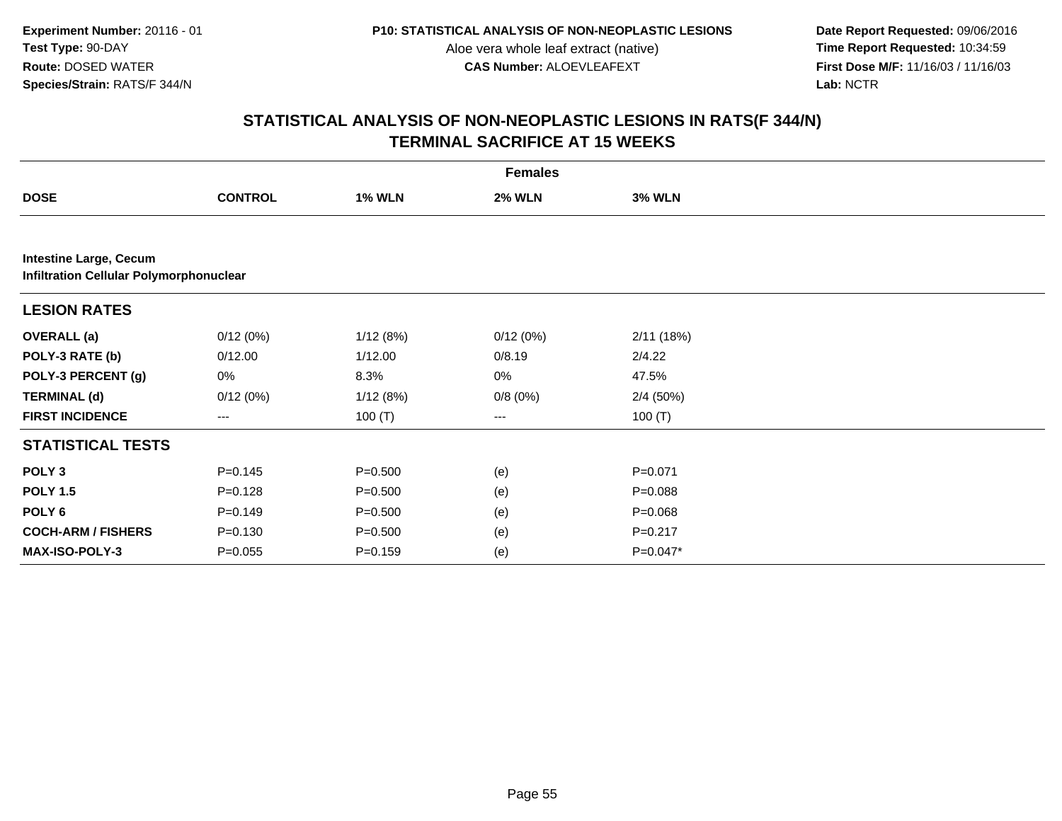Experiment Number: 20116 - 01
Test Type: 90-DAY
Route: DOSED WATER
Species/Strain: RATS/F 344/N

P10: STATISTICAL ANALYSIS OF NON-NEOPLASTIC LESIONS
Aloe vera whole leaf extract (native)
CAS Number: ALOEVLEAFEXT

Date Report Requested: 09/06/2016
Time Report Requested: 10:34:59
First Dose M/F: 11/16/03 / 11/16/03
Lab: NCTR

## STATISTICAL ANALYSIS OF NON-NEOPLASTIC LESIONS IN RATS(F 344/N)
## TERMINAL SACRIFICE AT 15 WEEKS

| | Females | | | |
|---|---|---|---|---|
| **DOSE** | **CONTROL** | **1% WLN** | **2% WLN** | **3% WLN** |
| **Intestine Large, Cecum** | | | | |
| **Infiltration Cellular Polymorphonuclear** | | | | |
| **LESION RATES** | | | | |
| **OVERALL (a)** | 0/12 (0%) | 1/12 (8%) | 0/12 (0%) | 2/11 (18%) |
| **POLY-3 RATE (b)** | 0/12.00 | 1/12.00 | 0/8.19 | 2/4.22 |
| **POLY-3 PERCENT (g)** | 0% | 8.3% | 0% | 47.5% |
| **TERMINAL (d)** | 0/12 (0%) | 1/12 (8%) | 0/8 (0%) | 2/4 (50%) |
| **FIRST INCIDENCE** | --- | 100 (T) | --- | 100 (T) |
| **STATISTICAL TESTS** | | | | |
| **POLY 3** | P=0.145 | P=0.500 | (e) | P=0.071 |
| **POLY 1.5** | P=0.128 | P=0.500 | (e) | P=0.088 |
| **POLY 6** | P=0.149 | P=0.500 | (e) | P=0.068 |
| **COCH-ARM / FISHERS** | P=0.130 | P=0.500 | (e) | P=0.217 |
| **MAX-ISO-POLY-3** | P=0.055 | P=0.159 | (e) | P=0.047* |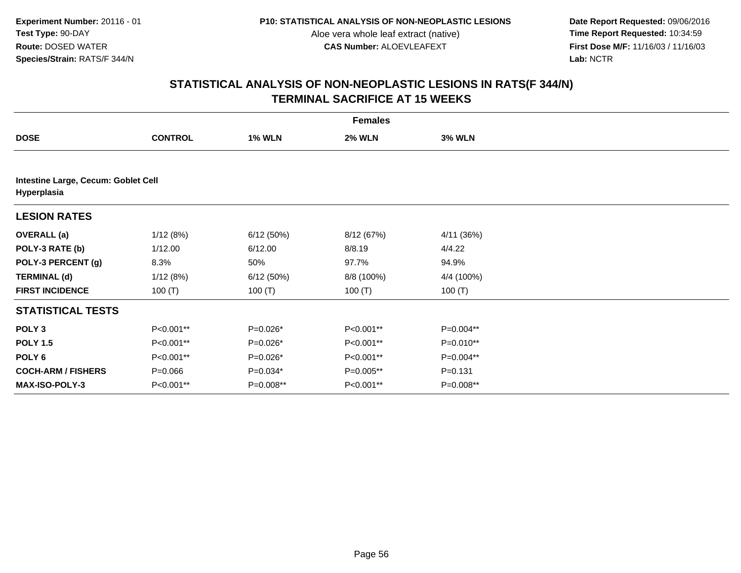**Experiment Number:** 20116 - 01
**Test Type:** 90-DAY
**Route:** DOSED WATER
**Species/Strain:** RATS/F 344/N

**P10: STATISTICAL ANALYSIS OF NON-NEOPLASTIC LESIONS**
Aloe vera whole leaf extract (native)
**CAS Number:** ALOEVLEAFEXT

**Date Report Requested:** 09/06/2016
**Time Report Requested:** 10:34:59
**First Dose M/F:** 11/16/03 / 11/16/03
**Lab:** NCTR

## STATISTICAL ANALYSIS OF NON-NEOPLASTIC LESIONS IN RATS(F 344/N) TERMINAL SACRIFICE AT 15 WEEKS

| Females | | | | |
|---|---|---|---|---|
| **DOSE** | **CONTROL** | **1% WLN** | **2% WLN** | **3% WLN** |
| **Intestine Large, Cecum: Goblet Cell Hyperplasia** | | | | |
| **LESION RATES** | | | | |
| **OVERALL (a)** | 1/12 (8%) | 6/12 (50%) | 8/12 (67%) | 4/11 (36%) |
| **POLY-3 RATE (b)** | 1/12.00 | 6/12.00 | 8/8.19 | 4/4.22 |
| **POLY-3 PERCENT (g)** | 8.3% | 50% | 97.7% | 94.9% |
| **TERMINAL (d)** | 1/12 (8%) | 6/12 (50%) | 8/8 (100%) | 4/4 (100%) |
| **FIRST INCIDENCE** | 100 (T) | 100 (T) | 100 (T) | 100 (T) |
| **STATISTICAL TESTS** | | | | |
| **POLY 3** | P<0.001** | P=0.026* | P<0.001** | P=0.004** |
| **POLY 1.5** | P<0.001** | P=0.026* | P<0.001** | P=0.010** |
| **POLY 6** | P<0.001** | P=0.026* | P<0.001** | P=0.004** |
| **COCH-ARM / FISHERS** | P=0.066 | P=0.034* | P=0.005** | P=0.131 |
| **MAX-ISO-POLY-3** | P<0.001** | P=0.008** | P<0.001** | P=0.008** |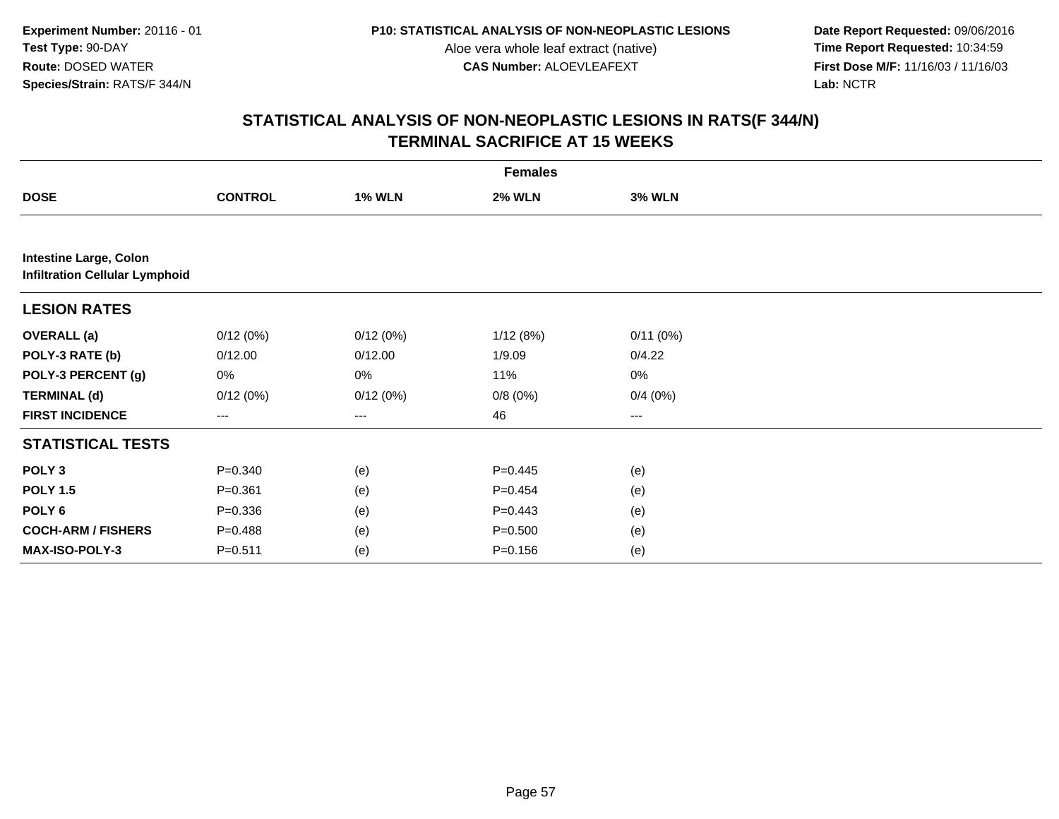**Experiment Number:** 20116 - 01
**Test Type:** 90-DAY
**Route:** DOSED WATER
**Species/Strain:** RATS/F 344/N

**P10: STATISTICAL ANALYSIS OF NON-NEOPLASTIC LESIONS**
Aloe vera whole leaf extract (native)
**CAS Number:** ALOEVLEAFEXT

**Date Report Requested:** 09/06/2016
**Time Report Requested:** 10:34:59
**First Dose M/F:** 11/16/03 / 11/16/03
**Lab:** NCTR

## STATISTICAL ANALYSIS OF NON-NEOPLASTIC LESIONS IN RATS(F 344/N)
## TERMINAL SACRIFICE AT 15 WEEKS

| | Females | | | |
|---|---|---|---|---|
| **DOSE** | **CONTROL** | **1% WLN** | **2% WLN** | **3% WLN** |
| **Intestine Large, Colon** | | | | |
| **Infiltration Cellular Lymphoid** | | | | |
| **LESION RATES** | | | | |
| **OVERALL (a)** | 0/12 (0%) | 0/12 (0%) | 1/12 (8%) | 0/11 (0%) |
| **POLY-3 RATE (b)** | 0/12.00 | 0/12.00 | 1/9.09 | 0/4.22 |
| **POLY-3 PERCENT (g)** | 0% | 0% | 11% | 0% |
| **TERMINAL (d)** | 0/12 (0%) | 0/12 (0%) | 0/8 (0%) | 0/4 (0%) |
| **FIRST INCIDENCE** | --- | --- | 46 | --- |
| **STATISTICAL TESTS** | | | | |
| **POLY 3** | P=0.340 | (e) | P=0.445 | (e) |
| **POLY 1.5** | P=0.361 | (e) | P=0.454 | (e) |
| **POLY 6** | P=0.336 | (e) | P=0.443 | (e) |
| **COCH-ARM / FISHERS** | P=0.488 | (e) | P=0.500 | (e) |
| **MAX-ISO-POLY-3** | P=0.511 | (e) | P=0.156 | (e) |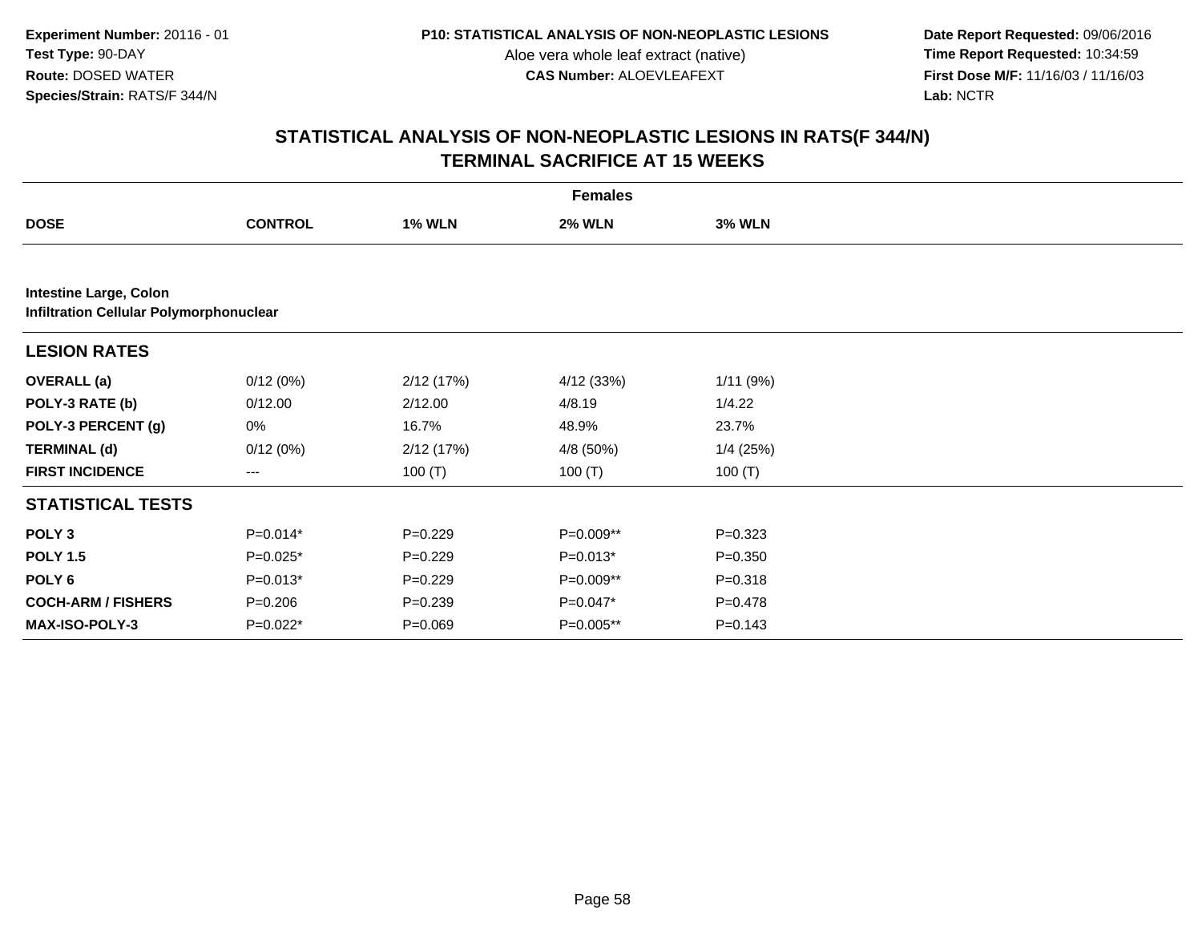**Experiment Number:** 20116 - 01
**Test Type:** 90-DAY
**Route:** DOSED WATER
**Species/Strain:** RATS/F 344/N

**P10: STATISTICAL ANALYSIS OF NON-NEOPLASTIC LESIONS**
Aloe vera whole leaf extract (native)
**CAS Number:** ALOEVLEAFEXT

**Date Report Requested:** 09/06/2016
**Time Report Requested:** 10:34:59
**First Dose M/F:** 11/16/03 / 11/16/03
**Lab:** NCTR

## STATISTICAL ANALYSIS OF NON-NEOPLASTIC LESIONS IN RATS(F 344/N)
## TERMINAL SACRIFICE AT 15 WEEKS

| | Females | | | |
|---|---|---|---|---|
| **DOSE** | **CONTROL** | **1% WLN** | **2% WLN** | **3% WLN** |
| **Intestine Large, Colon** | | | | |
| **Infiltration Cellular Polymorphonuclear** | | | | |
| **LESION RATES** | | | | |
| **OVERALL (a)** | 0/12 (0%) | 2/12 (17%) | 4/12 (33%) | 1/11 (9%) |
| **POLY-3 RATE (b)** | 0/12.00 | 2/12.00 | 4/8.19 | 1/4.22 |
| **POLY-3 PERCENT (g)** | 0% | 16.7% | 48.9% | 23.7% |
| **TERMINAL (d)** | 0/12 (0%) | 2/12 (17%) | 4/8 (50%) | 1/4 (25%) |
| **FIRST INCIDENCE** | --- | 100 (T) | 100 (T) | 100 (T) |
| **STATISTICAL TESTS** | | | | |
| **POLY 3** | P=0.014* | P=0.229 | P=0.009** | P=0.323 |
| **POLY 1.5** | P=0.025* | P=0.229 | P=0.013* | P=0.350 |
| **POLY 6** | P=0.013* | P=0.229 | P=0.009** | P=0.318 |
| **COCH-ARM / FISHERS** | P=0.206 | P=0.239 | P=0.047* | P=0.478 |
| **MAX-ISO-POLY-3** | P=0.022* | P=0.069 | P=0.005** | P=0.143 |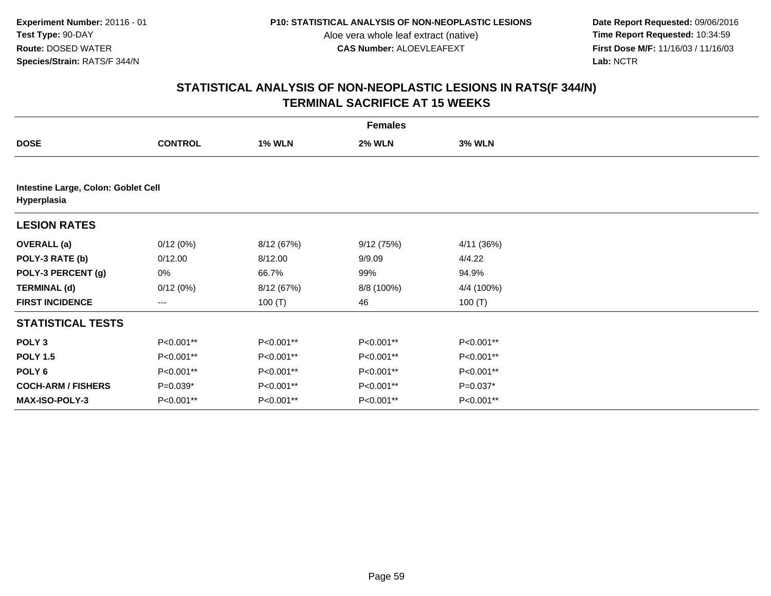**Experiment Number:** 20116 - 01
**Test Type:** 90-DAY
**Route:** DOSED WATER
**Species/Strain:** RATS/F 344/N

**P10: STATISTICAL ANALYSIS OF NON-NEOPLASTIC LESIONS**
Aloe vera whole leaf extract (native)
**CAS Number:** ALOEVLEAFEXT

**Date Report Requested:** 09/06/2016
**Time Report Requested:** 10:34:59
**First Dose M/F:** 11/16/03 / 11/16/03
**Lab:** NCTR

## STATISTICAL ANALYSIS OF NON-NEOPLASTIC LESIONS IN RATS(F 344/N) TERMINAL SACRIFICE AT 15 WEEKS

| | Females | | | |
|---|---|---|---|---|
| **DOSE** | **CONTROL** | **1% WLN** | **2% WLN** | **3% WLN** |
| **Intestine Large, Colon: Goblet Cell Hyperplasia** | | | | |
| **LESION RATES** | | | | |
| **OVERALL (a)** | 0/12 (0%) | 8/12 (67%) | 9/12 (75%) | 4/11 (36%) |
| **POLY-3 RATE (b)** | 0/12.00 | 8/12.00 | 9/9.09 | 4/4.22 |
| **POLY-3 PERCENT (g)** | 0% | 66.7% | 99% | 94.9% |
| **TERMINAL (d)** | 0/12 (0%) | 8/12 (67%) | 8/8 (100%) | 4/4 (100%) |
| **FIRST INCIDENCE** | --- | 100 (T) | 46 | 100 (T) |
| **STATISTICAL TESTS** | | | | |
| **POLY 3** | P<0.001** | P<0.001** | P<0.001** | P<0.001** |
| **POLY 1.5** | P<0.001** | P<0.001** | P<0.001** | P<0.001** |
| **POLY 6** | P<0.001** | P<0.001** | P<0.001** | P<0.001** |
| **COCH-ARM / FISHERS** | P=0.039* | P<0.001** | P<0.001** | P=0.037* |
| **MAX-ISO-POLY-3** | P<0.001** | P<0.001** | P<0.001** | P<0.001** |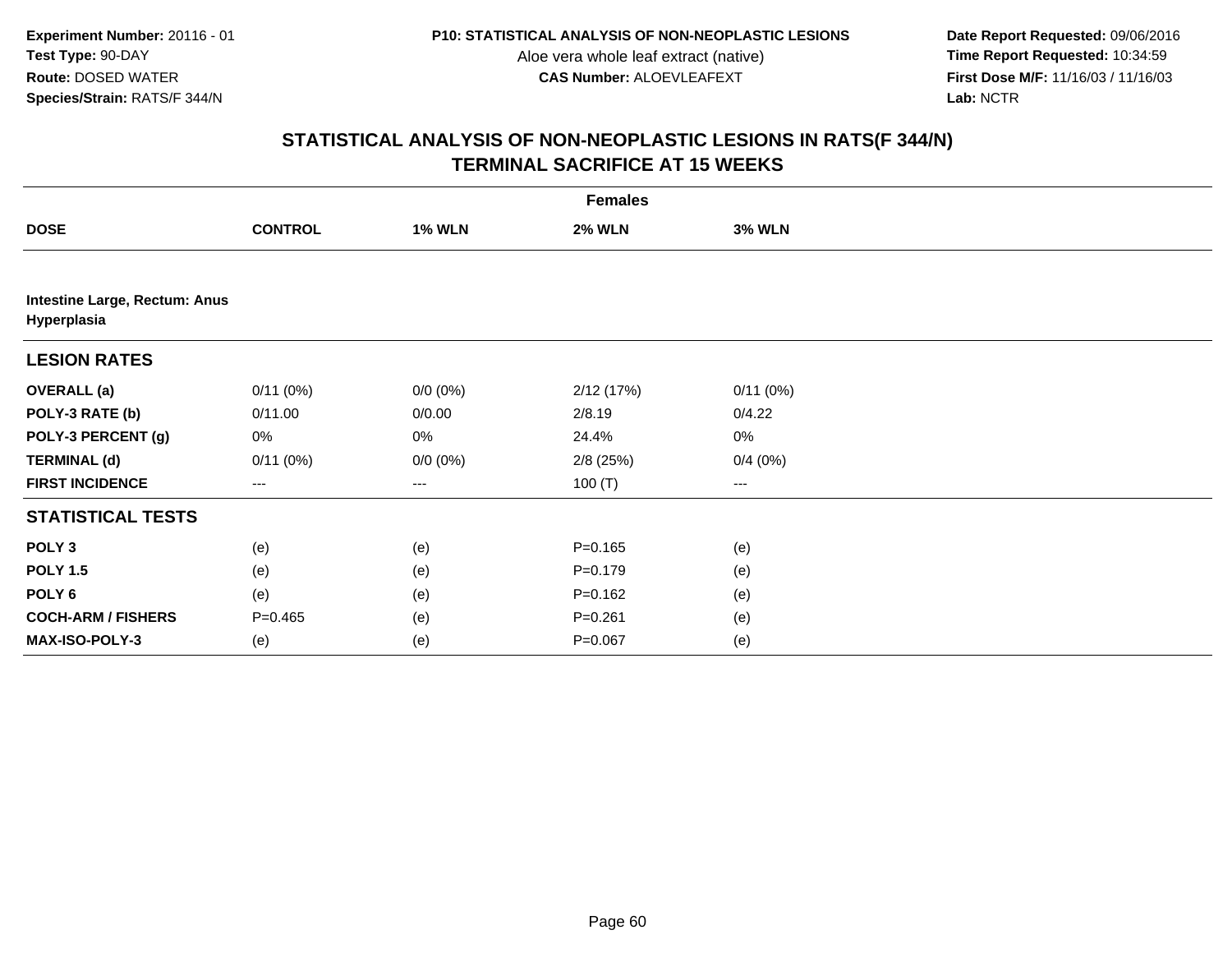**Experiment Number:** 20116 - 01
**Test Type:** 90-DAY
**Route:** DOSED WATER
**Species/Strain:** RATS/F 344/N

**P10: STATISTICAL ANALYSIS OF NON-NEOPLASTIC LESIONS**
Aloe vera whole leaf extract (native)
**CAS Number:** ALOEVLEAFEXT

**Date Report Requested:** 09/06/2016
**Time Report Requested:** 10:34:59
**First Dose M/F:** 11/16/03 / 11/16/03
**Lab:** NCTR

## STATISTICAL ANALYSIS OF NON-NEOPLASTIC LESIONS IN RATS(F 344/N)
## TERMINAL SACRIFICE AT 15 WEEKS

| | Females | | | |
|---|---|---|---|---|
| **DOSE** | **CONTROL** | **1% WLN** | **2% WLN** | **3% WLN** |
| **Intestine Large, Rectum: Anus** | | | | |
| **Hyperplasia** | | | | |
| **LESION RATES** | | | | |
| **OVERALL (a)** | 0/11 (0%) | 0/0 (0%) | 2/12 (17%) | 0/11 (0%) |
| **POLY-3 RATE (b)** | 0/11.00 | 0/0.00 | 2/8.19 | 0/4.22 |
| **POLY-3 PERCENT (g)** | 0% | 0% | 24.4% | 0% |
| **TERMINAL (d)** | 0/11 (0%) | 0/0 (0%) | 2/8 (25%) | 0/4 (0%) |
| **FIRST INCIDENCE** | --- | --- | 100 (T) | --- |
| **STATISTICAL TESTS** | | | | |
| **POLY 3** | (e) | (e) | P=0.165 | (e) |
| **POLY 1.5** | (e) | (e) | P=0.179 | (e) |
| **POLY 6** | (e) | (e) | P=0.162 | (e) |
| **COCH-ARM / FISHERS** | P=0.465 | (e) | P=0.261 | (e) |
| **MAX-ISO-POLY-3** | (e) | (e) | P=0.067 | (e) |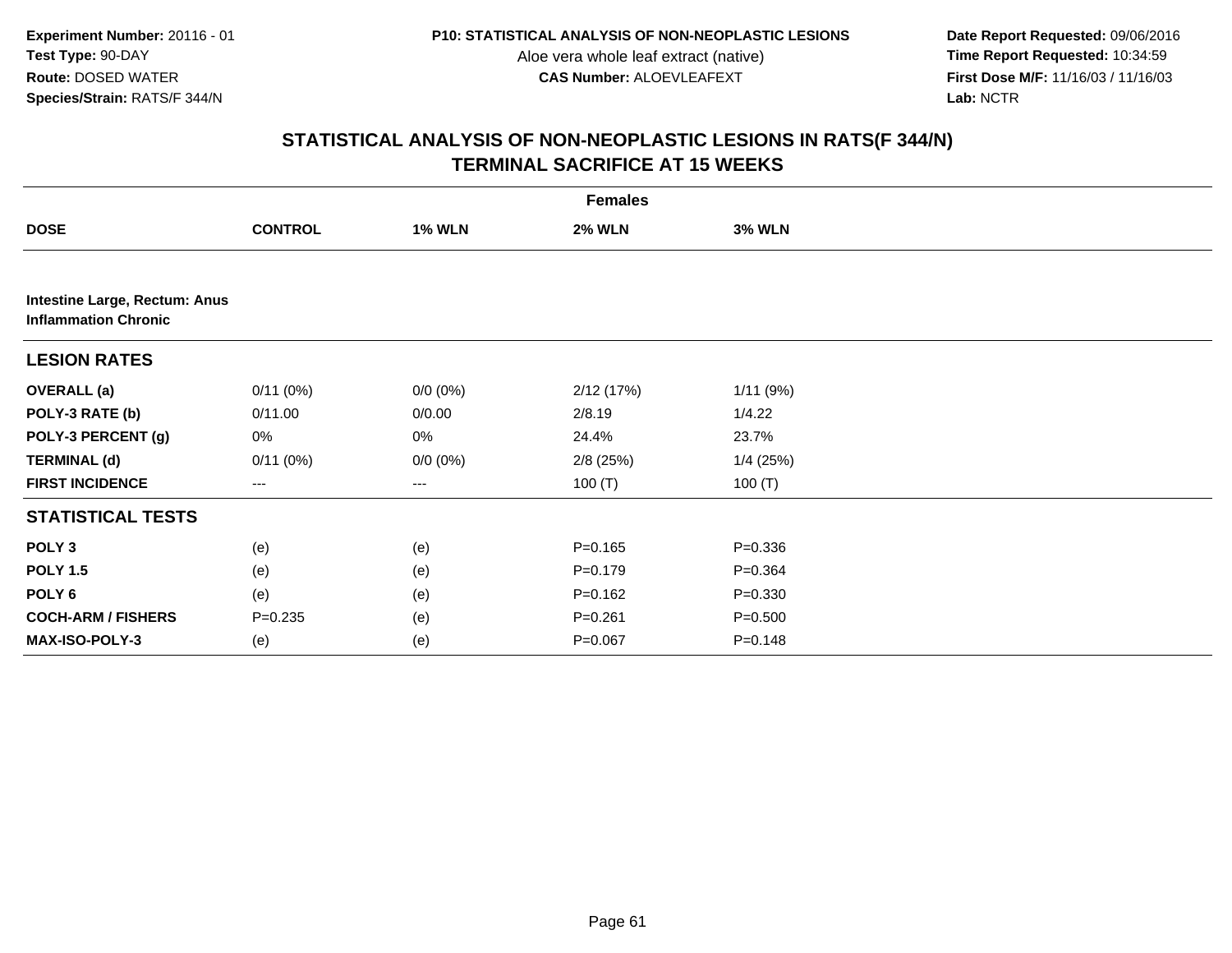**Experiment Number:** 20116 - 01
**Test Type:** 90-DAY
**Route:** DOSED WATER
**Species/Strain:** RATS/F 344/N

**P10: STATISTICAL ANALYSIS OF NON-NEOPLASTIC LESIONS**
Aloe vera whole leaf extract (native)
**CAS Number:** ALOEVLEAFEXT

**Date Report Requested:** 09/06/2016
**Time Report Requested:** 10:34:59
**First Dose M/F:** 11/16/03 / 11/16/03
**Lab:** NCTR

## STATISTICAL ANALYSIS OF NON-NEOPLASTIC LESIONS IN RATS(F 344/N)
## TERMINAL SACRIFICE AT 15 WEEKS

| | Females | | | |
|---|---|---|---|---|
| **DOSE** | **CONTROL** | **1% WLN** | **2% WLN** | **3% WLN** |
| **Intestine Large, Rectum: Anus** **Inflammation Chronic** | | | | |
| **LESION RATES** | | | | |
| **OVERALL (a)** | 0/11 (0%) | 0/0 (0%) | 2/12 (17%) | 1/11 (9%) |
| **POLY-3 RATE (b)** | 0/11.00 | 0/0.00 | 2/8.19 | 1/4.22 |
| **POLY-3 PERCENT (g)** | 0% | 0% | 24.4% | 23.7% |
| **TERMINAL (d)** | 0/11 (0%) | 0/0 (0%) | 2/8 (25%) | 1/4 (25%) |
| **FIRST INCIDENCE** | --- | --- | 100 (T) | 100 (T) |
| **STATISTICAL TESTS** | | | | |
| **POLY 3** | (e) | (e) | P=0.165 | P=0.336 |
| **POLY 1.5** | (e) | (e) | P=0.179 | P=0.364 |
| **POLY 6** | (e) | (e) | P=0.162 | P=0.330 |
| **COCH-ARM / FISHERS** | P=0.235 | (e) | P=0.261 | P=0.500 |
| **MAX-ISO-POLY-3** | (e) | (e) | P=0.067 | P=0.148 |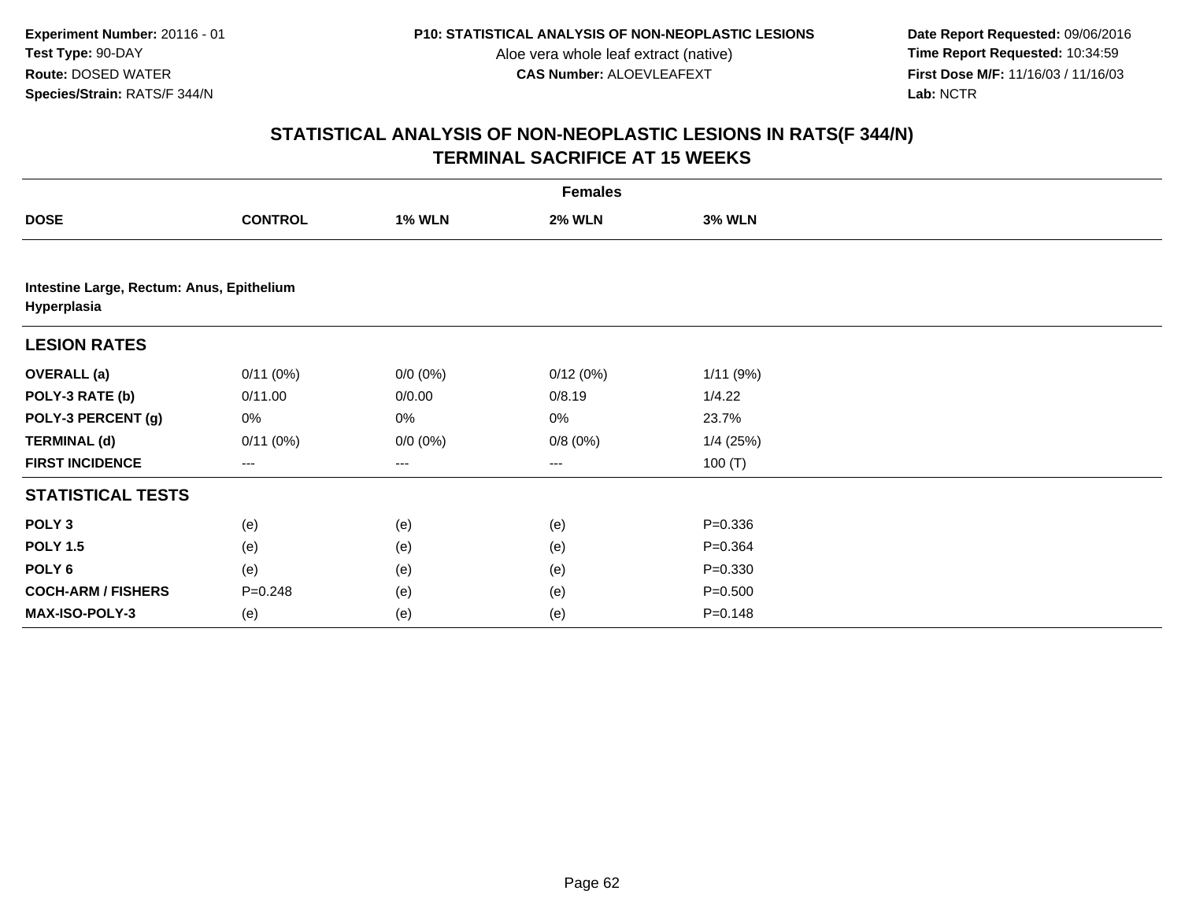Experiment Number: 20116 - 01
Test Type: 90-DAY
Route: DOSED WATER
Species/Strain: RATS/F 344/N

P10: STATISTICAL ANALYSIS OF NON-NEOPLASTIC LESIONS
Aloe vera whole leaf extract (native)
CAS Number: ALOEVLEAFEXT

Date Report Requested: 09/06/2016
Time Report Requested: 10:34:59
First Dose M/F: 11/16/03 / 11/16/03
Lab: NCTR

## STATISTICAL ANALYSIS OF NON-NEOPLASTIC LESIONS IN RATS(F 344/N)
## TERMINAL SACRIFICE AT 15 WEEKS

| | Females | | | |
|---|---|---|---|---|
| **DOSE** | **CONTROL** | **1% WLN** | **2% WLN** | **3% WLN** |
| **Intestine Large, Rectum: Anus, Epithelium Hyperplasia** | | | | |
| **LESION RATES** | | | | |
| **OVERALL (a)** | 0/11 (0%) | 0/0 (0%) | 0/12 (0%) | 1/11 (9%) |
| **POLY-3 RATE (b)** | 0/11.00 | 0/0.00 | 0/8.19 | 1/4.22 |
| **POLY-3 PERCENT (g)** | 0% | 0% | 0% | 23.7% |
| **TERMINAL (d)** | 0/11 (0%) | 0/0 (0%) | 0/8 (0%) | 1/4 (25%) |
| **FIRST INCIDENCE** | --- | --- | --- | 100 (T) |
| **STATISTICAL TESTS** | | | | |
| **POLY 3** | (e) | (e) | (e) | P=0.336 |
| **POLY 1.5** | (e) | (e) | (e) | P=0.364 |
| **POLY 6** | (e) | (e) | (e) | P=0.330 |
| **COCH-ARM / FISHERS** | P=0.248 | (e) | (e) | P=0.500 |
| **MAX-ISO-POLY-3** | (e) | (e) | (e) | P=0.148 |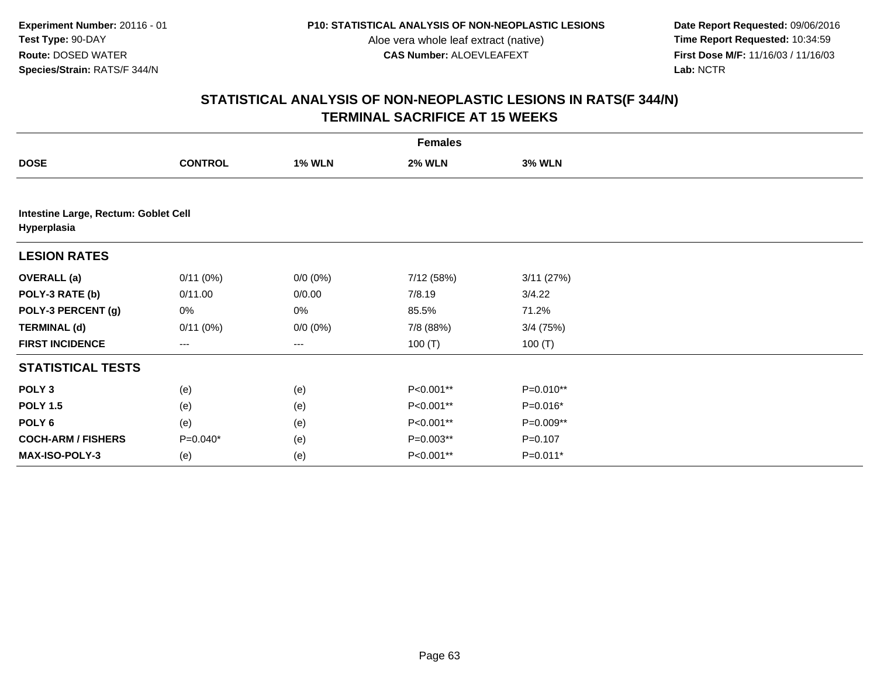**Experiment Number:** 20116 - 01
**Test Type:** 90-DAY
**Route:** DOSED WATER
**Species/Strain:** RATS/F 344/N

**P10: STATISTICAL ANALYSIS OF NON-NEOPLASTIC LESIONS**
Aloe vera whole leaf extract (native)
**CAS Number:** ALOEVLEAFEXT

**Date Report Requested:** 09/06/2016
**Time Report Requested:** 10:34:59
**First Dose M/F:** 11/16/03 / 11/16/03
**Lab:** NCTR

## STATISTICAL ANALYSIS OF NON-NEOPLASTIC LESIONS IN RATS(F 344/N)
## TERMINAL SACRIFICE AT 15 WEEKS

| | Females | | | |
|---|---|---|---|---|
| **DOSE** | **CONTROL** | **1% WLN** | **2% WLN** | **3% WLN** |
| **Intestine Large, Rectum: Goblet Cell Hyperplasia** | | | | |
| **LESION RATES** | | | | |
| **OVERALL (a)** | 0/11 (0%) | 0/0 (0%) | 7/12 (58%) | 3/11 (27%) |
| **POLY-3 RATE (b)** | 0/11.00 | 0/0.00 | 7/8.19 | 3/4.22 |
| **POLY-3 PERCENT (g)** | 0% | 0% | 85.5% | 71.2% |
| **TERMINAL (d)** | 0/11 (0%) | 0/0 (0%) | 7/8 (88%) | 3/4 (75%) |
| **FIRST INCIDENCE** | --- | --- | 100 (T) | 100 (T) |
| **STATISTICAL TESTS** | | | | |
| **POLY 3** | (e) | (e) | P<0.001** | P=0.010** |
| **POLY 1.5** | (e) | (e) | P<0.001** | P=0.016* |
| **POLY 6** | (e) | (e) | P<0.001** | P=0.009** |
| **COCH-ARM / FISHERS** | P=0.040* | (e) | P=0.003** | P=0.107 |
| **MAX-ISO-POLY-3** | (e) | (e) | P<0.001** | P=0.011* |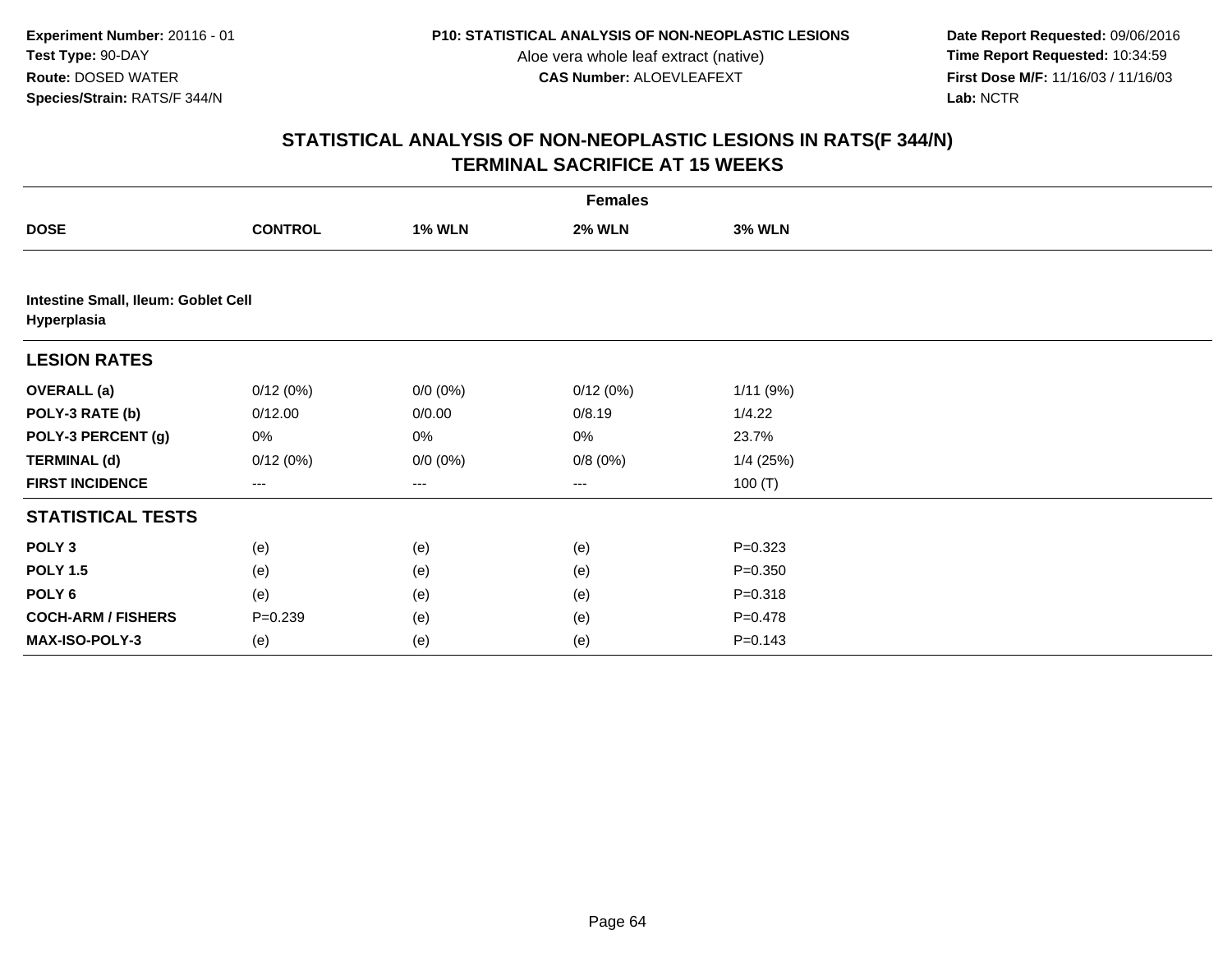**Experiment Number:** 20116 - 01
**Test Type:** 90-DAY
**Route:** DOSED WATER
**Species/Strain:** RATS/F 344/N

**P10: STATISTICAL ANALYSIS OF NON-NEOPLASTIC LESIONS**
Aloe vera whole leaf extract (native)
**CAS Number:** ALOEVLEAFEXT

**Date Report Requested:** 09/06/2016
**Time Report Requested:** 10:34:59
**First Dose M/F:** 11/16/03 / 11/16/03
**Lab:** NCTR

## STATISTICAL ANALYSIS OF NON-NEOPLASTIC LESIONS IN RATS(F 344/N)
## TERMINAL SACRIFICE AT 15 WEEKS

| | Females | | | |
|---|---|---|---|---|
| **DOSE** | **CONTROL** | **1% WLN** | **2% WLN** | **3% WLN** |
| **Intestine Small, Ileum: Goblet Cell Hyperplasia** | | | | |
| **LESION RATES** | | | | |
| **OVERALL (a)** | 0/12 (0%) | 0/0 (0%) | 0/12 (0%) | 1/11 (9%) |
| **POLY-3 RATE (b)** | 0/12.00 | 0/0.00 | 0/8.19 | 1/4.22 |
| **POLY-3 PERCENT (g)** | 0% | 0% | 0% | 23.7% |
| **TERMINAL (d)** | 0/12 (0%) | 0/0 (0%) | 0/8 (0%) | 1/4 (25%) |
| **FIRST INCIDENCE** | --- | --- | --- | 100 (T) |
| **STATISTICAL TESTS** | | | | |
| **POLY 3** | (e) | (e) | (e) | P=0.323 |
| **POLY 1.5** | (e) | (e) | (e) | P=0.350 |
| **POLY 6** | (e) | (e) | (e) | P=0.318 |
| **COCH-ARM / FISHERS** | P=0.239 | (e) | (e) | P=0.478 |
| **MAX-ISO-POLY-3** | (e) | (e) | (e) | P=0.143 |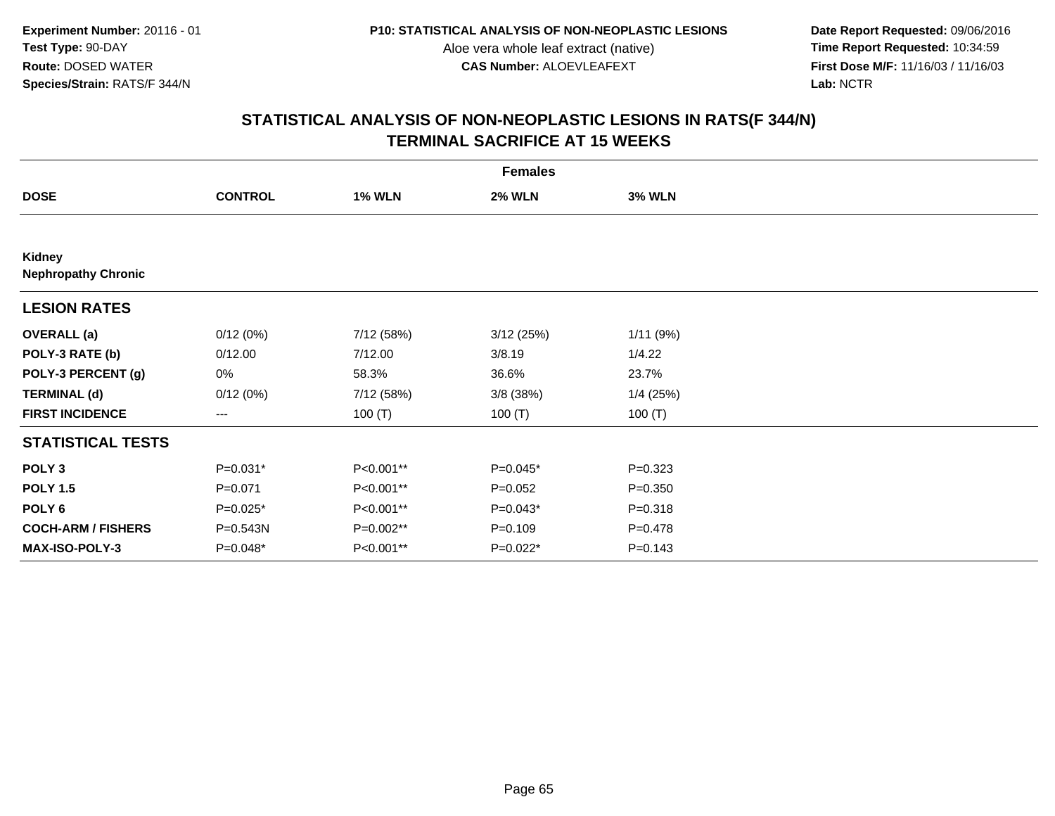**Experiment Number:** 20116 - 01
**Test Type:** 90-DAY
**Route:** DOSED WATER
**Species/Strain:** RATS/F 344/N

**P10: STATISTICAL ANALYSIS OF NON-NEOPLASTIC LESIONS**
Aloe vera whole leaf extract (native)
**CAS Number:** ALOEVLEAFEXT

**Date Report Requested:** 09/06/2016
**Time Report Requested:** 10:34:59
**First Dose M/F:** 11/16/03 / 11/16/03
**Lab:** NCTR

## STATISTICAL ANALYSIS OF NON-NEOPLASTIC LESIONS IN RATS(F 344/N)
## TERMINAL SACRIFICE AT 15 WEEKS

| | Females | | | |
|---|---|---|---|---|
| **DOSE** | **CONTROL** | **1% WLN** | **2% WLN** | **3% WLN** |
| **Kidney** | | | | |
| **Nephropathy Chronic** | | | | |
| **LESION RATES** | | | | |
| **OVERALL (a)** | 0/12 (0%) | 7/12 (58%) | 3/12 (25%) | 1/11 (9%) |
| **POLY-3 RATE (b)** | 0/12.00 | 7/12.00 | 3/8.19 | 1/4.22 |
| **POLY-3 PERCENT (g)** | 0% | 58.3% | 36.6% | 23.7% |
| **TERMINAL (d)** | 0/12 (0%) | 7/12 (58%) | 3/8 (38%) | 1/4 (25%) |
| **FIRST INCIDENCE** | --- | 100 (T) | 100 (T) | 100 (T) |
| **STATISTICAL TESTS** | | | | |
| **POLY 3** | P=0.031* | P<0.001** | P=0.045* | P=0.323 |
| **POLY 1.5** | P=0.071 | P<0.001** | P=0.052 | P=0.350 |
| **POLY 6** | P=0.025* | P<0.001** | P=0.043* | P=0.318 |
| **COCH-ARM / FISHERS** | P=0.543N | P=0.002** | P=0.109 | P=0.478 |
| **MAX-ISO-POLY-3** | P=0.048* | P<0.001** | P=0.022* | P=0.143 |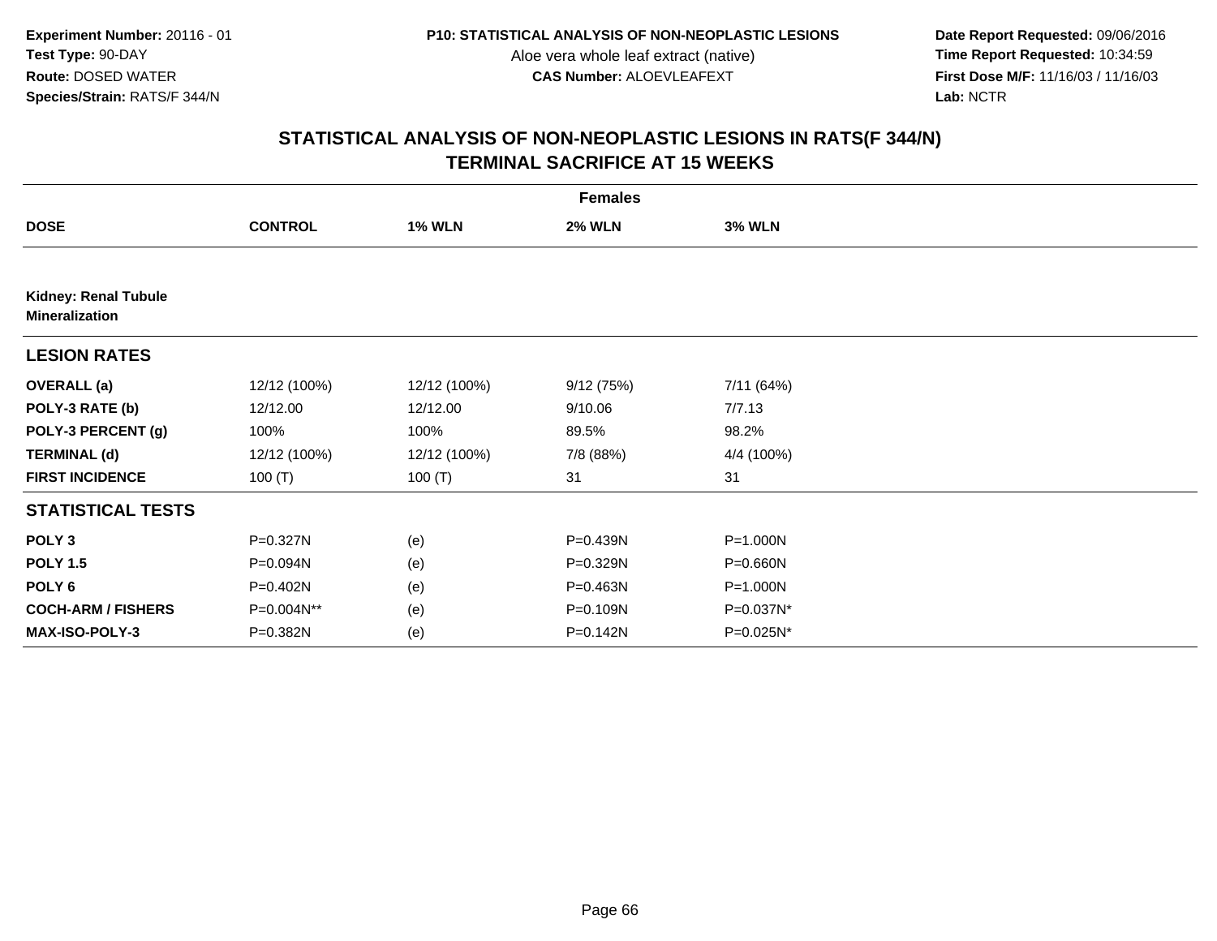**Experiment Number:** 20116 - 01
**Test Type:** 90-DAY
**Route:** DOSED WATER
**Species/Strain:** RATS/F 344/N

**P10: STATISTICAL ANALYSIS OF NON-NEOPLASTIC LESIONS**
Aloe vera whole leaf extract (native)
**CAS Number:** ALOEVLEAFEXT

**Date Report Requested:** 09/06/2016
**Time Report Requested:** 10:34:59
**First Dose M/F:** 11/16/03 / 11/16/03
**Lab:** NCTR

## STATISTICAL ANALYSIS OF NON-NEOPLASTIC LESIONS IN RATS(F 344/N)
## TERMINAL SACRIFICE AT 15 WEEKS

| | Females | | | |
|---|---|---|---|---|
| **DOSE** | **CONTROL** | **1% WLN** | **2% WLN** | **3% WLN** |
| **Kidney: Renal Tubule Mineralization** | | | | |
| **LESION RATES** | | | | |
| **OVERALL (a)** | 12/12 (100%) | 12/12 (100%) | 9/12 (75%) | 7/11 (64%) |
| **POLY-3 RATE (b)** | 12/12.00 | 12/12.00 | 9/10.06 | 7/7.13 |
| **POLY-3 PERCENT (g)** | 100% | 100% | 89.5% | 98.2% |
| **TERMINAL (d)** | 12/12 (100%) | 12/12 (100%) | 7/8 (88%) | 4/4 (100%) |
| **FIRST INCIDENCE** | 100 (T) | 100 (T) | 31 | 31 |
| **STATISTICAL TESTS** | | | | |
| **POLY 3** | P=0.327N | (e) | P=0.439N | P=1.000N |
| **POLY 1.5** | P=0.094N | (e) | P=0.329N | P=0.660N |
| **POLY 6** | P=0.402N | (e) | P=0.463N | P=1.000N |
| **COCH-ARM / FISHERS** | P=0.004N** | (e) | P=0.109N | P=0.037N* |
| **MAX-ISO-POLY-3** | P=0.382N | (e) | P=0.142N | P=0.025N* |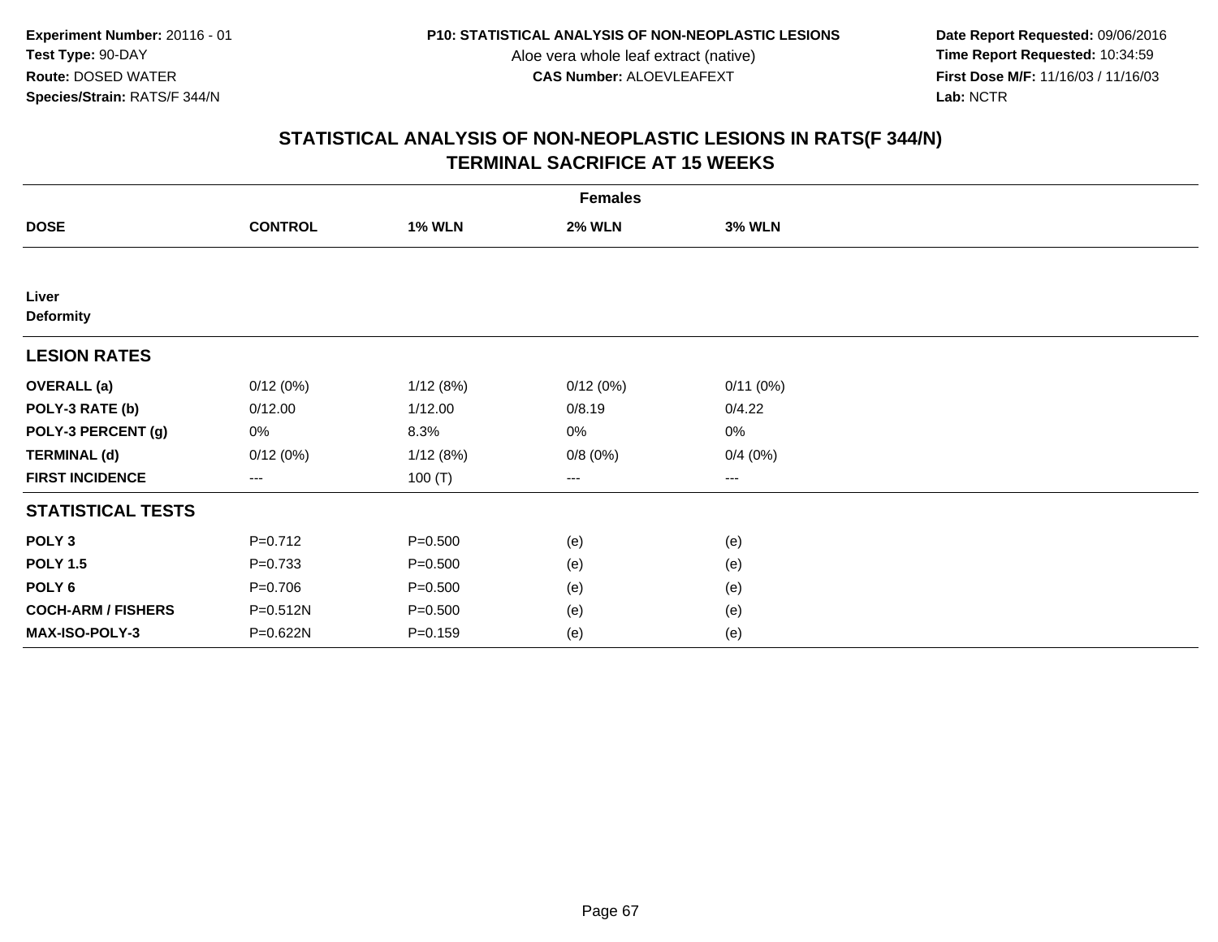Experiment Number: 20116 - 01
Test Type: 90-DAY
Route: DOSED WATER
Species/Strain: RATS/F 344/N

P10: STATISTICAL ANALYSIS OF NON-NEOPLASTIC LESIONS
Aloe vera whole leaf extract (native)
CAS Number: ALOEVLEAFEXT

Date Report Requested: 09/06/2016
Time Report Requested: 10:34:59
First Dose M/F: 11/16/03 / 11/16/03
Lab: NCTR

## STATISTICAL ANALYSIS OF NON-NEOPLASTIC LESIONS IN RATS(F 344/N)
## TERMINAL SACRIFICE AT 15 WEEKS

| | Females | | | |
|---|---|---|---|---|
| **DOSE** | **CONTROL** | **1% WLN** | **2% WLN** | **3% WLN** |
| **Liver** | | | | |
| **Deformity** | | | | |
| **LESION RATES** | | | | |
| **OVERALL (a)** | 0/12 (0%) | 1/12 (8%) | 0/12 (0%) | 0/11 (0%) |
| **POLY-3 RATE (b)** | 0/12.00 | 1/12.00 | 0/8.19 | 0/4.22 |
| **POLY-3 PERCENT (g)** | 0% | 8.3% | 0% | 0% |
| **TERMINAL (d)** | 0/12 (0%) | 1/12 (8%) | 0/8 (0%) | 0/4 (0%) |
| **FIRST INCIDENCE** | --- | 100 (T) | --- | --- |
| **STATISTICAL TESTS** | | | | |
| **POLY 3** | P=0.712 | P=0.500 | (e) | (e) |
| **POLY 1.5** | P=0.733 | P=0.500 | (e) | (e) |
| **POLY 6** | P=0.706 | P=0.500 | (e) | (e) |
| **COCH-ARM / FISHERS** | P=0.512N | P=0.500 | (e) | (e) |
| **MAX-ISO-POLY-3** | P=0.622N | P=0.159 | (e) | (e) |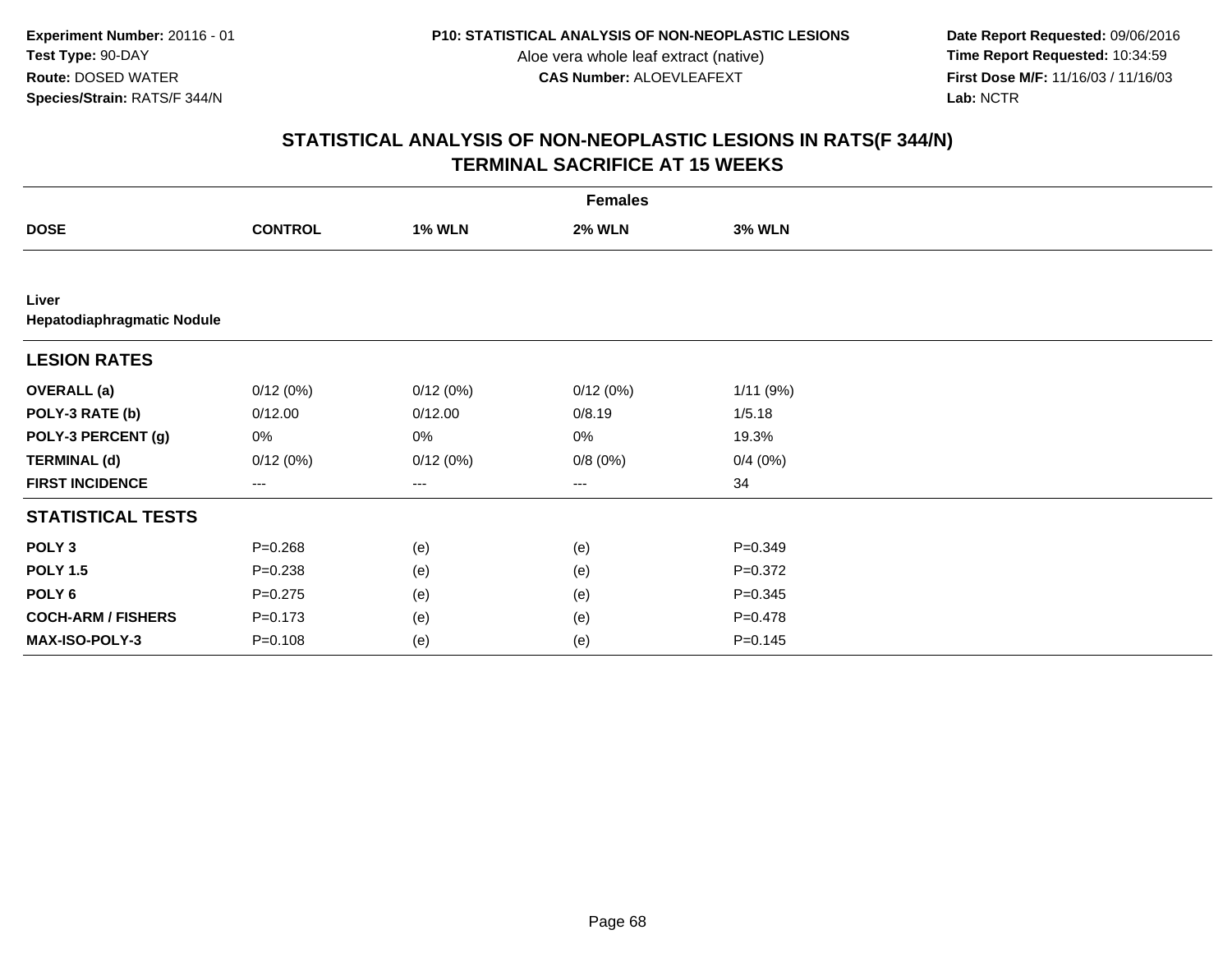**Experiment Number:** 20116 - 01
**Test Type:** 90-DAY
**Route:** DOSED WATER
**Species/Strain:** RATS/F 344/N

**P10: STATISTICAL ANALYSIS OF NON-NEOPLASTIC LESIONS**
Aloe vera whole leaf extract (native)
**CAS Number:** ALOEVLEAFEXT

**Date Report Requested:** 09/06/2016
**Time Report Requested:** 10:34:59
**First Dose M/F:** 11/16/03 / 11/16/03
**Lab:** NCTR

## STATISTICAL ANALYSIS OF NON-NEOPLASTIC LESIONS IN RATS(F 344/N) TERMINAL SACRIFICE AT 15 WEEKS

| | Females | | | |
|---|---|---|---|---|
| **DOSE** | **CONTROL** | **1% WLN** | **2% WLN** | **3% WLN** |
| **Liver** | | | | |
| **Hepatodiaphragmatic Nodule** | | | | |
| **LESION RATES** | | | | |
| **OVERALL (a)** | 0/12 (0%) | 0/12 (0%) | 0/12 (0%) | 1/11 (9%) |
| **POLY-3 RATE (b)** | 0/12.00 | 0/12.00 | 0/8.19 | 1/5.18 |
| **POLY-3 PERCENT (g)** | 0% | 0% | 0% | 19.3% |
| **TERMINAL (d)** | 0/12 (0%) | 0/12 (0%) | 0/8 (0%) | 0/4 (0%) |
| **FIRST INCIDENCE** | --- | --- | --- | 34 |
| **STATISTICAL TESTS** | | | | |
| **POLY 3** | P=0.268 | (e) | (e) | P=0.349 |
| **POLY 1.5** | P=0.238 | (e) | (e) | P=0.372 |
| **POLY 6** | P=0.275 | (e) | (e) | P=0.345 |
| **COCH-ARM / FISHERS** | P=0.173 | (e) | (e) | P=0.478 |
| **MAX-ISO-POLY-3** | P=0.108 | (e) | (e) | P=0.145 |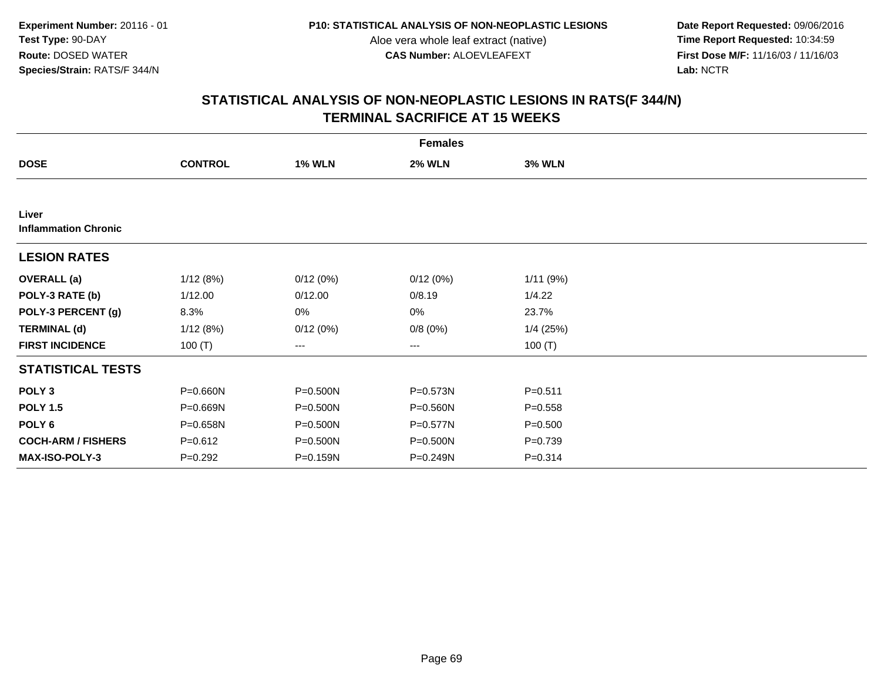Experiment Number: 20116 - 01
Test Type: 90-DAY
Route: DOSED WATER
Species/Strain: RATS/F 344/N

P10: STATISTICAL ANALYSIS OF NON-NEOPLASTIC LESIONS
Aloe vera whole leaf extract (native)
CAS Number: ALOEVLEAFEXT

Date Report Requested: 09/06/2016
Time Report Requested: 10:34:59
First Dose M/F: 11/16/03 / 11/16/03
Lab: NCTR

## STATISTICAL ANALYSIS OF NON-NEOPLASTIC LESIONS IN RATS(F 344/N)
## TERMINAL SACRIFICE AT 15 WEEKS

| Females | | | | |
|---|---|---|---|---|
| **DOSE** | **CONTROL** | **1% WLN** | **2% WLN** | **3% WLN** |
| **Liver** | | | | |
| **Inflammation Chronic** | | | | |
| **LESION RATES** | | | | |
| **OVERALL (a)** | 1/12 (8%) | 0/12 (0%) | 0/12 (0%) | 1/11 (9%) |
| **POLY-3 RATE (b)** | 1/12.00 | 0/12.00 | 0/8.19 | 1/4.22 |
| **POLY-3 PERCENT (g)** | 8.3% | 0% | 0% | 23.7% |
| **TERMINAL (d)** | 1/12 (8%) | 0/12 (0%) | 0/8 (0%) | 1/4 (25%) |
| **FIRST INCIDENCE** | 100 (T) | --- | --- | 100 (T) |
| **STATISTICAL TESTS** | | | | |
| **POLY 3** | P=0.660N | P=0.500N | P=0.573N | P=0.511 |
| **POLY 1.5** | P=0.669N | P=0.500N | P=0.560N | P=0.558 |
| **POLY 6** | P=0.658N | P=0.500N | P=0.577N | P=0.500 |
| **COCH-ARM / FISHERS** | P=0.612 | P=0.500N | P=0.500N | P=0.739 |
| **MAX-ISO-POLY-3** | P=0.292 | P=0.159N | P=0.249N | P=0.314 |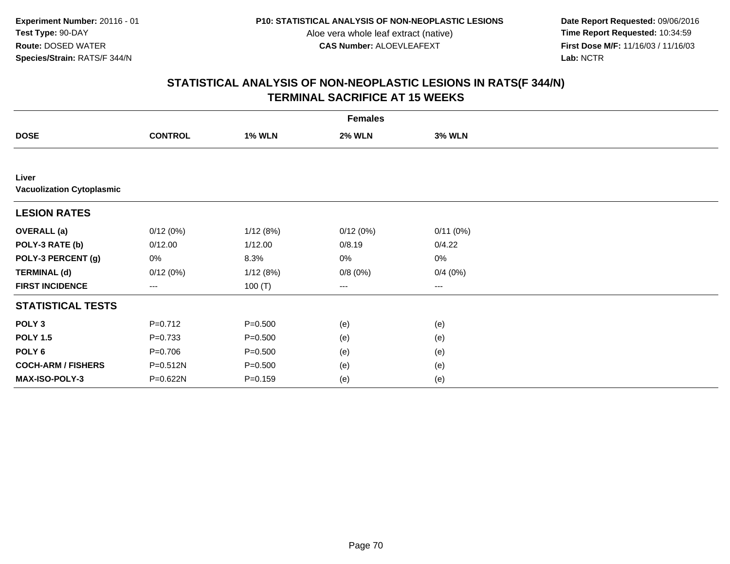**Experiment Number:** 20116 - 01
**Test Type:** 90-DAY
**Route:** DOSED WATER
**Species/Strain:** RATS/F 344/N

**P10: STATISTICAL ANALYSIS OF NON-NEOPLASTIC LESIONS**
Aloe vera whole leaf extract (native)
**CAS Number:** ALOEVLEAFEXT

**Date Report Requested:** 09/06/2016
**Time Report Requested:** 10:34:59
**First Dose M/F:** 11/16/03 / 11/16/03
**Lab:** NCTR

## STATISTICAL ANALYSIS OF NON-NEOPLASTIC LESIONS IN RATS(F 344/N) TERMINAL SACRIFICE AT 15 WEEKS

| | Females | | | |
|---|---|---|---|---|
| **DOSE** | **CONTROL** | **1% WLN** | **2% WLN** | **3% WLN** |
| **Liver** | | | | |
| **Vacuolization Cytoplasmic** | | | | |
| **LESION RATES** | | | | |
| **OVERALL (a)** | 0/12 (0%) | 1/12 (8%) | 0/12 (0%) | 0/11 (0%) |
| **POLY-3 RATE (b)** | 0/12.00 | 1/12.00 | 0/8.19 | 0/4.22 |
| **POLY-3 PERCENT (g)** | 0% | 8.3% | 0% | 0% |
| **TERMINAL (d)** | 0/12 (0%) | 1/12 (8%) | 0/8 (0%) | 0/4 (0%) |
| **FIRST INCIDENCE** | --- | 100 (T) | --- | --- |
| **STATISTICAL TESTS** | | | | |
| **POLY 3** | P=0.712 | P=0.500 | (e) | (e) |
| **POLY 1.5** | P=0.733 | P=0.500 | (e) | (e) |
| **POLY 6** | P=0.706 | P=0.500 | (e) | (e) |
| **COCH-ARM / FISHERS** | P=0.512N | P=0.500 | (e) | (e) |
| **MAX-ISO-POLY-3** | P=0.622N | P=0.159 | (e) | (e) |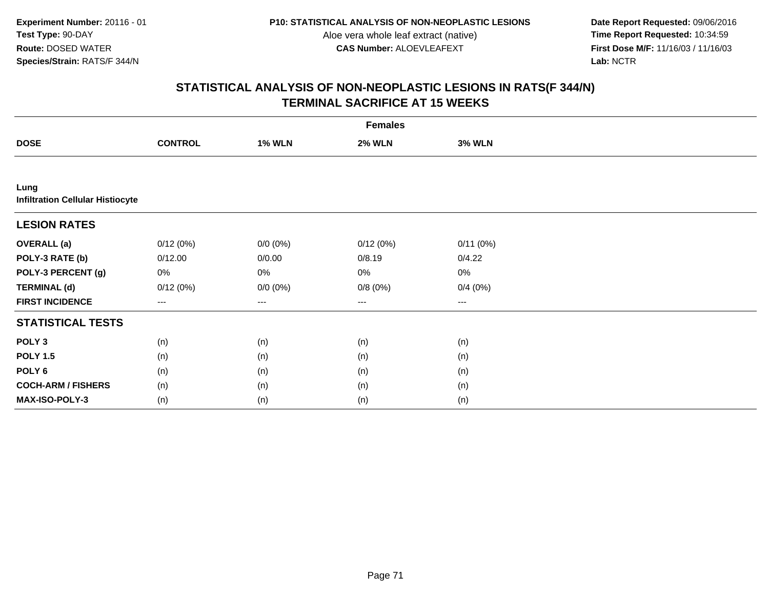**Experiment Number:** 20116 - 01
**Test Type:** 90-DAY
**Route:** DOSED WATER
**Species/Strain:** RATS/F 344/N

**P10: STATISTICAL ANALYSIS OF NON-NEOPLASTIC LESIONS**
Aloe vera whole leaf extract (native)
**CAS Number:** ALOEVLEAFEXT

**Date Report Requested:** 09/06/2016
**Time Report Requested:** 10:34:59
**First Dose M/F:** 11/16/03 / 11/16/03
**Lab:** NCTR

## STATISTICAL ANALYSIS OF NON-NEOPLASTIC LESIONS IN RATS(F 344/N)
## TERMINAL SACRIFICE AT 15 WEEKS

| | Females | | | |
|---|---|---|---|---|
| **DOSE** | **CONTROL** | **1% WLN** | **2% WLN** | **3% WLN** |
| **Lung** | | | | |
| **Infiltration Cellular Histiocyte** | | | | |
| **LESION RATES** | | | | |
| **OVERALL (a)** | 0/12 (0%) | 0/0 (0%) | 0/12 (0%) | 0/11 (0%) |
| **POLY-3 RATE (b)** | 0/12.00 | 0/0.00 | 0/8.19 | 0/4.22 |
| **POLY-3 PERCENT (g)** | 0% | 0% | 0% | 0% |
| **TERMINAL (d)** | 0/12 (0%) | 0/0 (0%) | 0/8 (0%) | 0/4 (0%) |
| **FIRST INCIDENCE** | --- | --- | --- | --- |
| **STATISTICAL TESTS** | | | | |
| **POLY 3** | (n) | (n) | (n) | (n) |
| **POLY 1.5** | (n) | (n) | (n) | (n) |
| **POLY 6** | (n) | (n) | (n) | (n) |
| **COCH-ARM / FISHERS** | (n) | (n) | (n) | (n) |
| **MAX-ISO-POLY-3** | (n) | (n) | (n) | (n) |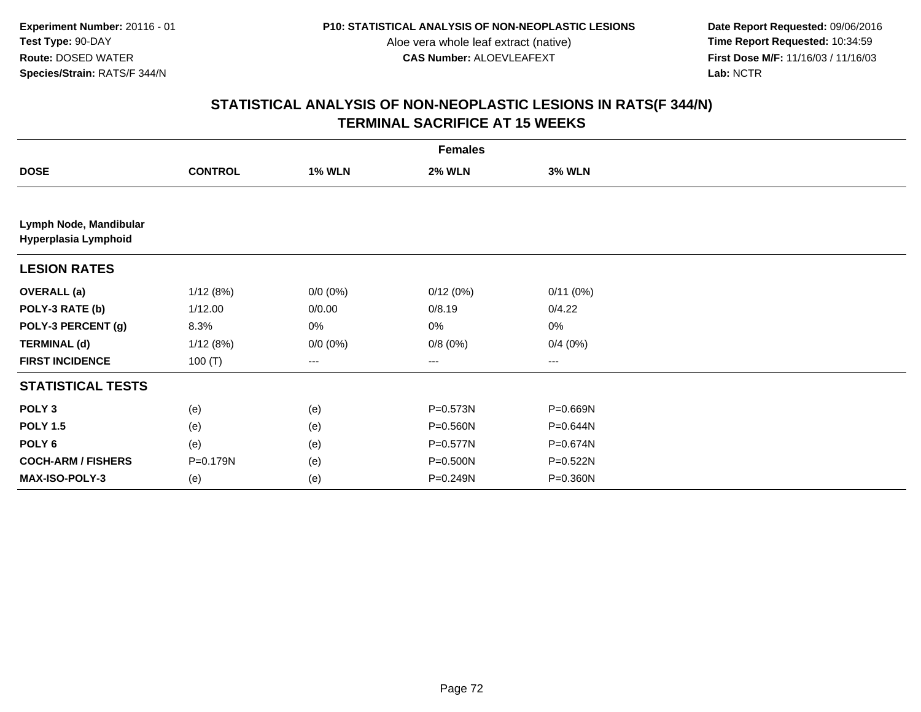**Experiment Number:** 20116 - 01
**Test Type:** 90-DAY
**Route:** DOSED WATER
**Species/Strain:** RATS/F 344/N

**P10: STATISTICAL ANALYSIS OF NON-NEOPLASTIC LESIONS**
Aloe vera whole leaf extract (native)
**CAS Number:** ALOEVLEAFEXT

**Date Report Requested:** 09/06/2016
**Time Report Requested:** 10:34:59
**First Dose M/F:** 11/16/03 / 11/16/03
**Lab:** NCTR

## STATISTICAL ANALYSIS OF NON-NEOPLASTIC LESIONS IN RATS(F 344/N)
## TERMINAL SACRIFICE AT 15 WEEKS

| | Females | | | |
|---|---|---|---|---|
| **DOSE** | **CONTROL** | **1% WLN** | **2% WLN** | **3% WLN** |
| **Lymph Node, Mandibular** | | | | |
| **Hyperplasia Lymphoid** | | | | |
| **LESION RATES** | | | | |
| **OVERALL (a)** | 1/12 (8%) | 0/0 (0%) | 0/12 (0%) | 0/11 (0%) |
| **POLY-3 RATE (b)** | 1/12.00 | 0/0.00 | 0/8.19 | 0/4.22 |
| **POLY-3 PERCENT (g)** | 8.3% | 0% | 0% | 0% |
| **TERMINAL (d)** | 1/12 (8%) | 0/0 (0%) | 0/8 (0%) | 0/4 (0%) |
| **FIRST INCIDENCE** | 100 (T) | --- | --- | --- |
| **STATISTICAL TESTS** | | | | |
| **POLY 3** | (e) | (e) | P=0.573N | P=0.669N |
| **POLY 1.5** | (e) | (e) | P=0.560N | P=0.644N |
| **POLY 6** | (e) | (e) | P=0.577N | P=0.674N |
| **COCH-ARM / FISHERS** | P=0.179N | (e) | P=0.500N | P=0.522N |
| **MAX-ISO-POLY-3** | (e) | (e) | P=0.249N | P=0.360N |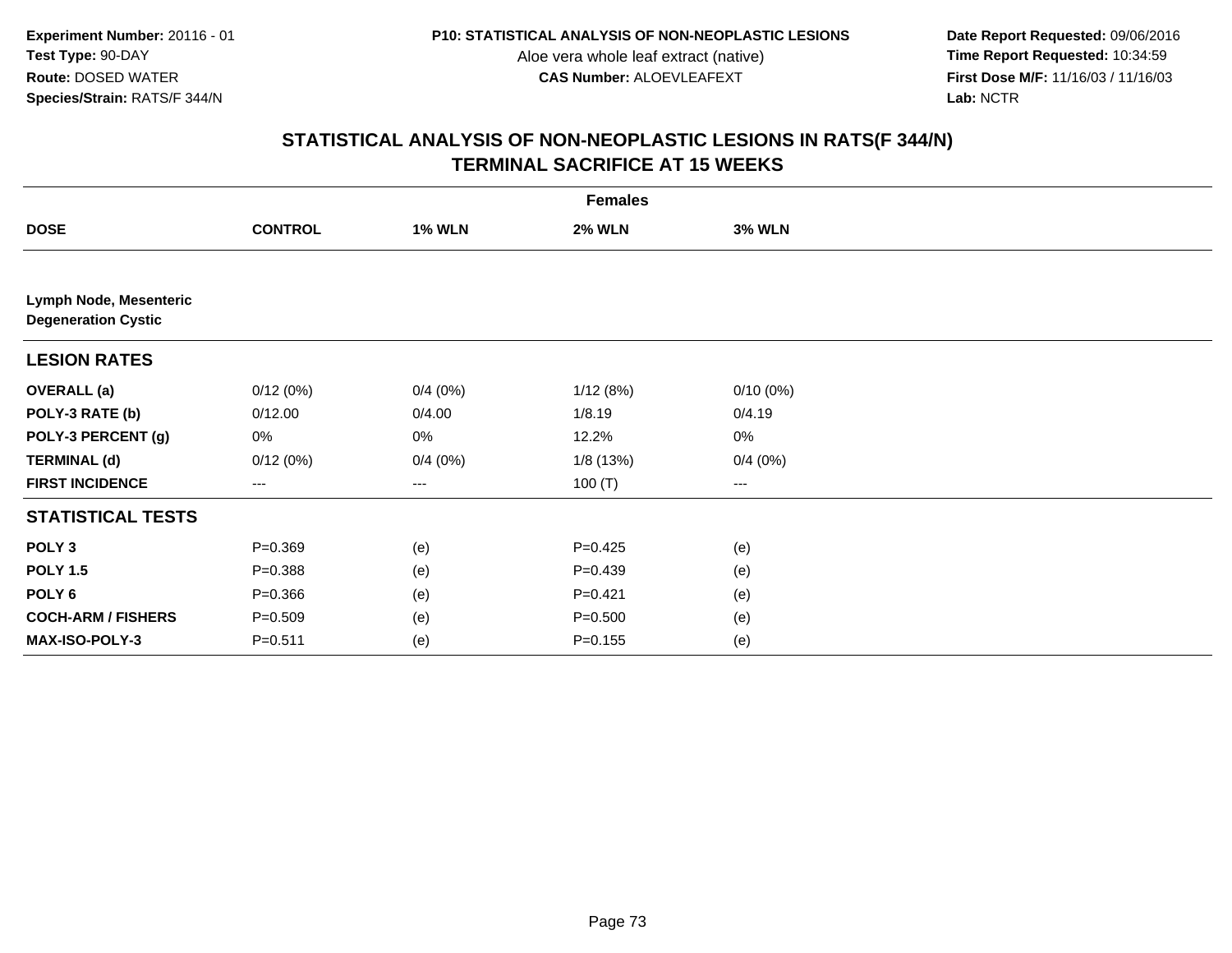Experiment Number: 20116 - 01
Test Type: 90-DAY
Route: DOSED WATER
Species/Strain: RATS/F 344/N

P10: STATISTICAL ANALYSIS OF NON-NEOPLASTIC LESIONS
Aloe vera whole leaf extract (native)
CAS Number: ALOEVLEAFEXT

Date Report Requested: 09/06/2016
Time Report Requested: 10:34:59
First Dose M/F: 11/16/03 / 11/16/03
Lab: NCTR

## STATISTICAL ANALYSIS OF NON-NEOPLASTIC LESIONS IN RATS(F 344/N) TERMINAL SACRIFICE AT 15 WEEKS

| Females | | | | |
|---|---|---|---|---|
| **DOSE** | **CONTROL** | **1% WLN** | **2% WLN** | **3% WLN** |
| **Lymph Node, Mesenteric** | | | | |
| **Degeneration Cystic** | | | | |
| **LESION RATES** | | | | |
| **OVERALL (a)** | 0/12 (0%) | 0/4 (0%) | 1/12 (8%) | 0/10 (0%) |
| **POLY-3 RATE (b)** | 0/12.00 | 0/4.00 | 1/8.19 | 0/4.19 |
| **POLY-3 PERCENT (g)** | 0% | 0% | 12.2% | 0% |
| **TERMINAL (d)** | 0/12 (0%) | 0/4 (0%) | 1/8 (13%) | 0/4 (0%) |
| **FIRST INCIDENCE** | --- | --- | 100 (T) | --- |
| **STATISTICAL TESTS** | | | | |
| **POLY 3** | P=0.369 | (e) | P=0.425 | (e) |
| **POLY 1.5** | P=0.388 | (e) | P=0.439 | (e) |
| **POLY 6** | P=0.366 | (e) | P=0.421 | (e) |
| **COCH-ARM / FISHERS** | P=0.509 | (e) | P=0.500 | (e) |
| **MAX-ISO-POLY-3** | P=0.511 | (e) | P=0.155 | (e) |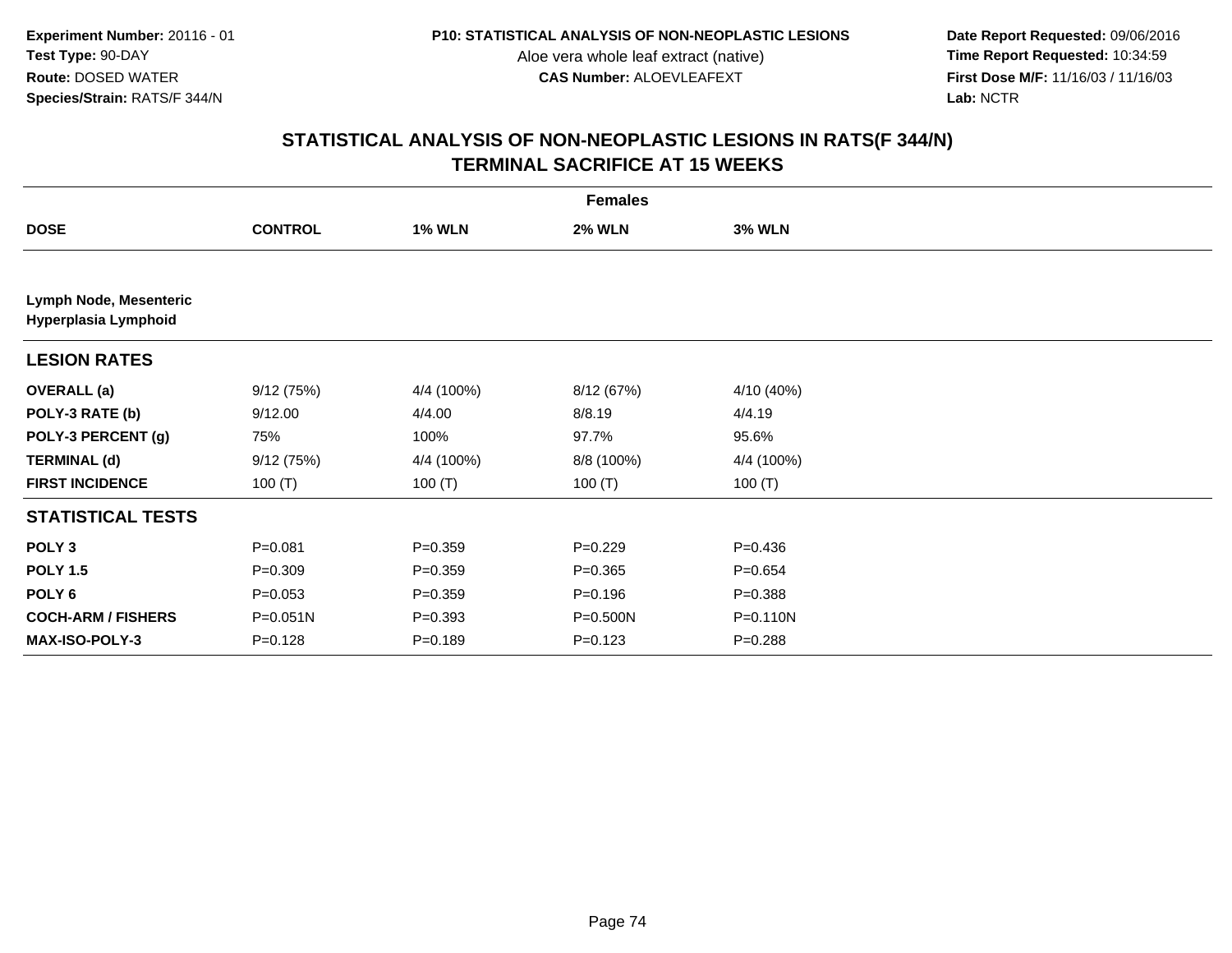**Experiment Number:** 20116 - 01
**Test Type:** 90-DAY
**Route:** DOSED WATER
**Species/Strain:** RATS/F 344/N

**P10: STATISTICAL ANALYSIS OF NON-NEOPLASTIC LESIONS**
Aloe vera whole leaf extract (native)
**CAS Number:** ALOEVLEAFEXT

**Date Report Requested:** 09/06/2016
**Time Report Requested:** 10:34:59
**First Dose M/F:** 11/16/03 / 11/16/03
**Lab:** NCTR

## STATISTICAL ANALYSIS OF NON-NEOPLASTIC LESIONS IN RATS(F 344/N)
## TERMINAL SACRIFICE AT 15 WEEKS

| | Females | | | |
|---|---|---|---|---|
| **DOSE** | **CONTROL** | **1% WLN** | **2% WLN** | **3% WLN** |
| **Lymph Node, Mesenteric** | | | | |
| **Hyperplasia Lymphoid** | | | | |
| **LESION RATES** | | | | |
| **OVERALL (a)** | 9/12 (75%) | 4/4 (100%) | 8/12 (67%) | 4/10 (40%) |
| **POLY-3 RATE (b)** | 9/12.00 | 4/4.00 | 8/8.19 | 4/4.19 |
| **POLY-3 PERCENT (g)** | 75% | 100% | 97.7% | 95.6% |
| **TERMINAL (d)** | 9/12 (75%) | 4/4 (100%) | 8/8 (100%) | 4/4 (100%) |
| **FIRST INCIDENCE** | 100 (T) | 100 (T) | 100 (T) | 100 (T) |
| **STATISTICAL TESTS** | | | | |
| **POLY 3** | P=0.081 | P=0.359 | P=0.229 | P=0.436 |
| **POLY 1.5** | P=0.309 | P=0.359 | P=0.365 | P=0.654 |
| **POLY 6** | P=0.053 | P=0.359 | P=0.196 | P=0.388 |
| **COCH-ARM / FISHERS** | P=0.051N | P=0.393 | P=0.500N | P=0.110N |
| **MAX-ISO-POLY-3** | P=0.128 | P=0.189 | P=0.123 | P=0.288 |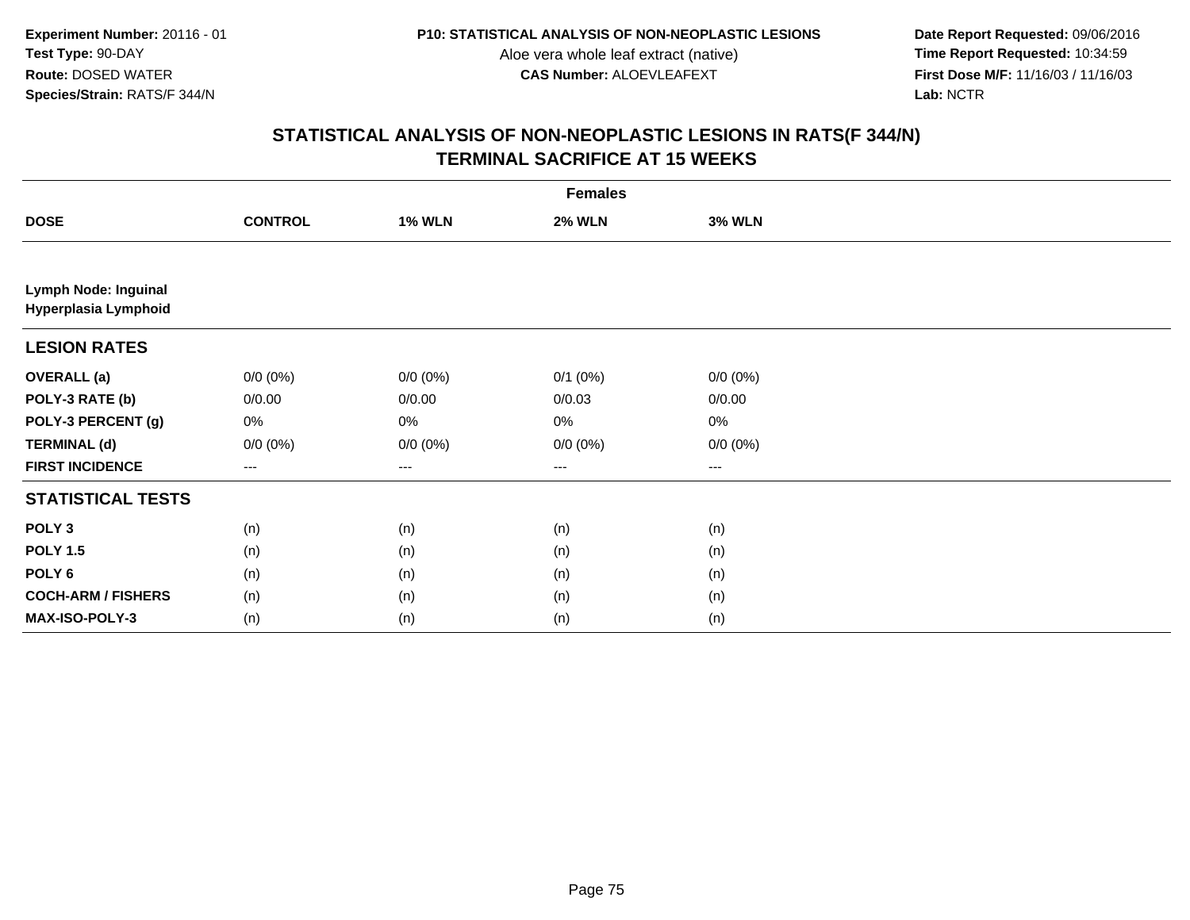**Experiment Number:** 20116 - 01
**Test Type:** 90-DAY
**Route:** DOSED WATER
**Species/Strain:** RATS/F 344/N

**P10: STATISTICAL ANALYSIS OF NON-NEOPLASTIC LESIONS**
Aloe vera whole leaf extract (native)
**CAS Number:** ALOEVLEAFEXT

**Date Report Requested:** 09/06/2016
**Time Report Requested:** 10:34:59
**First Dose M/F:** 11/16/03 / 11/16/03
**Lab:** NCTR

## STATISTICAL ANALYSIS OF NON-NEOPLASTIC LESIONS IN RATS(F 344/N)
## TERMINAL SACRIFICE AT 15 WEEKS

| | Females | | | |
|---|---|---|---|---|
| **DOSE** | **CONTROL** | **1% WLN** | **2% WLN** | **3% WLN** |
| **Lymph Node: Inguinal** | | | | |
| **Hyperplasia Lymphoid** | | | | |
| **LESION RATES** | | | | |
| **OVERALL (a)** | 0/0 (0%) | 0/0 (0%) | 0/1 (0%) | 0/0 (0%) |
| **POLY-3 RATE (b)** | 0/0.00 | 0/0.00 | 0/0.03 | 0/0.00 |
| **POLY-3 PERCENT (g)** | 0% | 0% | 0% | 0% |
| **TERMINAL (d)** | 0/0 (0%) | 0/0 (0%) | 0/0 (0%) | 0/0 (0%) |
| **FIRST INCIDENCE** | --- | --- | --- | --- |
| **STATISTICAL TESTS** | | | | |
| **POLY 3** | (n) | (n) | (n) | (n) |
| **POLY 1.5** | (n) | (n) | (n) | (n) |
| **POLY 6** | (n) | (n) | (n) | (n) |
| **COCH-ARM / FISHERS** | (n) | (n) | (n) | (n) |
| **MAX-ISO-POLY-3** | (n) | (n) | (n) | (n) |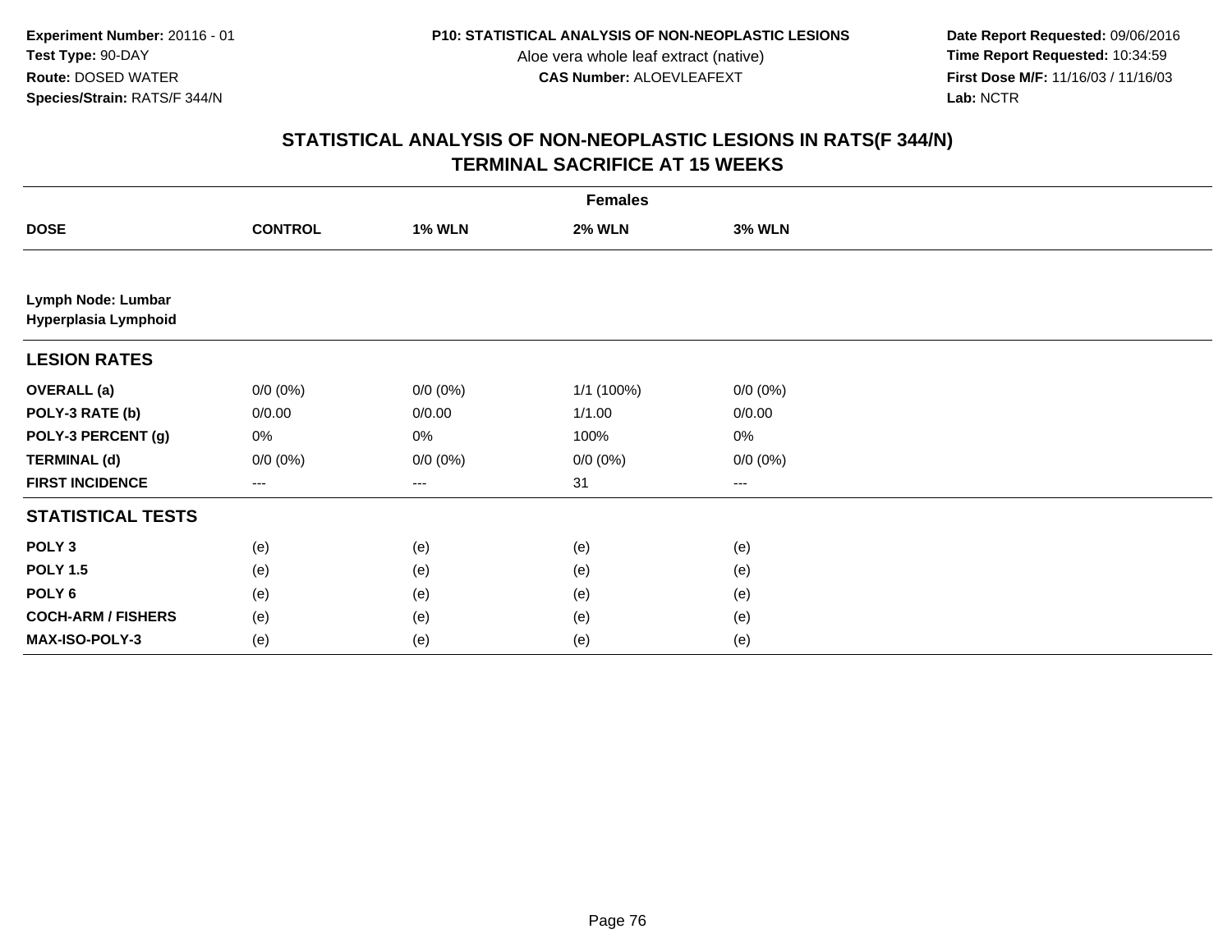**Experiment Number:** 20116 - 01
**Test Type:** 90-DAY
**Route:** DOSED WATER
**Species/Strain:** RATS/F 344/N

**P10: STATISTICAL ANALYSIS OF NON-NEOPLASTIC LESIONS**
Aloe vera whole leaf extract (native)
**CAS Number:** ALOEVLEAFEXT

**Date Report Requested:** 09/06/2016
**Time Report Requested:** 10:34:59
**First Dose M/F:** 11/16/03 / 11/16/03
**Lab:** NCTR

## STATISTICAL ANALYSIS OF NON-NEOPLASTIC LESIONS IN RATS(F 344/N) TERMINAL SACRIFICE AT 15 WEEKS

| | Females | | | |
|---|---|---|---|---|
| **DOSE** | **CONTROL** | **1% WLN** | **2% WLN** | **3% WLN** |
| **Lymph Node: Lumbar** **Hyperplasia Lymphoid** | | | | |
| **LESION RATES** | | | | |
| **OVERALL (a)** | 0/0 (0%) | 0/0 (0%) | 1/1 (100%) | 0/0 (0%) |
| **POLY-3 RATE (b)** | 0/0.00 | 0/0.00 | 1/1.00 | 0/0.00 |
| **POLY-3 PERCENT (g)** | 0% | 0% | 100% | 0% |
| **TERMINAL (d)** | 0/0 (0%) | 0/0 (0%) | 0/0 (0%) | 0/0 (0%) |
| **FIRST INCIDENCE** | --- | --- | 31 | --- |
| **STATISTICAL TESTS** | | | | |
| **POLY 3** | (e) | (e) | (e) | (e) |
| **POLY 1.5** | (e) | (e) | (e) | (e) |
| **POLY 6** | (e) | (e) | (e) | (e) |
| **COCH-ARM / FISHERS** | (e) | (e) | (e) | (e) |
| **MAX-ISO-POLY-3** | (e) | (e) | (e) | (e) |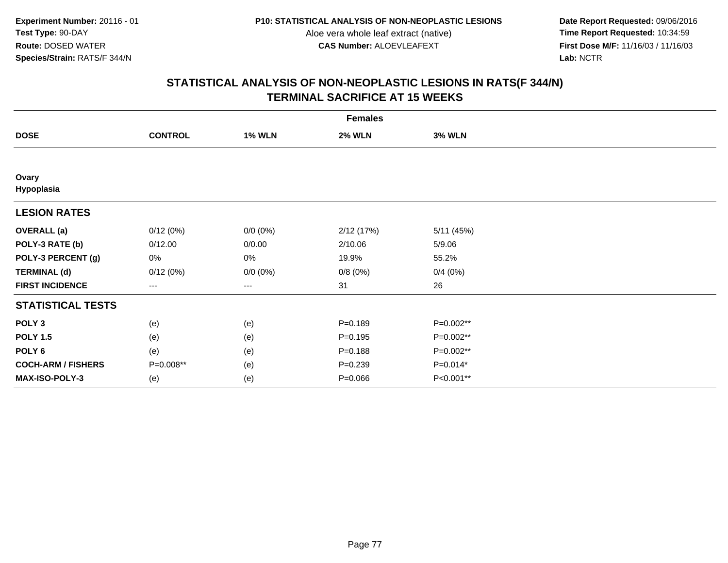**Experiment Number:** 20116 - 01
**Test Type:** 90-DAY
**Route:** DOSED WATER
**Species/Strain:** RATS/F 344/N

**P10: STATISTICAL ANALYSIS OF NON-NEOPLASTIC LESIONS**
Aloe vera whole leaf extract (native)
**CAS Number:** ALOEVLEAFEXT

**Date Report Requested:** 09/06/2016
**Time Report Requested:** 10:34:59
**First Dose M/F:** 11/16/03 / 11/16/03
**Lab:** NCTR

## STATISTICAL ANALYSIS OF NON-NEOPLASTIC LESIONS IN RATS(F 344/N)
## TERMINAL SACRIFICE AT 15 WEEKS

| | Females | | | |
|---|---|---|---|---|
| **DOSE** | **CONTROL** | **1% WLN** | **2% WLN** | **3% WLN** |
| **Ovary** | | | | |
| **Hypoplasia** | | | | |
| **LESION RATES** | | | | |
| **OVERALL (a)** | 0/12 (0%) | 0/0 (0%) | 2/12 (17%) | 5/11 (45%) |
| **POLY-3 RATE (b)** | 0/12.00 | 0/0.00 | 2/10.06 | 5/9.06 |
| **POLY-3 PERCENT (g)** | 0% | 0% | 19.9% | 55.2% |
| **TERMINAL (d)** | 0/12 (0%) | 0/0 (0%) | 0/8 (0%) | 0/4 (0%) |
| **FIRST INCIDENCE** | --- | --- | 31 | 26 |
| **STATISTICAL TESTS** | | | | |
| **POLY 3** | (e) | (e) | P=0.189 | P=0.002** |
| **POLY 1.5** | (e) | (e) | P=0.195 | P=0.002** |
| **POLY 6** | (e) | (e) | P=0.188 | P=0.002** |
| **COCH-ARM / FISHERS** | P=0.008** | (e) | P=0.239 | P=0.014* |
| **MAX-ISO-POLY-3** | (e) | (e) | P=0.066 | P<0.001** |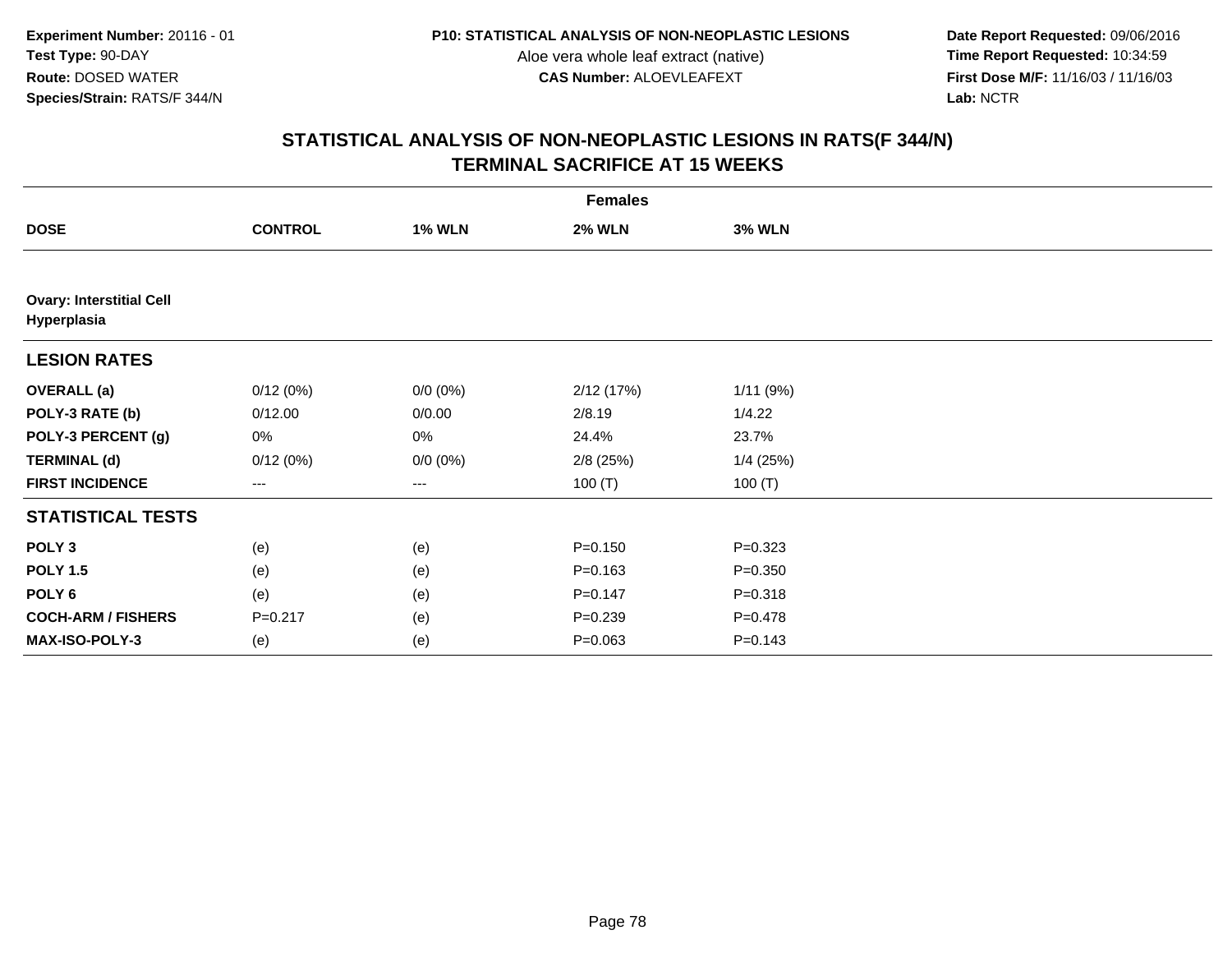Experiment Number: 20116 - 01
Test Type: 90-DAY
Route: DOSED WATER
Species/Strain: RATS/F 344/N

P10: STATISTICAL ANALYSIS OF NON-NEOPLASTIC LESIONS
Aloe vera whole leaf extract (native)
CAS Number: ALOEVLEAFEXT

Date Report Requested: 09/06/2016
Time Report Requested: 10:34:59
First Dose M/F: 11/16/03 / 11/16/03
Lab: NCTR

## STATISTICAL ANALYSIS OF NON-NEOPLASTIC LESIONS IN RATS(F 344/N) TERMINAL SACRIFICE AT 15 WEEKS

| | Females | | | |
|---|---|---|---|---|
| **DOSE** | **CONTROL** | **1% WLN** | **2% WLN** | **3% WLN** |
| **Ovary: Interstitial Cell Hyperplasia** | | | | |
| **LESION RATES** | | | | |
| **OVERALL (a)** | 0/12 (0%) | 0/0 (0%) | 2/12 (17%) | 1/11 (9%) |
| **POLY-3 RATE (b)** | 0/12.00 | 0/0.00 | 2/8.19 | 1/4.22 |
| **POLY-3 PERCENT (g)** | 0% | 0% | 24.4% | 23.7% |
| **TERMINAL (d)** | 0/12 (0%) | 0/0 (0%) | 2/8 (25%) | 1/4 (25%) |
| **FIRST INCIDENCE** | --- | --- | 100 (T) | 100 (T) |
| **STATISTICAL TESTS** | | | | |
| **POLY 3** | (e) | (e) | P=0.150 | P=0.323 |
| **POLY 1.5** | (e) | (e) | P=0.163 | P=0.350 |
| **POLY 6** | (e) | (e) | P=0.147 | P=0.318 |
| **COCH-ARM / FISHERS** | P=0.217 | (e) | P=0.239 | P=0.478 |
| **MAX-ISO-POLY-3** | (e) | (e) | P=0.063 | P=0.143 |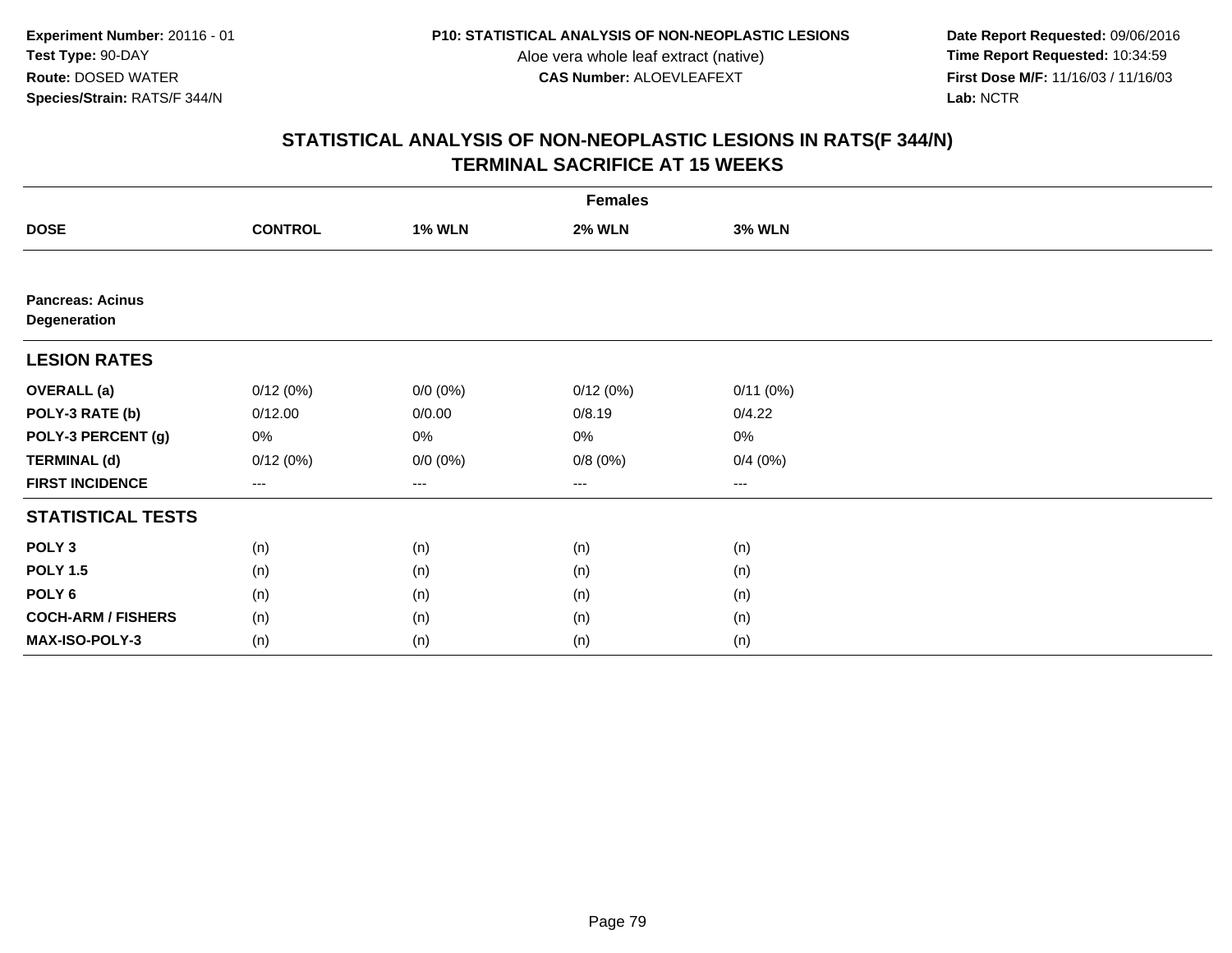**Experiment Number:** 20116 - 01
**Test Type:** 90-DAY
**Route:** DOSED WATER
**Species/Strain:** RATS/F 344/N

**P10: STATISTICAL ANALYSIS OF NON-NEOPLASTIC LESIONS**
Aloe vera whole leaf extract (native)
**CAS Number:** ALOEVLEAFEXT

**Date Report Requested:** 09/06/2016
**Time Report Requested:** 10:34:59
**First Dose M/F:** 11/16/03 / 11/16/03
**Lab:** NCTR

## STATISTICAL ANALYSIS OF NON-NEOPLASTIC LESIONS IN RATS(F 344/N) TERMINAL SACRIFICE AT 15 WEEKS

| | Females | | | |
|---|---|---|---|---|
| **DOSE** | **CONTROL** | **1% WLN** | **2% WLN** | **3% WLN** |
| **Pancreas: Acinus Degeneration** | | | | |
| **LESION RATES** | | | | |
| **OVERALL (a)** | 0/12 (0%) | 0/0 (0%) | 0/12 (0%) | 0/11 (0%) |
| **POLY-3 RATE (b)** | 0/12.00 | 0/0.00 | 0/8.19 | 0/4.22 |
| **POLY-3 PERCENT (g)** | 0% | 0% | 0% | 0% |
| **TERMINAL (d)** | 0/12 (0%) | 0/0 (0%) | 0/8 (0%) | 0/4 (0%) |
| **FIRST INCIDENCE** | --- | --- | --- | --- |
| **STATISTICAL TESTS** | | | | |
| **POLY 3** | (n) | (n) | (n) | (n) |
| **POLY 1.5** | (n) | (n) | (n) | (n) |
| **POLY 6** | (n) | (n) | (n) | (n) |
| **COCH-ARM / FISHERS** | (n) | (n) | (n) | (n) |
| **MAX-ISO-POLY-3** | (n) | (n) | (n) | (n) |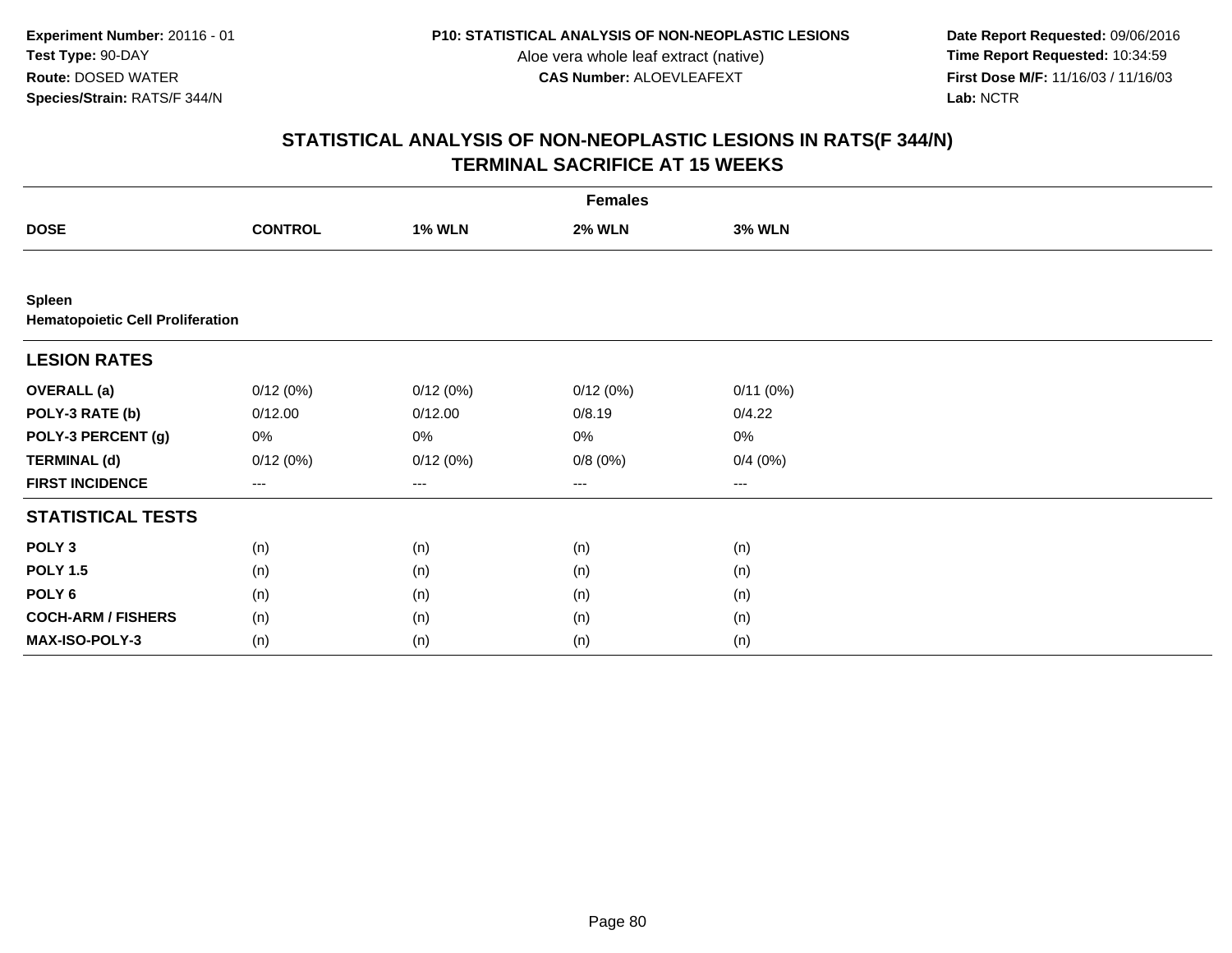**Experiment Number:** 20116 - 01
**Test Type:** 90-DAY
**Route:** DOSED WATER
**Species/Strain:** RATS/F 344/N

**P10: STATISTICAL ANALYSIS OF NON-NEOPLASTIC LESIONS**
Aloe vera whole leaf extract (native)
**CAS Number:** ALOEVLEAFEXT

**Date Report Requested:** 09/06/2016
**Time Report Requested:** 10:34:59
**First Dose M/F:** 11/16/03 / 11/16/03
**Lab:** NCTR

## STATISTICAL ANALYSIS OF NON-NEOPLASTIC LESIONS IN RATS(F 344/N)
## TERMINAL SACRIFICE AT 15 WEEKS

| | Females | | | |
|---|---|---|---|---|
| **DOSE** | **CONTROL** | **1% WLN** | **2% WLN** | **3% WLN** |
| **Spleen** | | | | |
| **Hematopoietic Cell Proliferation** | | | | |
| **LESION RATES** | | | | |
| **OVERALL (a)** | 0/12 (0%) | 0/12 (0%) | 0/12 (0%) | 0/11 (0%) |
| **POLY-3 RATE (b)** | 0/12.00 | 0/12.00 | 0/8.19 | 0/4.22 |
| **POLY-3 PERCENT (g)** | 0% | 0% | 0% | 0% |
| **TERMINAL (d)** | 0/12 (0%) | 0/12 (0%) | 0/8 (0%) | 0/4 (0%) |
| **FIRST INCIDENCE** | --- | --- | --- | --- |
| **STATISTICAL TESTS** | | | | |
| **POLY 3** | (n) | (n) | (n) | (n) |
| **POLY 1.5** | (n) | (n) | (n) | (n) |
| **POLY 6** | (n) | (n) | (n) | (n) |
| **COCH-ARM / FISHERS** | (n) | (n) | (n) | (n) |
| **MAX-ISO-POLY-3** | (n) | (n) | (n) | (n) |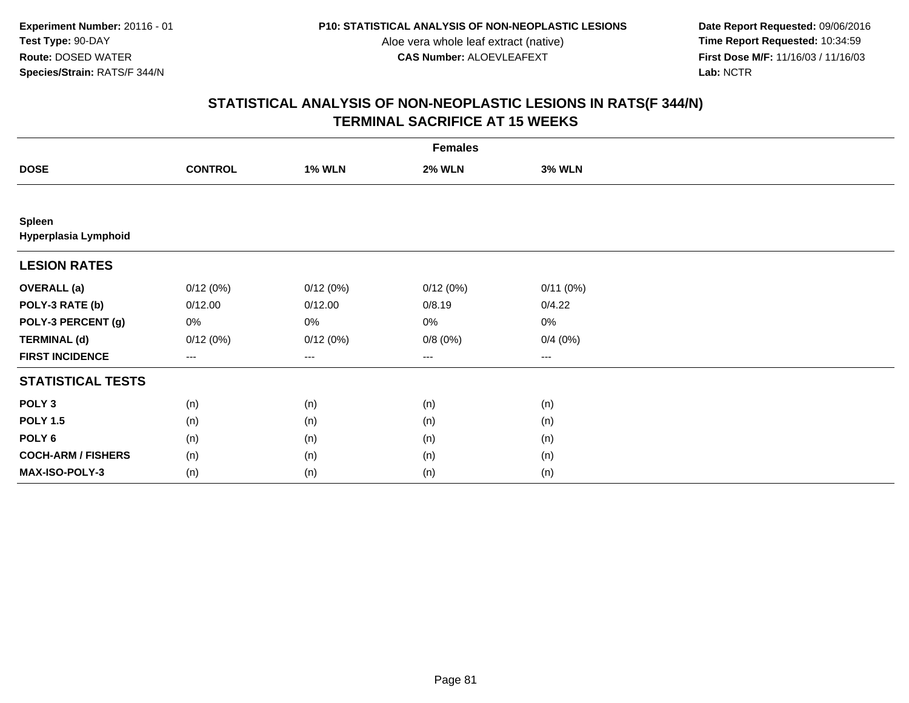**Experiment Number:** 20116 - 01
**Test Type:** 90-DAY
**Route:** DOSED WATER
**Species/Strain:** RATS/F 344/N

**P10: STATISTICAL ANALYSIS OF NON-NEOPLASTIC LESIONS**
Aloe vera whole leaf extract (native)
**CAS Number:** ALOEVLEAFEXT

**Date Report Requested:** 09/06/2016
**Time Report Requested:** 10:34:59
**First Dose M/F:** 11/16/03 / 11/16/03
**Lab:** NCTR

# STATISTICAL ANALYSIS OF NON-NEOPLASTIC LESIONS IN RATS(F 344/N) TERMINAL SACRIFICE AT 15 WEEKS

| | Females | | | |
|---|---|---|---|---|
| **DOSE** | **CONTROL** | **1% WLN** | **2% WLN** | **3% WLN** |
| **Spleen** | | | | |
| **Hyperplasia Lymphoid** | | | | |
| **LESION RATES** | | | | |
| **OVERALL (a)** | 0/12 (0%) | 0/12 (0%) | 0/12 (0%) | 0/11 (0%) |
| **POLY-3 RATE (b)** | 0/12.00 | 0/12.00 | 0/8.19 | 0/4.22 |
| **POLY-3 PERCENT (g)** | 0% | 0% | 0% | 0% |
| **TERMINAL (d)** | 0/12 (0%) | 0/12 (0%) | 0/8 (0%) | 0/4 (0%) |
| **FIRST INCIDENCE** | --- | --- | --- | --- |
| **STATISTICAL TESTS** | | | | |
| **POLY 3** | (n) | (n) | (n) | (n) |
| **POLY 1.5** | (n) | (n) | (n) | (n) |
| **POLY 6** | (n) | (n) | (n) | (n) |
| **COCH-ARM / FISHERS** | (n) | (n) | (n) | (n) |
| **MAX-ISO-POLY-3** | (n) | (n) | (n) | (n) |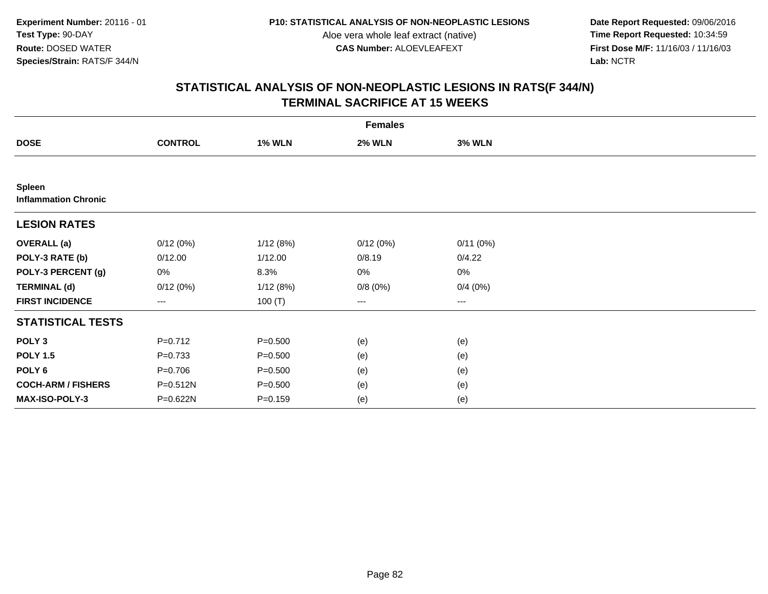**Experiment Number:** 20116 - 01
**Test Type:** 90-DAY
**Route:** DOSED WATER
**Species/Strain:** RATS/F 344/N

**P10: STATISTICAL ANALYSIS OF NON-NEOPLASTIC LESIONS**
Aloe vera whole leaf extract (native)
**CAS Number:** ALOEVLEAFEXT

**Date Report Requested:** 09/06/2016
**Time Report Requested:** 10:34:59
**First Dose M/F:** 11/16/03 / 11/16/03
**Lab:** NCTR

## STATISTICAL ANALYSIS OF NON-NEOPLASTIC LESIONS IN RATS(F 344/N)
## TERMINAL SACRIFICE AT 15 WEEKS

| | Females | | | |
|---|---|---|---|---|
| **DOSE** | **CONTROL** | **1% WLN** | **2% WLN** | **3% WLN** |
| **Spleen** | | | | |
| **Inflammation Chronic** | | | | |
| **LESION RATES** | | | | |
| **OVERALL (a)** | 0/12 (0%) | 1/12 (8%) | 0/12 (0%) | 0/11 (0%) |
| **POLY-3 RATE (b)** | 0/12.00 | 1/12.00 | 0/8.19 | 0/4.22 |
| **POLY-3 PERCENT (g)** | 0% | 8.3% | 0% | 0% |
| **TERMINAL (d)** | 0/12 (0%) | 1/12 (8%) | 0/8 (0%) | 0/4 (0%) |
| **FIRST INCIDENCE** | --- | 100 (T) | --- | --- |
| **STATISTICAL TESTS** | | | | |
| **POLY 3** | P=0.712 | P=0.500 | (e) | (e) |
| **POLY 1.5** | P=0.733 | P=0.500 | (e) | (e) |
| **POLY 6** | P=0.706 | P=0.500 | (e) | (e) |
| **COCH-ARM / FISHERS** | P=0.512N | P=0.500 | (e) | (e) |
| **MAX-ISO-POLY-3** | P=0.622N | P=0.159 | (e) | (e) |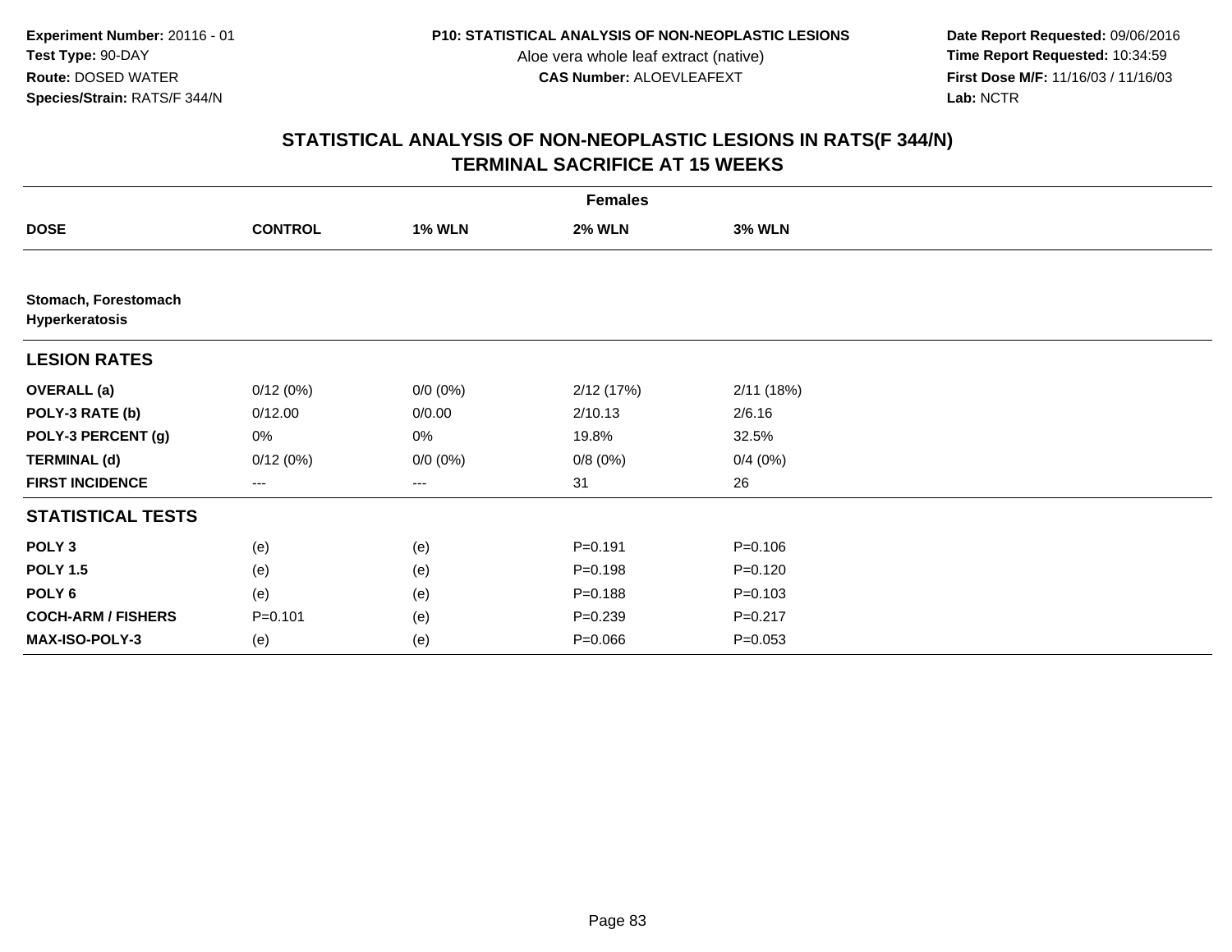Experiment Number: 20116 - 01
Test Type: 90-DAY
Route: DOSED WATER
Species/Strain: RATS/F 344/N

P10: STATISTICAL ANALYSIS OF NON-NEOPLASTIC LESIONS
Aloe vera whole leaf extract (native)
CAS Number: ALOEVLEAFEXT

Date Report Requested: 09/06/2016
Time Report Requested: 10:34:59
First Dose M/F: 11/16/03 / 11/16/03
Lab: NCTR

# STATISTICAL ANALYSIS OF NON-NEOPLASTIC LESIONS IN RATS(F 344/N)
## TERMINAL SACRIFICE AT 15 WEEKS

| | Females | | | |
|---|---|---|---|---|
| **DOSE** | **CONTROL** | **1% WLN** | **2% WLN** | **3% WLN** |
| **Stomach, Forestomach Hyperkeratosis** | | | | |
| **LESION RATES** | | | | |
| **OVERALL (a)** | 0/12 (0%) | 0/0 (0%) | 2/12 (17%) | 2/11 (18%) |
| **POLY-3 RATE (b)** | 0/12.00 | 0/0.00 | 2/10.13 | 2/6.16 |
| **POLY-3 PERCENT (g)** | 0% | 0% | 19.8% | 32.5% |
| **TERMINAL (d)** | 0/12 (0%) | 0/0 (0%) | 0/8 (0%) | 0/4 (0%) |
| **FIRST INCIDENCE** | --- | --- | 31 | 26 |
| **STATISTICAL TESTS** | | | | |
| **POLY 3** | (e) | (e) | P=0.191 | P=0.106 |
| **POLY 1.5** | (e) | (e) | P=0.198 | P=0.120 |
| **POLY 6** | (e) | (e) | P=0.188 | P=0.103 |
| **COCH-ARM / FISHERS** | P=0.101 | (e) | P=0.239 | P=0.217 |
| **MAX-ISO-POLY-3** | (e) | (e) | P=0.066 | P=0.053 |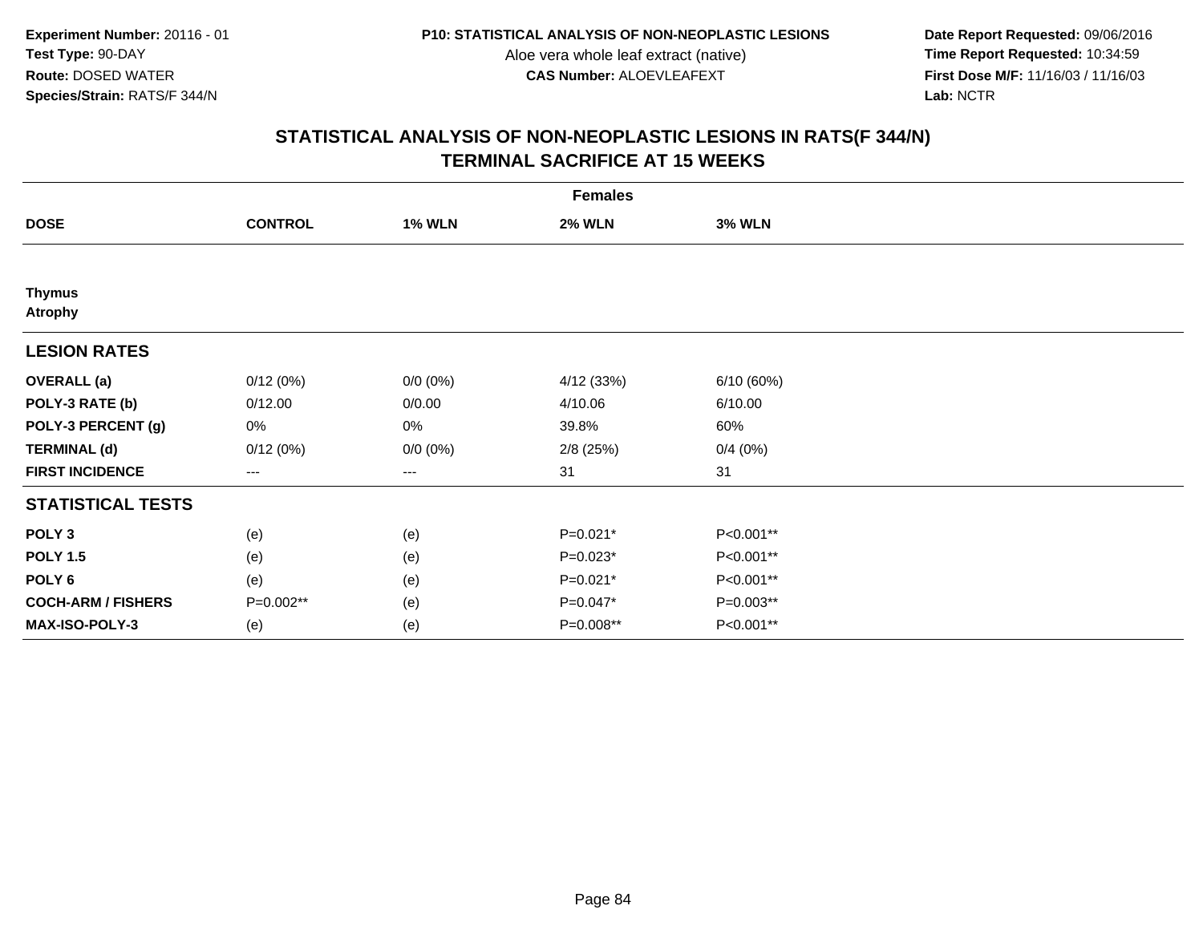Experiment Number: 20116 - 01
Test Type: 90-DAY
Route: DOSED WATER
Species/Strain: RATS/F 344/N

P10: STATISTICAL ANALYSIS OF NON-NEOPLASTIC LESIONS
Aloe vera whole leaf extract (native)
CAS Number: ALOEVLEAFEXT

Date Report Requested: 09/06/2016
Time Report Requested: 10:34:59
First Dose M/F: 11/16/03 / 11/16/03
Lab: NCTR

## STATISTICAL ANALYSIS OF NON-NEOPLASTIC LESIONS IN RATS(F 344/N)
## TERMINAL SACRIFICE AT 15 WEEKS

| | Females | | | |
|---|---|---|---|---|
| **DOSE** | **CONTROL** | **1% WLN** | **2% WLN** | **3% WLN** |
| **Thymus** | | | | |
| **Atrophy** | | | | |
| **LESION RATES** | | | | |
| **OVERALL (a)** | 0/12 (0%) | 0/0 (0%) | 4/12 (33%) | 6/10 (60%) |
| **POLY-3 RATE (b)** | 0/12.00 | 0/0.00 | 4/10.06 | 6/10.00 |
| **POLY-3 PERCENT (g)** | 0% | 0% | 39.8% | 60% |
| **TERMINAL (d)** | 0/12 (0%) | 0/0 (0%) | 2/8 (25%) | 0/4 (0%) |
| **FIRST INCIDENCE** | --- | --- | 31 | 31 |
| **STATISTICAL TESTS** | | | | |
| **POLY 3** | (e) | (e) | P=0.021* | P<0.001** |
| **POLY 1.5** | (e) | (e) | P=0.023* | P<0.001** |
| **POLY 6** | (e) | (e) | P=0.021* | P<0.001** |
| **COCH-ARM / FISHERS** | P=0.002** | (e) | P=0.047* | P=0.003** |
| **MAX-ISO-POLY-3** | (e) | (e) | P=0.008** | P<0.001** |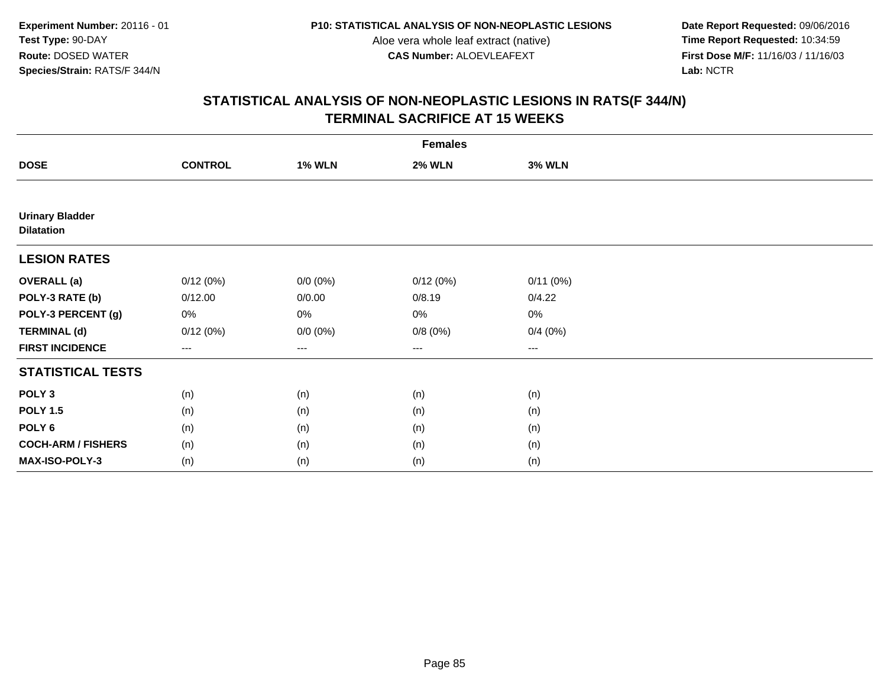**Experiment Number:** 20116 - 01
**Test Type:** 90-DAY
**Route:** DOSED WATER
**Species/Strain:** RATS/F 344/N

**P10: STATISTICAL ANALYSIS OF NON-NEOPLASTIC LESIONS**
Aloe vera whole leaf extract (native)
**CAS Number:** ALOEVLEAFEXT

**Date Report Requested:** 09/06/2016
**Time Report Requested:** 10:34:59
**First Dose M/F:** 11/16/03 / 11/16/03
**Lab:** NCTR

## STATISTICAL ANALYSIS OF NON-NEOPLASTIC LESIONS IN RATS(F 344/N) TERMINAL SACRIFICE AT 15 WEEKS

| | Females | | | |
|---|---|---|---|---|
| **DOSE** | **CONTROL** | **1% WLN** | **2% WLN** | **3% WLN** |
| **Urinary Bladder** | | | | |
| **Dilatation** | | | | |
| **LESION RATES** | | | | |
| **OVERALL (a)** | 0/12 (0%) | 0/0 (0%) | 0/12 (0%) | 0/11 (0%) |
| **POLY-3 RATE (b)** | 0/12.00 | 0/0.00 | 0/8.19 | 0/4.22 |
| **POLY-3 PERCENT (g)** | 0% | 0% | 0% | 0% |
| **TERMINAL (d)** | 0/12 (0%) | 0/0 (0%) | 0/8 (0%) | 0/4 (0%) |
| **FIRST INCIDENCE** | --- | --- | --- | --- |
| **STATISTICAL TESTS** | | | | |
| **POLY 3** | (n) | (n) | (n) | (n) |
| **POLY 1.5** | (n) | (n) | (n) | (n) |
| **POLY 6** | (n) | (n) | (n) | (n) |
| **COCH-ARM / FISHERS** | (n) | (n) | (n) | (n) |
| **MAX-ISO-POLY-3** | (n) | (n) | (n) | (n) |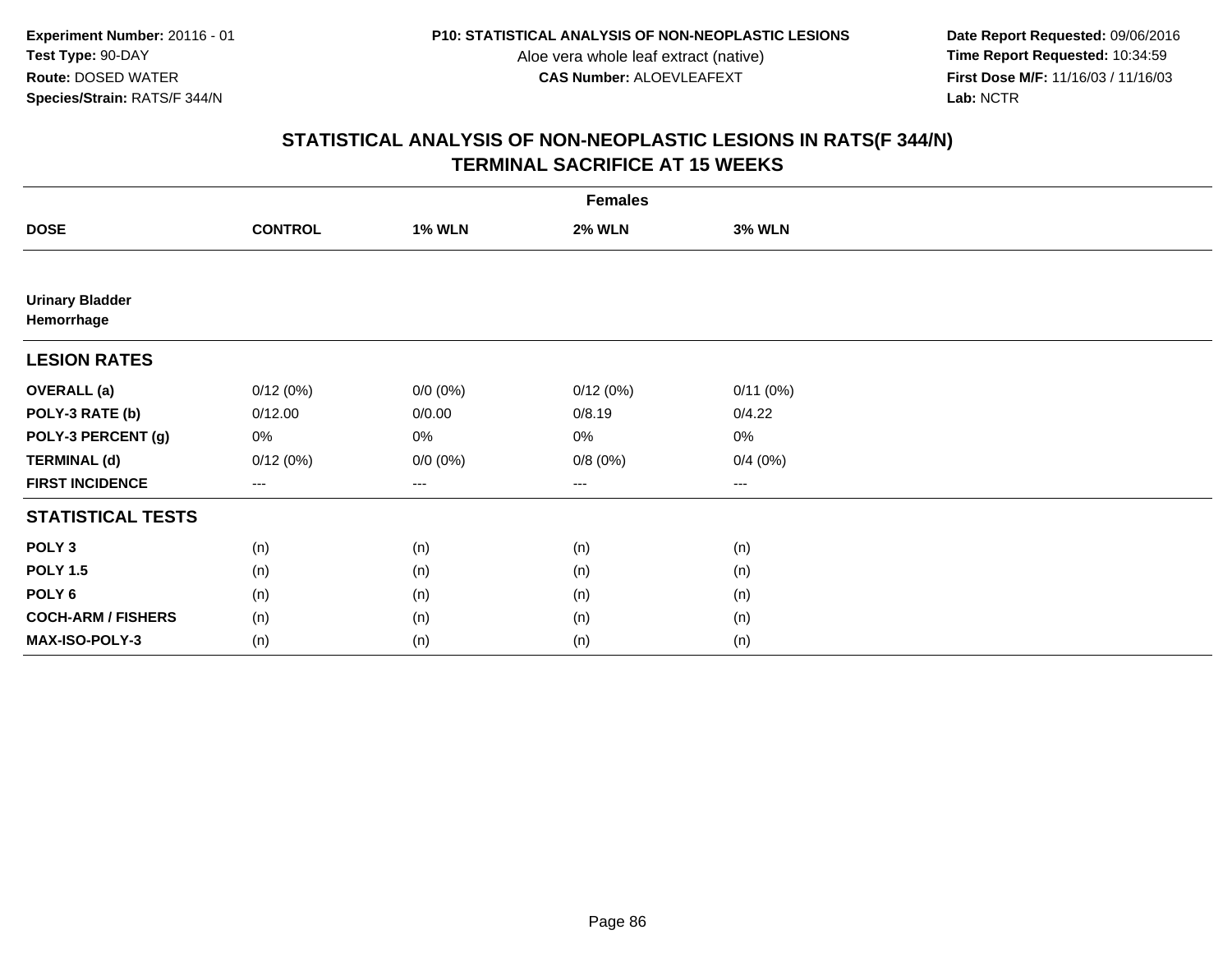**Experiment Number:** 20116 - 01
**Test Type:** 90-DAY
**Route:** DOSED WATER
**Species/Strain:** RATS/F 344/N

**P10: STATISTICAL ANALYSIS OF NON-NEOPLASTIC LESIONS**
Aloe vera whole leaf extract (native)
**CAS Number:** ALOEVLEAFEXT

**Date Report Requested:** 09/06/2016
**Time Report Requested:** 10:34:59
**First Dose M/F:** 11/16/03 / 11/16/03
**Lab:** NCTR

## STATISTICAL ANALYSIS OF NON-NEOPLASTIC LESIONS IN RATS(F 344/N)
## TERMINAL SACRIFICE AT 15 WEEKS

| | Females | | | |
|---|---|---|---|---|
| **DOSE** | **CONTROL** | **1% WLN** | **2% WLN** | **3% WLN** |
| **Urinary Bladder** | | | | |
| **Hemorrhage** | | | | |
| **LESION RATES** | | | | |
| **OVERALL (a)** | 0/12 (0%) | 0/0 (0%) | 0/12 (0%) | 0/11 (0%) |
| **POLY-3 RATE (b)** | 0/12.00 | 0/0.00 | 0/8.19 | 0/4.22 |
| **POLY-3 PERCENT (g)** | 0% | 0% | 0% | 0% |
| **TERMINAL (d)** | 0/12 (0%) | 0/0 (0%) | 0/8 (0%) | 0/4 (0%) |
| **FIRST INCIDENCE** | --- | --- | --- | --- |
| **STATISTICAL TESTS** | | | | |
| **POLY 3** | (n) | (n) | (n) | (n) |
| **POLY 1.5** | (n) | (n) | (n) | (n) |
| **POLY 6** | (n) | (n) | (n) | (n) |
| **COCH-ARM / FISHERS** | (n) | (n) | (n) | (n) |
| **MAX-ISO-POLY-3** | (n) | (n) | (n) | (n) |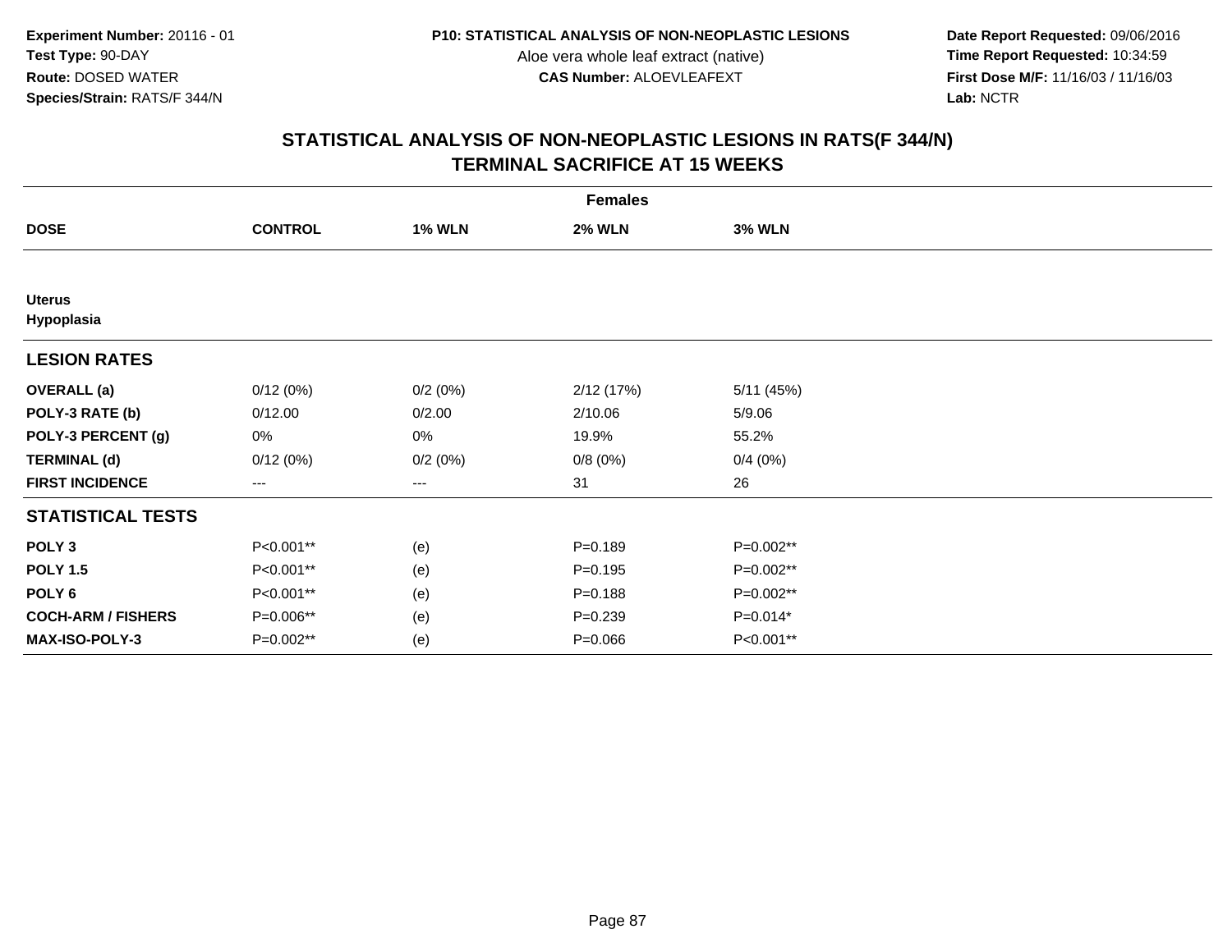Experiment Number: 20116 - 01
Test Type: 90-DAY
Route: DOSED WATER
Species/Strain: RATS/F 344/N

P10: STATISTICAL ANALYSIS OF NON-NEOPLASTIC LESIONS
Aloe vera whole leaf extract (native)
CAS Number: ALOEVLEAFEXT

Date Report Requested: 09/06/2016
Time Report Requested: 10:34:59
First Dose M/F: 11/16/03 / 11/16/03
Lab: NCTR

## STATISTICAL ANALYSIS OF NON-NEOPLASTIC LESIONS IN RATS(F 344/N)
## TERMINAL SACRIFICE AT 15 WEEKS

| | Females | | | |
|---|---|---|---|---|
| **DOSE** | **CONTROL** | **1% WLN** | **2% WLN** | **3% WLN** |
| **Uterus** | | | | |
| **Hypoplasia** | | | | |
| **LESION RATES** | | | | |
| **OVERALL (a)** | 0/12 (0%) | 0/2 (0%) | 2/12 (17%) | 5/11 (45%) |
| **POLY-3 RATE (b)** | 0/12.00 | 0/2.00 | 2/10.06 | 5/9.06 |
| **POLY-3 PERCENT (g)** | 0% | 0% | 19.9% | 55.2% |
| **TERMINAL (d)** | 0/12 (0%) | 0/2 (0%) | 0/8 (0%) | 0/4 (0%) |
| **FIRST INCIDENCE** | --- | --- | 31 | 26 |
| **STATISTICAL TESTS** | | | | |
| **POLY 3** | P<0.001** | (e) | P=0.189 | P=0.002** |
| **POLY 1.5** | P<0.001** | (e) | P=0.195 | P=0.002** |
| **POLY 6** | P<0.001** | (e) | P=0.188 | P=0.002** |
| **COCH-ARM / FISHERS** | P=0.006** | (e) | P=0.239 | P=0.014* |
| **MAX-ISO-POLY-3** | P=0.002** | (e) | P=0.066 | P<0.001** |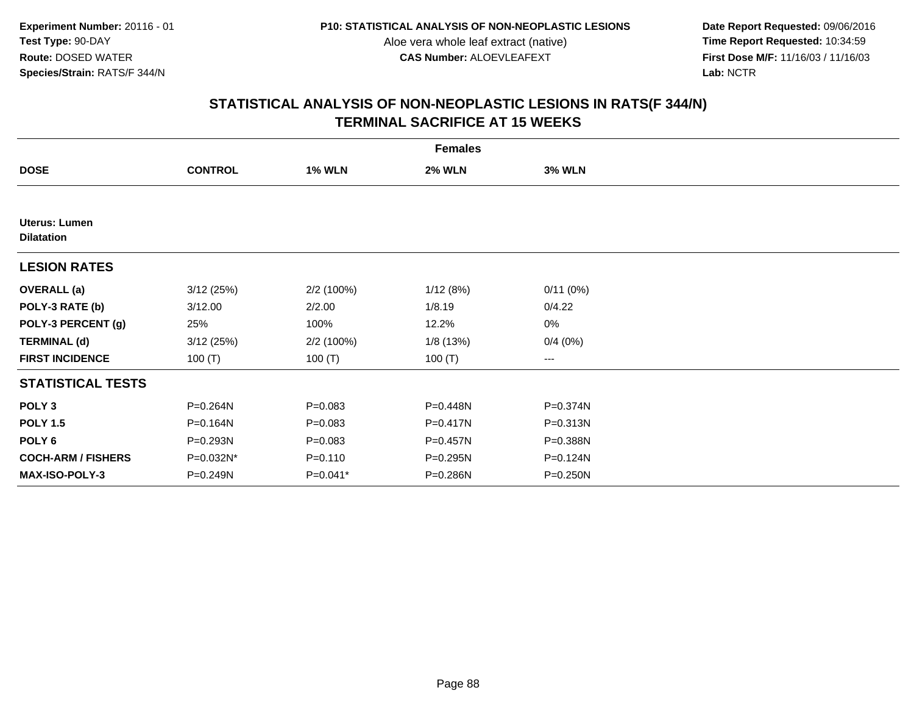**Experiment Number:** 20116 - 01
**Test Type:** 90-DAY
**Route:** DOSED WATER
**Species/Strain:** RATS/F 344/N

**P10: STATISTICAL ANALYSIS OF NON-NEOPLASTIC LESIONS**
Aloe vera whole leaf extract (native)
**CAS Number:** ALOEVLEAFEXT

**Date Report Requested:** 09/06/2016
**Time Report Requested:** 10:34:59
**First Dose M/F:** 11/16/03 / 11/16/03
**Lab:** NCTR

## STATISTICAL ANALYSIS OF NON-NEOPLASTIC LESIONS IN RATS(F 344/N)
## TERMINAL SACRIFICE AT 15 WEEKS

| | Females | | | |
|---|---|---|---|---|
| **DOSE** | **CONTROL** | **1% WLN** | **2% WLN** | **3% WLN** |
| **Uterus: Lumen** **Dilatation** | | | | |
| **LESION RATES** | | | | |
| **OVERALL (a)** | 3/12 (25%) | 2/2 (100%) | 1/12 (8%) | 0/11 (0%) |
| **POLY-3 RATE (b)** | 3/12.00 | 2/2.00 | 1/8.19 | 0/4.22 |
| **POLY-3 PERCENT (g)** | 25% | 100% | 12.2% | 0% |
| **TERMINAL (d)** | 3/12 (25%) | 2/2 (100%) | 1/8 (13%) | 0/4 (0%) |
| **FIRST INCIDENCE** | 100 (T) | 100 (T) | 100 (T) | --- |
| **STATISTICAL TESTS** | | | | |
| **POLY 3** | P=0.264N | P=0.083 | P=0.448N | P=0.374N |
| **POLY 1.5** | P=0.164N | P=0.083 | P=0.417N | P=0.313N |
| **POLY 6** | P=0.293N | P=0.083 | P=0.457N | P=0.388N |
| **COCH-ARM / FISHERS** | P=0.032N* | P=0.110 | P=0.295N | P=0.124N |
| **MAX-ISO-POLY-3** | P=0.249N | P=0.041* | P=0.286N | P=0.250N |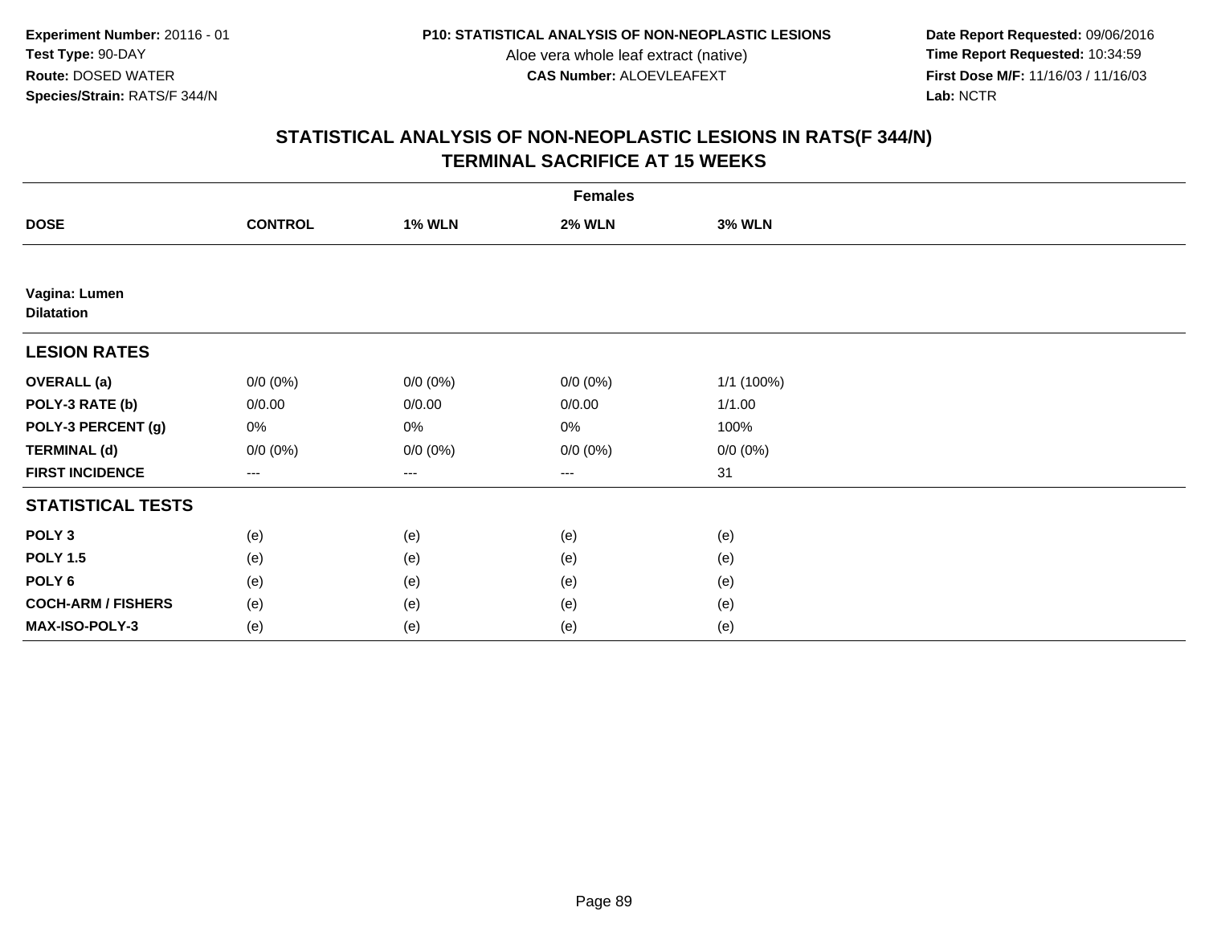**Experiment Number:** 20116 - 01
**Test Type:** 90-DAY
**Route:** DOSED WATER
**Species/Strain:** RATS/F 344/N

**P10: STATISTICAL ANALYSIS OF NON-NEOPLASTIC LESIONS**
Aloe vera whole leaf extract (native)
**CAS Number:** ALOEVLEAFEXT

**Date Report Requested:** 09/06/2016
**Time Report Requested:** 10:34:59
**First Dose M/F:** 11/16/03 / 11/16/03
**Lab:** NCTR

## STATISTICAL ANALYSIS OF NON-NEOPLASTIC LESIONS IN RATS(F 344/N)
## TERMINAL SACRIFICE AT 15 WEEKS

| | Females | | | |
|---|---|---|---|---|
| **DOSE** | **CONTROL** | **1% WLN** | **2% WLN** | **3% WLN** |
| **Vagina: Lumen** | | | | |
| **Dilatation** | | | | |
| **LESION RATES** | | | | |
| **OVERALL (a)** | 0/0 (0%) | 0/0 (0%) | 0/0 (0%) | 1/1 (100%) |
| **POLY-3 RATE (b)** | 0/0.00 | 0/0.00 | 0/0.00 | 1/1.00 |
| **POLY-3 PERCENT (g)** | 0% | 0% | 0% | 100% |
| **TERMINAL (d)** | 0/0 (0%) | 0/0 (0%) | 0/0 (0%) | 0/0 (0%) |
| **FIRST INCIDENCE** | --- | --- | --- | 31 |
| **STATISTICAL TESTS** | | | | |
| **POLY 3** | (e) | (e) | (e) | (e) |
| **POLY 1.5** | (e) | (e) | (e) | (e) |
| **POLY 6** | (e) | (e) | (e) | (e) |
| **COCH-ARM / FISHERS** | (e) | (e) | (e) | (e) |
| **MAX-ISO-POLY-3** | (e) | (e) | (e) | (e) |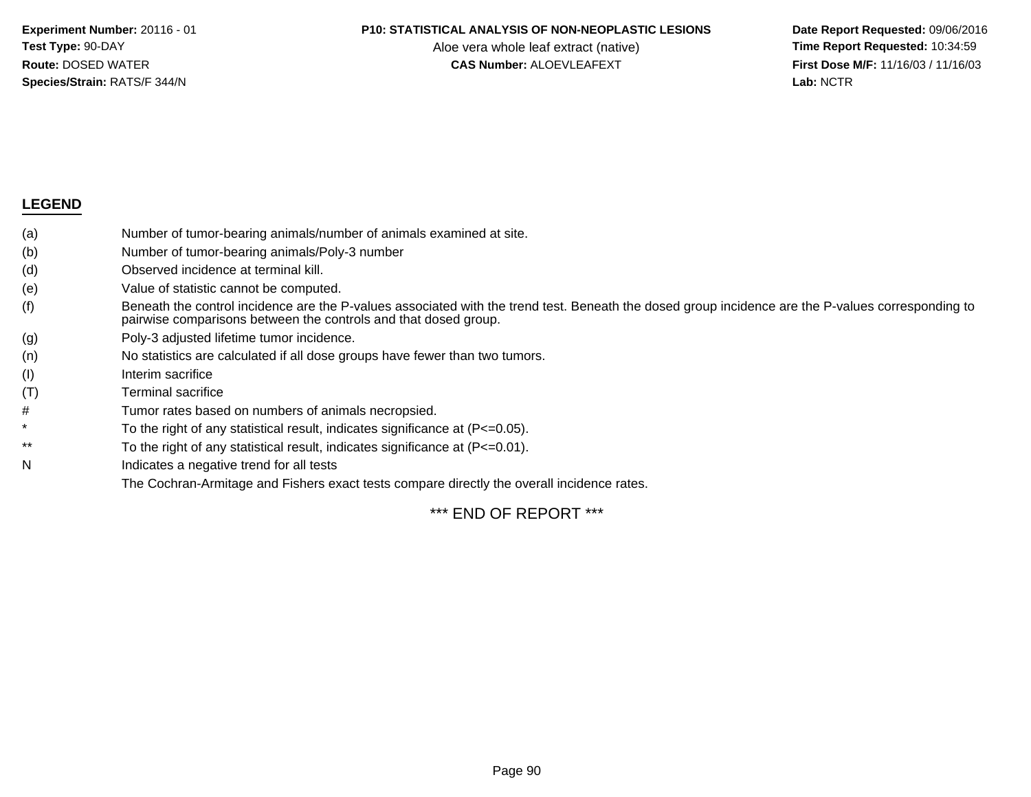**Experiment Number:** 20116 - 01
**Test Type:** 90-DAY
**Route:** DOSED WATER
**Species/Strain:** RATS/F 344/N

**P10: STATISTICAL ANALYSIS OF NON-NEOPLASTIC LESIONS**
Aloe vera whole leaf extract (native)
**CAS Number:** ALOEVLEAFEXT

**Date Report Requested:** 09/06/2016
**Time Report Requested:** 10:34:59
**First Dose M/F:** 11/16/03 / 11/16/03
**Lab:** NCTR

## LEGEND

| | |
|---|---|
| (a) | Number of tumor-bearing animals/number of animals examined at site. |
| (b) | Number of tumor-bearing animals/Poly-3 number |
| (d) | Observed incidence at terminal kill. |
| (e) | Value of statistic cannot be computed. |
| (f) | Beneath the control incidence are the P-values associated with the trend test. Beneath the dosed group incidence are the P-values corresponding to pairwise comparisons between the controls and that dosed group. |
| (g) | Poly-3 adjusted lifetime tumor incidence. |
| (n) | No statistics are calculated if all dose groups have fewer than two tumors. |
| (I) | Interim sacrifice |
| (T) | Terminal sacrifice |
| # | Tumor rates based on numbers of animals necropsied. |
| * | To the right of any statistical result, indicates significance at (P<=0.05). |
| ** | To the right of any statistical result, indicates significance at (P<=0.01). |
| N | Indicates a negative trend for all tests |
| | The Cochran-Armitage and Fishers exact tests compare directly the overall incidence rates. |

*** END OF REPORT ***